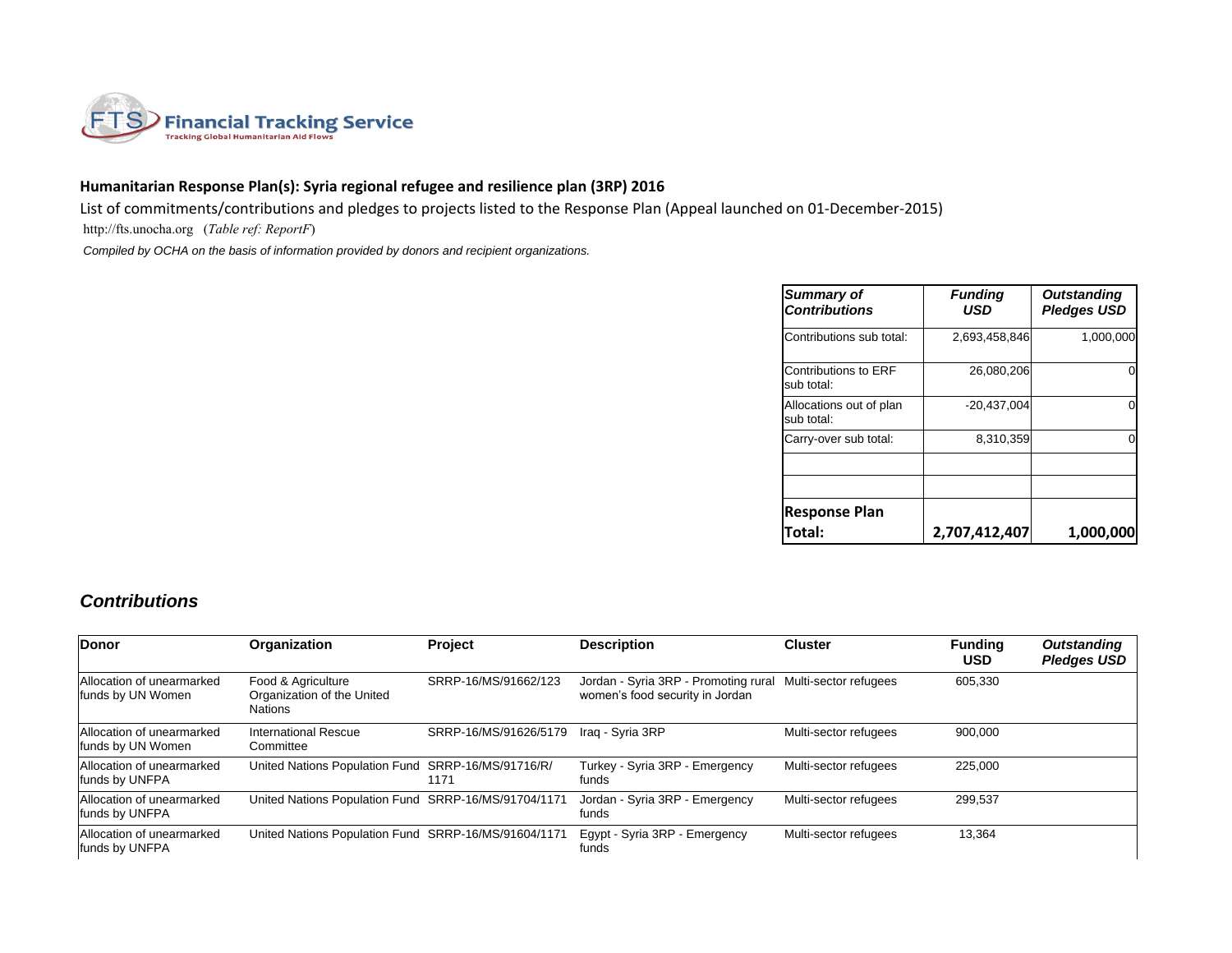Financial Tracking Service
Tracking Global Humanitarian Aid Flows

## Humanitarian Response Plan(s): Syria regional refugee and resilience plan (3RP) 2016

List of commitments/contributions and pledges to projects listed to the Response Plan (Appeal launched on 01-December-2015)

http://fts.unocha.org (*Table ref: ReportF*)

*Compiled by OCHA on the basis of information provided by donors and recipient organizations.*

| *Summary of Contributions* | *Funding USD* | *Outstanding Pledges USD* |
|---|---|---|
| Contributions sub total: | 2,693,458,846 | 1,000,000 |
| Contributions to ERF sub total: | 26,080,206 | 0 |
| Allocations out of plan sub total: | -20,437,004 | 0 |
| Carry-over sub total: | 8,310,359 | 0 |
| | | |
| | | |
| **Response Plan Total:** | **2,707,412,407** | **1,000,000** |

### *Contributions*

| Donor | Organization | Project | Description | Cluster | Funding USD | Outstanding Pledges USD |
|---|---|---|---|---|---|---|
| Allocation of unearmarked funds by UN Women | Food & Agriculture Organization of the United Nations | SRRP-16/MS/91662/123 | Jordan - Syria 3RP - Promoting rural women's food security in Jordan | Multi-sector refugees | 605,330 | |
| Allocation of unearmarked funds by UN Women | International Rescue Committee | SRRP-16/MS/91626/5179 | Iraq - Syria 3RP | Multi-sector refugees | 900,000 | |
| Allocation of unearmarked funds by UNFPA | United Nations Population Fund | SRRP-16/MS/91716/R/1171 | Turkey - Syria 3RP - Emergency funds | Multi-sector refugees | 225,000 | |
| Allocation of unearmarked funds by UNFPA | United Nations Population Fund | SRRP-16/MS/91704/1171 | Jordan - Syria 3RP - Emergency funds | Multi-sector refugees | 299,537 | |
| Allocation of unearmarked funds by UNFPA | United Nations Population Fund | SRRP-16/MS/91604/1171 | Egypt - Syria 3RP - Emergency funds | Multi-sector refugees | 13,364 | |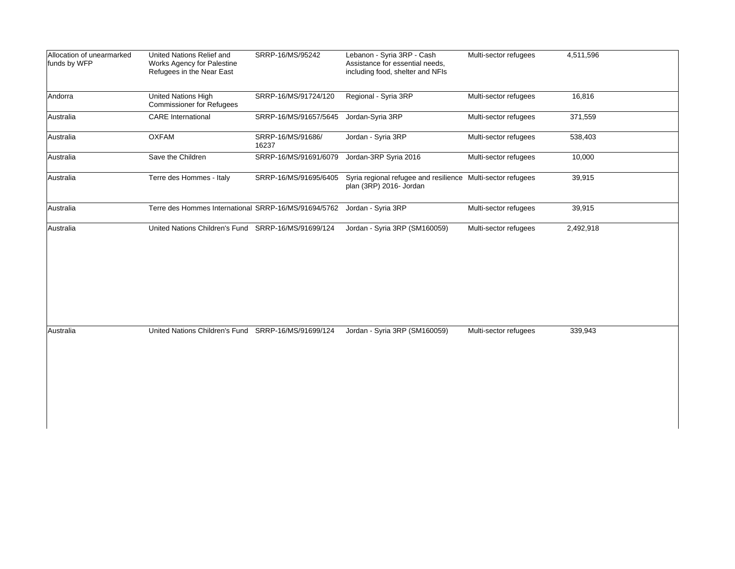| | | | | | |
|---|---|---|---|---|---|
| Allocation of unearmarked funds by WFP | United Nations Relief and Works Agency for Palestine Refugees in the Near East | SRRP-16/MS/95242 | Lebanon - Syria 3RP - Cash Assistance for essential needs, including food, shelter and NFIs | Multi-sector refugees | 4,511,596 |
| Andorra | United Nations High Commissioner for Refugees | SRRP-16/MS/91724/120 | Regional - Syria 3RP | Multi-sector refugees | 16,816 |
| Australia | CARE International | SRRP-16/MS/91657/5645 | Jordan-Syria 3RP | Multi-sector refugees | 371,559 |
| Australia | OXFAM | SRRP-16/MS/91686/16237 | Jordan - Syria 3RP | Multi-sector refugees | 538,403 |
| Australia | Save the Children | SRRP-16/MS/91691/6079 | Jordan-3RP Syria 2016 | Multi-sector refugees | 10,000 |
| Australia | Terre des Hommes - Italy | SRRP-16/MS/91695/6405 | Syria regional refugee and resilience plan (3RP) 2016- Jordan | Multi-sector refugees | 39,915 |
| Australia | Terre des Hommes International | SRRP-16/MS/91694/5762 | Jordan - Syria 3RP | Multi-sector refugees | 39,915 |
| Australia | United Nations Children's Fund | SRRP-16/MS/91699/124 | Jordan - Syria 3RP (SM160059) | Multi-sector refugees | 2,492,918 |
| Australia | United Nations Children's Fund | SRRP-16/MS/91699/124 | Jordan - Syria 3RP (SM160059) | Multi-sector refugees | 339,943 |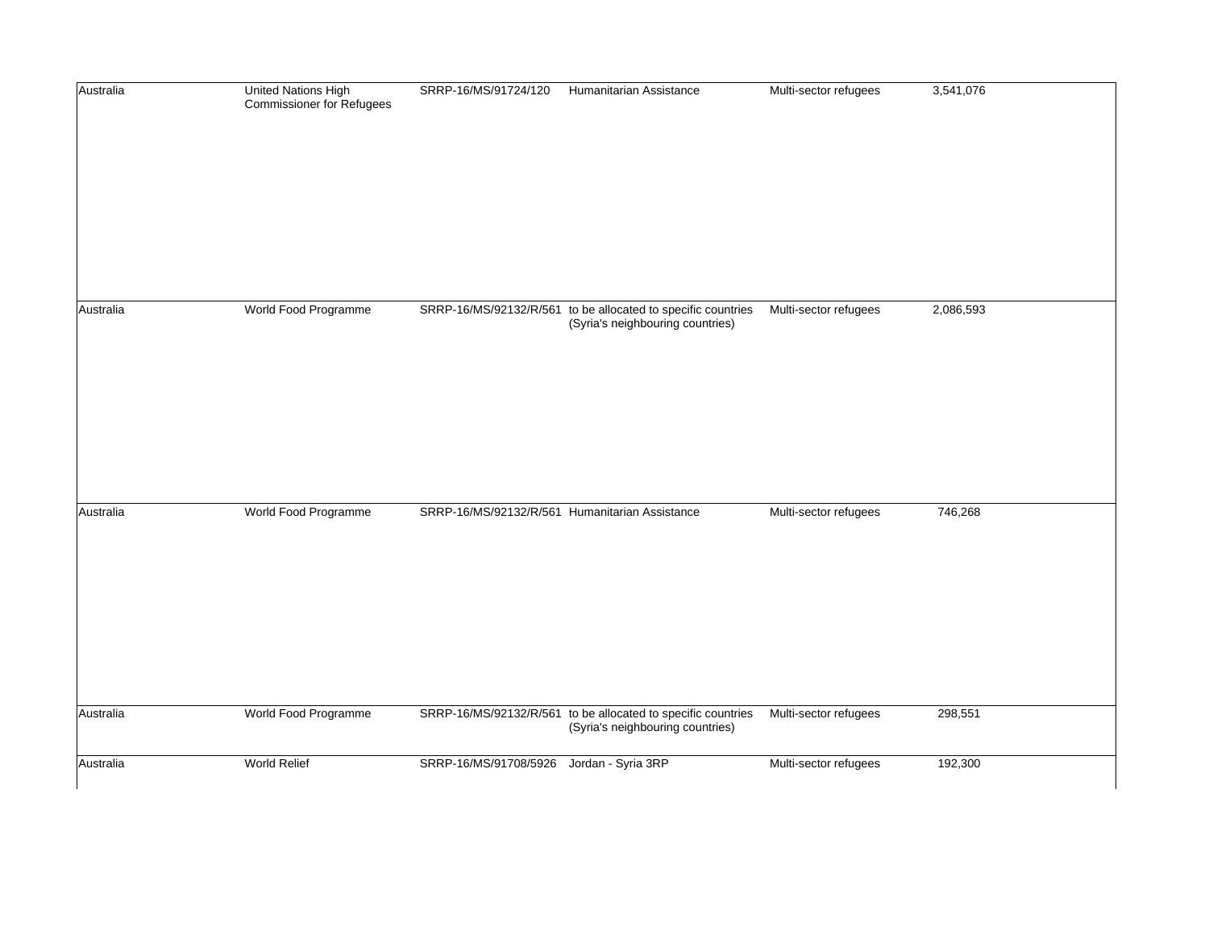| | | | | | | |
|---|---|---|---|---|---|---|
| Australia | United Nations High Commissioner for Refugees | SRRP-16/MS/91724/120 | Humanitarian Assistance | Multi-sector refugees | 3,541,076 | |
| Australia | World Food Programme | SRRP-16/MS/92132/R/561 | to be allocated to specific countries (Syria's neighbouring countries) | Multi-sector refugees | 2,086,593 | |
| Australia | World Food Programme | SRRP-16/MS/92132/R/561 | Humanitarian Assistance | Multi-sector refugees | 746,268 | |
| Australia | World Food Programme | SRRP-16/MS/92132/R/561 | to be allocated to specific countries (Syria's neighbouring countries) | Multi-sector refugees | 298,551 | |
| Australia | World Relief | SRRP-16/MS/91708/5926 | Jordan - Syria 3RP | Multi-sector refugees | 192,300 | |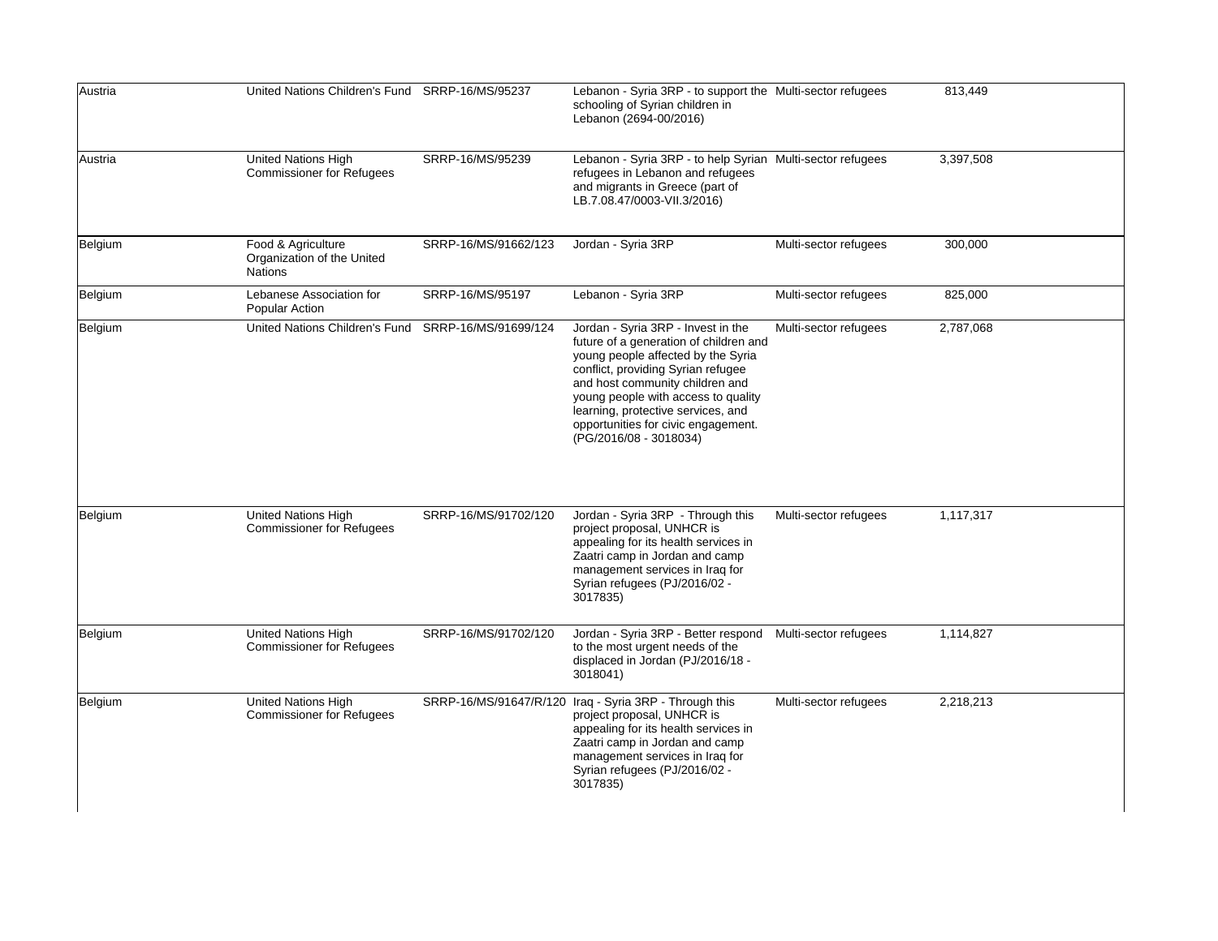| | | | | | |
|---|---|---|---|---|---|
| Austria | United Nations Children's Fund | SRRP-16/MS/95237 | Lebanon - Syria 3RP - to support the schooling of Syrian children in Lebanon (2694-00/2016) | Multi-sector refugees | 813,449 |
| Austria | United Nations High Commissioner for Refugees | SRRP-16/MS/95239 | Lebanon - Syria 3RP - to help Syrian refugees in Lebanon and refugees and migrants in Greece (part of LB.7.08.47/0003-VII.3/2016) | Multi-sector refugees | 3,397,508 |
| Belgium | Food & Agriculture Organization of the United Nations | SRRP-16/MS/91662/123 | Jordan - Syria 3RP | Multi-sector refugees | 300,000 |
| Belgium | Lebanese Association for Popular Action | SRRP-16/MS/95197 | Lebanon - Syria 3RP | Multi-sector refugees | 825,000 |
| Belgium | United Nations Children's Fund | SRRP-16/MS/91699/124 | Jordan - Syria 3RP - Invest in the future of a generation of children and young people affected by the Syria conflict, providing Syrian refugee and host community children and young people with access to quality learning, protective services, and opportunities for civic engagement. (PG/2016/08 - 3018034) | Multi-sector refugees | 2,787,068 |
| Belgium | United Nations High Commissioner for Refugees | SRRP-16/MS/91702/120 | Jordan - Syria 3RP - Through this project proposal, UNHCR is appealing for its health services in Zaatri camp in Jordan and camp management services in Iraq for Syrian refugees (PJ/2016/02 - 3017835) | Multi-sector refugees | 1,117,317 |
| Belgium | United Nations High Commissioner for Refugees | SRRP-16/MS/91702/120 | Jordan - Syria 3RP - Better respond to the most urgent needs of the displaced in Jordan (PJ/2016/18 - 3018041) | Multi-sector refugees | 1,114,827 |
| Belgium | United Nations High Commissioner for Refugees | SRRP-16/MS/91647/R/120 | Iraq - Syria 3RP - Through this project proposal, UNHCR is appealing for its health services in Zaatri camp in Jordan and camp management services in Iraq for Syrian refugees (PJ/2016/02 - 3017835) | Multi-sector refugees | 2,218,213 |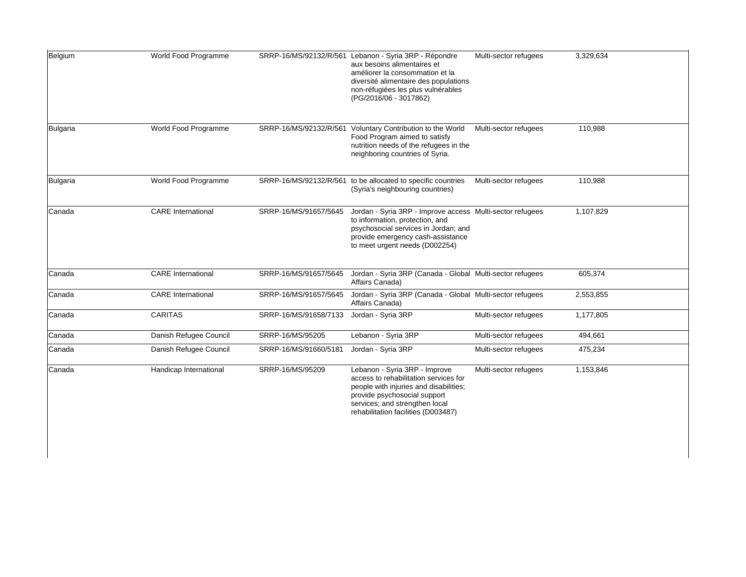| | | | | | |
|---|---|---|---|---|---|
| Belgium | World Food Programme | SRRP-16/MS/92132/R/561 | Lebanon - Syria 3RP - Répondre aux besoins alimentaires et améliorer la consommation et la diversité alimentaire des populations non-réfugiées les plus vulnérables (PG/2016/06 - 3017862) | Multi-sector refugees | 3,329,634 |
| Bulgaria | World Food Programme | SRRP-16/MS/92132/R/561 | Voluntary Contribution to the World Food Program aimed to satisfy nutrition needs of the refugees in the neighboring countries of Syria. | Multi-sector refugees | 110,988 |
| Bulgaria | World Food Programme | SRRP-16/MS/92132/R/561 | to be allocated to specific countries (Syria's neighbouring countries) | Multi-sector refugees | 110,988 |
| Canada | CARE International | SRRP-16/MS/91657/5645 | Jordan - Syria 3RP - Improve access to information, protection, and psychosocial services in Jordan; and provide emergency cash-assistance to meet urgent needs (D002254) | Multi-sector refugees | 1,107,829 |
| Canada | CARE International | SRRP-16/MS/91657/5645 | Jordan - Syria 3RP (Canada - Global Affairs Canada) | Multi-sector refugees | 605,374 |
| Canada | CARE International | SRRP-16/MS/91657/5645 | Jordan - Syria 3RP (Canada - Global Affairs Canada) | Multi-sector refugees | 2,553,855 |
| Canada | CARITAS | SRRP-16/MS/91658/7133 | Jordan - Syria 3RP | Multi-sector refugees | 1,177,805 |
| Canada | Danish Refugee Council | SRRP-16/MS/95205 | Lebanon - Syria 3RP | Multi-sector refugees | 494,661 |
| Canada | Danish Refugee Council | SRRP-16/MS/91660/5181 | Jordan - Syria 3RP | Multi-sector refugees | 475,234 |
| Canada | Handicap International | SRRP-16/MS/95209 | Lebanon - Syria 3RP - Improve access to rehabilitation services for people with injuries and disabilities; provide psychosocial support services; and strengthen local rehabilitation facilities (D003487) | Multi-sector refugees | 1,153,846 |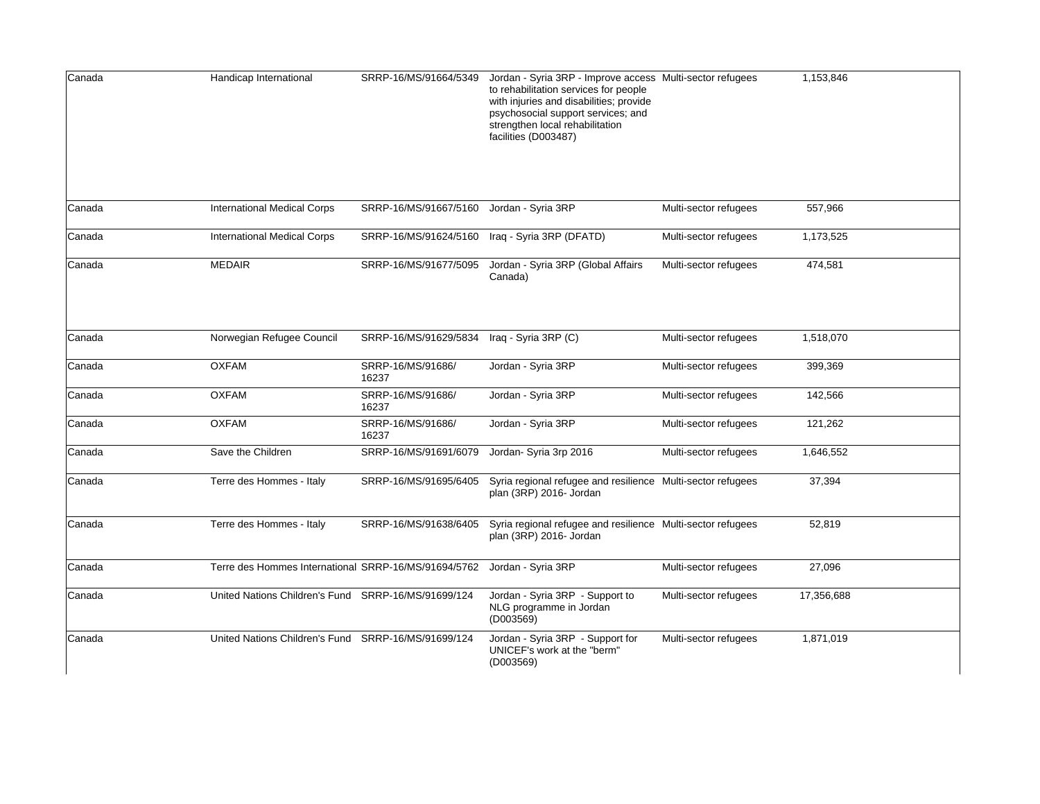| | | | | | | |
|---|---|---|---|---|---|---|
| Canada | Handicap International | SRRP-16/MS/91664/5349 | Jordan - Syria 3RP - Improve access to rehabilitation services for people with injuries and disabilities; provide psychosocial support services; and strengthen local rehabilitation facilities (D003487) | Multi-sector refugees | 1,153,846 | |
| Canada | International Medical Corps | SRRP-16/MS/91667/5160 | Jordan - Syria 3RP | Multi-sector refugees | 557,966 | |
| Canada | International Medical Corps | SRRP-16/MS/91624/5160 | Iraq - Syria 3RP (DFATD) | Multi-sector refugees | 1,173,525 | |
| Canada | MEDAIR | SRRP-16/MS/91677/5095 | Jordan - Syria 3RP (Global Affairs Canada) | Multi-sector refugees | 474,581 | |
| Canada | Norwegian Refugee Council | SRRP-16/MS/91629/5834 | Iraq - Syria 3RP (C) | Multi-sector refugees | 1,518,070 | |
| Canada | OXFAM | SRRP-16/MS/91686/16237 | Jordan - Syria 3RP | Multi-sector refugees | 399,369 | |
| Canada | OXFAM | SRRP-16/MS/91686/16237 | Jordan - Syria 3RP | Multi-sector refugees | 142,566 | |
| Canada | OXFAM | SRRP-16/MS/91686/16237 | Jordan - Syria 3RP | Multi-sector refugees | 121,262 | |
| Canada | Save the Children | SRRP-16/MS/91691/6079 | Jordan- Syria 3rp 2016 | Multi-sector refugees | 1,646,552 | |
| Canada | Terre des Hommes - Italy | SRRP-16/MS/91695/6405 | Syria regional refugee and resilience plan (3RP) 2016- Jordan | Multi-sector refugees | 37,394 | |
| Canada | Terre des Hommes - Italy | SRRP-16/MS/91638/6405 | Syria regional refugee and resilience plan (3RP) 2016- Jordan | Multi-sector refugees | 52,819 | |
| Canada | Terre des Hommes International | SRRP-16/MS/91694/5762 | Jordan - Syria 3RP | Multi-sector refugees | 27,096 | |
| Canada | United Nations Children's Fund | SRRP-16/MS/91699/124 | Jordan - Syria 3RP - Support to NLG programme in Jordan (D003569) | Multi-sector refugees | 17,356,688 | |
| Canada | United Nations Children's Fund | SRRP-16/MS/91699/124 | Jordan - Syria 3RP - Support for UNICEF's work at the "berm" (D003569) | Multi-sector refugees | 1,871,019 | |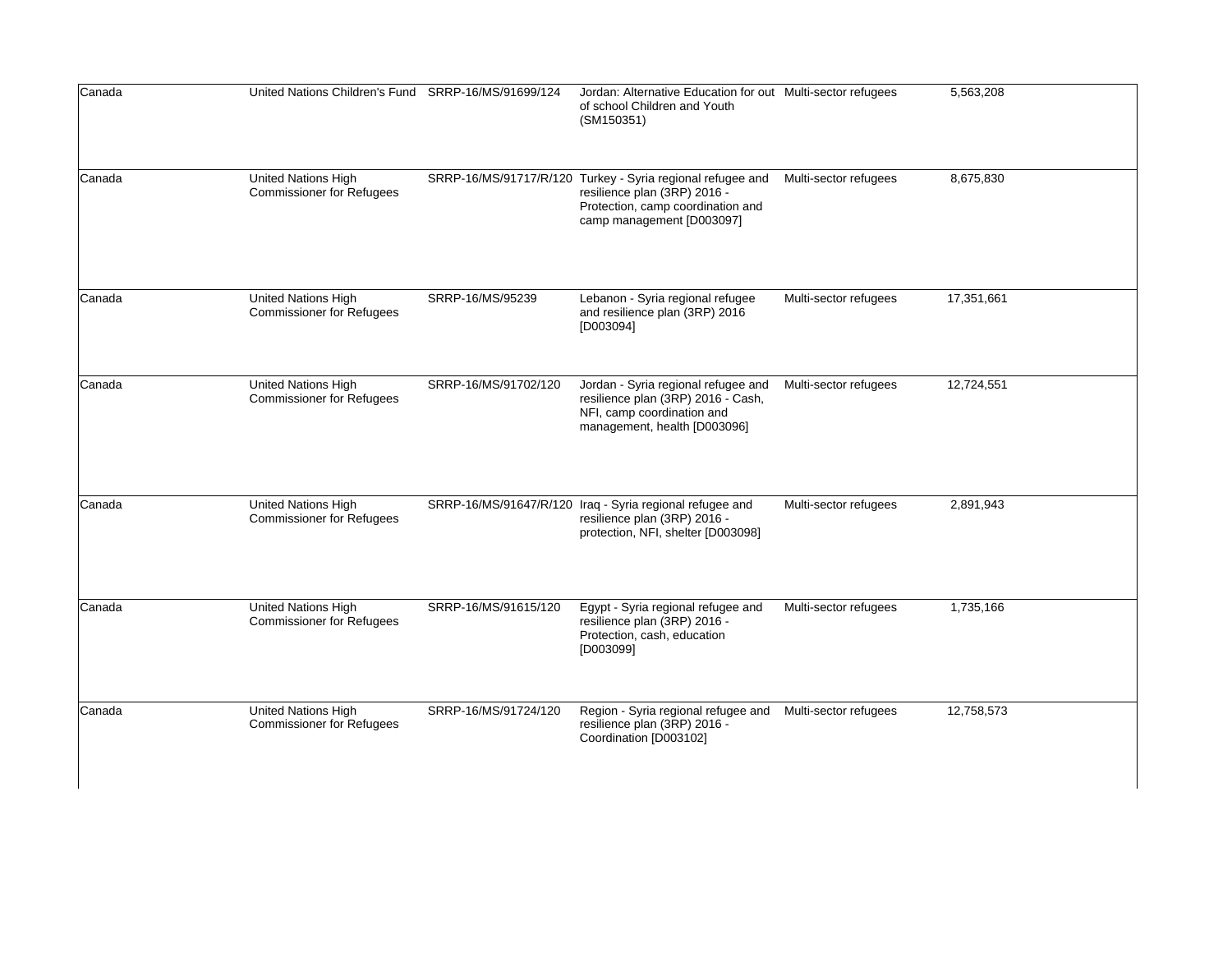| | | | | | | |
|---|---|---|---|---|---|---|
| Canada | United Nations Children's Fund | SRRP-16/MS/91699/124 | Jordan: Alternative Education for out of school Children and Youth (SM150351) | Multi-sector refugees | 5,563,208 | |
| Canada | United Nations High Commissioner for Refugees | SRRP-16/MS/91717/R/120 | Turkey - Syria regional refugee and resilience plan (3RP) 2016 - Protection, camp coordination and camp management [D003097] | Multi-sector refugees | 8,675,830 | |
| Canada | United Nations High Commissioner for Refugees | SRRP-16/MS/95239 | Lebanon - Syria regional refugee and resilience plan (3RP) 2016 [D003094] | Multi-sector refugees | 17,351,661 | |
| Canada | United Nations High Commissioner for Refugees | SRRP-16/MS/91702/120 | Jordan - Syria regional refugee and resilience plan (3RP) 2016 - Cash, NFI, camp coordination and management, health [D003096] | Multi-sector refugees | 12,724,551 | |
| Canada | United Nations High Commissioner for Refugees | SRRP-16/MS/91647/R/120 | Iraq - Syria regional refugee and resilience plan (3RP) 2016 - protection, NFI, shelter [D003098] | Multi-sector refugees | 2,891,943 | |
| Canada | United Nations High Commissioner for Refugees | SRRP-16/MS/91615/120 | Egypt - Syria regional refugee and resilience plan (3RP) 2016 - Protection, cash, education [D003099] | Multi-sector refugees | 1,735,166 | |
| Canada | United Nations High Commissioner for Refugees | SRRP-16/MS/91724/120 | Region - Syria regional refugee and resilience plan (3RP) 2016 - Coordination [D003102] | Multi-sector refugees | 12,758,573 | |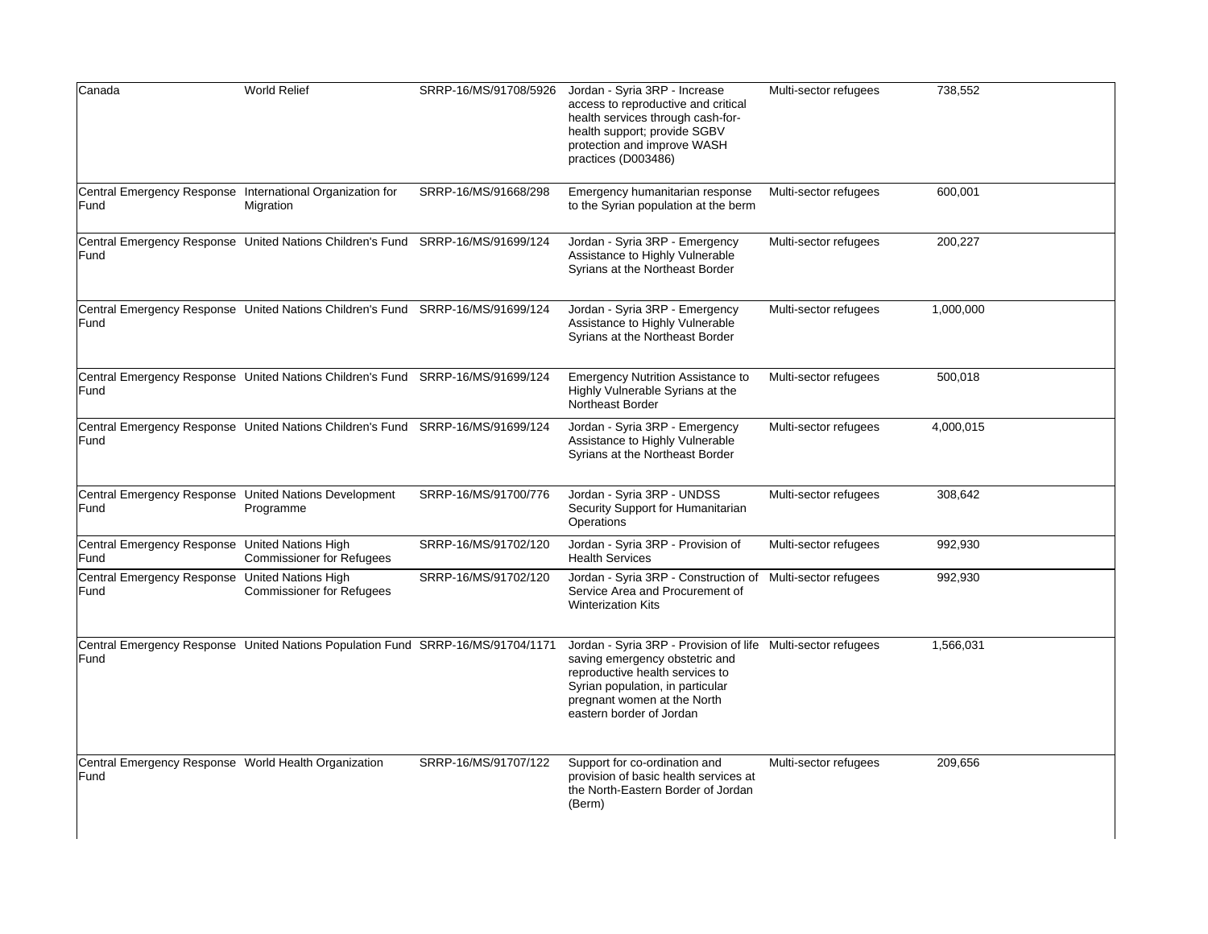| | | | | | |
|---|---|---|---|---|---|
| Canada | World Relief | SRRP-16/MS/91708/5926 | Jordan - Syria 3RP - Increase access to reproductive and critical health services through cash-for-health support; provide SGBV protection and improve WASH practices (D003486) | Multi-sector refugees | 738,552 |
| Central Emergency Response Fund | International Organization for Migration | SRRP-16/MS/91668/298 | Emergency humanitarian response to the Syrian population at the berm | Multi-sector refugees | 600,001 |
| Central Emergency Response Fund | United Nations Children's Fund | SRRP-16/MS/91699/124 | Jordan - Syria 3RP - Emergency Assistance to Highly Vulnerable Syrians at the Northeast Border | Multi-sector refugees | 200,227 |
| Central Emergency Response Fund | United Nations Children's Fund | SRRP-16/MS/91699/124 | Jordan - Syria 3RP - Emergency Assistance to Highly Vulnerable Syrians at the Northeast Border | Multi-sector refugees | 1,000,000 |
| Central Emergency Response Fund | United Nations Children's Fund | SRRP-16/MS/91699/124 | Emergency Nutrition Assistance to Highly Vulnerable Syrians at the Northeast Border | Multi-sector refugees | 500,018 |
| Central Emergency Response Fund | United Nations Children's Fund | SRRP-16/MS/91699/124 | Jordan - Syria 3RP - Emergency Assistance to Highly Vulnerable Syrians at the Northeast Border | Multi-sector refugees | 4,000,015 |
| Central Emergency Response Fund | United Nations Development Programme | SRRP-16/MS/91700/776 | Jordan - Syria 3RP - UNDSS Security Support for Humanitarian Operations | Multi-sector refugees | 308,642 |
| Central Emergency Response Fund | United Nations High Commissioner for Refugees | SRRP-16/MS/91702/120 | Jordan - Syria 3RP - Provision of Health Services | Multi-sector refugees | 992,930 |
| Central Emergency Response Fund | United Nations High Commissioner for Refugees | SRRP-16/MS/91702/120 | Jordan - Syria 3RP - Construction of Service Area and Procurement of Winterization Kits | Multi-sector refugees | 992,930 |
| Central Emergency Response Fund | United Nations Population Fund | SRRP-16/MS/91704/1171 | Jordan - Syria 3RP - Provision of life saving emergency obstetric and reproductive health services to Syrian population, in particular pregnant women at the North eastern border of Jordan | Multi-sector refugees | 1,566,031 |
| Central Emergency Response Fund | World Health Organization | SRRP-16/MS/91707/122 | Support for co-ordination and provision of basic health services at the North-Eastern Border of Jordan (Berm) | Multi-sector refugees | 209,656 |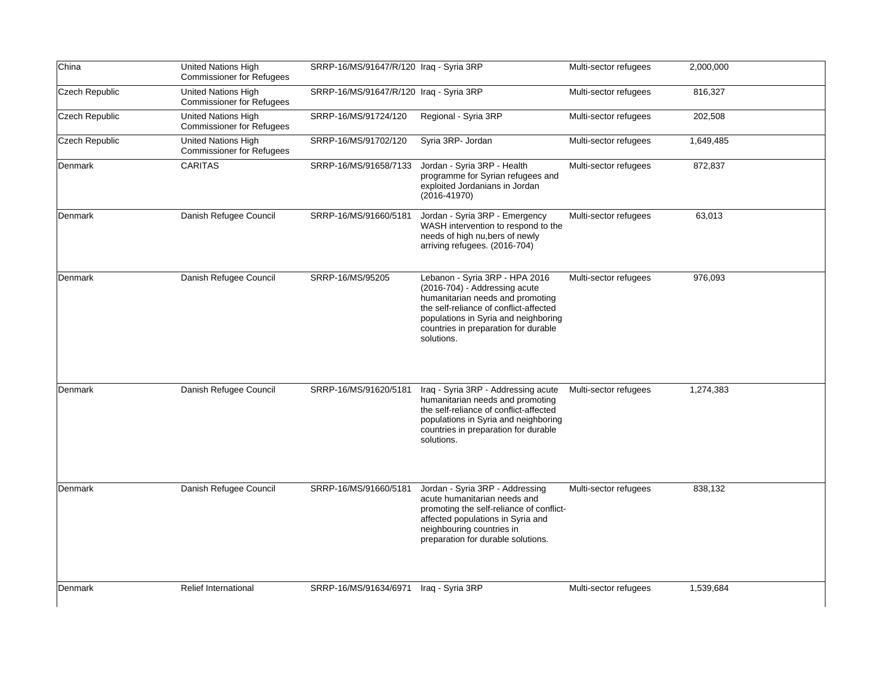| China | United Nations High Commissioner for Refugees | SRRP-16/MS/91647/R/120 | Iraq - Syria 3RP | Multi-sector refugees | 2,000,000 |
|---|---|---|---|---|---|
| Czech Republic | United Nations High Commissioner for Refugees | SRRP-16/MS/91647/R/120 | Iraq - Syria 3RP | Multi-sector refugees | 816,327 |
| Czech Republic | United Nations High Commissioner for Refugees | SRRP-16/MS/91724/120 | Regional - Syria 3RP | Multi-sector refugees | 202,508 |
| Czech Republic | United Nations High Commissioner for Refugees | SRRP-16/MS/91702/120 | Syria 3RP- Jordan | Multi-sector refugees | 1,649,485 |
| Denmark | CARITAS | SRRP-16/MS/91658/7133 | Jordan - Syria 3RP - Health programme for Syrian refugees and exploited Jordanians in Jordan (2016-41970) | Multi-sector refugees | 872,837 |
| Denmark | Danish Refugee Council | SRRP-16/MS/91660/5181 | Jordan - Syria 3RP - Emergency WASH intervention to respond to the needs of high nu,bers of newly arriving refugees. (2016-704) | Multi-sector refugees | 63,013 |
| Denmark | Danish Refugee Council | SRRP-16/MS/95205 | Lebanon - Syria 3RP - HPA 2016 (2016-704) - Addressing acute humanitarian needs and promoting the self-reliance of conflict-affected populations in Syria and neighboring countries in preparation for durable solutions. | Multi-sector refugees | 976,093 |
| Denmark | Danish Refugee Council | SRRP-16/MS/91620/5181 | Iraq - Syria 3RP - Addressing acute humanitarian needs and promoting the self-reliance of conflict-affected populations in Syria and neighboring countries in preparation for durable solutions. | Multi-sector refugees | 1,274,383 |
| Denmark | Danish Refugee Council | SRRP-16/MS/91660/5181 | Jordan - Syria 3RP - Addressing acute humanitarian needs and promoting the self-reliance of conflict-affected populations in Syria and neighbouring countries in preparation for durable solutions. | Multi-sector refugees | 838,132 |
| Denmark | Relief International | SRRP-16/MS/91634/6971 | Iraq - Syria 3RP | Multi-sector refugees | 1,539,684 |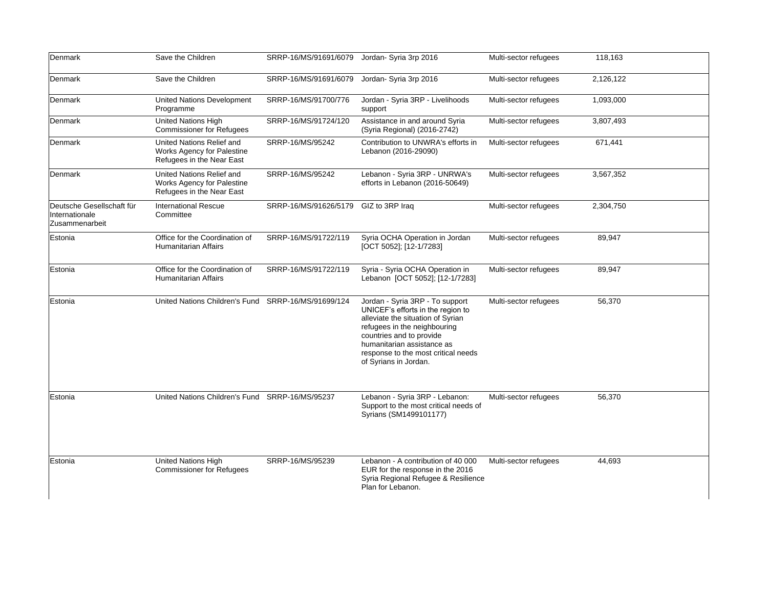| | | | | | | |
|---|---|---|---|---|---|---|
| Denmark | Save the Children | SRRP-16/MS/91691/6079 | Jordan- Syria 3rp 2016 | Multi-sector refugees | 118,163 | |
| Denmark | Save the Children | SRRP-16/MS/91691/6079 | Jordan- Syria 3rp 2016 | Multi-sector refugees | 2,126,122 | |
| Denmark | United Nations Development Programme | SRRP-16/MS/91700/776 | Jordan - Syria 3RP - Livelihoods support | Multi-sector refugees | 1,093,000 | |
| Denmark | United Nations High Commissioner for Refugees | SRRP-16/MS/91724/120 | Assistance in and around Syria (Syria Regional) (2016-2742) | Multi-sector refugees | 3,807,493 | |
| Denmark | United Nations Relief and Works Agency for Palestine Refugees in the Near East | SRRP-16/MS/95242 | Contribution to UNWRA's efforts in Lebanon (2016-29090) | Multi-sector refugees | 671,441 | |
| Denmark | United Nations Relief and Works Agency for Palestine Refugees in the Near East | SRRP-16/MS/95242 | Lebanon - Syria 3RP - UNRWA's efforts in Lebanon (2016-50649) | Multi-sector refugees | 3,567,352 | |
| Deutsche Gesellschaft für Internationale Zusammenarbeit | International Rescue Committee | SRRP-16/MS/91626/5179 | GIZ to 3RP Iraq | Multi-sector refugees | 2,304,750 | |
| Estonia | Office for the Coordination of Humanitarian Affairs | SRRP-16/MS/91722/119 | Syria OCHA Operation in Jordan [OCT 5052]; [12-1/7283] | Multi-sector refugees | 89,947 | |
| Estonia | Office for the Coordination of Humanitarian Affairs | SRRP-16/MS/91722/119 | Syria - Syria OCHA Operation in Lebanon [OCT 5052]; [12-1/7283] | Multi-sector refugees | 89,947 | |
| Estonia | United Nations Children's Fund | SRRP-16/MS/91699/124 | Jordan - Syria 3RP - To support UNICEF's efforts in the region to alleviate the situation of Syrian refugees in the neighbouring countries and to provide humanitarian assistance as response to the most critical needs of Syrians in Jordan. | Multi-sector refugees | 56,370 | |
| Estonia | United Nations Children's Fund | SRRP-16/MS/95237 | Lebanon - Syria 3RP - Lebanon: Support to the most critical needs of Syrians (SM1499101177) | Multi-sector refugees | 56,370 | |
| Estonia | United Nations High Commissioner for Refugees | SRRP-16/MS/95239 | Lebanon - A contribution of 40 000 EUR for the response in the 2016 Syria Regional Refugee & Resilience Plan for Lebanon. | Multi-sector refugees | 44,693 | |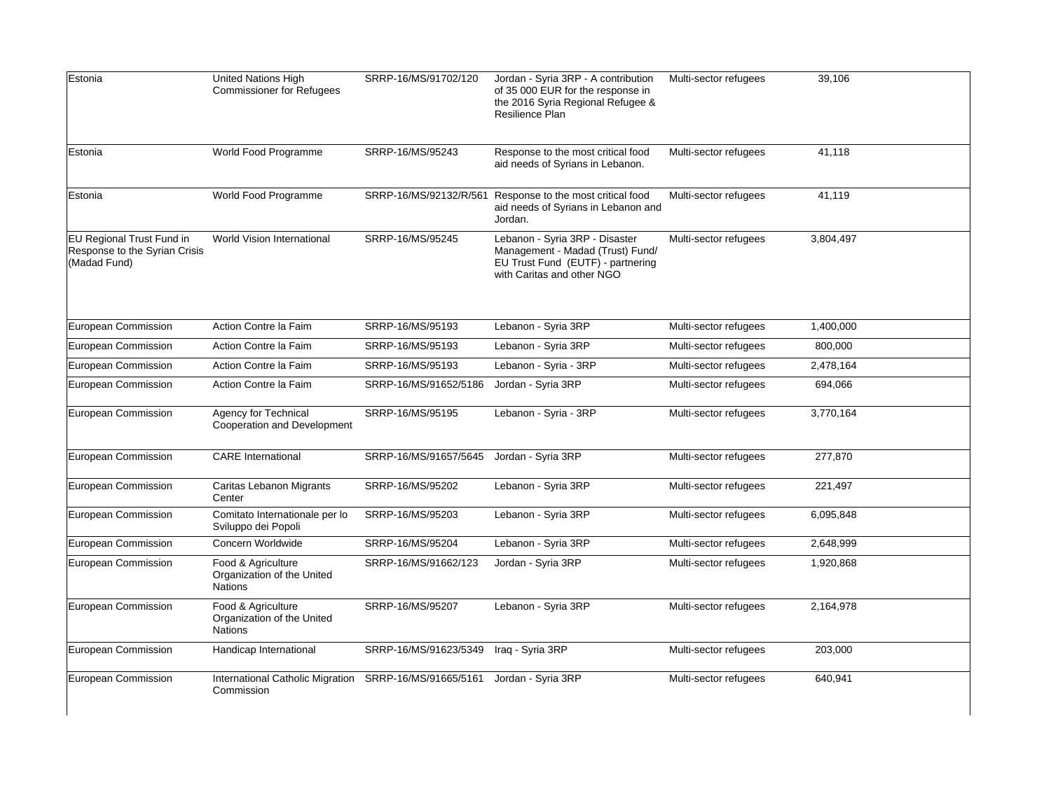| | | | | | |
|---|---|---|---|---|---|
| Estonia | United Nations High Commissioner for Refugees | SRRP-16/MS/91702/120 | Jordan - Syria 3RP - A contribution of 35 000 EUR for the response in the 2016 Syria Regional Refugee & Resilience Plan | Multi-sector refugees | 39,106 |
| Estonia | World Food Programme | SRRP-16/MS/95243 | Response to the most critical food aid needs of Syrians in Lebanon. | Multi-sector refugees | 41,118 |
| Estonia | World Food Programme | SRRP-16/MS/92132/R/561 | Response to the most critical food aid needs of Syrians in Lebanon and Jordan. | Multi-sector refugees | 41,119 |
| EU Regional Trust Fund in Response to the Syrian Crisis (Madad Fund) | World Vision International | SRRP-16/MS/95245 | Lebanon - Syria 3RP - Disaster Management - Madad (Trust) Fund/ EU Trust Fund (EUTF) - partnering with Caritas and other NGO | Multi-sector refugees | 3,804,497 |
| European Commission | Action Contre la Faim | SRRP-16/MS/95193 | Lebanon - Syria 3RP | Multi-sector refugees | 1,400,000 |
| European Commission | Action Contre la Faim | SRRP-16/MS/95193 | Lebanon - Syria 3RP | Multi-sector refugees | 800,000 |
| European Commission | Action Contre la Faim | SRRP-16/MS/95193 | Lebanon - Syria - 3RP | Multi-sector refugees | 2,478,164 |
| European Commission | Action Contre la Faim | SRRP-16/MS/91652/5186 | Jordan - Syria 3RP | Multi-sector refugees | 694,066 |
| European Commission | Agency for Technical Cooperation and Development | SRRP-16/MS/95195 | Lebanon - Syria - 3RP | Multi-sector refugees | 3,770,164 |
| European Commission | CARE International | SRRP-16/MS/91657/5645 | Jordan - Syria 3RP | Multi-sector refugees | 277,870 |
| European Commission | Caritas Lebanon Migrants Center | SRRP-16/MS/95202 | Lebanon - Syria 3RP | Multi-sector refugees | 221,497 |
| European Commission | Comitato Internationale per lo Sviluppo dei Popoli | SRRP-16/MS/95203 | Lebanon - Syria 3RP | Multi-sector refugees | 6,095,848 |
| European Commission | Concern Worldwide | SRRP-16/MS/95204 | Lebanon - Syria 3RP | Multi-sector refugees | 2,648,999 |
| European Commission | Food & Agriculture Organization of the United Nations | SRRP-16/MS/91662/123 | Jordan - Syria 3RP | Multi-sector refugees | 1,920,868 |
| European Commission | Food & Agriculture Organization of the United Nations | SRRP-16/MS/95207 | Lebanon - Syria 3RP | Multi-sector refugees | 2,164,978 |
| European Commission | Handicap International | SRRP-16/MS/91623/5349 | Iraq - Syria 3RP | Multi-sector refugees | 203,000 |
| European Commission | International Catholic Migration Commission | SRRP-16/MS/91665/5161 | Jordan - Syria 3RP | Multi-sector refugees | 640,941 |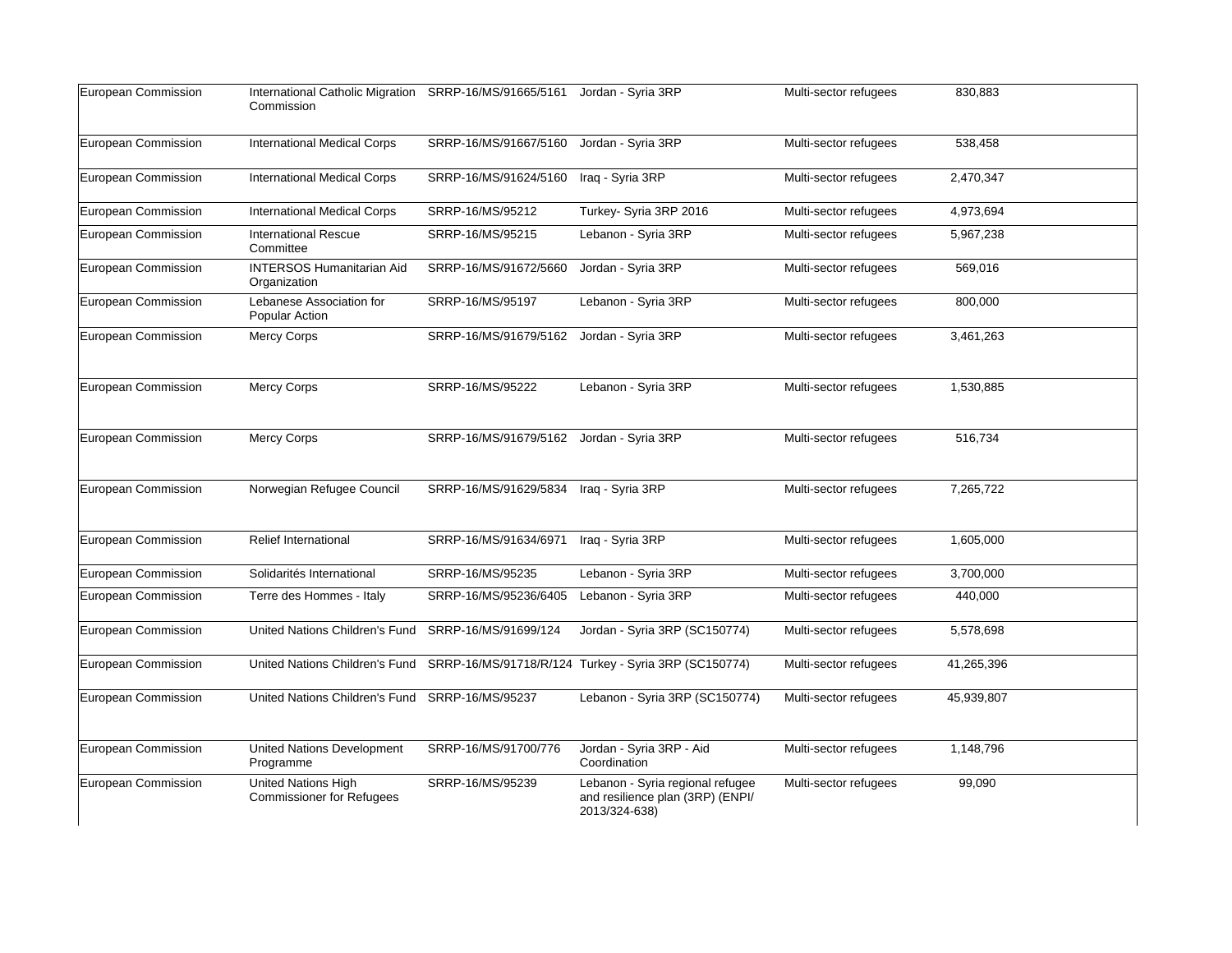| | | | | | | |
|---|---|---|---|---|---|---|
| European Commission | International Catholic Migration Commission | SRRP-16/MS/91665/5161 | Jordan - Syria 3RP | Multi-sector refugees | 830,883 | |
| European Commission | International Medical Corps | SRRP-16/MS/91667/5160 | Jordan - Syria 3RP | Multi-sector refugees | 538,458 | |
| European Commission | International Medical Corps | SRRP-16/MS/91624/5160 | Iraq - Syria 3RP | Multi-sector refugees | 2,470,347 | |
| European Commission | International Medical Corps | SRRP-16/MS/95212 | Turkey- Syria 3RP 2016 | Multi-sector refugees | 4,973,694 | |
| European Commission | International Rescue Committee | SRRP-16/MS/95215 | Lebanon - Syria 3RP | Multi-sector refugees | 5,967,238 | |
| European Commission | INTERSOS Humanitarian Aid Organization | SRRP-16/MS/91672/5660 | Jordan - Syria 3RP | Multi-sector refugees | 569,016 | |
| European Commission | Lebanese Association for Popular Action | SRRP-16/MS/95197 | Lebanon - Syria 3RP | Multi-sector refugees | 800,000 | |
| European Commission | Mercy Corps | SRRP-16/MS/91679/5162 | Jordan - Syria 3RP | Multi-sector refugees | 3,461,263 | |
| European Commission | Mercy Corps | SRRP-16/MS/95222 | Lebanon - Syria 3RP | Multi-sector refugees | 1,530,885 | |
| European Commission | Mercy Corps | SRRP-16/MS/91679/5162 | Jordan - Syria 3RP | Multi-sector refugees | 516,734 | |
| European Commission | Norwegian Refugee Council | SRRP-16/MS/91629/5834 | Iraq - Syria 3RP | Multi-sector refugees | 7,265,722 | |
| European Commission | Relief International | SRRP-16/MS/91634/6971 | Iraq - Syria 3RP | Multi-sector refugees | 1,605,000 | |
| European Commission | Solidarités International | SRRP-16/MS/95235 | Lebanon - Syria 3RP | Multi-sector refugees | 3,700,000 | |
| European Commission | Terre des Hommes - Italy | SRRP-16/MS/95236/6405 | Lebanon - Syria 3RP | Multi-sector refugees | 440,000 | |
| European Commission | United Nations Children's Fund | SRRP-16/MS/91699/124 | Jordan - Syria 3RP (SC150774) | Multi-sector refugees | 5,578,698 | |
| European Commission | United Nations Children's Fund | SRRP-16/MS/91718/R/124 | Turkey - Syria 3RP (SC150774) | Multi-sector refugees | 41,265,396 | |
| European Commission | United Nations Children's Fund | SRRP-16/MS/95237 | Lebanon - Syria 3RP (SC150774) | Multi-sector refugees | 45,939,807 | |
| European Commission | United Nations Development Programme | SRRP-16/MS/91700/776 | Jordan - Syria 3RP - Aid Coordination | Multi-sector refugees | 1,148,796 | |
| European Commission | United Nations High Commissioner for Refugees | SRRP-16/MS/95239 | Lebanon - Syria regional refugee and resilience plan (3RP) (ENPI/ 2013/324-638) | Multi-sector refugees | 99,090 | |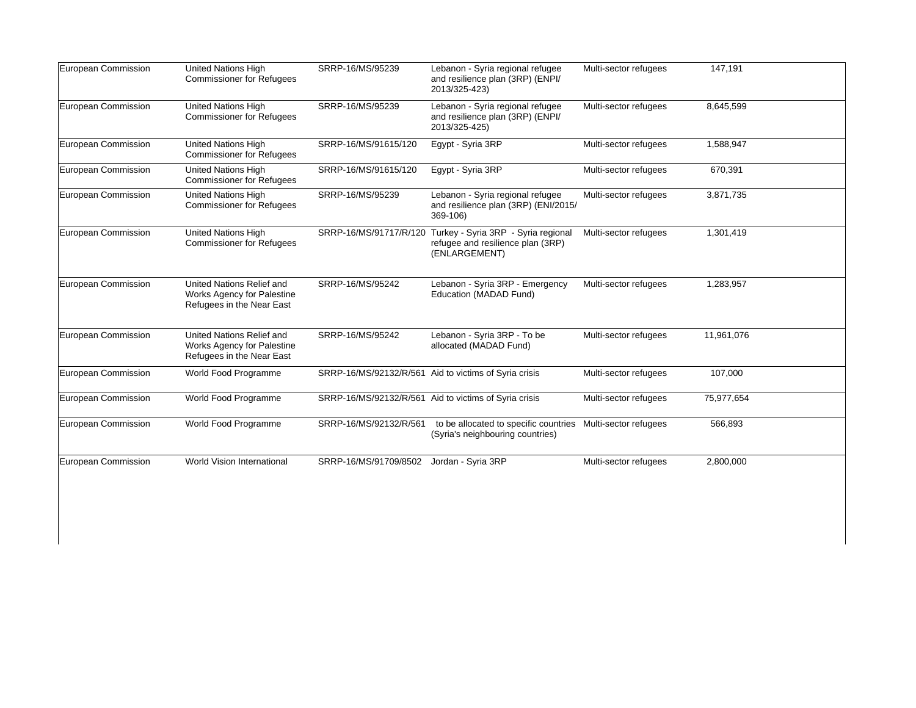| | | | | | | |
|---|---|---|---|---|---|---|
| European Commission | United Nations High Commissioner for Refugees | SRRP-16/MS/95239 | Lebanon - Syria regional refugee and resilience plan (3RP) (ENPI/ 2013/325-423) | Multi-sector refugees | 147,191 | |
| European Commission | United Nations High Commissioner for Refugees | SRRP-16/MS/95239 | Lebanon - Syria regional refugee and resilience plan (3RP) (ENPI/ 2013/325-425) | Multi-sector refugees | 8,645,599 | |
| European Commission | United Nations High Commissioner for Refugees | SRRP-16/MS/91615/120 | Egypt - Syria 3RP | Multi-sector refugees | 1,588,947 | |
| European Commission | United Nations High Commissioner for Refugees | SRRP-16/MS/91615/120 | Egypt - Syria 3RP | Multi-sector refugees | 670,391 | |
| European Commission | United Nations High Commissioner for Refugees | SRRP-16/MS/95239 | Lebanon - Syria regional refugee and resilience plan (3RP) (ENI/2015/ 369-106) | Multi-sector refugees | 3,871,735 | |
| European Commission | United Nations High Commissioner for Refugees | SRRP-16/MS/91717/R/120 | Turkey - Syria 3RP - Syria regional refugee and resilience plan (3RP) (ENLARGEMENT) | Multi-sector refugees | 1,301,419 | |
| European Commission | United Nations Relief and Works Agency for Palestine Refugees in the Near East | SRRP-16/MS/95242 | Lebanon - Syria 3RP - Emergency Education (MADAD Fund) | Multi-sector refugees | 1,283,957 | |
| European Commission | United Nations Relief and Works Agency for Palestine Refugees in the Near East | SRRP-16/MS/95242 | Lebanon - Syria 3RP - To be allocated (MADAD Fund) | Multi-sector refugees | 11,961,076 | |
| European Commission | World Food Programme | SRRP-16/MS/92132/R/561 | Aid to victims of Syria crisis | Multi-sector refugees | 107,000 | |
| European Commission | World Food Programme | SRRP-16/MS/92132/R/561 | Aid to victims of Syria crisis | Multi-sector refugees | 75,977,654 | |
| European Commission | World Food Programme | SRRP-16/MS/92132/R/561 | to be allocated to specific countries (Syria's neighbouring countries) | Multi-sector refugees | 566,893 | |
| European Commission | World Vision International | SRRP-16/MS/91709/8502 | Jordan - Syria 3RP | Multi-sector refugees | 2,800,000 | |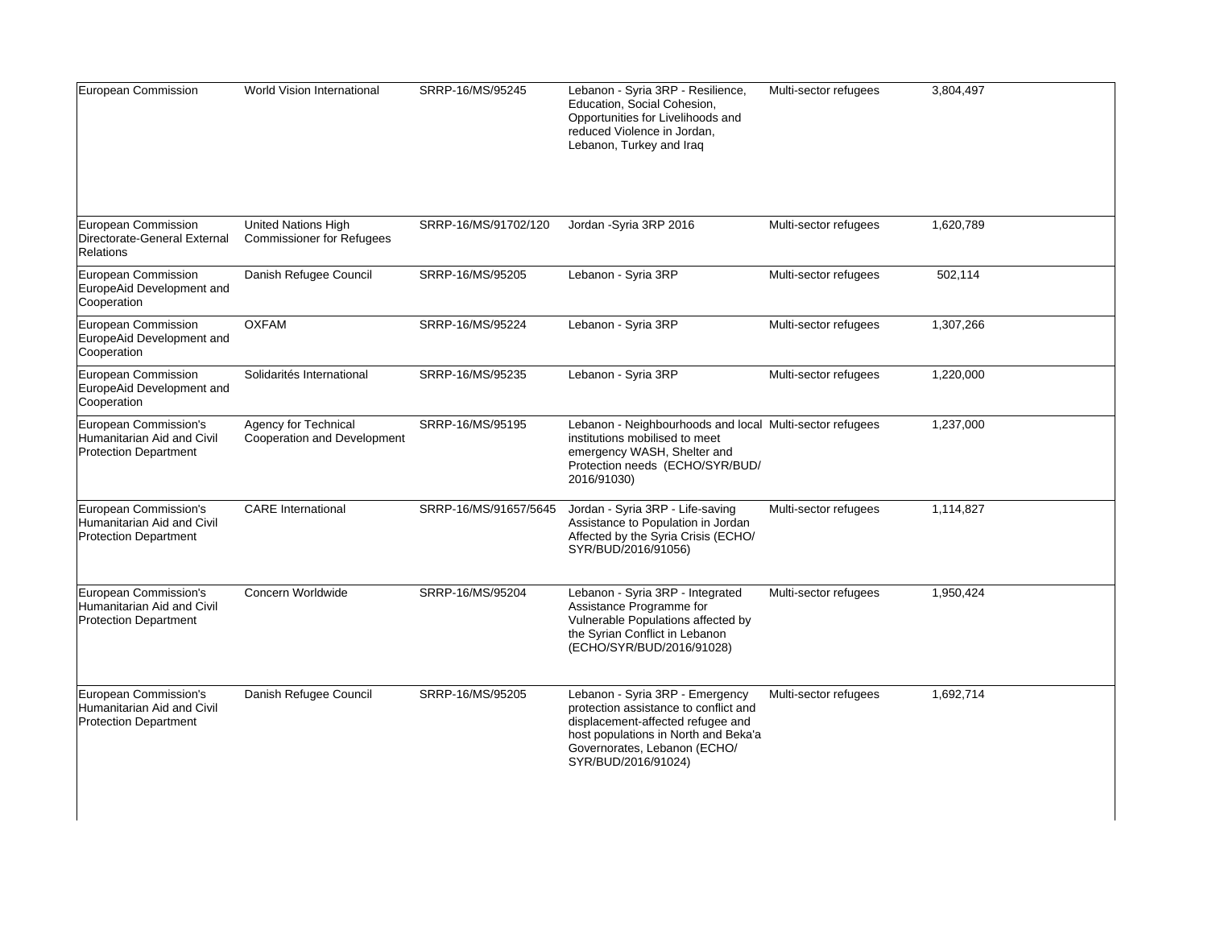| | | | | | |
|---|---|---|---|---|---|
| European Commission | World Vision International | SRRP-16/MS/95245 | Lebanon - Syria 3RP - Resilience, Education, Social Cohesion, Opportunities for Livelihoods and reduced Violence in Jordan, Lebanon, Turkey and Iraq | Multi-sector refugees | 3,804,497 |
| European Commission Directorate-General External Relations | United Nations High Commissioner for Refugees | SRRP-16/MS/91702/120 | Jordan -Syria 3RP 2016 | Multi-sector refugees | 1,620,789 |
| European Commission EuropeAid Development and Cooperation | Danish Refugee Council | SRRP-16/MS/95205 | Lebanon - Syria 3RP | Multi-sector refugees | 502,114 |
| European Commission EuropeAid Development and Cooperation | OXFAM | SRRP-16/MS/95224 | Lebanon - Syria 3RP | Multi-sector refugees | 1,307,266 |
| European Commission EuropeAid Development and Cooperation | Solidarités International | SRRP-16/MS/95235 | Lebanon - Syria 3RP | Multi-sector refugees | 1,220,000 |
| European Commission's Humanitarian Aid and Civil Protection Department | Agency for Technical Cooperation and Development | SRRP-16/MS/95195 | Lebanon - Neighbourhoods and local institutions mobilised to meet emergency WASH, Shelter and Protection needs (ECHO/SYR/BUD/ 2016/91030) | Multi-sector refugees | 1,237,000 |
| European Commission's Humanitarian Aid and Civil Protection Department | CARE International | SRRP-16/MS/91657/5645 | Jordan - Syria 3RP - Life-saving Assistance to Population in Jordan Affected by the Syria Crisis (ECHO/ SYR/BUD/2016/91056) | Multi-sector refugees | 1,114,827 |
| European Commission's Humanitarian Aid and Civil Protection Department | Concern Worldwide | SRRP-16/MS/95204 | Lebanon - Syria 3RP - Integrated Assistance Programme for Vulnerable Populations affected by the Syrian Conflict in Lebanon (ECHO/SYR/BUD/2016/91028) | Multi-sector refugees | 1,950,424 |
| European Commission's Humanitarian Aid and Civil Protection Department | Danish Refugee Council | SRRP-16/MS/95205 | Lebanon - Syria 3RP - Emergency protection assistance to conflict and displacement-affected refugee and host populations in North and Beka'a Governorates, Lebanon (ECHO/ SYR/BUD/2016/91024) | Multi-sector refugees | 1,692,714 |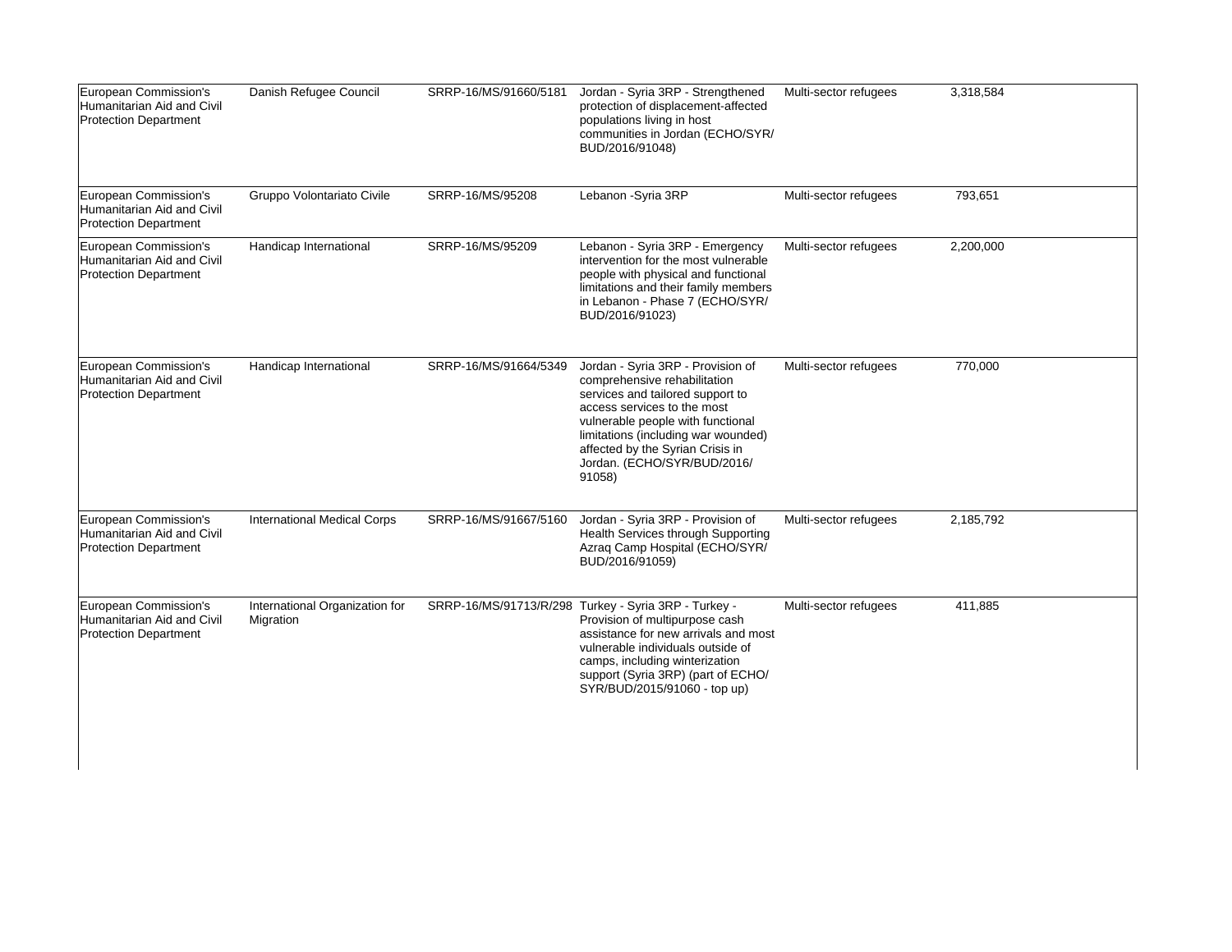| | | | | | | |
|---|---|---|---|---|---|---|
| European Commission's Humanitarian Aid and Civil Protection Department | Danish Refugee Council | SRRP-16/MS/91660/5181 | Jordan - Syria 3RP - Strengthened protection of displacement-affected populations living in host communities in Jordan (ECHO/SYR/BUD/2016/91048) | Multi-sector refugees | 3,318,584 | |
| European Commission's Humanitarian Aid and Civil Protection Department | Gruppo Volontariato Civile | SRRP-16/MS/95208 | Lebanon -Syria 3RP | Multi-sector refugees | 793,651 | |
| European Commission's Humanitarian Aid and Civil Protection Department | Handicap International | SRRP-16/MS/95209 | Lebanon - Syria 3RP - Emergency intervention for the most vulnerable people with physical and functional limitations and their family members in Lebanon - Phase 7 (ECHO/SYR/BUD/2016/91023) | Multi-sector refugees | 2,200,000 | |
| European Commission's Humanitarian Aid and Civil Protection Department | Handicap International | SRRP-16/MS/91664/5349 | Jordan - Syria 3RP - Provision of comprehensive rehabilitation services and tailored support to access services to the most vulnerable people with functional limitations (including war wounded) affected by the Syrian Crisis in Jordan. (ECHO/SYR/BUD/2016/91058) | Multi-sector refugees | 770,000 | |
| European Commission's Humanitarian Aid and Civil Protection Department | International Medical Corps | SRRP-16/MS/91667/5160 | Jordan - Syria 3RP - Provision of Health Services through Supporting Azraq Camp Hospital (ECHO/SYR/BUD/2016/91059) | Multi-sector refugees | 2,185,792 | |
| European Commission's Humanitarian Aid and Civil Protection Department | International Organization for Migration | SRRP-16/MS/91713/R/298 | Turkey - Syria 3RP - Turkey - Provision of multipurpose cash assistance for new arrivals and most vulnerable individuals outside of camps, including winterization support (Syria 3RP) (part of ECHO/SYR/BUD/2015/91060 - top up) | Multi-sector refugees | 411,885 | |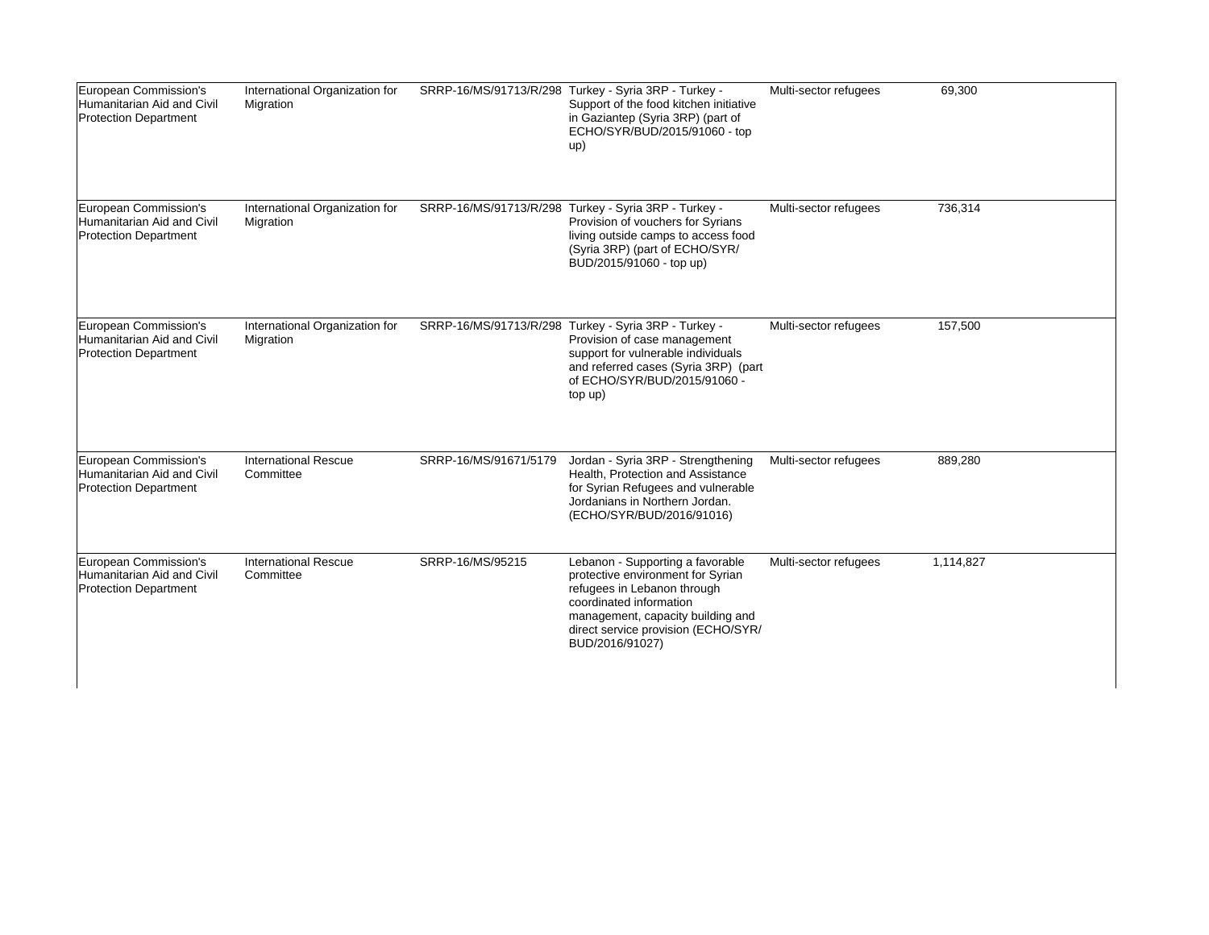| | | | | | | |
|---|---|---|---|---|---|---|
| European Commission's Humanitarian Aid and Civil Protection Department | International Organization for Migration | SRRP-16/MS/91713/R/298 | Turkey - Syria 3RP - Turkey - Support of the food kitchen initiative in Gaziantep (Syria 3RP) (part of ECHO/SYR/BUD/2015/91060 - top up) | Multi-sector refugees | 69,300 | |
| European Commission's Humanitarian Aid and Civil Protection Department | International Organization for Migration | SRRP-16/MS/91713/R/298 | Turkey - Syria 3RP - Turkey - Provision of vouchers for Syrians living outside camps to access food (Syria 3RP) (part of ECHO/SYR/ BUD/2015/91060 - top up) | Multi-sector refugees | 736,314 | |
| European Commission's Humanitarian Aid and Civil Protection Department | International Organization for Migration | SRRP-16/MS/91713/R/298 | Turkey - Syria 3RP - Turkey - Provision of case management support for vulnerable individuals and referred cases (Syria 3RP) (part of ECHO/SYR/BUD/2015/91060 - top up) | Multi-sector refugees | 157,500 | |
| European Commission's Humanitarian Aid and Civil Protection Department | International Rescue Committee | SRRP-16/MS/91671/5179 | Jordan - Syria 3RP - Strengthening Health, Protection and Assistance for Syrian Refugees and vulnerable Jordanians in Northern Jordan. (ECHO/SYR/BUD/2016/91016) | Multi-sector refugees | 889,280 | |
| European Commission's Humanitarian Aid and Civil Protection Department | International Rescue Committee | SRRP-16/MS/95215 | Lebanon - Supporting a favorable protective environment for Syrian refugees in Lebanon through coordinated information management, capacity building and direct service provision (ECHO/SYR/ BUD/2016/91027) | Multi-sector refugees | 1,114,827 | |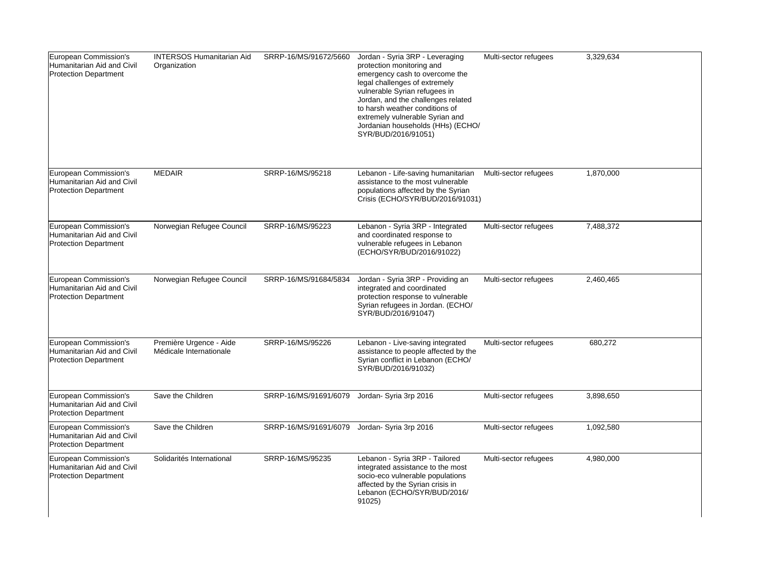| | | | | | | |
|---|---|---|---|---|---|---|
| European Commission's Humanitarian Aid and Civil Protection Department | INTERSOS Humanitarian Aid Organization | SRRP-16/MS/91672/5660 | Jordan - Syria 3RP - Leveraging protection monitoring and emergency cash to overcome the legal challenges of extremely vulnerable Syrian refugees in Jordan, and the challenges related to harsh weather conditions of extremely vulnerable Syrian and Jordanian households (HHs) (ECHO/SYR/BUD/2016/91051) | Multi-sector refugees | 3,329,634 | |
| European Commission's Humanitarian Aid and Civil Protection Department | MEDAIR | SRRP-16/MS/95218 | Lebanon - Life-saving humanitarian assistance to the most vulnerable populations affected by the Syrian Crisis (ECHO/SYR/BUD/2016/91031) | Multi-sector refugees | 1,870,000 | |
| European Commission's Humanitarian Aid and Civil Protection Department | Norwegian Refugee Council | SRRP-16/MS/95223 | Lebanon - Syria 3RP - Integrated and coordinated response to vulnerable refugees in Lebanon (ECHO/SYR/BUD/2016/91022) | Multi-sector refugees | 7,488,372 | |
| European Commission's Humanitarian Aid and Civil Protection Department | Norwegian Refugee Council | SRRP-16/MS/91684/5834 | Jordan - Syria 3RP - Providing an integrated and coordinated protection response to vulnerable Syrian refugees in Jordan. (ECHO/SYR/BUD/2016/91047) | Multi-sector refugees | 2,460,465 | |
| European Commission's Humanitarian Aid and Civil Protection Department | Première Urgence - Aide Médicale Internationale | SRRP-16/MS/95226 | Lebanon - Live-saving integrated assistance to people affected by the Syrian conflict in Lebanon (ECHO/SYR/BUD/2016/91032) | Multi-sector refugees | 680,272 | |
| European Commission's Humanitarian Aid and Civil Protection Department | Save the Children | SRRP-16/MS/91691/6079 | Jordan- Syria 3rp 2016 | Multi-sector refugees | 3,898,650 | |
| European Commission's Humanitarian Aid and Civil Protection Department | Save the Children | SRRP-16/MS/91691/6079 | Jordan- Syria 3rp 2016 | Multi-sector refugees | 1,092,580 | |
| European Commission's Humanitarian Aid and Civil Protection Department | Solidarités International | SRRP-16/MS/95235 | Lebanon - Syria 3RP - Tailored integrated assistance to the most socio-eco vulnerable populations affected by the Syrian crisis in Lebanon (ECHO/SYR/BUD/2016/91025) | Multi-sector refugees | 4,980,000 | |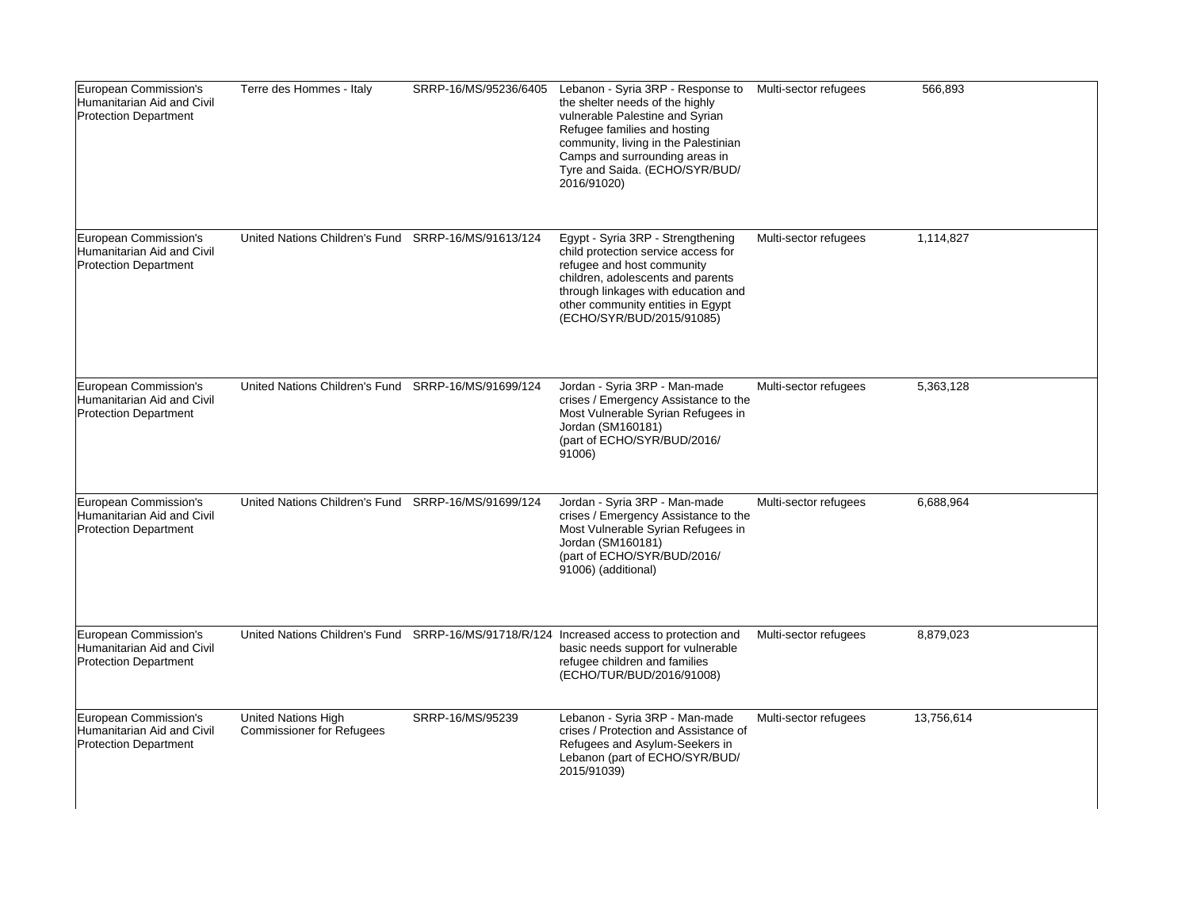| | | | | | | |
|---|---|---|---|---|---|---|
| European Commission's Humanitarian Aid and Civil Protection Department | Terre des Hommes - Italy | SRRP-16/MS/95236/6405 | Lebanon - Syria 3RP - Response to the shelter needs of the highly vulnerable Palestine and Syrian Refugee families and hosting community, living in the Palestinian Camps and surrounding areas in Tyre and Saida. (ECHO/SYR/BUD/ 2016/91020) | Multi-sector refugees | 566,893 | |
| European Commission's Humanitarian Aid and Civil Protection Department | United Nations Children's Fund | SRRP-16/MS/91613/124 | Egypt - Syria 3RP - Strengthening child protection service access for refugee and host community children, adolescents and parents through linkages with education and other community entities in Egypt (ECHO/SYR/BUD/2015/91085) | Multi-sector refugees | 1,114,827 | |
| European Commission's Humanitarian Aid and Civil Protection Department | United Nations Children's Fund | SRRP-16/MS/91699/124 | Jordan - Syria 3RP - Man-made crises / Emergency Assistance to the Most Vulnerable Syrian Refugees in Jordan (SM160181) (part of ECHO/SYR/BUD/2016/ 91006) | Multi-sector refugees | 5,363,128 | |
| European Commission's Humanitarian Aid and Civil Protection Department | United Nations Children's Fund | SRRP-16/MS/91699/124 | Jordan - Syria 3RP - Man-made crises / Emergency Assistance to the Most Vulnerable Syrian Refugees in Jordan (SM160181) (part of ECHO/SYR/BUD/2016/ 91006) (additional) | Multi-sector refugees | 6,688,964 | |
| European Commission's Humanitarian Aid and Civil Protection Department | United Nations Children's Fund | SRRP-16/MS/91718/R/124 | Increased access to protection and basic needs support for vulnerable refugee children and families (ECHO/TUR/BUD/2016/91008) | Multi-sector refugees | 8,879,023 | |
| European Commission's Humanitarian Aid and Civil Protection Department | United Nations High Commissioner for Refugees | SRRP-16/MS/95239 | Lebanon - Syria 3RP - Man-made crises / Protection and Assistance of Refugees and Asylum-Seekers in Lebanon (part of ECHO/SYR/BUD/ 2015/91039) | Multi-sector refugees | 13,756,614 | |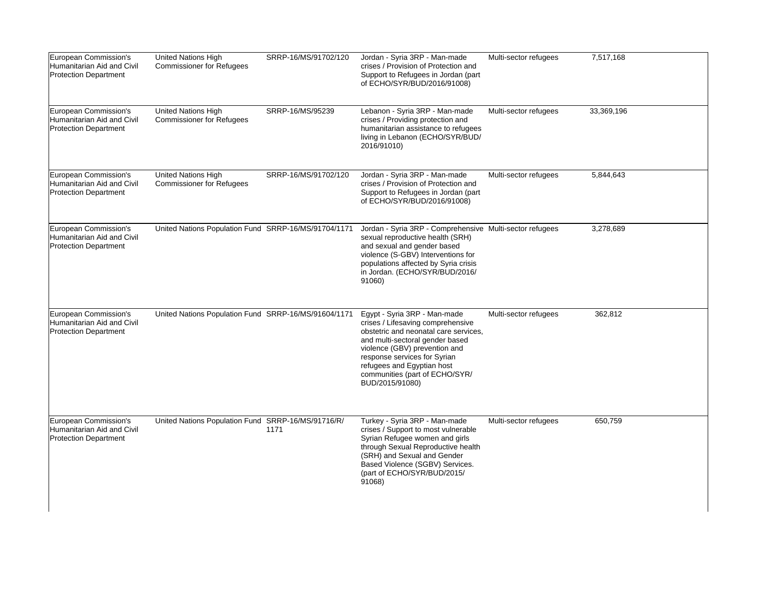| | | | | | | |
|---|---|---|---|---|---|---|
| European Commission's Humanitarian Aid and Civil Protection Department | United Nations High Commissioner for Refugees | SRRP-16/MS/91702/120 | Jordan - Syria 3RP - Man-made crises / Provision of Protection and Support to Refugees in Jordan (part of ECHO/SYR/BUD/2016/91008) | Multi-sector refugees | 7,517,168 | |
| European Commission's Humanitarian Aid and Civil Protection Department | United Nations High Commissioner for Refugees | SRRP-16/MS/95239 | Lebanon - Syria 3RP - Man-made crises / Providing protection and humanitarian assistance to refugees living in Lebanon (ECHO/SYR/BUD/2016/91010) | Multi-sector refugees | 33,369,196 | |
| European Commission's Humanitarian Aid and Civil Protection Department | United Nations High Commissioner for Refugees | SRRP-16/MS/91702/120 | Jordan - Syria 3RP - Man-made crises / Provision of Protection and Support to Refugees in Jordan (part of ECHO/SYR/BUD/2016/91008) | Multi-sector refugees | 5,844,643 | |
| European Commission's Humanitarian Aid and Civil Protection Department | United Nations Population Fund | SRRP-16/MS/91704/1171 | Jordan - Syria 3RP - Comprehensive sexual reproductive health (SRH) and sexual and gender based violence (S-GBV) Interventions for populations affected by Syria crisis in Jordan. (ECHO/SYR/BUD/2016/91060) | Multi-sector refugees | 3,278,689 | |
| European Commission's Humanitarian Aid and Civil Protection Department | United Nations Population Fund | SRRP-16/MS/91604/1171 | Egypt - Syria 3RP - Man-made crises / Lifesaving comprehensive obstetric and neonatal care services, and multi-sectoral gender based violence (GBV) prevention and response services for Syrian refugees and Egyptian host communities (part of ECHO/SYR/BUD/2015/91080) | Multi-sector refugees | 362,812 | |
| European Commission's Humanitarian Aid and Civil Protection Department | United Nations Population Fund | SRRP-16/MS/91716/R/1171 | Turkey - Syria 3RP - Man-made crises / Support to most vulnerable Syrian Refugee women and girls through Sexual Reproductive health (SRH) and Sexual and Gender Based Violence (SGBV) Services. (part of ECHO/SYR/BUD/2015/91068) | Multi-sector refugees | 650,759 | |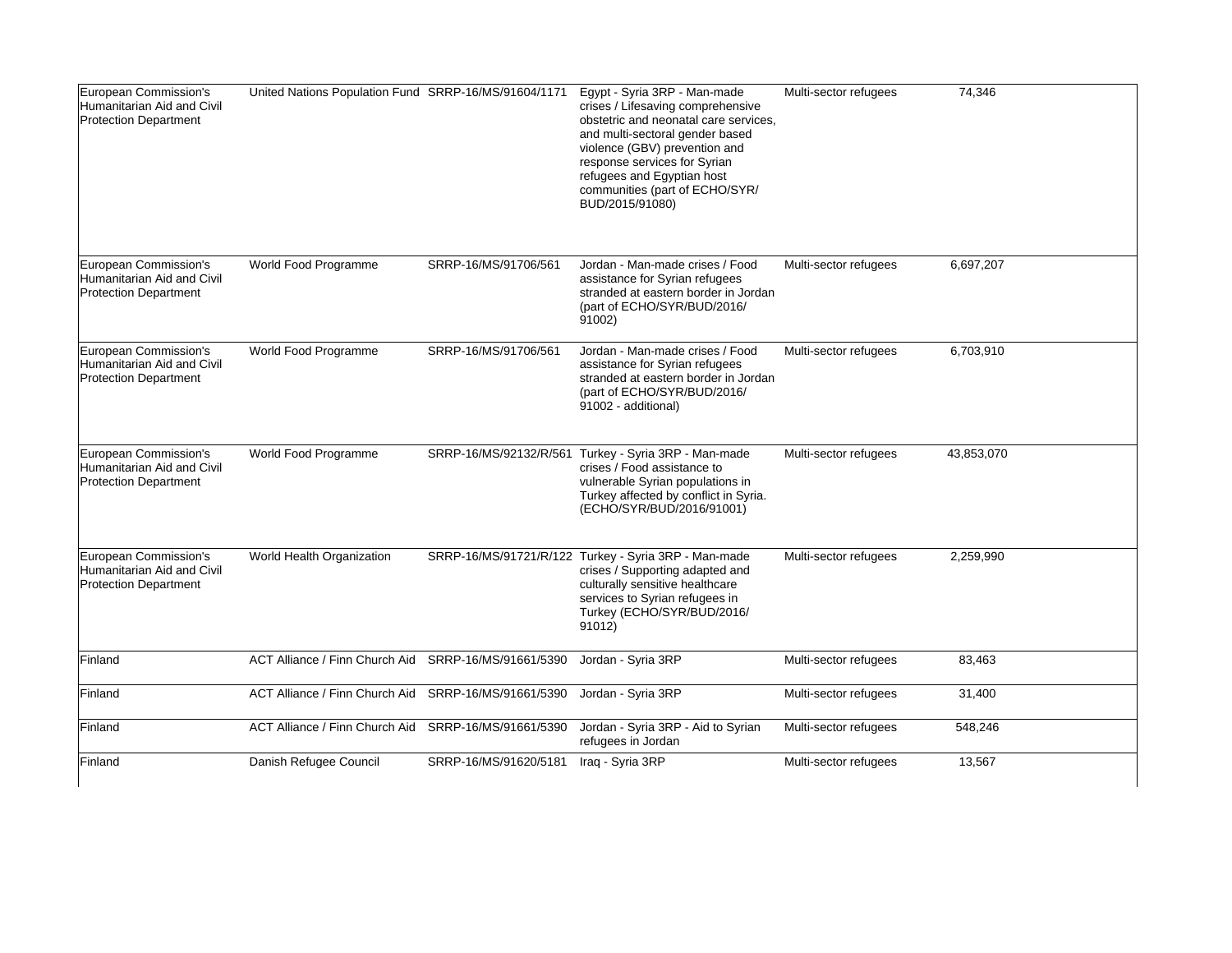| | | | | | | |
|---|---|---|---|---|---|---|
| European Commission's Humanitarian Aid and Civil Protection Department | United Nations Population Fund | SRRP-16/MS/91604/1171 | Egypt - Syria 3RP - Man-made crises / Lifesaving comprehensive obstetric and neonatal care services, and multi-sectoral gender based violence (GBV) prevention and response services for Syrian refugees and Egyptian host communities (part of ECHO/SYR/BUD/2015/91080) | Multi-sector refugees | 74,346 | |
| European Commission's Humanitarian Aid and Civil Protection Department | World Food Programme | SRRP-16/MS/91706/561 | Jordan - Man-made crises / Food assistance for Syrian refugees stranded at eastern border in Jordan (part of ECHO/SYR/BUD/2016/91002) | Multi-sector refugees | 6,697,207 | |
| European Commission's Humanitarian Aid and Civil Protection Department | World Food Programme | SRRP-16/MS/91706/561 | Jordan - Man-made crises / Food assistance for Syrian refugees stranded at eastern border in Jordan (part of ECHO/SYR/BUD/2016/91002 - additional) | Multi-sector refugees | 6,703,910 | |
| European Commission's Humanitarian Aid and Civil Protection Department | World Food Programme | SRRP-16/MS/92132/R/561 | Turkey - Syria 3RP - Man-made crises / Food assistance to vulnerable Syrian populations in Turkey affected by conflict in Syria. (ECHO/SYR/BUD/2016/91001) | Multi-sector refugees | 43,853,070 | |
| European Commission's Humanitarian Aid and Civil Protection Department | World Health Organization | SRRP-16/MS/91721/R/122 | Turkey - Syria 3RP - Man-made crises / Supporting adapted and culturally sensitive healthcare services to Syrian refugees in Turkey (ECHO/SYR/BUD/2016/91012) | Multi-sector refugees | 2,259,990 | |
| Finland | ACT Alliance / Finn Church Aid | SRRP-16/MS/91661/5390 | Jordan - Syria 3RP | Multi-sector refugees | 83,463 | |
| Finland | ACT Alliance / Finn Church Aid | SRRP-16/MS/91661/5390 | Jordan - Syria 3RP | Multi-sector refugees | 31,400 | |
| Finland | ACT Alliance / Finn Church Aid | SRRP-16/MS/91661/5390 | Jordan - Syria 3RP - Aid to Syrian refugees in Jordan | Multi-sector refugees | 548,246 | |
| Finland | Danish Refugee Council | SRRP-16/MS/91620/5181 | Iraq - Syria 3RP | Multi-sector refugees | 13,567 | |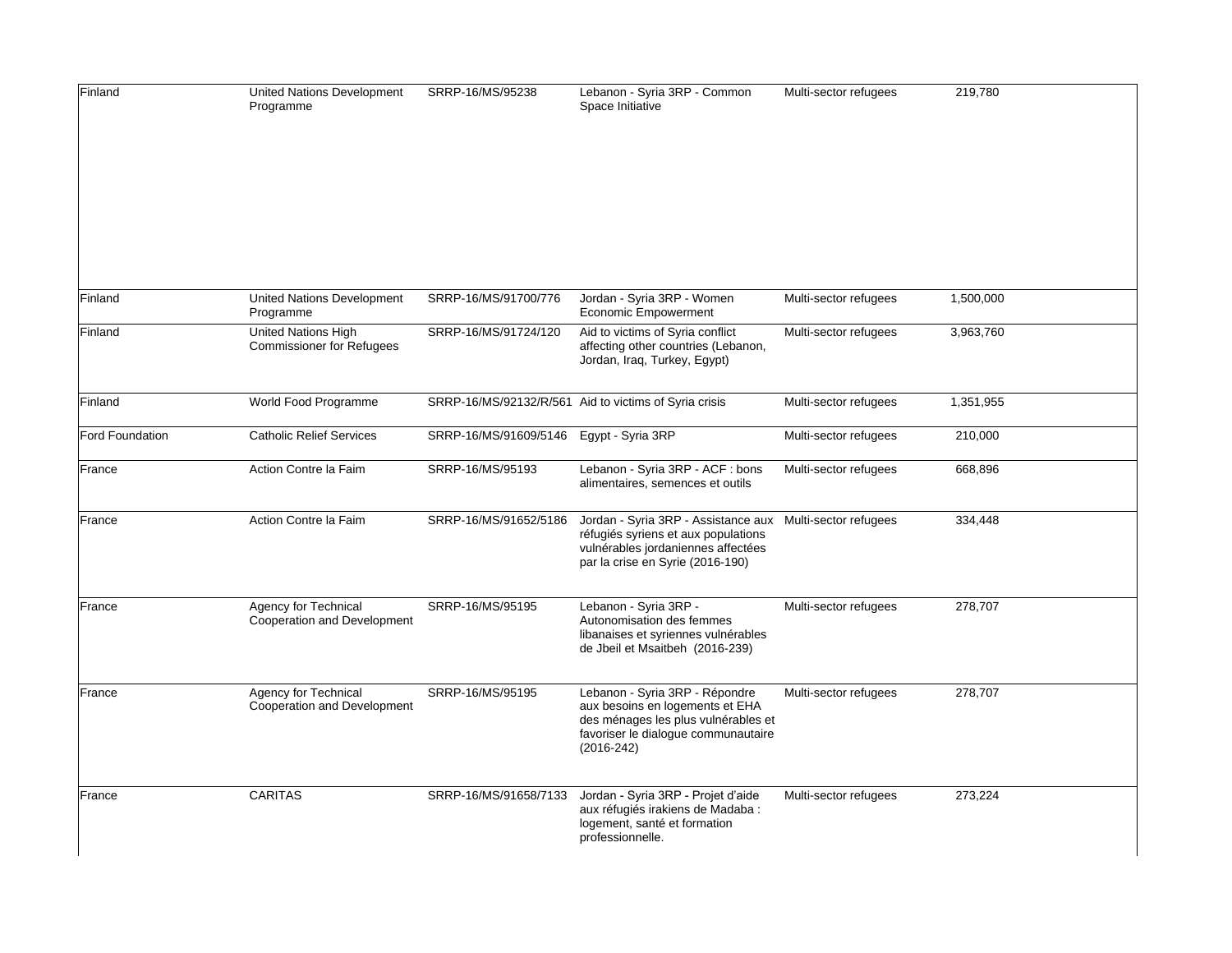| Finland | United Nations Development Programme | SRRP-16/MS/95238 | Lebanon - Syria 3RP - Common Space Initiative | Multi-sector refugees | 219,780 |
|---|---|---|---|---|---|
| Finland | United Nations Development Programme | SRRP-16/MS/91700/776 | Jordan - Syria 3RP - Women Economic Empowerment | Multi-sector refugees | 1,500,000 |
| Finland | United Nations High Commissioner for Refugees | SRRP-16/MS/91724/120 | Aid to victims of Syria conflict affecting other countries (Lebanon, Jordan, Iraq, Turkey, Egypt) | Multi-sector refugees | 3,963,760 |
| Finland | World Food Programme | SRRP-16/MS/92132/R/561 | Aid to victims of Syria crisis | Multi-sector refugees | 1,351,955 |
| Ford Foundation | Catholic Relief Services | SRRP-16/MS/91609/5146 | Egypt - Syria 3RP | Multi-sector refugees | 210,000 |
| France | Action Contre la Faim | SRRP-16/MS/95193 | Lebanon - Syria 3RP - ACF : bons alimentaires, semences et outils | Multi-sector refugees | 668,896 |
| France | Action Contre la Faim | SRRP-16/MS/91652/5186 | Jordan - Syria 3RP - Assistance aux réfugiés syriens et aux populations vulnérables jordaniennes affectées par la crise en Syrie (2016-190) | Multi-sector refugees | 334,448 |
| France | Agency for Technical Cooperation and Development | SRRP-16/MS/95195 | Lebanon - Syria 3RP - Autonomisation des femmes libanaises et syriennes vulnérables de Jbeil et Msaitbeh (2016-239) | Multi-sector refugees | 278,707 |
| France | Agency for Technical Cooperation and Development | SRRP-16/MS/95195 | Lebanon - Syria 3RP - Répondre aux besoins en logements et EHA des ménages les plus vulnérables et favoriser le dialogue communautaire (2016-242) | Multi-sector refugees | 278,707 |
| France | CARITAS | SRRP-16/MS/91658/7133 | Jordan - Syria 3RP - Projet d'aide aux réfugiés irakiens de Madaba : logement, santé et formation professionnelle. | Multi-sector refugees | 273,224 |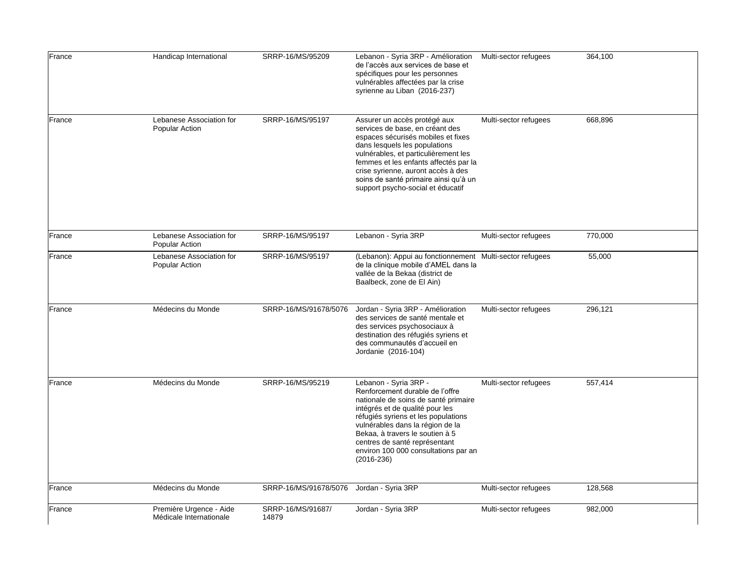| | | | | | | |
|---|---|---|---|---|---|---|
| France | Handicap International | SRRP-16/MS/95209 | Lebanon - Syria 3RP - Amélioration de l'accès aux services de base et spécifiques pour les personnes vulnérables affectées par la crise syrienne au Liban (2016-237) | Multi-sector refugees | 364,100 | |
| France | Lebanese Association for Popular Action | SRRP-16/MS/95197 | Assurer un accès protégé aux services de base, en créant des espaces sécurisés mobiles et fixes dans lesquels les populations vulnérables, et particulièrement les femmes et les enfants affectés par la crise syrienne, auront accès à des soins de santé primaire ainsi qu'à un support psycho-social et éducatif | Multi-sector refugees | 668,896 | |
| France | Lebanese Association for Popular Action | SRRP-16/MS/95197 | Lebanon - Syria 3RP | Multi-sector refugees | 770,000 | |
| France | Lebanese Association for Popular Action | SRRP-16/MS/95197 | (Lebanon): Appui au fonctionnement de la clinique mobile d'AMEL dans la vallée de la Bekaa (district de Baalbeck, zone de El Ain) | Multi-sector refugees | 55,000 | |
| France | Médecins du Monde | SRRP-16/MS/91678/5076 | Jordan - Syria 3RP - Amélioration des services de santé mentale et des services psychosociaux à destination des réfugiés syriens et des communautés d'accueil en Jordanie (2016-104) | Multi-sector refugees | 296,121 | |
| France | Médecins du Monde | SRRP-16/MS/95219 | Lebanon - Syria 3RP - Renforcement durable de l'offre nationale de soins de santé primaire intégrés et de qualité pour les réfugiés syriens et les populations vulnérables dans la région de la Bekaa, à travers le soutien à 5 centres de santé représentant environ 100 000 consultations par an (2016-236) | Multi-sector refugees | 557,414 | |
| France | Médecins du Monde | SRRP-16/MS/91678/5076 | Jordan - Syria 3RP | Multi-sector refugees | 128,568 | |
| France | Première Urgence - Aide Médicale Internationale | SRRP-16/MS/91687/ 14879 | Jordan - Syria 3RP | Multi-sector refugees | 982,000 | |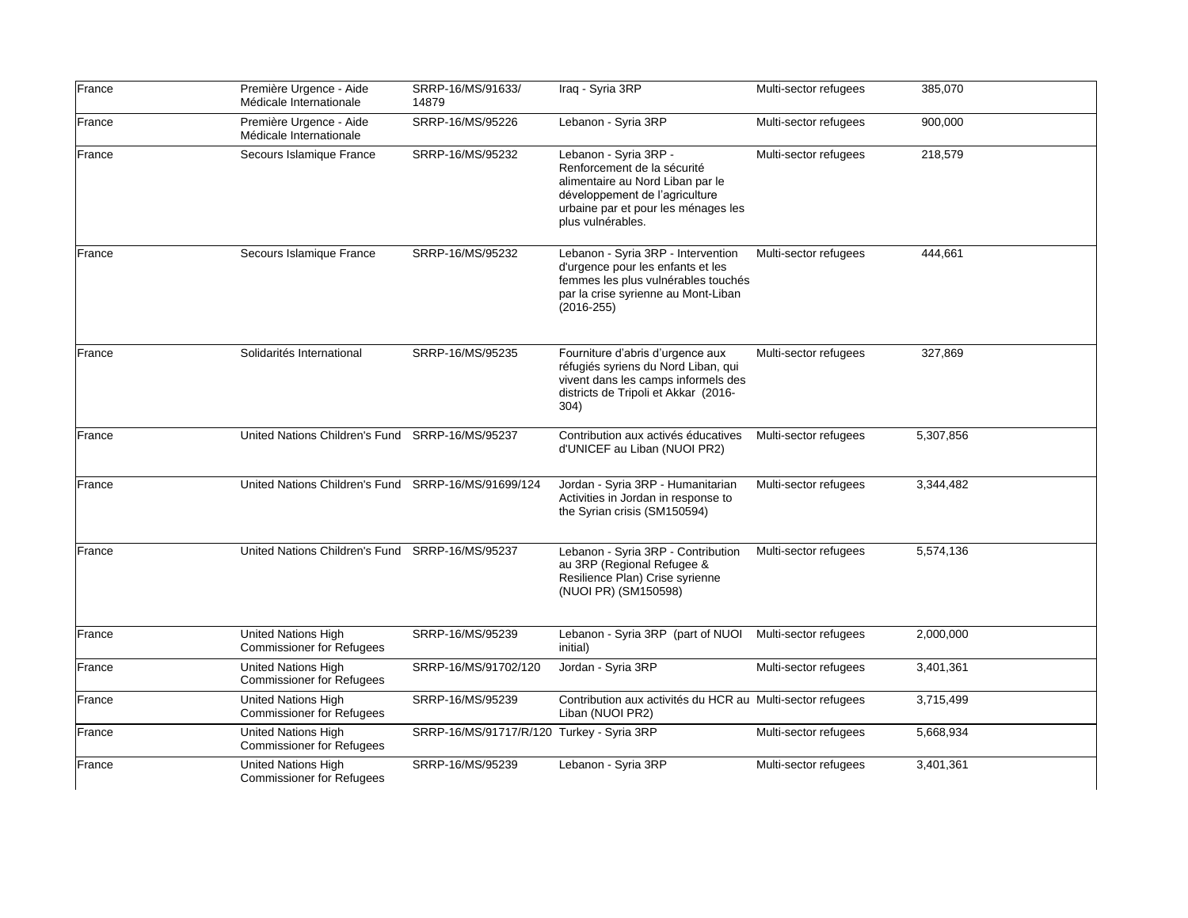| | | | | | | |
|---|---|---|---|---|---|---|
| France | Première Urgence - Aide Médicale Internationale | SRRP-16/MS/91633/ 14879 | Iraq - Syria 3RP | Multi-sector refugees | 385,070 | |
| France | Première Urgence - Aide Médicale Internationale | SRRP-16/MS/95226 | Lebanon - Syria 3RP | Multi-sector refugees | 900,000 | |
| France | Secours Islamique France | SRRP-16/MS/95232 | Lebanon - Syria 3RP - Renforcement de la sécurité alimentaire au Nord Liban par le développement de l'agriculture urbaine par et pour les ménages les plus vulnérables. | Multi-sector refugees | 218,579 | |
| France | Secours Islamique France | SRRP-16/MS/95232 | Lebanon - Syria 3RP - Intervention d'urgence pour les enfants et les femmes les plus vulnérables touchés par la crise syrienne au Mont-Liban (2016-255) | Multi-sector refugees | 444,661 | |
| France | Solidarités International | SRRP-16/MS/95235 | Fourniture d'abris d'urgence aux réfugiés syriens du Nord Liban, qui vivent dans les camps informels des districts de Tripoli et Akkar (2016-304) | Multi-sector refugees | 327,869 | |
| France | United Nations Children's Fund | SRRP-16/MS/95237 | Contribution aux activés éducatives d'UNICEF au Liban (NUOI PR2) | Multi-sector refugees | 5,307,856 | |
| France | United Nations Children's Fund | SRRP-16/MS/91699/124 | Jordan - Syria 3RP - Humanitarian Activities in Jordan in response to the Syrian crisis (SM150594) | Multi-sector refugees | 3,344,482 | |
| France | United Nations Children's Fund | SRRP-16/MS/95237 | Lebanon - Syria 3RP - Contribution au 3RP (Regional Refugee & Resilience Plan) Crise syrienne (NUOI PR) (SM150598) | Multi-sector refugees | 5,574,136 | |
| France | United Nations High Commissioner for Refugees | SRRP-16/MS/95239 | Lebanon - Syria 3RP (part of NUOI initial) | Multi-sector refugees | 2,000,000 | |
| France | United Nations High Commissioner for Refugees | SRRP-16/MS/91702/120 | Jordan - Syria 3RP | Multi-sector refugees | 3,401,361 | |
| France | United Nations High Commissioner for Refugees | SRRP-16/MS/95239 | Contribution aux activités du HCR au Liban (NUOI PR2) | Multi-sector refugees | 3,715,499 | |
| France | United Nations High Commissioner for Refugees | SRRP-16/MS/91717/R/120 | Turkey - Syria 3RP | Multi-sector refugees | 5,668,934 | |
| France | United Nations High Commissioner for Refugees | SRRP-16/MS/95239 | Lebanon - Syria 3RP | Multi-sector refugees | 3,401,361 | |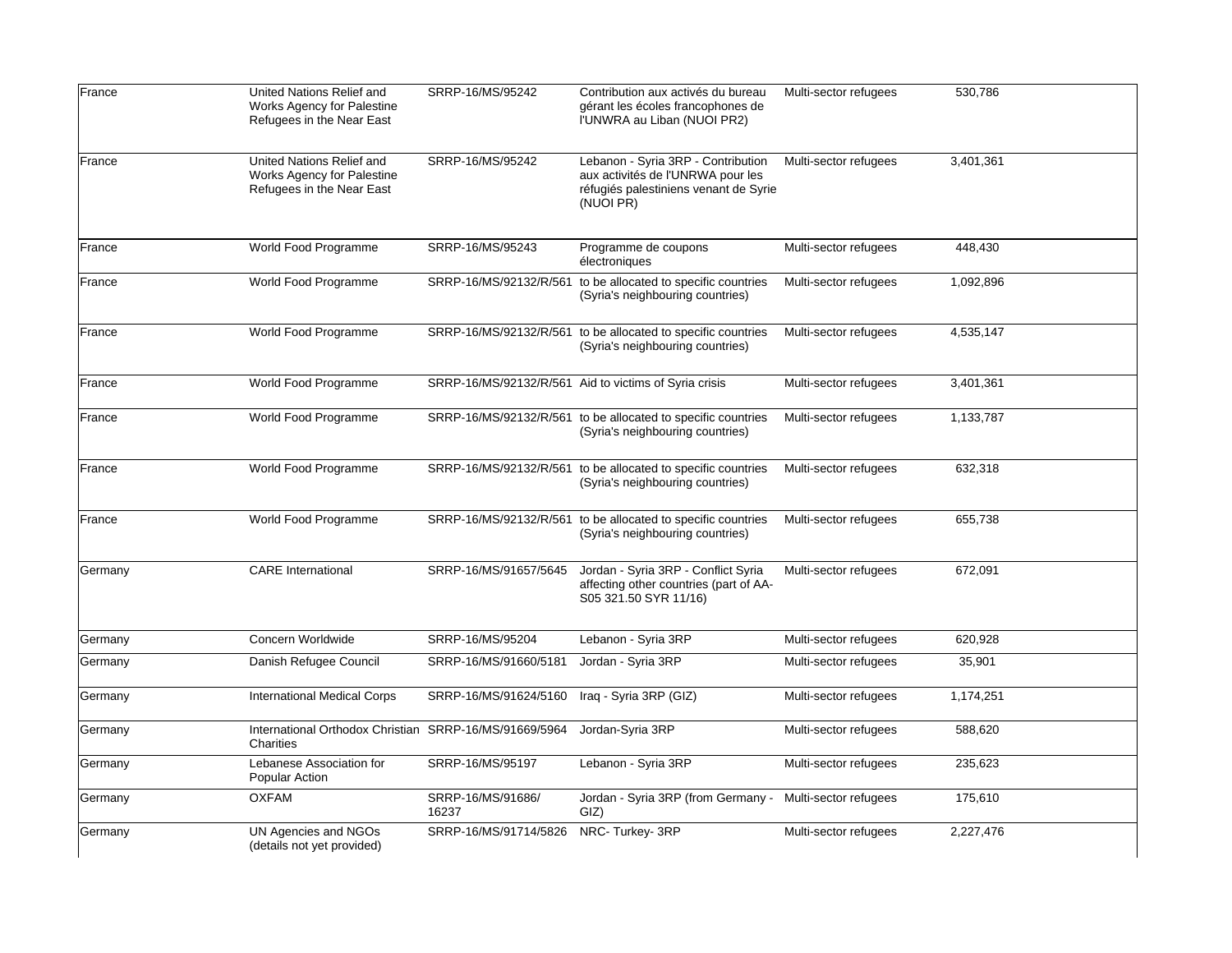| | | | | | |
|---|---|---|---|---|---|
| France | United Nations Relief and Works Agency for Palestine Refugees in the Near East | SRRP-16/MS/95242 | Contribution aux activés du bureau gérant les écoles francophones de l'UNWRA au Liban (NUOI PR2) | Multi-sector refugees | 530,786 |
| France | United Nations Relief and Works Agency for Palestine Refugees in the Near East | SRRP-16/MS/95242 | Lebanon - Syria 3RP - Contribution aux activités de l'UNRWA pour les réfugiés palestiniens venant de Syrie (NUOI PR) | Multi-sector refugees | 3,401,361 |
| France | World Food Programme | SRRP-16/MS/95243 | Programme de coupons électroniques | Multi-sector refugees | 448,430 |
| France | World Food Programme | SRRP-16/MS/92132/R/561 | to be allocated to specific countries (Syria's neighbouring countries) | Multi-sector refugees | 1,092,896 |
| France | World Food Programme | SRRP-16/MS/92132/R/561 | to be allocated to specific countries (Syria's neighbouring countries) | Multi-sector refugees | 4,535,147 |
| France | World Food Programme | SRRP-16/MS/92132/R/561 | Aid to victims of Syria crisis | Multi-sector refugees | 3,401,361 |
| France | World Food Programme | SRRP-16/MS/92132/R/561 | to be allocated to specific countries (Syria's neighbouring countries) | Multi-sector refugees | 1,133,787 |
| France | World Food Programme | SRRP-16/MS/92132/R/561 | to be allocated to specific countries (Syria's neighbouring countries) | Multi-sector refugees | 632,318 |
| France | World Food Programme | SRRP-16/MS/92132/R/561 | to be allocated to specific countries (Syria's neighbouring countries) | Multi-sector refugees | 655,738 |
| Germany | CARE International | SRRP-16/MS/91657/5645 | Jordan - Syria 3RP - Conflict Syria affecting other countries (part of AA-S05 321.50 SYR 11/16) | Multi-sector refugees | 672,091 |
| Germany | Concern Worldwide | SRRP-16/MS/95204 | Lebanon - Syria 3RP | Multi-sector refugees | 620,928 |
| Germany | Danish Refugee Council | SRRP-16/MS/91660/5181 | Jordan - Syria 3RP | Multi-sector refugees | 35,901 |
| Germany | International Medical Corps | SRRP-16/MS/91624/5160 | Iraq - Syria 3RP (GIZ) | Multi-sector refugees | 1,174,251 |
| Germany | International Orthodox Christian Charities | SRRP-16/MS/91669/5964 | Jordan-Syria 3RP | Multi-sector refugees | 588,620 |
| Germany | Lebanese Association for Popular Action | SRRP-16/MS/95197 | Lebanon - Syria 3RP | Multi-sector refugees | 235,623 |
| Germany | OXFAM | SRRP-16/MS/91686/16237 | Jordan - Syria 3RP (from Germany - GIZ) | Multi-sector refugees | 175,610 |
| Germany | UN Agencies and NGOs (details not yet provided) | SRRP-16/MS/91714/5826 | NRC- Turkey- 3RP | Multi-sector refugees | 2,227,476 |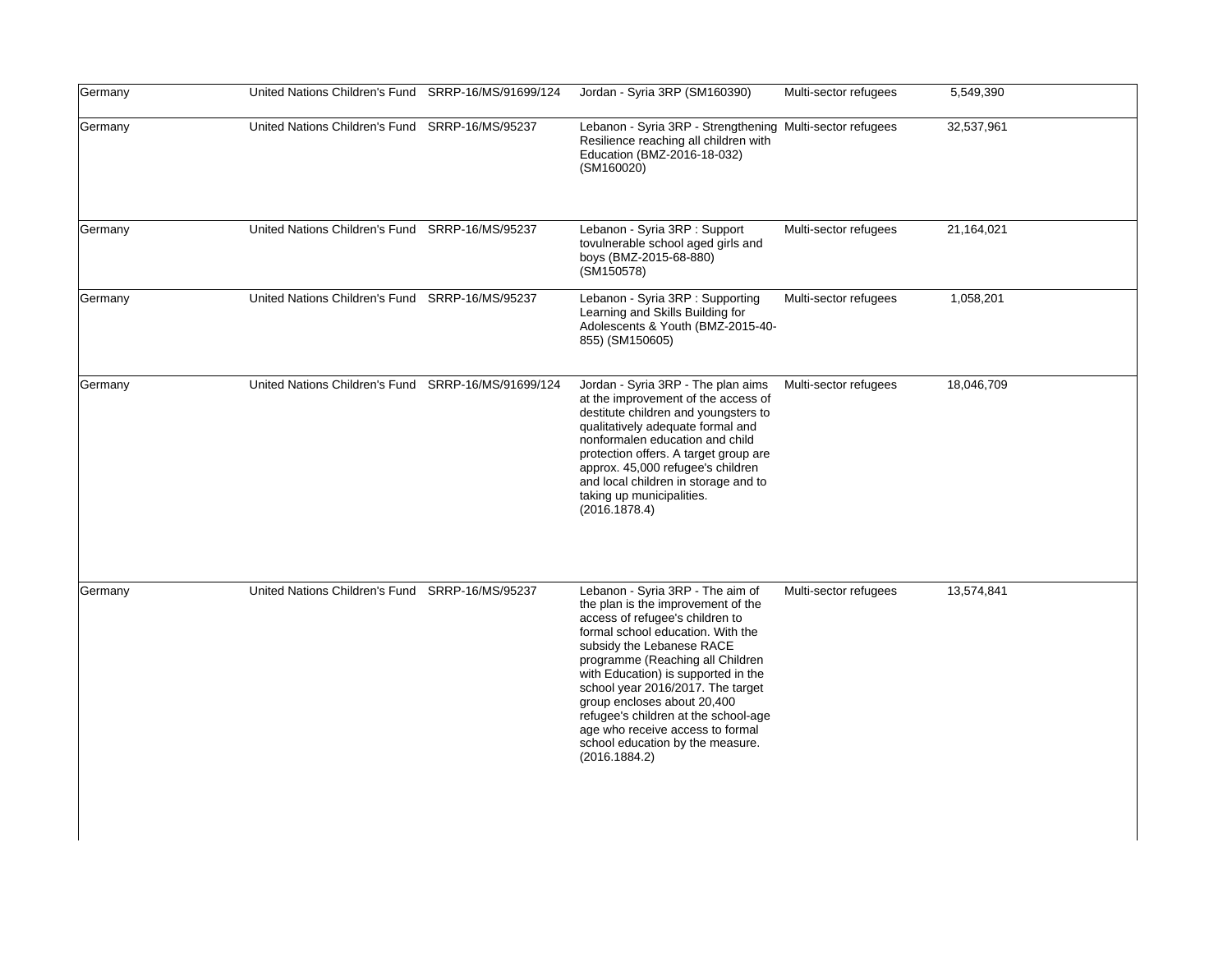| | | | | | | |
|---|---|---|---|---|---|---|
| Germany | United Nations Children's Fund | SRRP-16/MS/91699/124 | Jordan - Syria 3RP (SM160390) | Multi-sector refugees | 5,549,390 | |
| Germany | United Nations Children's Fund | SRRP-16/MS/95237 | Lebanon - Syria 3RP - Strengthening Resilience reaching all children with Education (BMZ-2016-18-032) (SM160020) | Multi-sector refugees | 32,537,961 | |
| Germany | United Nations Children's Fund | SRRP-16/MS/95237 | Lebanon - Syria 3RP : Support tovulnerable school aged girls and boys (BMZ-2015-68-880) (SM150578) | Multi-sector refugees | 21,164,021 | |
| Germany | United Nations Children's Fund | SRRP-16/MS/95237 | Lebanon - Syria 3RP : Supporting Learning and Skills Building for Adolescents & Youth (BMZ-2015-40-855) (SM150605) | Multi-sector refugees | 1,058,201 | |
| Germany | United Nations Children's Fund | SRRP-16/MS/91699/124 | Jordan - Syria 3RP - The plan aims at the improvement of the access of destitute children and youngsters to qualitatively adequate formal and nonformalen education and child protection offers. A target group are approx. 45,000 refugee's children and local children in storage and to taking up municipalities. (2016.1878.4) | Multi-sector refugees | 18,046,709 | |
| Germany | United Nations Children's Fund | SRRP-16/MS/95237 | Lebanon - Syria 3RP - The aim of the plan is the improvement of the access of refugee's children to formal school education. With the subsidy the Lebanese RACE programme (Reaching all Children with Education) is supported in the school year 2016/2017. The target group encloses about 20,400 refugee's children at the school-age age who receive access to formal school education by the measure. (2016.1884.2) | Multi-sector refugees | 13,574,841 | |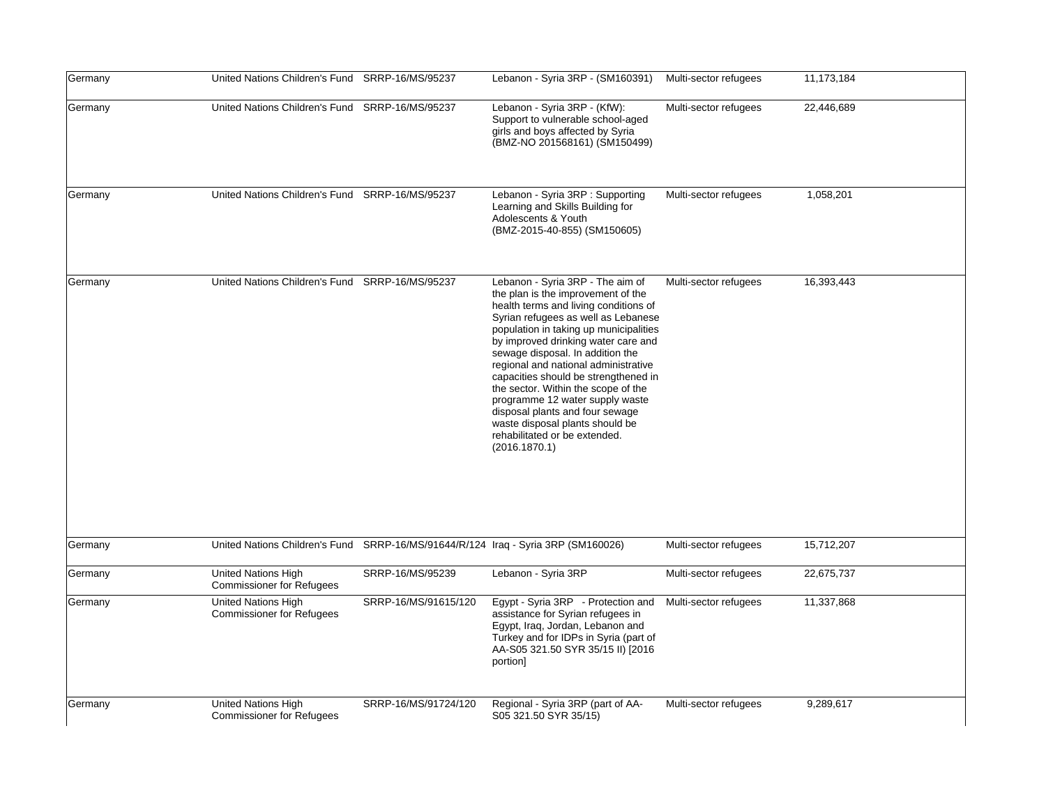| | | | | | |
|---|---|---|---|---|---|
| Germany | United Nations Children's Fund | SRRP-16/MS/95237 | Lebanon - Syria 3RP - (SM160391) | Multi-sector refugees | 11,173,184 |
| Germany | United Nations Children's Fund | SRRP-16/MS/95237 | Lebanon - Syria 3RP - (KfW): Support to vulnerable school-aged girls and boys affected by Syria (BMZ-NO 201568161) (SM150499) | Multi-sector refugees | 22,446,689 |
| Germany | United Nations Children's Fund | SRRP-16/MS/95237 | Lebanon - Syria 3RP : Supporting Learning and Skills Building for Adolescents & Youth (BMZ-2015-40-855) (SM150605) | Multi-sector refugees | 1,058,201 |
| Germany | United Nations Children's Fund | SRRP-16/MS/95237 | Lebanon - Syria 3RP - The aim of the plan is the improvement of the health terms and living conditions of Syrian refugees as well as Lebanese population in taking up municipalities by improved drinking water care and sewage disposal. In addition the regional and national administrative capacities should be strengthened in the sector. Within the scope of the programme 12 water supply waste disposal plants and four sewage waste disposal plants should be rehabilitated or be extended. (2016.1870.1) | Multi-sector refugees | 16,393,443 |
| Germany | United Nations Children's Fund | SRRP-16/MS/91644/R/124 | Iraq - Syria 3RP (SM160026) | Multi-sector refugees | 15,712,207 |
| Germany | United Nations High Commissioner for Refugees | SRRP-16/MS/95239 | Lebanon - Syria 3RP | Multi-sector refugees | 22,675,737 |
| Germany | United Nations High Commissioner for Refugees | SRRP-16/MS/91615/120 | Egypt - Syria 3RP - Protection and assistance for Syrian refugees in Egypt, Iraq, Jordan, Lebanon and Turkey and for IDPs in Syria (part of AA-S05 321.50 SYR 35/15 II) [2016 portion] | Multi-sector refugees | 11,337,868 |
| Germany | United Nations High Commissioner for Refugees | SRRP-16/MS/91724/120 | Regional - Syria 3RP (part of AA-S05 321.50 SYR 35/15) | Multi-sector refugees | 9,289,617 |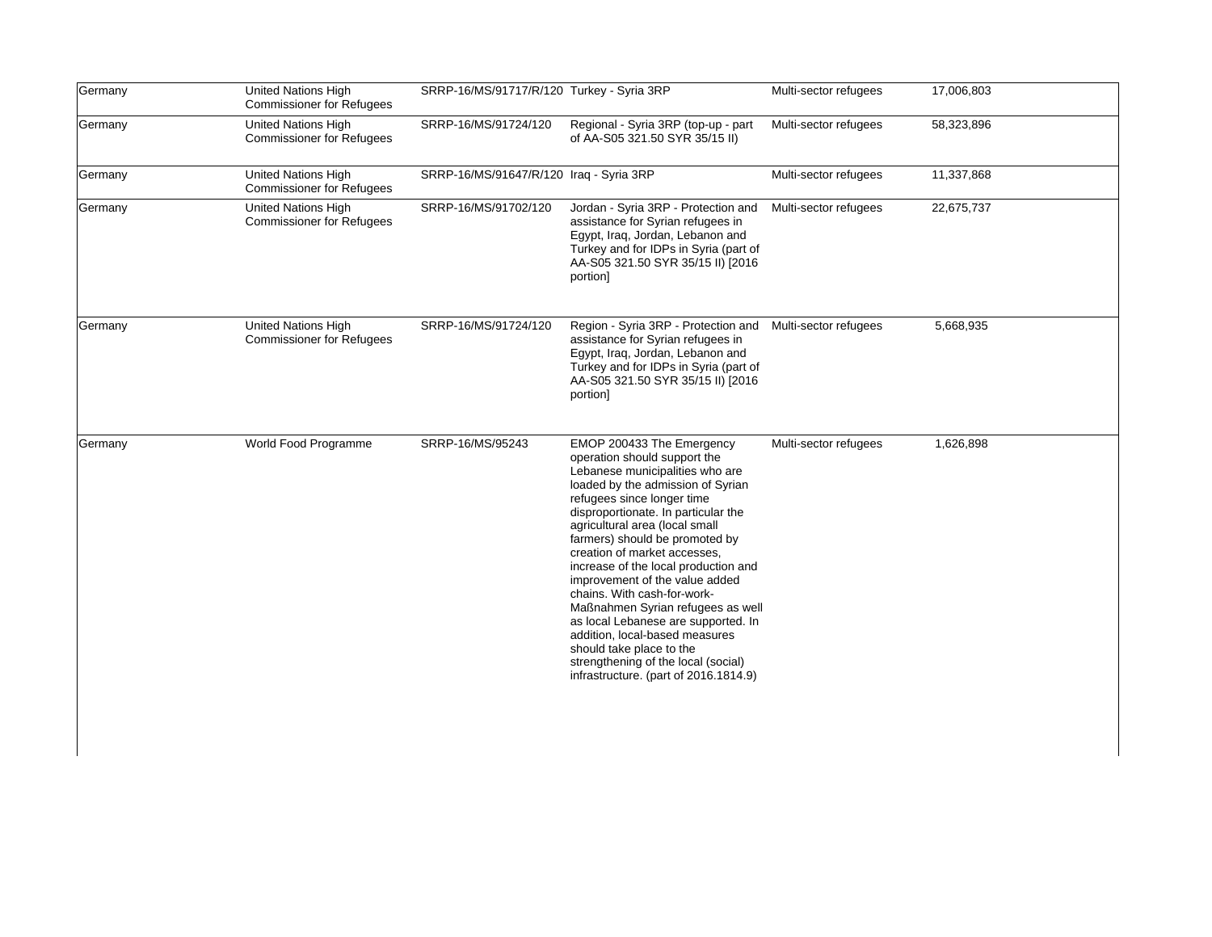| | | | | | |
|---|---|---|---|---|---|
| Germany | United Nations High Commissioner for Refugees | SRRP-16/MS/91717/R/120 | Turkey - Syria 3RP | Multi-sector refugees | 17,006,803 |
| Germany | United Nations High Commissioner for Refugees | SRRP-16/MS/91724/120 | Regional - Syria 3RP (top-up - part of AA-S05 321.50 SYR 35/15 II) | Multi-sector refugees | 58,323,896 |
| Germany | United Nations High Commissioner for Refugees | SRRP-16/MS/91647/R/120 | Iraq - Syria 3RP | Multi-sector refugees | 11,337,868 |
| Germany | United Nations High Commissioner for Refugees | SRRP-16/MS/91702/120 | Jordan - Syria 3RP - Protection and assistance for Syrian refugees in Egypt, Iraq, Jordan, Lebanon and Turkey and for IDPs in Syria (part of AA-S05 321.50 SYR 35/15 II) [2016 portion] | Multi-sector refugees | 22,675,737 |
| Germany | United Nations High Commissioner for Refugees | SRRP-16/MS/91724/120 | Region - Syria 3RP - Protection and assistance for Syrian refugees in Egypt, Iraq, Jordan, Lebanon and Turkey and for IDPs in Syria (part of AA-S05 321.50 SYR 35/15 II) [2016 portion] | Multi-sector refugees | 5,668,935 |
| Germany | World Food Programme | SRRP-16/MS/95243 | EMOP 200433 The Emergency operation should support the Lebanese municipalities who are loaded by the admission of Syrian refugees since longer time disproportionate. In particular the agricultural area (local small farmers) should be promoted by creation of market accesses, increase of the local production and improvement of the value added chains. With cash-for-work-Maßnahmen Syrian refugees as well as local Lebanese are supported. In addition, local-based measures should take place to the strengthening of the local (social) infrastructure. (part of 2016.1814.9) | Multi-sector refugees | 1,626,898 |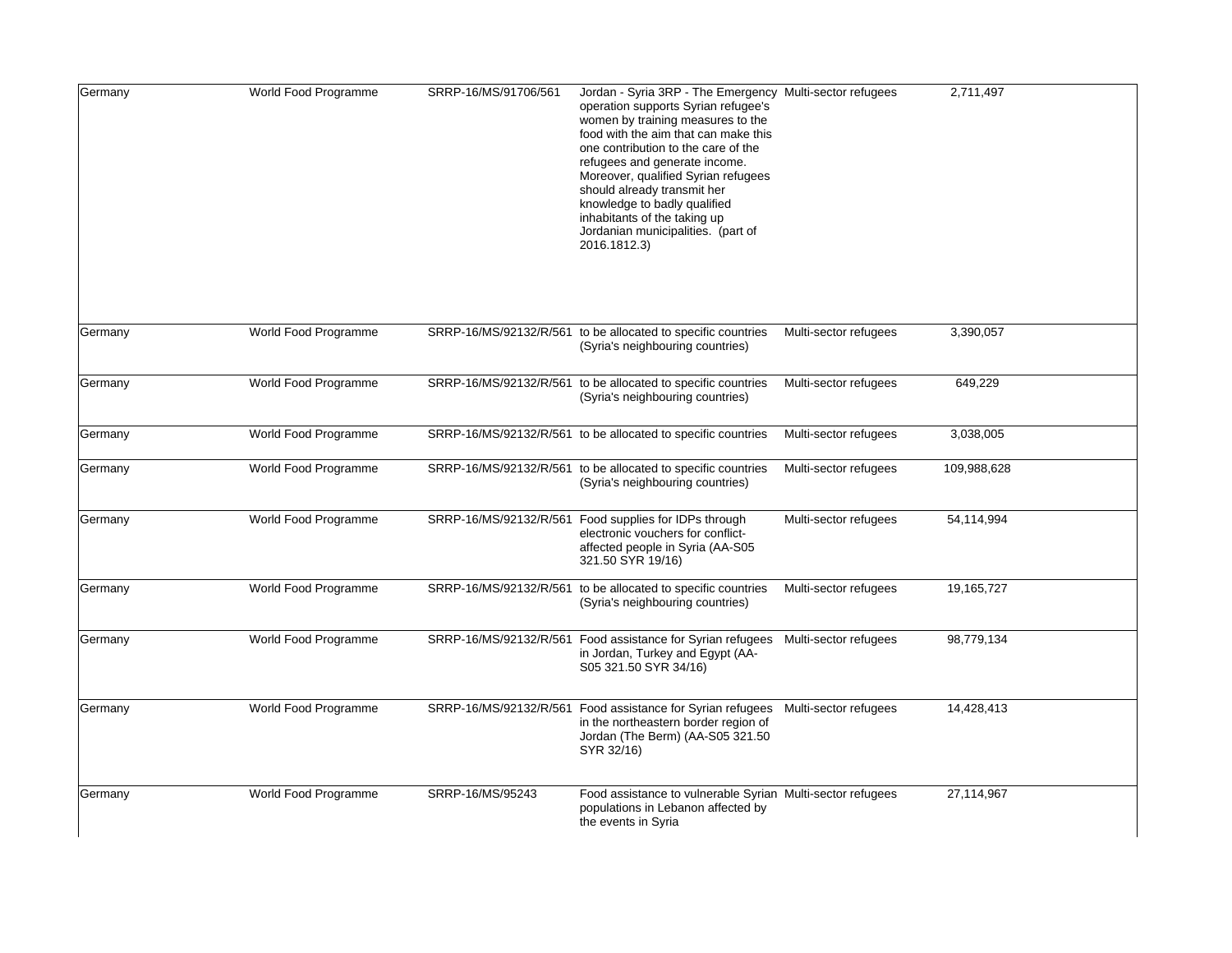| | | | | | |
|---|---|---|---|---|---|
| Germany | World Food Programme | SRRP-16/MS/91706/561 | Jordan - Syria 3RP - The Emergency operation supports Syrian refugee's women by training measures to the food with the aim that can make this one contribution to the care of the refugees and generate income. Moreover, qualified Syrian refugees should already transmit her knowledge to badly qualified inhabitants of the taking up Jordanian municipalities. (part of 2016.1812.3) | Multi-sector refugees | 2,711,497 |
| Germany | World Food Programme | SRRP-16/MS/92132/R/561 | to be allocated to specific countries (Syria's neighbouring countries) | Multi-sector refugees | 3,390,057 |
| Germany | World Food Programme | SRRP-16/MS/92132/R/561 | to be allocated to specific countries (Syria's neighbouring countries) | Multi-sector refugees | 649,229 |
| Germany | World Food Programme | SRRP-16/MS/92132/R/561 | to be allocated to specific countries | Multi-sector refugees | 3,038,005 |
| Germany | World Food Programme | SRRP-16/MS/92132/R/561 | to be allocated to specific countries (Syria's neighbouring countries) | Multi-sector refugees | 109,988,628 |
| Germany | World Food Programme | SRRP-16/MS/92132/R/561 | Food supplies for IDPs through electronic vouchers for conflict-affected people in Syria (AA-S05 321.50 SYR 19/16) | Multi-sector refugees | 54,114,994 |
| Germany | World Food Programme | SRRP-16/MS/92132/R/561 | to be allocated to specific countries (Syria's neighbouring countries) | Multi-sector refugees | 19,165,727 |
| Germany | World Food Programme | SRRP-16/MS/92132/R/561 | Food assistance for Syrian refugees in Jordan, Turkey and Egypt (AA-S05 321.50 SYR 34/16) | Multi-sector refugees | 98,779,134 |
| Germany | World Food Programme | SRRP-16/MS/92132/R/561 | Food assistance for Syrian refugees in the northeastern border region of Jordan (The Berm) (AA-S05 321.50 SYR 32/16) | Multi-sector refugees | 14,428,413 |
| Germany | World Food Programme | SRRP-16/MS/95243 | Food assistance to vulnerable Syrian populations in Lebanon affected by the events in Syria | Multi-sector refugees | 27,114,967 |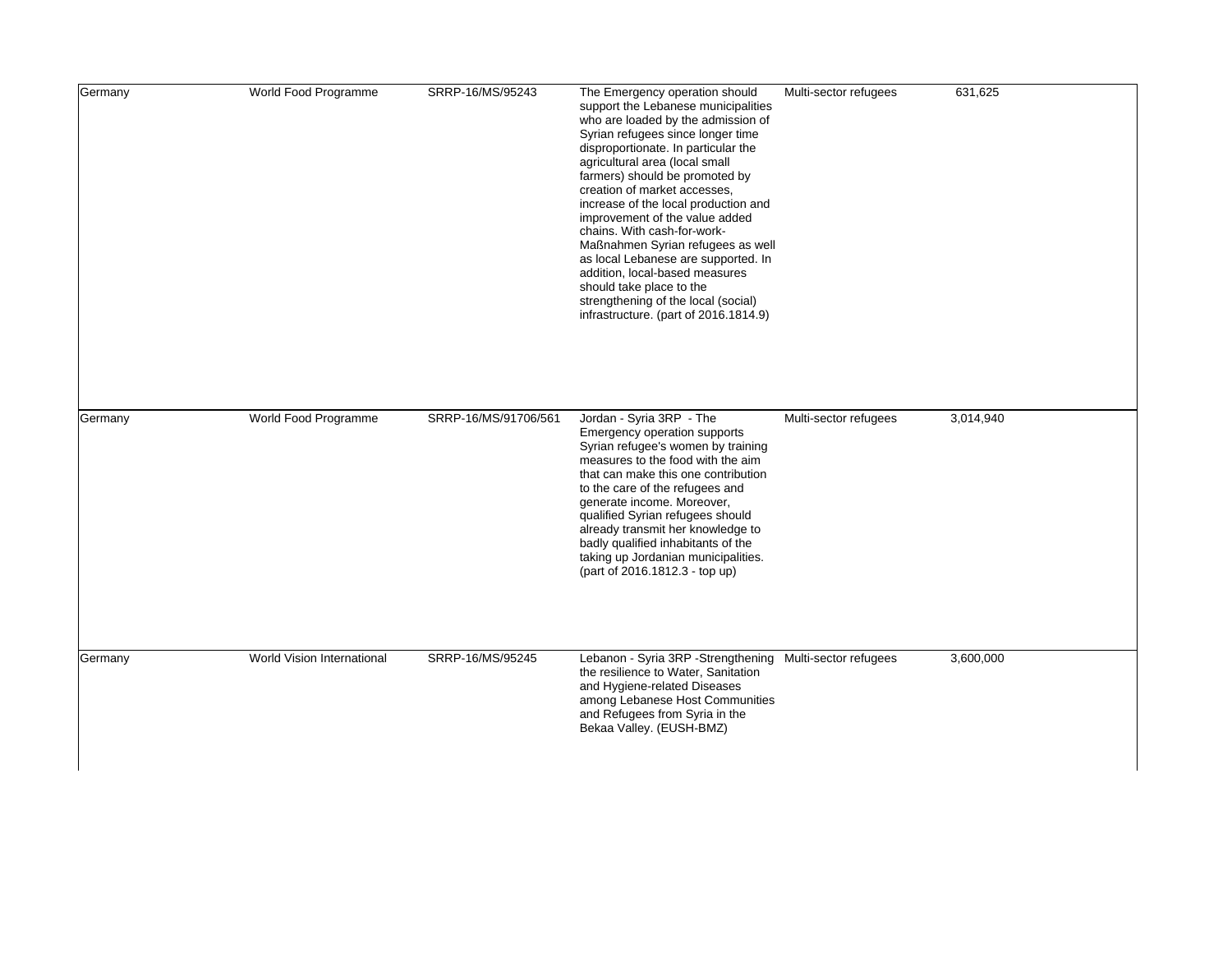| | | | | | |
|---|---|---|---|---|---|
| Germany | World Food Programme | SRRP-16/MS/95243 | The Emergency operation should support the Lebanese municipalities who are loaded by the admission of Syrian refugees since longer time disproportionate. In particular the agricultural area (local small farmers) should be promoted by creation of market accesses, increase of the local production and improvement of the value added chains. With cash-for-work-Maßnahmen Syrian refugees as well as local Lebanese are supported. In addition, local-based measures should take place to the strengthening of the local (social) infrastructure. (part of 2016.1814.9) | Multi-sector refugees | 631,625 |
| Germany | World Food Programme | SRRP-16/MS/91706/561 | Jordan - Syria 3RP - The Emergency operation supports Syrian refugee's women by training measures to the food with the aim that can make this one contribution to the care of the refugees and generate income. Moreover, qualified Syrian refugees should already transmit her knowledge to badly qualified inhabitants of the taking up Jordanian municipalities. (part of 2016.1812.3 - top up) | Multi-sector refugees | 3,014,940 |
| Germany | World Vision International | SRRP-16/MS/95245 | Lebanon - Syria 3RP -Strengthening the resilience to Water, Sanitation and Hygiene-related Diseases among Lebanese Host Communities and Refugees from Syria in the Bekaa Valley. (EUSH-BMZ) | Multi-sector refugees | 3,600,000 |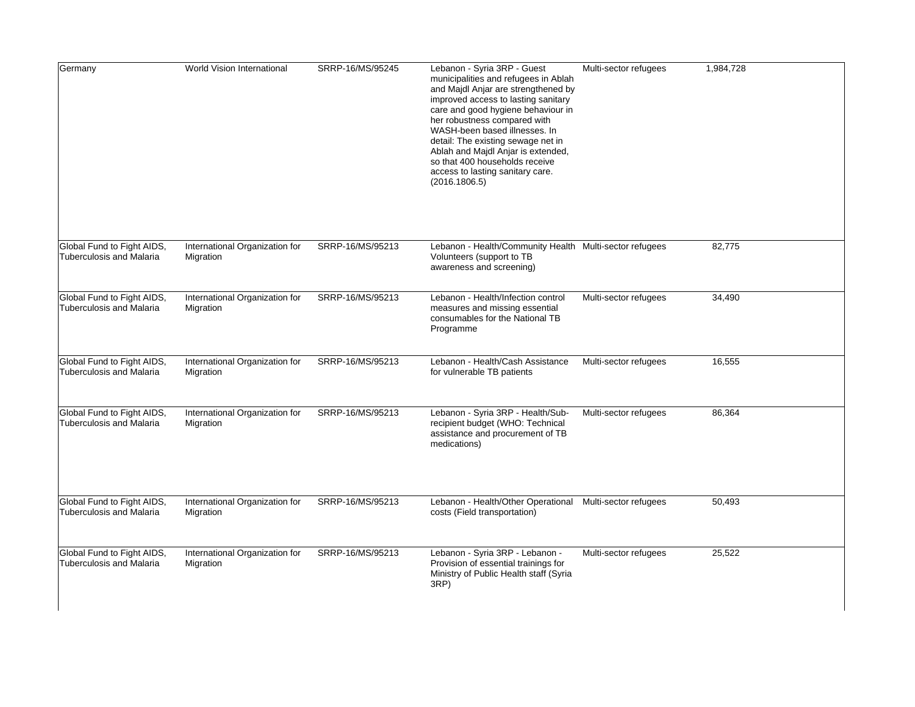| | | | | | | |
|---|---|---|---|---|---|---|
| Germany | World Vision International | SRRP-16/MS/95245 | Lebanon - Syria 3RP - Guest municipalities and refugees in Ablah and Majdl Anjar are strengthened by improved access to lasting sanitary care and good hygiene behaviour in her robustness compared with WASH-been based illnesses. In detail: The existing sewage net in Ablah and Majdl Anjar is extended, so that 400 households receive access to lasting sanitary care. (2016.1806.5) | Multi-sector refugees | 1,984,728 | |
| Global Fund to Fight AIDS, Tuberculosis and Malaria | International Organization for Migration | SRRP-16/MS/95213 | Lebanon - Health/Community Health Volunteers (support to TB awareness and screening) | Multi-sector refugees | 82,775 | |
| Global Fund to Fight AIDS, Tuberculosis and Malaria | International Organization for Migration | SRRP-16/MS/95213 | Lebanon - Health/Infection control measures and missing essential consumables for the National TB Programme | Multi-sector refugees | 34,490 | |
| Global Fund to Fight AIDS, Tuberculosis and Malaria | International Organization for Migration | SRRP-16/MS/95213 | Lebanon - Health/Cash Assistance for vulnerable TB patients | Multi-sector refugees | 16,555 | |
| Global Fund to Fight AIDS, Tuberculosis and Malaria | International Organization for Migration | SRRP-16/MS/95213 | Lebanon - Syria 3RP - Health/Sub-recipient budget (WHO: Technical assistance and procurement of TB medications) | Multi-sector refugees | 86,364 | |
| Global Fund to Fight AIDS, Tuberculosis and Malaria | International Organization for Migration | SRRP-16/MS/95213 | Lebanon - Health/Other Operational costs (Field transportation) | Multi-sector refugees | 50,493 | |
| Global Fund to Fight AIDS, Tuberculosis and Malaria | International Organization for Migration | SRRP-16/MS/95213 | Lebanon - Syria 3RP - Lebanon - Provision of essential trainings for Ministry of Public Health staff (Syria 3RP) | Multi-sector refugees | 25,522 | |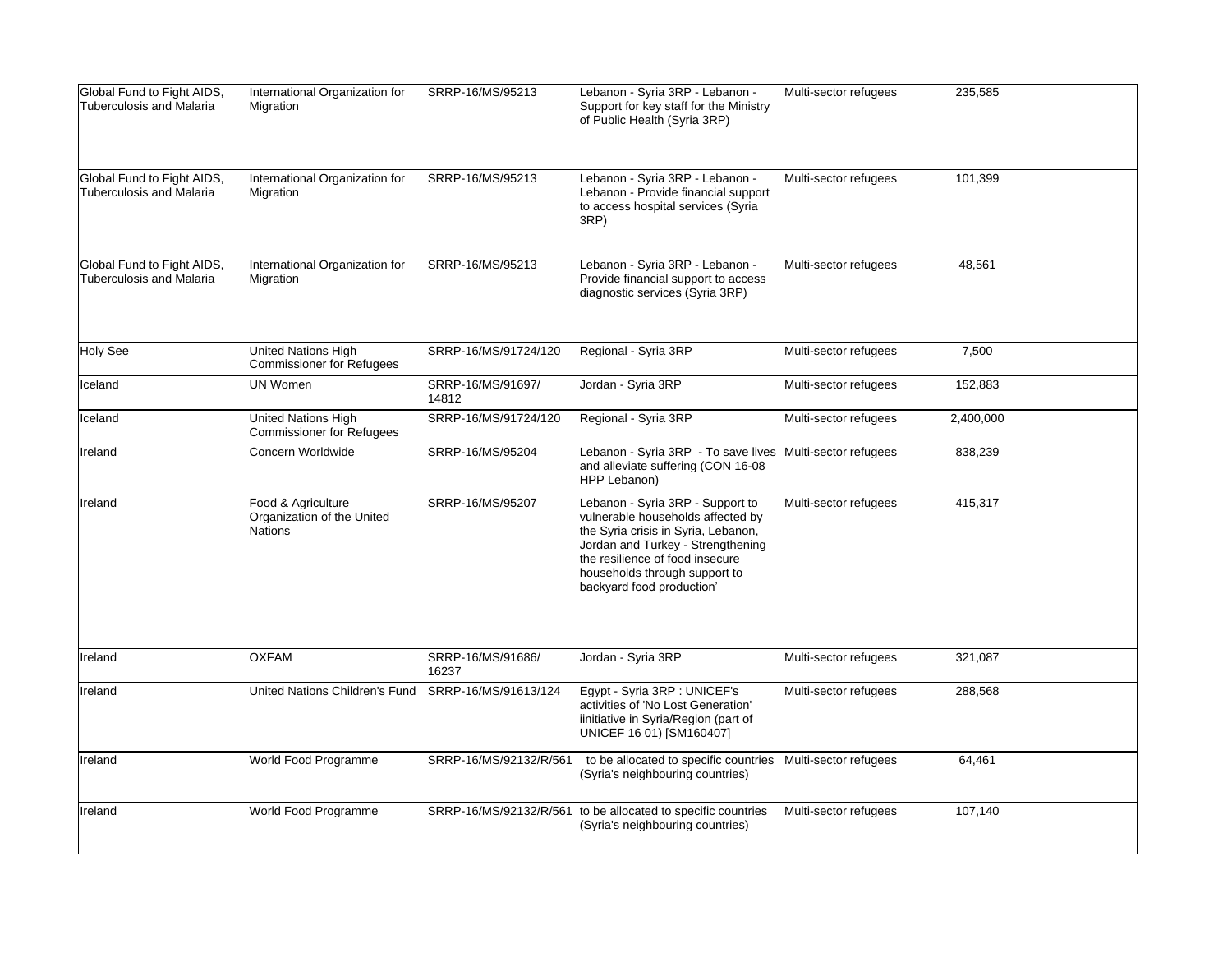| | | | | | |
|---|---|---|---|---|---|
| Global Fund to Fight AIDS, Tuberculosis and Malaria | International Organization for Migration | SRRP-16/MS/95213 | Lebanon - Syria 3RP - Lebanon - Support for key staff for the Ministry of Public Health (Syria 3RP) | Multi-sector refugees | 235,585 |
| Global Fund to Fight AIDS, Tuberculosis and Malaria | International Organization for Migration | SRRP-16/MS/95213 | Lebanon - Syria 3RP - Lebanon - Lebanon - Provide financial support to access hospital services (Syria 3RP) | Multi-sector refugees | 101,399 |
| Global Fund to Fight AIDS, Tuberculosis and Malaria | International Organization for Migration | SRRP-16/MS/95213 | Lebanon - Syria 3RP - Lebanon - Provide financial support to access diagnostic services (Syria 3RP) | Multi-sector refugees | 48,561 |
| Holy See | United Nations High Commissioner for Refugees | SRRP-16/MS/91724/120 | Regional - Syria 3RP | Multi-sector refugees | 7,500 |
| Iceland | UN Women | SRRP-16/MS/91697/14812 | Jordan - Syria 3RP | Multi-sector refugees | 152,883 |
| Iceland | United Nations High Commissioner for Refugees | SRRP-16/MS/91724/120 | Regional - Syria 3RP | Multi-sector refugees | 2,400,000 |
| Ireland | Concern Worldwide | SRRP-16/MS/95204 | Lebanon - Syria 3RP - To save lives and alleviate suffering (CON 16-08 HPP Lebanon) | Multi-sector refugees | 838,239 |
| Ireland | Food & Agriculture Organization of the United Nations | SRRP-16/MS/95207 | Lebanon - Syria 3RP - Support to vulnerable households affected by the Syria crisis in Syria, Lebanon, Jordan and Turkey - Strengthening the resilience of food insecure households through support to backyard food production' | Multi-sector refugees | 415,317 |
| Ireland | OXFAM | SRRP-16/MS/91686/16237 | Jordan - Syria 3RP | Multi-sector refugees | 321,087 |
| Ireland | United Nations Children's Fund | SRRP-16/MS/91613/124 | Egypt - Syria 3RP : UNICEF's activities of 'No Lost Generation' iinitiative in Syria/Region (part of UNICEF 16 01) [SM160407] | Multi-sector refugees | 288,568 |
| Ireland | World Food Programme | SRRP-16/MS/92132/R/561 | to be allocated to specific countries (Syria's neighbouring countries) | Multi-sector refugees | 64,461 |
| Ireland | World Food Programme | SRRP-16/MS/92132/R/561 | to be allocated to specific countries (Syria's neighbouring countries) | Multi-sector refugees | 107,140 |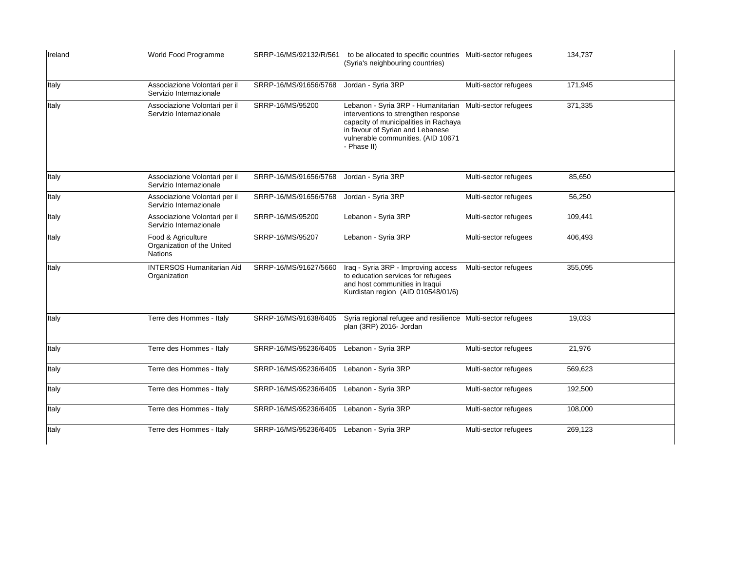| | | | | | | |
|---|---|---|---|---|---|---|
| Ireland | World Food Programme | SRRP-16/MS/92132/R/561 | to be allocated to specific countries (Syria's neighbouring countries) | Multi-sector refugees | 134,737 | |
| Italy | Associazione Volontari per il Servizio Internazionale | SRRP-16/MS/91656/5768 | Jordan - Syria 3RP | Multi-sector refugees | 171,945 | |
| Italy | Associazione Volontari per il Servizio Internazionale | SRRP-16/MS/95200 | Lebanon - Syria 3RP - Humanitarian interventions to strengthen response capacity of municipalities in Rachaya in favour of Syrian and Lebanese vulnerable communities. (AID 10671 - Phase II) | Multi-sector refugees | 371,335 | |
| Italy | Associazione Volontari per il Servizio Internazionale | SRRP-16/MS/91656/5768 | Jordan - Syria 3RP | Multi-sector refugees | 85,650 | |
| Italy | Associazione Volontari per il Servizio Internazionale | SRRP-16/MS/91656/5768 | Jordan - Syria 3RP | Multi-sector refugees | 56,250 | |
| Italy | Associazione Volontari per il Servizio Internazionale | SRRP-16/MS/95200 | Lebanon - Syria 3RP | Multi-sector refugees | 109,441 | |
| Italy | Food & Agriculture Organization of the United Nations | SRRP-16/MS/95207 | Lebanon - Syria 3RP | Multi-sector refugees | 406,493 | |
| Italy | INTERSOS Humanitarian Aid Organization | SRRP-16/MS/91627/5660 | Iraq - Syria 3RP - Improving access to education services for refugees and host communities in Iraqui Kurdistan region (AID 010548/01/6) | Multi-sector refugees | 355,095 | |
| Italy | Terre des Hommes - Italy | SRRP-16/MS/91638/6405 | Syria regional refugee and resilience plan (3RP) 2016- Jordan | Multi-sector refugees | 19,033 | |
| Italy | Terre des Hommes - Italy | SRRP-16/MS/95236/6405 | Lebanon - Syria 3RP | Multi-sector refugees | 21,976 | |
| Italy | Terre des Hommes - Italy | SRRP-16/MS/95236/6405 | Lebanon - Syria 3RP | Multi-sector refugees | 569,623 | |
| Italy | Terre des Hommes - Italy | SRRP-16/MS/95236/6405 | Lebanon - Syria 3RP | Multi-sector refugees | 192,500 | |
| Italy | Terre des Hommes - Italy | SRRP-16/MS/95236/6405 | Lebanon - Syria 3RP | Multi-sector refugees | 108,000 | |
| Italy | Terre des Hommes - Italy | SRRP-16/MS/95236/6405 | Lebanon - Syria 3RP | Multi-sector refugees | 269,123 | |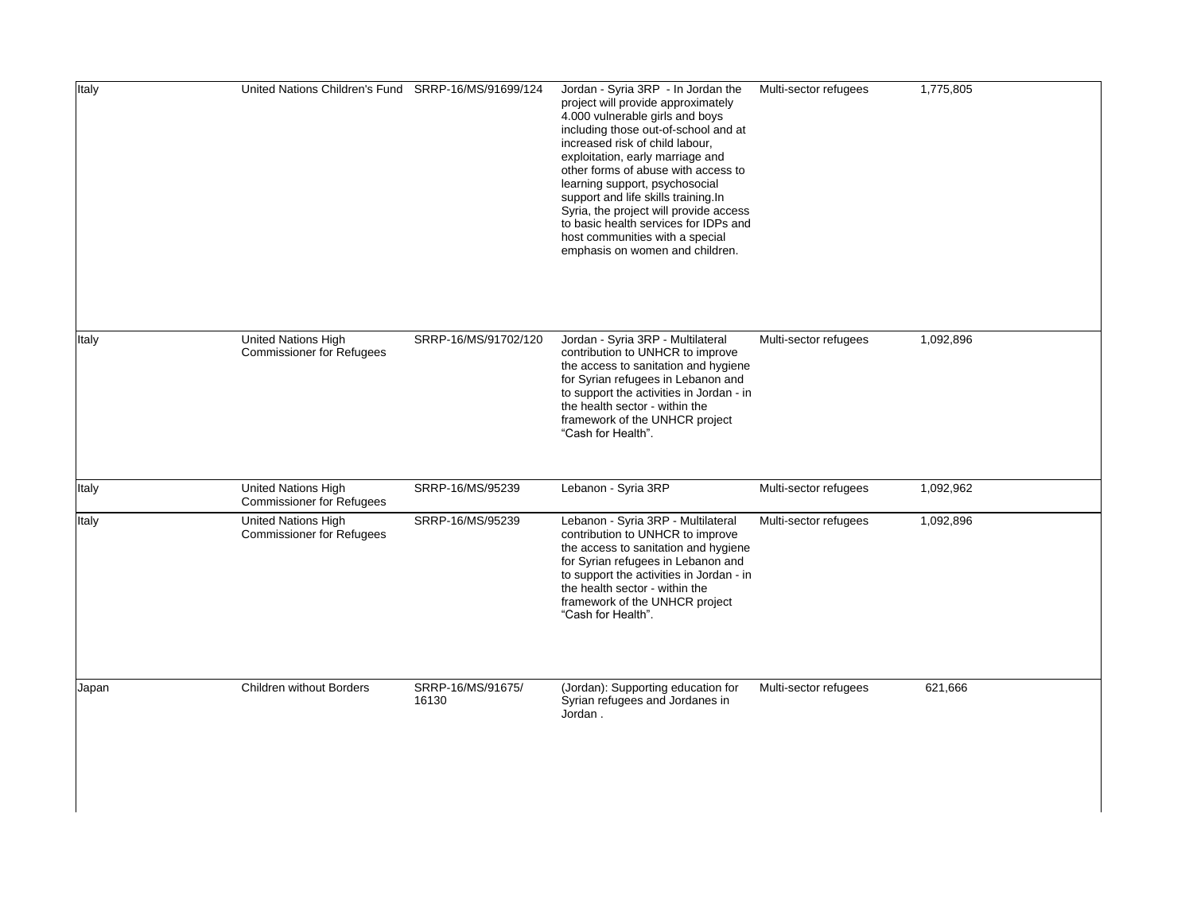| | | | | | | |
|---|---|---|---|---|---|---|
| Italy | United Nations Children's Fund | SRRP-16/MS/91699/124 | Jordan - Syria 3RP - In Jordan the project will provide approximately 4.000 vulnerable girls and boys including those out-of-school and at increased risk of child labour, exploitation, early marriage and other forms of abuse with access to learning support, psychosocial support and life skills training.In Syria, the project will provide access to basic health services for IDPs and host communities with a special emphasis on women and children. | Multi-sector refugees | 1,775,805 | |
| Italy | United Nations High Commissioner for Refugees | SRRP-16/MS/91702/120 | Jordan - Syria 3RP - Multilateral contribution to UNHCR to improve the access to sanitation and hygiene for Syrian refugees in Lebanon and to support the activities in Jordan - in the health sector - within the framework of the UNHCR project "Cash for Health". | Multi-sector refugees | 1,092,896 | |
| Italy | United Nations High Commissioner for Refugees | SRRP-16/MS/95239 | Lebanon - Syria 3RP | Multi-sector refugees | 1,092,962 | |
| Italy | United Nations High Commissioner for Refugees | SRRP-16/MS/95239 | Lebanon - Syria 3RP - Multilateral contribution to UNHCR to improve the access to sanitation and hygiene for Syrian refugees in Lebanon and to support the activities in Jordan - in the health sector - within the framework of the UNHCR project "Cash for Health". | Multi-sector refugees | 1,092,896 | |
| Japan | Children without Borders | SRRP-16/MS/91675/ 16130 | (Jordan): Supporting education for Syrian refugees and Jordanes in Jordan . | Multi-sector refugees | 621,666 | |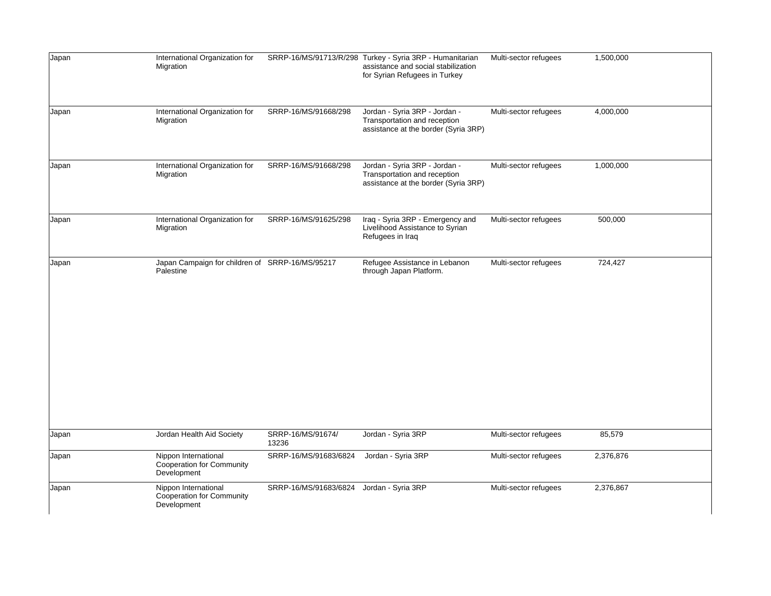| | | | | | | |
|---|---|---|---|---|---|---|
| Japan | International Organization for Migration | SRRP-16/MS/91713/R/298 | Turkey - Syria 3RP - Humanitarian assistance and social stabilization for Syrian Refugees in Turkey | Multi-sector refugees | 1,500,000 | |
| Japan | International Organization for Migration | SRRP-16/MS/91668/298 | Jordan - Syria 3RP - Jordan - Transportation and reception assistance at the border (Syria 3RP) | Multi-sector refugees | 4,000,000 | |
| Japan | International Organization for Migration | SRRP-16/MS/91668/298 | Jordan - Syria 3RP - Jordan - Transportation and reception assistance at the border (Syria 3RP) | Multi-sector refugees | 1,000,000 | |
| Japan | International Organization for Migration | SRRP-16/MS/91625/298 | Iraq - Syria 3RP - Emergency and Livelihood Assistance to Syrian Refugees in Iraq | Multi-sector refugees | 500,000 | |
| Japan | Japan Campaign for children of Palestine | SRRP-16/MS/95217 | Refugee Assistance in Lebanon through Japan Platform. | Multi-sector refugees | 724,427 | |
| Japan | Jordan Health Aid Society | SRRP-16/MS/91674/13236 | Jordan - Syria 3RP | Multi-sector refugees | 85,579 | |
| Japan | Nippon International Cooperation for Community Development | SRRP-16/MS/91683/6824 | Jordan - Syria 3RP | Multi-sector refugees | 2,376,876 | |
| Japan | Nippon International Cooperation for Community Development | SRRP-16/MS/91683/6824 | Jordan - Syria 3RP | Multi-sector refugees | 2,376,867 | |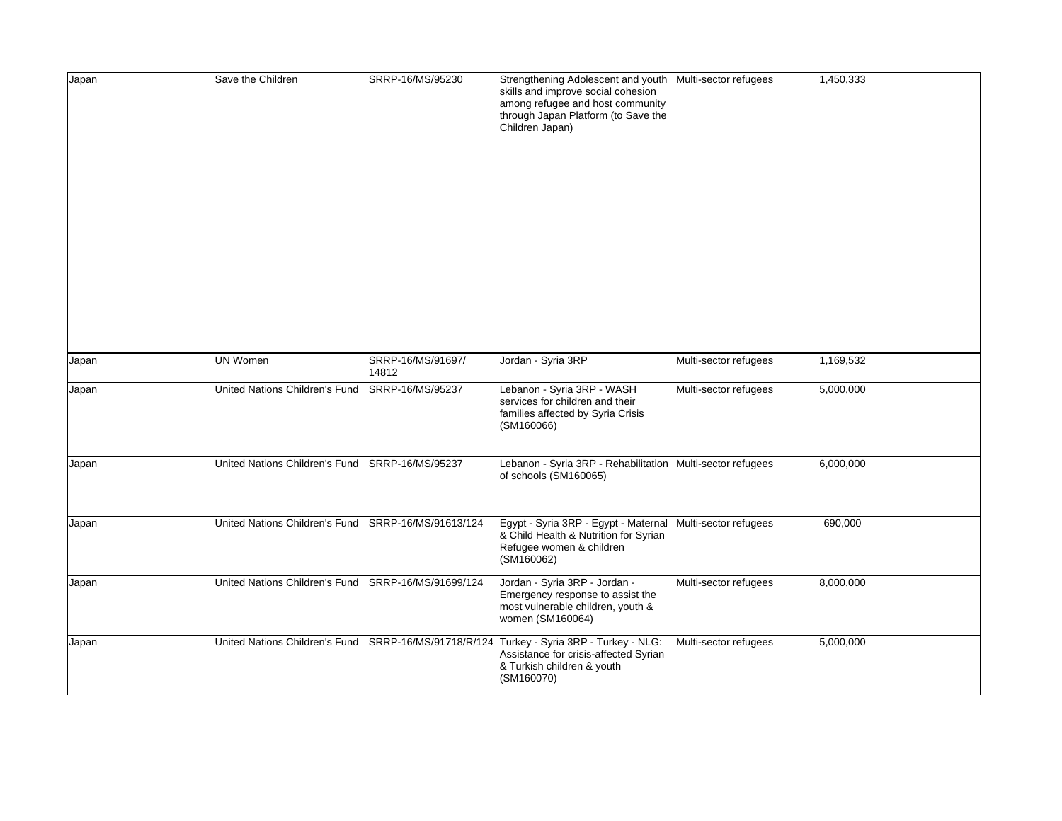| Japan | Save the Children | SRRP-16/MS/95230 | Strengthening Adolescent and youth skills and improve social cohesion among refugee and host community through Japan Platform (to Save the Children Japan) | Multi-sector refugees | 1,450,333 |
|---|---|---|---|---|---|
| Japan | UN Women | SRRP-16/MS/91697/14812 | Jordan - Syria 3RP | Multi-sector refugees | 1,169,532 |
| Japan | United Nations Children's Fund | SRRP-16/MS/95237 | Lebanon - Syria 3RP - WASH services for children and their families affected by Syria Crisis (SM160066) | Multi-sector refugees | 5,000,000 |
| Japan | United Nations Children's Fund | SRRP-16/MS/95237 | Lebanon - Syria 3RP - Rehabilitation of schools (SM160065) | Multi-sector refugees | 6,000,000 |
| Japan | United Nations Children's Fund | SRRP-16/MS/91613/124 | Egypt - Syria 3RP - Egypt - Maternal & Child Health & Nutrition for Syrian Refugee women & children (SM160062) | Multi-sector refugees | 690,000 |
| Japan | United Nations Children's Fund | SRRP-16/MS/91699/124 | Jordan - Syria 3RP - Jordan - Emergency response to assist the most vulnerable children, youth & women (SM160064) | Multi-sector refugees | 8,000,000 |
| Japan | United Nations Children's Fund | SRRP-16/MS/91718/R/124 | Turkey - Syria 3RP - Turkey - NLG: Assistance for crisis-affected Syrian & Turkish children & youth (SM160070) | Multi-sector refugees | 5,000,000 |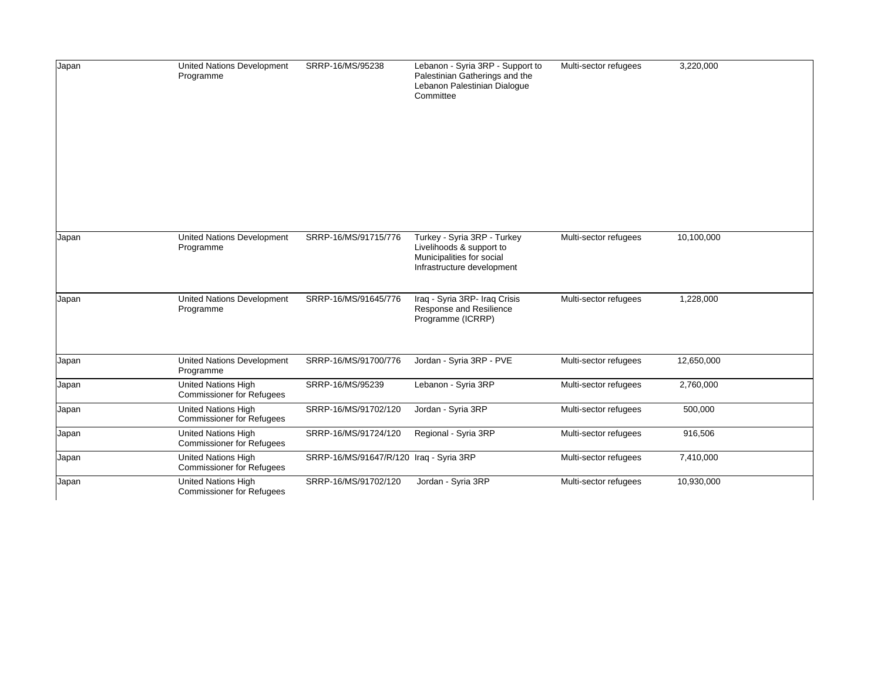| | | | | | |
|---|---|---|---|---|---|
| Japan | United Nations Development Programme | SRRP-16/MS/95238 | Lebanon - Syria 3RP - Support to Palestinian Gatherings and the Lebanon Palestinian Dialogue Committee | Multi-sector refugees | 3,220,000 |
| Japan | United Nations Development Programme | SRRP-16/MS/91715/776 | Turkey - Syria 3RP - Turkey Livelihoods & support to Municipalities for social Infrastructure development | Multi-sector refugees | 10,100,000 |
| Japan | United Nations Development Programme | SRRP-16/MS/91645/776 | Iraq - Syria 3RP- Iraq Crisis Response and Resilience Programme (ICRRP) | Multi-sector refugees | 1,228,000 |
| Japan | United Nations Development Programme | SRRP-16/MS/91700/776 | Jordan - Syria 3RP - PVE | Multi-sector refugees | 12,650,000 |
| Japan | United Nations High Commissioner for Refugees | SRRP-16/MS/95239 | Lebanon - Syria 3RP | Multi-sector refugees | 2,760,000 |
| Japan | United Nations High Commissioner for Refugees | SRRP-16/MS/91702/120 | Jordan - Syria 3RP | Multi-sector refugees | 500,000 |
| Japan | United Nations High Commissioner for Refugees | SRRP-16/MS/91724/120 | Regional - Syria 3RP | Multi-sector refugees | 916,506 |
| Japan | United Nations High Commissioner for Refugees | SRRP-16/MS/91647/R/120 | Iraq - Syria 3RP | Multi-sector refugees | 7,410,000 |
| Japan | United Nations High Commissioner for Refugees | SRRP-16/MS/91702/120 | Jordan - Syria 3RP | Multi-sector refugees | 10,930,000 |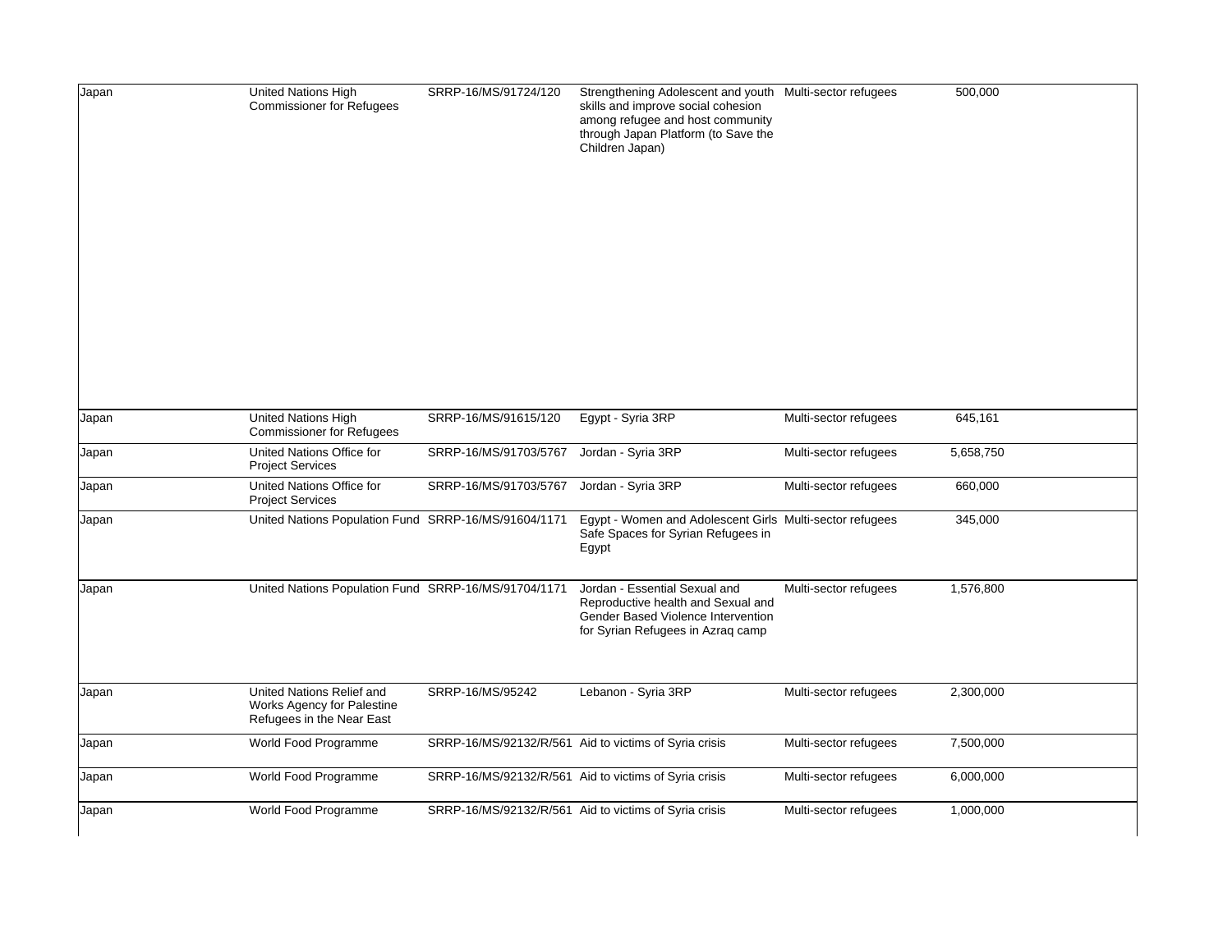| | | | | | |
|---|---|---|---|---|---|
| Japan | United Nations High Commissioner for Refugees | SRRP-16/MS/91724/120 | Strengthening Adolescent and youth skills and improve social cohesion among refugee and host community through Japan Platform (to Save the Children Japan) | Multi-sector refugees | 500,000 |
| Japan | United Nations High Commissioner for Refugees | SRRP-16/MS/91615/120 | Egypt - Syria 3RP | Multi-sector refugees | 645,161 |
| Japan | United Nations Office for Project Services | SRRP-16/MS/91703/5767 | Jordan - Syria 3RP | Multi-sector refugees | 5,658,750 |
| Japan | United Nations Office for Project Services | SRRP-16/MS/91703/5767 | Jordan - Syria 3RP | Multi-sector refugees | 660,000 |
| Japan | United Nations Population Fund | SRRP-16/MS/91604/1171 | Egypt - Women and Adolescent Girls Safe Spaces for Syrian Refugees in Egypt | Multi-sector refugees | 345,000 |
| Japan | United Nations Population Fund | SRRP-16/MS/91704/1171 | Jordan - Essential Sexual and Reproductive health and Sexual and Gender Based Violence Intervention for Syrian Refugees in Azraq camp | Multi-sector refugees | 1,576,800 |
| Japan | United Nations Relief and Works Agency for Palestine Refugees in the Near East | SRRP-16/MS/95242 | Lebanon - Syria 3RP | Multi-sector refugees | 2,300,000 |
| Japan | World Food Programme | SRRP-16/MS/92132/R/561 | Aid to victims of Syria crisis | Multi-sector refugees | 7,500,000 |
| Japan | World Food Programme | SRRP-16/MS/92132/R/561 | Aid to victims of Syria crisis | Multi-sector refugees | 6,000,000 |
| Japan | World Food Programme | SRRP-16/MS/92132/R/561 | Aid to victims of Syria crisis | Multi-sector refugees | 1,000,000 |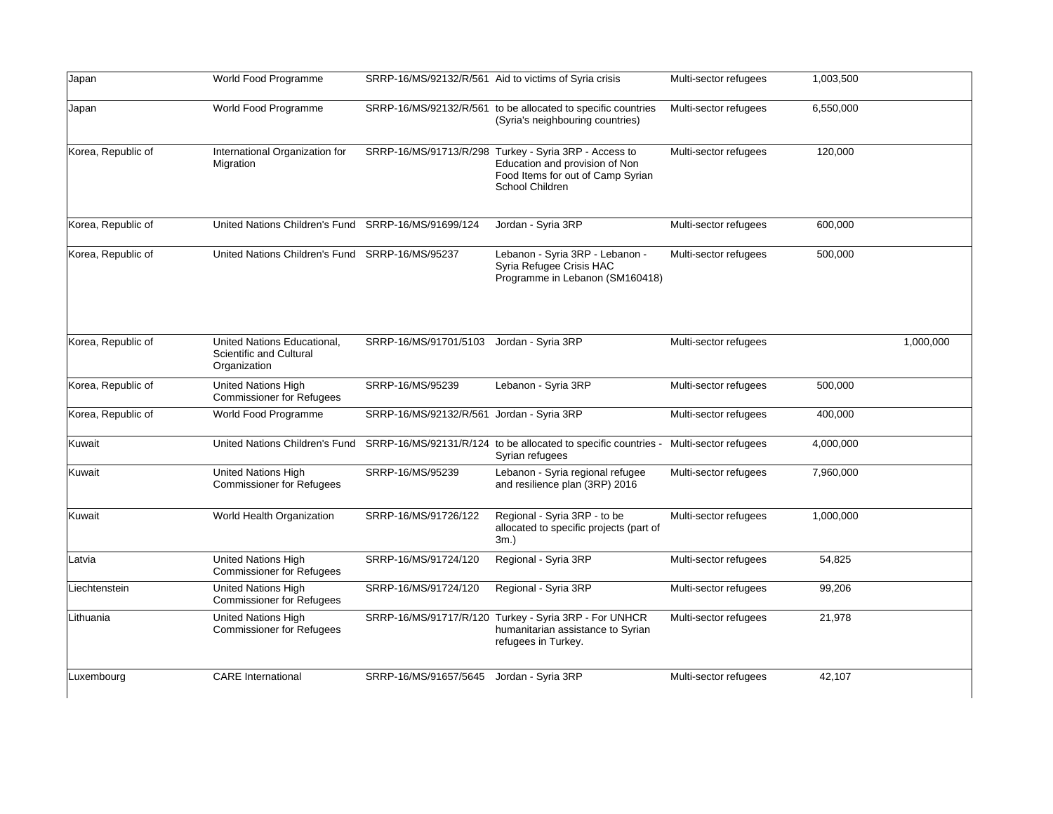| | | | | | | |
|---|---|---|---|---|---|---|
| Japan | World Food Programme | SRRP-16/MS/92132/R/561 | Aid to victims of Syria crisis | Multi-sector refugees | 1,003,500 | |
| Japan | World Food Programme | SRRP-16/MS/92132/R/561 | to be allocated to specific countries (Syria's neighbouring countries) | Multi-sector refugees | 6,550,000 | |
| Korea, Republic of | International Organization for Migration | SRRP-16/MS/91713/R/298 | Turkey - Syria 3RP - Access to Education and provision of Non Food Items for out of Camp Syrian School Children | Multi-sector refugees | 120,000 | |
| Korea, Republic of | United Nations Children's Fund | SRRP-16/MS/91699/124 | Jordan - Syria 3RP | Multi-sector refugees | 600,000 | |
| Korea, Republic of | United Nations Children's Fund | SRRP-16/MS/95237 | Lebanon - Syria 3RP - Lebanon - Syria Refugee Crisis HAC Programme in Lebanon (SM160418) | Multi-sector refugees | 500,000 | |
| Korea, Republic of | United Nations Educational, Scientific and Cultural Organization | SRRP-16/MS/91701/5103 | Jordan - Syria 3RP | Multi-sector refugees | | 1,000,000 |
| Korea, Republic of | United Nations High Commissioner for Refugees | SRRP-16/MS/95239 | Lebanon - Syria 3RP | Multi-sector refugees | 500,000 | |
| Korea, Republic of | World Food Programme | SRRP-16/MS/92132/R/561 | Jordan - Syria 3RP | Multi-sector refugees | 400,000 | |
| Kuwait | United Nations Children's Fund | SRRP-16/MS/92131/R/124 | to be allocated to specific countries - Syrian refugees | Multi-sector refugees | 4,000,000 | |
| Kuwait | United Nations High Commissioner for Refugees | SRRP-16/MS/95239 | Lebanon - Syria regional refugee and resilience plan (3RP) 2016 | Multi-sector refugees | 7,960,000 | |
| Kuwait | World Health Organization | SRRP-16/MS/91726/122 | Regional - Syria 3RP - to be allocated to specific projects (part of 3m.) | Multi-sector refugees | 1,000,000 | |
| Latvia | United Nations High Commissioner for Refugees | SRRP-16/MS/91724/120 | Regional - Syria 3RP | Multi-sector refugees | 54,825 | |
| Liechtenstein | United Nations High Commissioner for Refugees | SRRP-16/MS/91724/120 | Regional - Syria 3RP | Multi-sector refugees | 99,206 | |
| Lithuania | United Nations High Commissioner for Refugees | SRRP-16/MS/91717/R/120 | Turkey - Syria 3RP - For UNHCR humanitarian assistance to Syrian refugees in Turkey. | Multi-sector refugees | 21,978 | |
| Luxembourg | CARE International | SRRP-16/MS/91657/5645 | Jordan - Syria 3RP | Multi-sector refugees | 42,107 | |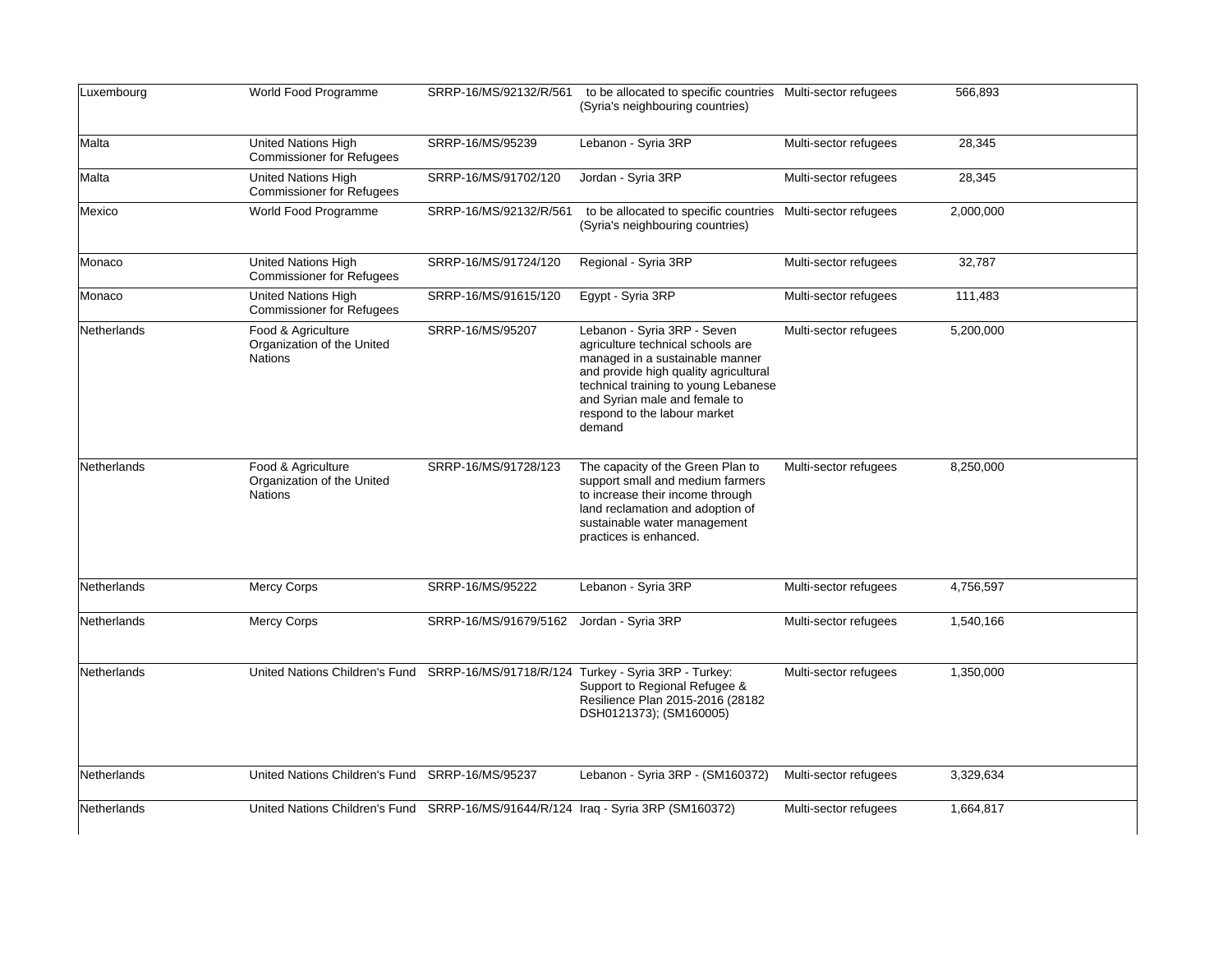| | | | | | |
|---|---|---|---|---|---|
| Luxembourg | World Food Programme | SRRP-16/MS/92132/R/561 | to be allocated to specific countries (Syria's neighbouring countries) | Multi-sector refugees | 566,893 |
| Malta | United Nations High Commissioner for Refugees | SRRP-16/MS/95239 | Lebanon - Syria 3RP | Multi-sector refugees | 28,345 |
| Malta | United Nations High Commissioner for Refugees | SRRP-16/MS/91702/120 | Jordan - Syria 3RP | Multi-sector refugees | 28,345 |
| Mexico | World Food Programme | SRRP-16/MS/92132/R/561 | to be allocated to specific countries (Syria's neighbouring countries) | Multi-sector refugees | 2,000,000 |
| Monaco | United Nations High Commissioner for Refugees | SRRP-16/MS/91724/120 | Regional - Syria 3RP | Multi-sector refugees | 32,787 |
| Monaco | United Nations High Commissioner for Refugees | SRRP-16/MS/91615/120 | Egypt - Syria 3RP | Multi-sector refugees | 111,483 |
| Netherlands | Food & Agriculture Organization of the United Nations | SRRP-16/MS/95207 | Lebanon - Syria 3RP - Seven agriculture technical schools are managed in a sustainable manner and provide high quality agricultural technical training to young Lebanese and Syrian male and female to respond to the labour market demand | Multi-sector refugees | 5,200,000 |
| Netherlands | Food & Agriculture Organization of the United Nations | SRRP-16/MS/91728/123 | The capacity of the Green Plan to support small and medium farmers to increase their income through land reclamation and adoption of sustainable water management practices is enhanced. | Multi-sector refugees | 8,250,000 |
| Netherlands | Mercy Corps | SRRP-16/MS/95222 | Lebanon - Syria 3RP | Multi-sector refugees | 4,756,597 |
| Netherlands | Mercy Corps | SRRP-16/MS/91679/5162 | Jordan - Syria 3RP | Multi-sector refugees | 1,540,166 |
| Netherlands | United Nations Children's Fund | SRRP-16/MS/91718/R/124 | Turkey - Syria 3RP - Turkey: Support to Regional Refugee & Resilience Plan 2015-2016 (28182 DSH0121373); (SM160005) | Multi-sector refugees | 1,350,000 |
| Netherlands | United Nations Children's Fund | SRRP-16/MS/95237 | Lebanon - Syria 3RP - (SM160372) | Multi-sector refugees | 3,329,634 |
| Netherlands | United Nations Children's Fund | SRRP-16/MS/91644/R/124 | Iraq - Syria 3RP (SM160372) | Multi-sector refugees | 1,664,817 |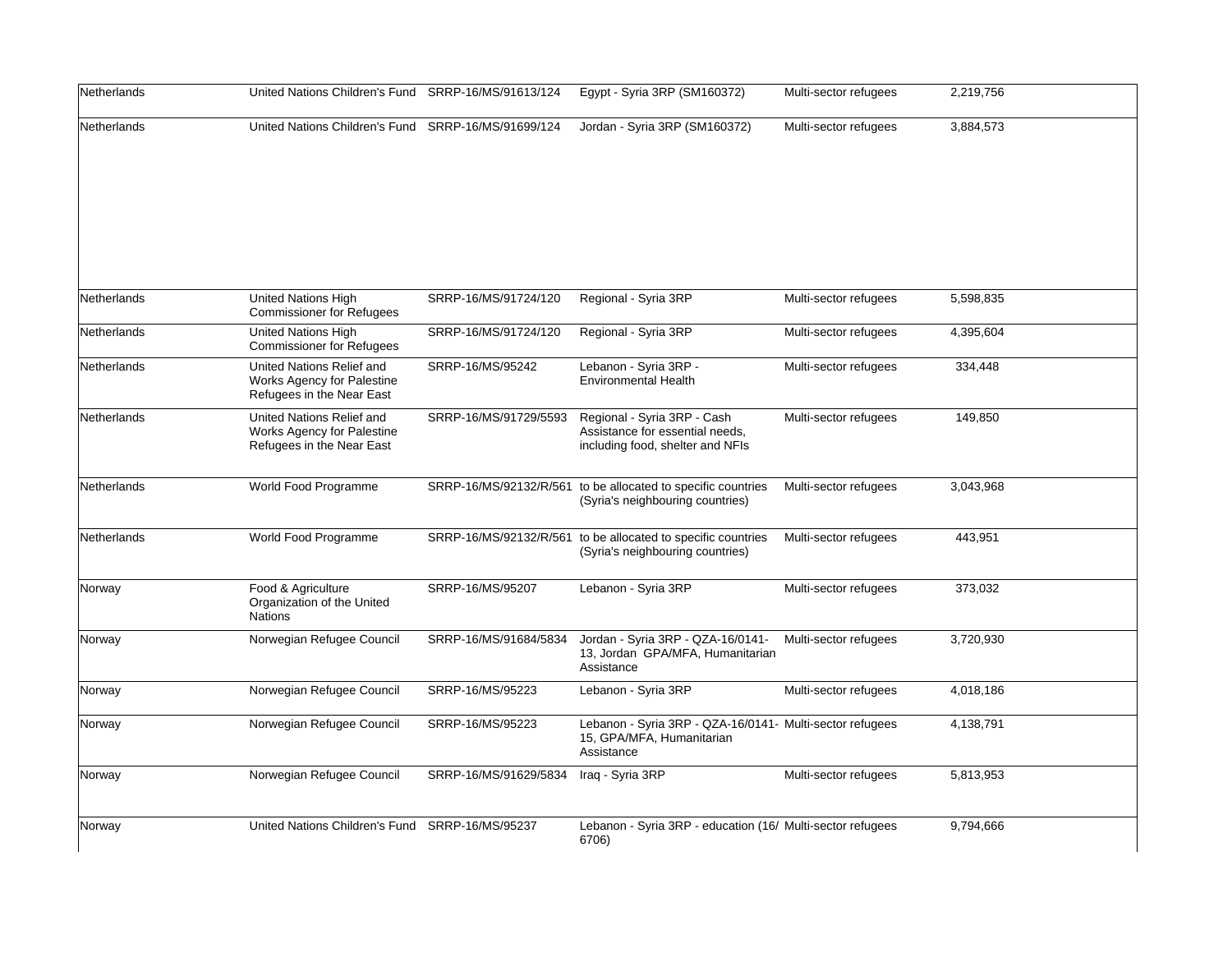| Netherlands | United Nations Children's Fund | SRRP-16/MS/91613/124 | Egypt - Syria 3RP (SM160372) | Multi-sector refugees | 2,219,756 |
|---|---|---|---|---|---|
| Netherlands | United Nations Children's Fund | SRRP-16/MS/91699/124 | Jordan - Syria 3RP (SM160372) | Multi-sector refugees | 3,884,573 |
| Netherlands | United Nations High Commissioner for Refugees | SRRP-16/MS/91724/120 | Regional - Syria 3RP | Multi-sector refugees | 5,598,835 |
| Netherlands | United Nations High Commissioner for Refugees | SRRP-16/MS/91724/120 | Regional - Syria 3RP | Multi-sector refugees | 4,395,604 |
| Netherlands | United Nations Relief and Works Agency for Palestine Refugees in the Near East | SRRP-16/MS/95242 | Lebanon - Syria 3RP - Environmental Health | Multi-sector refugees | 334,448 |
| Netherlands | United Nations Relief and Works Agency for Palestine Refugees in the Near East | SRRP-16/MS/91729/5593 | Regional - Syria 3RP - Cash Assistance for essential needs, including food, shelter and NFIs | Multi-sector refugees | 149,850 |
| Netherlands | World Food Programme | SRRP-16/MS/92132/R/561 | to be allocated to specific countries (Syria's neighbouring countries) | Multi-sector refugees | 3,043,968 |
| Netherlands | World Food Programme | SRRP-16/MS/92132/R/561 | to be allocated to specific countries (Syria's neighbouring countries) | Multi-sector refugees | 443,951 |
| Norway | Food & Agriculture Organization of the United Nations | SRRP-16/MS/95207 | Lebanon - Syria 3RP | Multi-sector refugees | 373,032 |
| Norway | Norwegian Refugee Council | SRRP-16/MS/91684/5834 | Jordan - Syria 3RP - QZA-16/0141-13, Jordan GPA/MFA, Humanitarian Assistance | Multi-sector refugees | 3,720,930 |
| Norway | Norwegian Refugee Council | SRRP-16/MS/95223 | Lebanon - Syria 3RP | Multi-sector refugees | 4,018,186 |
| Norway | Norwegian Refugee Council | SRRP-16/MS/95223 | Lebanon - Syria 3RP - QZA-16/0141-15, GPA/MFA, Humanitarian Assistance | Multi-sector refugees | 4,138,791 |
| Norway | Norwegian Refugee Council | SRRP-16/MS/91629/5834 | Iraq - Syria 3RP | Multi-sector refugees | 5,813,953 |
| Norway | United Nations Children's Fund | SRRP-16/MS/95237 | Lebanon - Syria 3RP - education (16/6706) | Multi-sector refugees | 9,794,666 |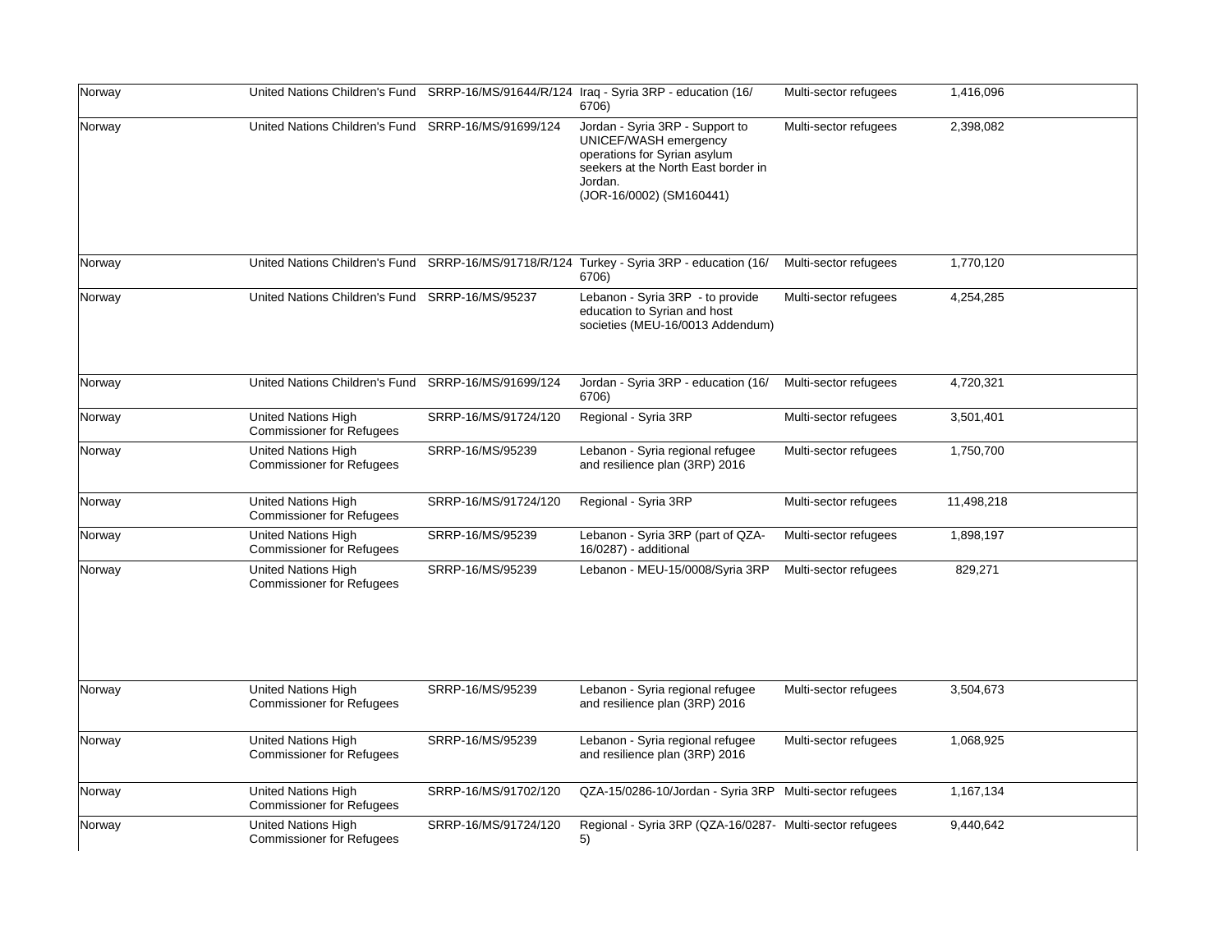| | | | | | | |
|---|---|---|---|---|---|---|
| Norway | United Nations Children's Fund | SRRP-16/MS/91644/R/124 | Iraq - Syria 3RP - education (16/ 6706) | Multi-sector refugees | 1,416,096 | |
| Norway | United Nations Children's Fund | SRRP-16/MS/91699/124 | Jordan - Syria 3RP - Support to UNICEF/WASH emergency operations for Syrian asylum seekers at the North East border in Jordan. (JOR-16/0002) (SM160441) | Multi-sector refugees | 2,398,082 | |
| Norway | United Nations Children's Fund | SRRP-16/MS/91718/R/124 | Turkey - Syria 3RP - education (16/ 6706) | Multi-sector refugees | 1,770,120 | |
| Norway | United Nations Children's Fund | SRRP-16/MS/95237 | Lebanon - Syria 3RP - to provide education to Syrian and host societies (MEU-16/0013 Addendum) | Multi-sector refugees | 4,254,285 | |
| Norway | United Nations Children's Fund | SRRP-16/MS/91699/124 | Jordan - Syria 3RP - education (16/ 6706) | Multi-sector refugees | 4,720,321 | |
| Norway | United Nations High Commissioner for Refugees | SRRP-16/MS/91724/120 | Regional - Syria 3RP | Multi-sector refugees | 3,501,401 | |
| Norway | United Nations High Commissioner for Refugees | SRRP-16/MS/95239 | Lebanon - Syria regional refugee and resilience plan (3RP) 2016 | Multi-sector refugees | 1,750,700 | |
| Norway | United Nations High Commissioner for Refugees | SRRP-16/MS/91724/120 | Regional - Syria 3RP | Multi-sector refugees | 11,498,218 | |
| Norway | United Nations High Commissioner for Refugees | SRRP-16/MS/95239 | Lebanon - Syria 3RP (part of QZA-16/0287) - additional | Multi-sector refugees | 1,898,197 | |
| Norway | United Nations High Commissioner for Refugees | SRRP-16/MS/95239 | Lebanon - MEU-15/0008/Syria 3RP | Multi-sector refugees | 829,271 | |
| Norway | United Nations High Commissioner for Refugees | SRRP-16/MS/95239 | Lebanon - Syria regional refugee and resilience plan (3RP) 2016 | Multi-sector refugees | 3,504,673 | |
| Norway | United Nations High Commissioner for Refugees | SRRP-16/MS/95239 | Lebanon - Syria regional refugee and resilience plan (3RP) 2016 | Multi-sector refugees | 1,068,925 | |
| Norway | United Nations High Commissioner for Refugees | SRRP-16/MS/91702/120 | QZA-15/0286-10/Jordan - Syria 3RP | Multi-sector refugees | 1,167,134 | |
| Norway | United Nations High Commissioner for Refugees | SRRP-16/MS/91724/120 | Regional - Syria 3RP (QZA-16/0287-5) | Multi-sector refugees | 9,440,642 | |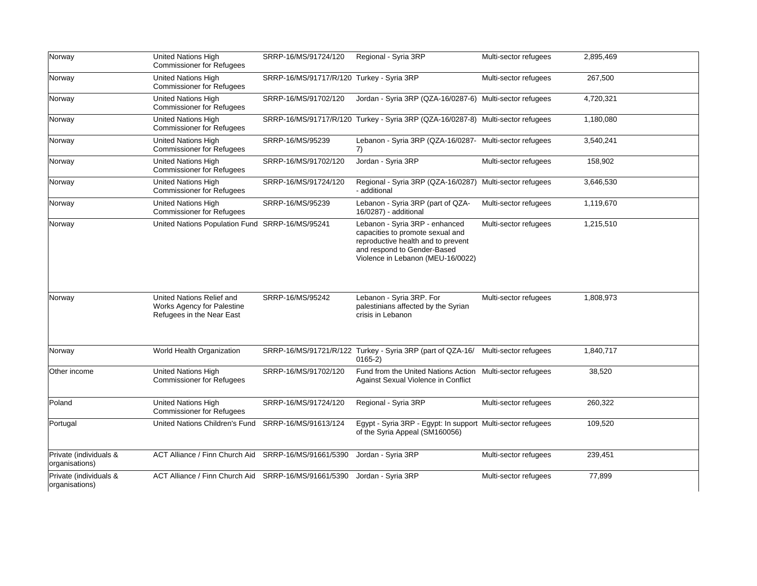| | | | | | |
|---|---|---|---|---|---|
| Norway | United Nations High Commissioner for Refugees | SRRP-16/MS/91724/120 | Regional - Syria 3RP | Multi-sector refugees | 2,895,469 |
| Norway | United Nations High Commissioner for Refugees | SRRP-16/MS/91717/R/120 | Turkey - Syria 3RP | Multi-sector refugees | 267,500 |
| Norway | United Nations High Commissioner for Refugees | SRRP-16/MS/91702/120 | Jordan - Syria 3RP (QZA-16/0287-6) | Multi-sector refugees | 4,720,321 |
| Norway | United Nations High Commissioner for Refugees | SRRP-16/MS/91717/R/120 | Turkey - Syria 3RP (QZA-16/0287-8) | Multi-sector refugees | 1,180,080 |
| Norway | United Nations High Commissioner for Refugees | SRRP-16/MS/95239 | Lebanon - Syria 3RP (QZA-16/0287-7) | Multi-sector refugees | 3,540,241 |
| Norway | United Nations High Commissioner for Refugees | SRRP-16/MS/91702/120 | Jordan - Syria 3RP | Multi-sector refugees | 158,902 |
| Norway | United Nations High Commissioner for Refugees | SRRP-16/MS/91724/120 | Regional - Syria 3RP (QZA-16/0287) - additional | Multi-sector refugees | 3,646,530 |
| Norway | United Nations High Commissioner for Refugees | SRRP-16/MS/95239 | Lebanon - Syria 3RP (part of QZA-16/0287) - additional | Multi-sector refugees | 1,119,670 |
| Norway | United Nations Population Fund | SRRP-16/MS/95241 | Lebanon - Syria 3RP - enhanced capacities to promote sexual and reproductive health and to prevent and respond to Gender-Based Violence in Lebanon (MEU-16/0022) | Multi-sector refugees | 1,215,510 |
| Norway | United Nations Relief and Works Agency for Palestine Refugees in the Near East | SRRP-16/MS/95242 | Lebanon - Syria 3RP. For palestinians affected by the Syrian crisis in Lebanon | Multi-sector refugees | 1,808,973 |
| Norway | World Health Organization | SRRP-16/MS/91721/R/122 | Turkey - Syria 3RP (part of QZA-16/0165-2) | Multi-sector refugees | 1,840,717 |
| Other income | United Nations High Commissioner for Refugees | SRRP-16/MS/91702/120 | Fund from the United Nations Action Against Sexual Violence in Conflict | Multi-sector refugees | 38,520 |
| Poland | United Nations High Commissioner for Refugees | SRRP-16/MS/91724/120 | Regional - Syria 3RP | Multi-sector refugees | 260,322 |
| Portugal | United Nations Children's Fund | SRRP-16/MS/91613/124 | Egypt - Syria 3RP - Egypt: In support of the Syria Appeal (SM160056) | Multi-sector refugees | 109,520 |
| Private (individuals & organisations) | ACT Alliance / Finn Church Aid | SRRP-16/MS/91661/5390 | Jordan - Syria 3RP | Multi-sector refugees | 239,451 |
| Private (individuals & organisations) | ACT Alliance / Finn Church Aid | SRRP-16/MS/91661/5390 | Jordan - Syria 3RP | Multi-sector refugees | 77,899 |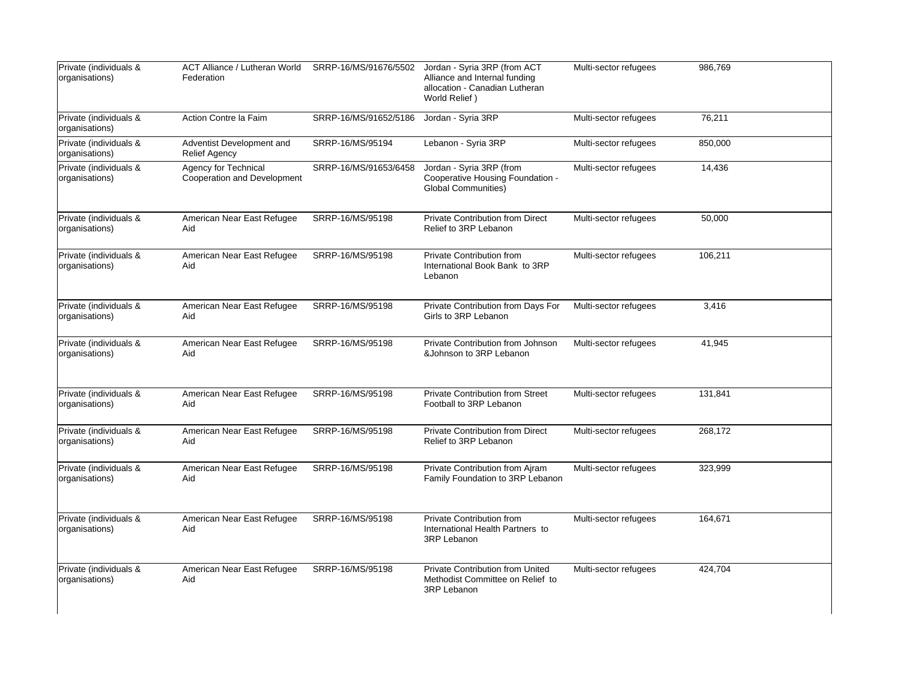| Private (individuals & organisations) | ACT Alliance / Lutheran World Federation | SRRP-16/MS/91676/5502 | Jordan - Syria 3RP (from ACT Alliance and Internal funding allocation - Canadian Lutheran World Relief ) | Multi-sector refugees | 986,769 | |
|---|---|---|---|---|---|---|
| Private (individuals & organisations) | Action Contre la Faim | SRRP-16/MS/91652/5186 | Jordan - Syria 3RP | Multi-sector refugees | 76,211 | |
| Private (individuals & organisations) | Adventist Development and Relief Agency | SRRP-16/MS/95194 | Lebanon - Syria 3RP | Multi-sector refugees | 850,000 | |
| Private (individuals & organisations) | Agency for Technical Cooperation and Development | SRRP-16/MS/91653/6458 | Jordan - Syria 3RP (from Cooperative Housing Foundation - Global Communities) | Multi-sector refugees | 14,436 | |
| Private (individuals & organisations) | American Near East Refugee Aid | SRRP-16/MS/95198 | Private Contribution from Direct Relief to 3RP Lebanon | Multi-sector refugees | 50,000 | |
| Private (individuals & organisations) | American Near East Refugee Aid | SRRP-16/MS/95198 | Private Contribution from International Book Bank to 3RP Lebanon | Multi-sector refugees | 106,211 | |
| Private (individuals & organisations) | American Near East Refugee Aid | SRRP-16/MS/95198 | Private Contribution from Days For Girls to 3RP Lebanon | Multi-sector refugees | 3,416 | |
| Private (individuals & organisations) | American Near East Refugee Aid | SRRP-16/MS/95198 | Private Contribution from Johnson &Johnson to 3RP Lebanon | Multi-sector refugees | 41,945 | |
| Private (individuals & organisations) | American Near East Refugee Aid | SRRP-16/MS/95198 | Private Contribution from Street Football to 3RP Lebanon | Multi-sector refugees | 131,841 | |
| Private (individuals & organisations) | American Near East Refugee Aid | SRRP-16/MS/95198 | Private Contribution from Direct Relief to 3RP Lebanon | Multi-sector refugees | 268,172 | |
| Private (individuals & organisations) | American Near East Refugee Aid | SRRP-16/MS/95198 | Private Contribution from Ajram Family Foundation to 3RP Lebanon | Multi-sector refugees | 323,999 | |
| Private (individuals & organisations) | American Near East Refugee Aid | SRRP-16/MS/95198 | Private Contribution from International Health Partners to 3RP Lebanon | Multi-sector refugees | 164,671 | |
| Private (individuals & organisations) | American Near East Refugee Aid | SRRP-16/MS/95198 | Private Contribution from United Methodist Committee on Relief to 3RP Lebanon | Multi-sector refugees | 424,704 | |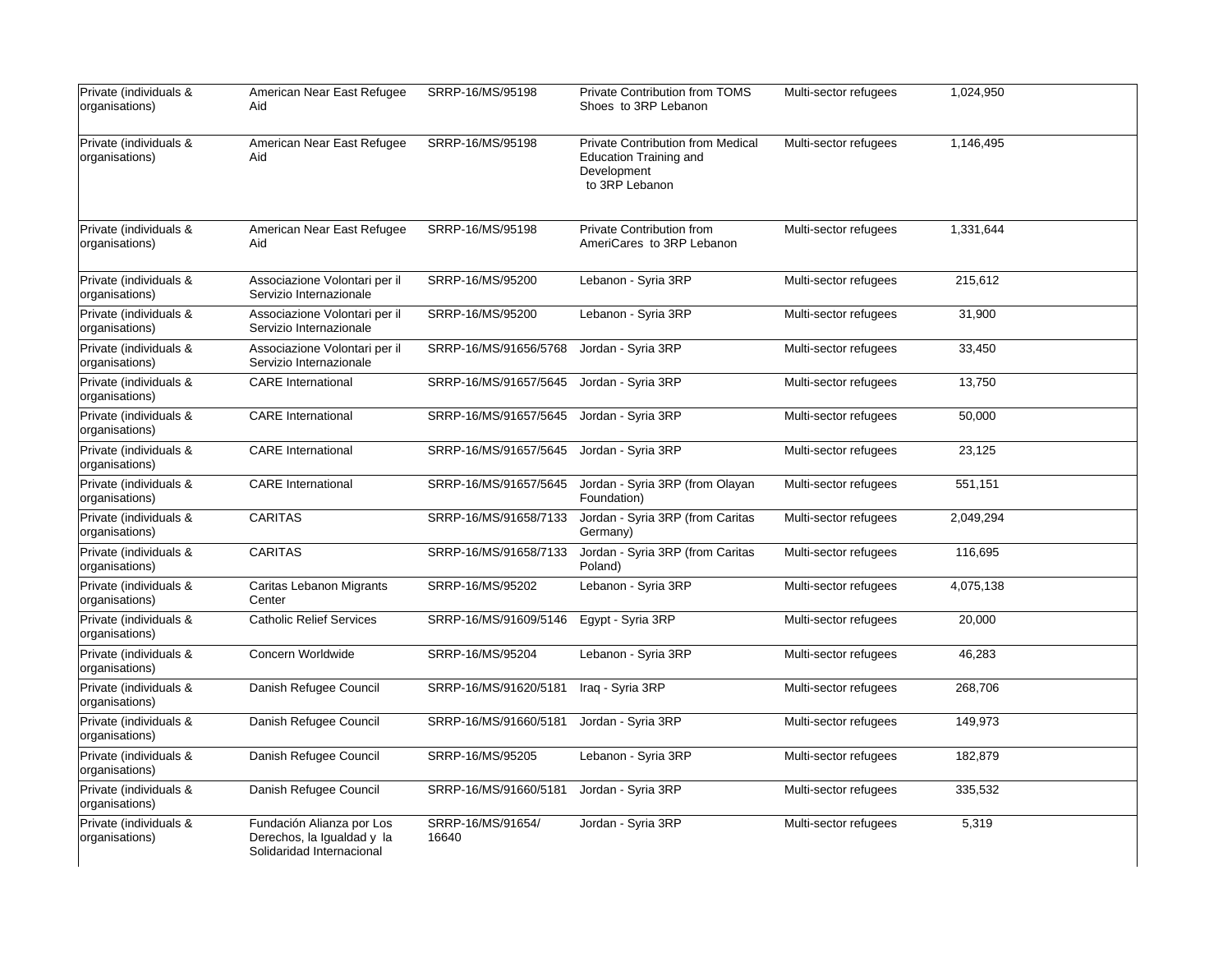| | | | | | |
|---|---|---|---|---|---|
| Private (individuals & organisations) | American Near East Refugee Aid | SRRP-16/MS/95198 | Private Contribution from TOMS Shoes to 3RP Lebanon | Multi-sector refugees | 1,024,950 |
| Private (individuals & organisations) | American Near East Refugee Aid | SRRP-16/MS/95198 | Private Contribution from Medical Education Training and Development to 3RP Lebanon | Multi-sector refugees | 1,146,495 |
| Private (individuals & organisations) | American Near East Refugee Aid | SRRP-16/MS/95198 | Private Contribution from AmeriCares to 3RP Lebanon | Multi-sector refugees | 1,331,644 |
| Private (individuals & organisations) | Associazione Volontari per il Servizio Internazionale | SRRP-16/MS/95200 | Lebanon - Syria 3RP | Multi-sector refugees | 215,612 |
| Private (individuals & organisations) | Associazione Volontari per il Servizio Internazionale | SRRP-16/MS/95200 | Lebanon - Syria 3RP | Multi-sector refugees | 31,900 |
| Private (individuals & organisations) | Associazione Volontari per il Servizio Internazionale | SRRP-16/MS/91656/5768 | Jordan - Syria 3RP | Multi-sector refugees | 33,450 |
| Private (individuals & organisations) | CARE International | SRRP-16/MS/91657/5645 | Jordan - Syria 3RP | Multi-sector refugees | 13,750 |
| Private (individuals & organisations) | CARE International | SRRP-16/MS/91657/5645 | Jordan - Syria 3RP | Multi-sector refugees | 50,000 |
| Private (individuals & organisations) | CARE International | SRRP-16/MS/91657/5645 | Jordan - Syria 3RP | Multi-sector refugees | 23,125 |
| Private (individuals & organisations) | CARE International | SRRP-16/MS/91657/5645 | Jordan - Syria 3RP (from Olayan Foundation) | Multi-sector refugees | 551,151 |
| Private (individuals & organisations) | CARITAS | SRRP-16/MS/91658/7133 | Jordan - Syria 3RP (from Caritas Germany) | Multi-sector refugees | 2,049,294 |
| Private (individuals & organisations) | CARITAS | SRRP-16/MS/91658/7133 | Jordan - Syria 3RP (from Caritas Poland) | Multi-sector refugees | 116,695 |
| Private (individuals & organisations) | Caritas Lebanon Migrants Center | SRRP-16/MS/95202 | Lebanon - Syria 3RP | Multi-sector refugees | 4,075,138 |
| Private (individuals & organisations) | Catholic Relief Services | SRRP-16/MS/91609/5146 | Egypt - Syria 3RP | Multi-sector refugees | 20,000 |
| Private (individuals & organisations) | Concern Worldwide | SRRP-16/MS/95204 | Lebanon - Syria 3RP | Multi-sector refugees | 46,283 |
| Private (individuals & organisations) | Danish Refugee Council | SRRP-16/MS/91620/5181 | Iraq - Syria 3RP | Multi-sector refugees | 268,706 |
| Private (individuals & organisations) | Danish Refugee Council | SRRP-16/MS/91660/5181 | Jordan - Syria 3RP | Multi-sector refugees | 149,973 |
| Private (individuals & organisations) | Danish Refugee Council | SRRP-16/MS/95205 | Lebanon - Syria 3RP | Multi-sector refugees | 182,879 |
| Private (individuals & organisations) | Danish Refugee Council | SRRP-16/MS/91660/5181 | Jordan - Syria 3RP | Multi-sector refugees | 335,532 |
| Private (individuals & organisations) | Fundación Alianza por Los Derechos, la Igualdad y la Solidaridad Internacional | SRRP-16/MS/91654/16640 | Jordan - Syria 3RP | Multi-sector refugees | 5,319 |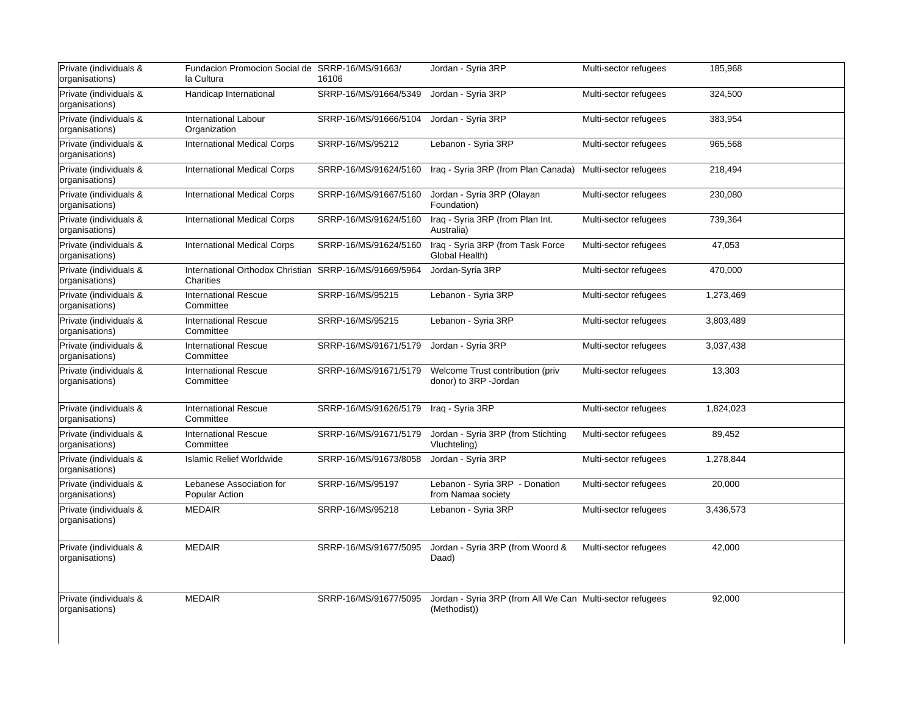| | | | | | | |
|---|---|---|---|---|---|---|
| Private (individuals & organisations) | Fundacion Promocion Social de la Cultura | SRRP-16/MS/91663/16106 | Jordan - Syria 3RP | Multi-sector refugees | 185,968 | |
| Private (individuals & organisations) | Handicap International | SRRP-16/MS/91664/5349 | Jordan - Syria 3RP | Multi-sector refugees | 324,500 | |
| Private (individuals & organisations) | International Labour Organization | SRRP-16/MS/91666/5104 | Jordan - Syria 3RP | Multi-sector refugees | 383,954 | |
| Private (individuals & organisations) | International Medical Corps | SRRP-16/MS/95212 | Lebanon - Syria 3RP | Multi-sector refugees | 965,568 | |
| Private (individuals & organisations) | International Medical Corps | SRRP-16/MS/91624/5160 | Iraq - Syria 3RP (from Plan Canada) | Multi-sector refugees | 218,494 | |
| Private (individuals & organisations) | International Medical Corps | SRRP-16/MS/91667/5160 | Jordan - Syria 3RP (Olayan Foundation) | Multi-sector refugees | 230,080 | |
| Private (individuals & organisations) | International Medical Corps | SRRP-16/MS/91624/5160 | Iraq - Syria 3RP (from Plan Int. Australia) | Multi-sector refugees | 739,364 | |
| Private (individuals & organisations) | International Medical Corps | SRRP-16/MS/91624/5160 | Iraq - Syria 3RP (from Task Force Global Health) | Multi-sector refugees | 47,053 | |
| Private (individuals & organisations) | International Orthodox Christian Charities | SRRP-16/MS/91669/5964 | Jordan-Syria 3RP | Multi-sector refugees | 470,000 | |
| Private (individuals & organisations) | International Rescue Committee | SRRP-16/MS/95215 | Lebanon - Syria 3RP | Multi-sector refugees | 1,273,469 | |
| Private (individuals & organisations) | International Rescue Committee | SRRP-16/MS/95215 | Lebanon - Syria 3RP | Multi-sector refugees | 3,803,489 | |
| Private (individuals & organisations) | International Rescue Committee | SRRP-16/MS/91671/5179 | Jordan - Syria 3RP | Multi-sector refugees | 3,037,438 | |
| Private (individuals & organisations) | International Rescue Committee | SRRP-16/MS/91671/5179 | Welcome Trust contribution (priv donor) to 3RP -Jordan | Multi-sector refugees | 13,303 | |
| Private (individuals & organisations) | International Rescue Committee | SRRP-16/MS/91626/5179 | Iraq - Syria 3RP | Multi-sector refugees | 1,824,023 | |
| Private (individuals & organisations) | International Rescue Committee | SRRP-16/MS/91671/5179 | Jordan - Syria 3RP (from Stichting Vluchteling) | Multi-sector refugees | 89,452 | |
| Private (individuals & organisations) | Islamic Relief Worldwide | SRRP-16/MS/91673/8058 | Jordan - Syria 3RP | Multi-sector refugees | 1,278,844 | |
| Private (individuals & organisations) | Lebanese Association for Popular Action | SRRP-16/MS/95197 | Lebanon - Syria 3RP - Donation from Namaa society | Multi-sector refugees | 20,000 | |
| Private (individuals & organisations) | MEDAIR | SRRP-16/MS/95218 | Lebanon - Syria 3RP | Multi-sector refugees | 3,436,573 | |
| Private (individuals & organisations) | MEDAIR | SRRP-16/MS/91677/5095 | Jordan - Syria 3RP (from Woord & Daad) | Multi-sector refugees | 42,000 | |
| Private (individuals & organisations) | MEDAIR | SRRP-16/MS/91677/5095 | Jordan - Syria 3RP (from All We Can (Methodist)) | Multi-sector refugees | 92,000 | |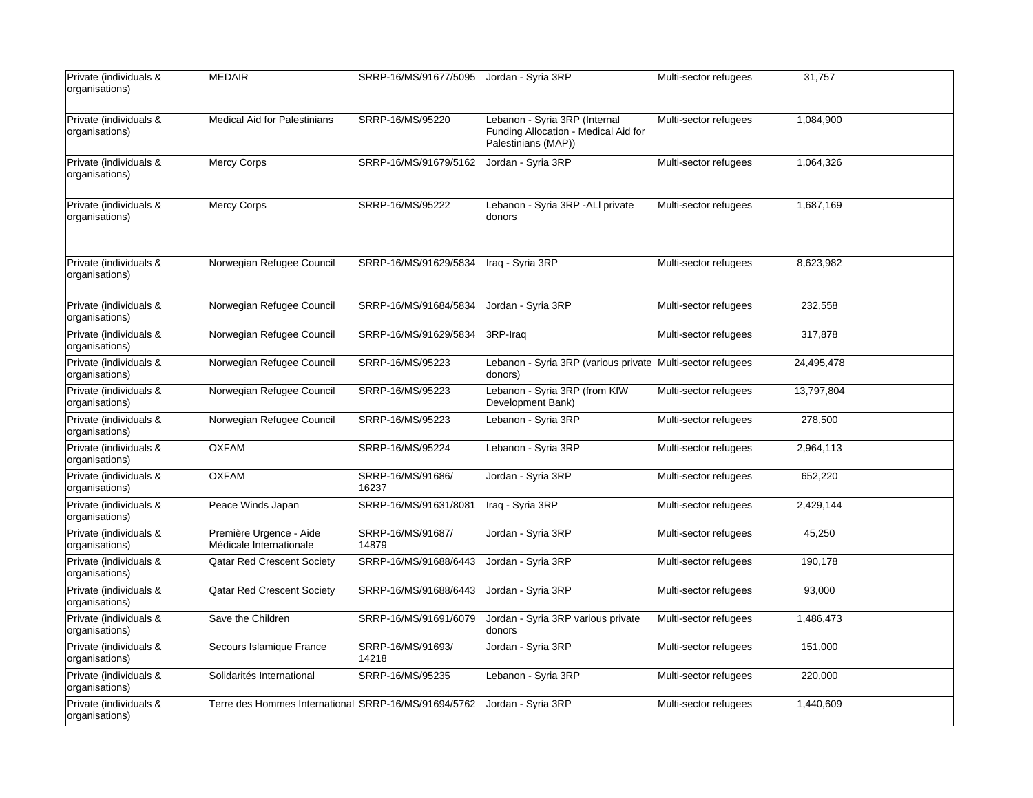| | | | | | |
|---|---|---|---|---|---|
| Private (individuals & organisations) | MEDAIR | SRRP-16/MS/91677/5095 | Jordan - Syria 3RP | Multi-sector refugees | 31,757 |
| Private (individuals & organisations) | Medical Aid for Palestinians | SRRP-16/MS/95220 | Lebanon - Syria 3RP (Internal Funding Allocation - Medical Aid for Palestinians (MAP)) | Multi-sector refugees | 1,084,900 |
| Private (individuals & organisations) | Mercy Corps | SRRP-16/MS/91679/5162 | Jordan - Syria 3RP | Multi-sector refugees | 1,064,326 |
| Private (individuals & organisations) | Mercy Corps | SRRP-16/MS/95222 | Lebanon - Syria 3RP -ALl private donors | Multi-sector refugees | 1,687,169 |
| Private (individuals & organisations) | Norwegian Refugee Council | SRRP-16/MS/91629/5834 | Iraq - Syria 3RP | Multi-sector refugees | 8,623,982 |
| Private (individuals & organisations) | Norwegian Refugee Council | SRRP-16/MS/91684/5834 | Jordan - Syria 3RP | Multi-sector refugees | 232,558 |
| Private (individuals & organisations) | Norwegian Refugee Council | SRRP-16/MS/91629/5834 | 3RP-Iraq | Multi-sector refugees | 317,878 |
| Private (individuals & organisations) | Norwegian Refugee Council | SRRP-16/MS/95223 | Lebanon - Syria 3RP (various private donors) | Multi-sector refugees | 24,495,478 |
| Private (individuals & organisations) | Norwegian Refugee Council | SRRP-16/MS/95223 | Lebanon - Syria 3RP (from KfW Development Bank) | Multi-sector refugees | 13,797,804 |
| Private (individuals & organisations) | Norwegian Refugee Council | SRRP-16/MS/95223 | Lebanon - Syria 3RP | Multi-sector refugees | 278,500 |
| Private (individuals & organisations) | OXFAM | SRRP-16/MS/95224 | Lebanon - Syria 3RP | Multi-sector refugees | 2,964,113 |
| Private (individuals & organisations) | OXFAM | SRRP-16/MS/91686/16237 | Jordan - Syria 3RP | Multi-sector refugees | 652,220 |
| Private (individuals & organisations) | Peace Winds Japan | SRRP-16/MS/91631/8081 | Iraq - Syria 3RP | Multi-sector refugees | 2,429,144 |
| Private (individuals & organisations) | Première Urgence - Aide Médicale Internationale | SRRP-16/MS/91687/14879 | Jordan - Syria 3RP | Multi-sector refugees | 45,250 |
| Private (individuals & organisations) | Qatar Red Crescent Society | SRRP-16/MS/91688/6443 | Jordan - Syria 3RP | Multi-sector refugees | 190,178 |
| Private (individuals & organisations) | Qatar Red Crescent Society | SRRP-16/MS/91688/6443 | Jordan - Syria 3RP | Multi-sector refugees | 93,000 |
| Private (individuals & organisations) | Save the Children | SRRP-16/MS/91691/6079 | Jordan - Syria 3RP various private donors | Multi-sector refugees | 1,486,473 |
| Private (individuals & organisations) | Secours Islamique France | SRRP-16/MS/91693/14218 | Jordan - Syria 3RP | Multi-sector refugees | 151,000 |
| Private (individuals & organisations) | Solidarités International | SRRP-16/MS/95235 | Lebanon - Syria 3RP | Multi-sector refugees | 220,000 |
| Private (individuals & organisations) | Terre des Hommes International | SRRP-16/MS/91694/5762 | Jordan - Syria 3RP | Multi-sector refugees | 1,440,609 |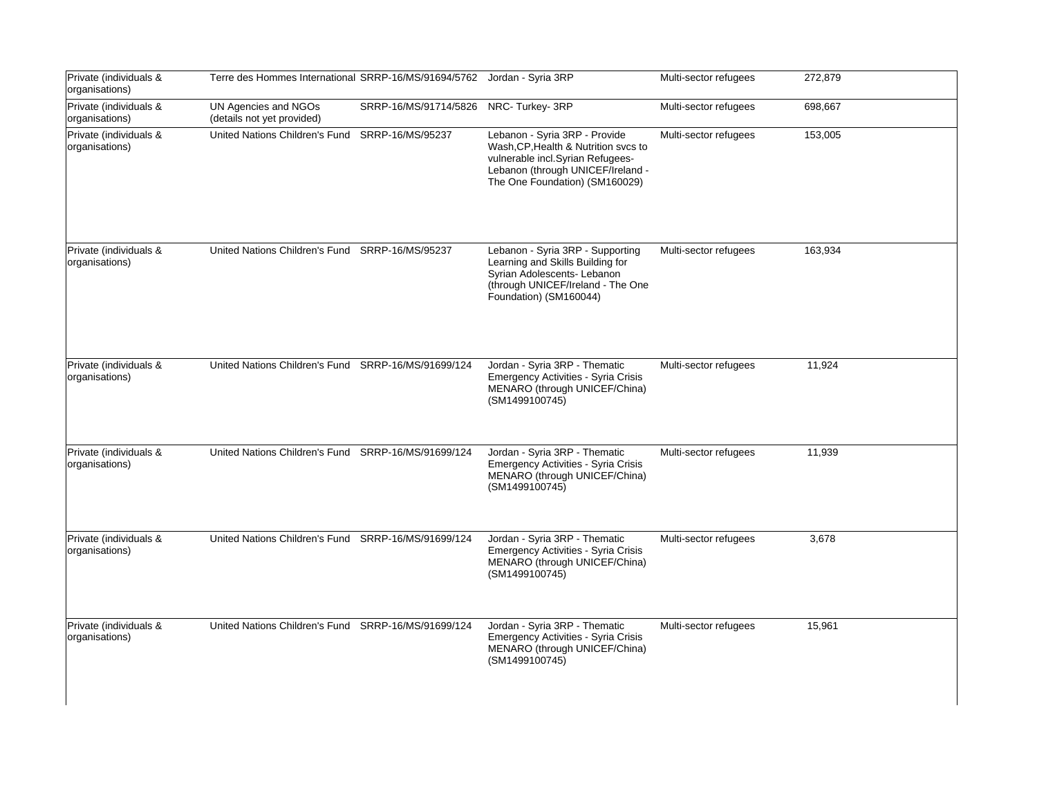| | | | | | | |
|---|---|---|---|---|---|---|
| Private (individuals & organisations) | Terre des Hommes International | SRRP-16/MS/91694/5762 | Jordan - Syria 3RP | Multi-sector refugees | 272,879 | |
| Private (individuals & organisations) | UN Agencies and NGOs (details not yet provided) | SRRP-16/MS/91714/5826 | NRC- Turkey- 3RP | Multi-sector refugees | 698,667 | |
| Private (individuals & organisations) | United Nations Children's Fund | SRRP-16/MS/95237 | Lebanon - Syria 3RP - Provide Wash,CP,Health & Nutrition svcs to vulnerable incl.Syrian Refugees-Lebanon (through UNICEF/Ireland - The One Foundation) (SM160029) | Multi-sector refugees | 153,005 | |
| Private (individuals & organisations) | United Nations Children's Fund | SRRP-16/MS/95237 | Lebanon - Syria 3RP - Supporting Learning and Skills Building for Syrian Adolescents- Lebanon (through UNICEF/Ireland - The One Foundation) (SM160044) | Multi-sector refugees | 163,934 | |
| Private (individuals & organisations) | United Nations Children's Fund | SRRP-16/MS/91699/124 | Jordan - Syria 3RP - Thematic Emergency Activities - Syria Crisis MENARO (through UNICEF/China) (SM1499100745) | Multi-sector refugees | 11,924 | |
| Private (individuals & organisations) | United Nations Children's Fund | SRRP-16/MS/91699/124 | Jordan - Syria 3RP - Thematic Emergency Activities - Syria Crisis MENARO (through UNICEF/China) (SM1499100745) | Multi-sector refugees | 11,939 | |
| Private (individuals & organisations) | United Nations Children's Fund | SRRP-16/MS/91699/124 | Jordan - Syria 3RP - Thematic Emergency Activities - Syria Crisis MENARO (through UNICEF/China) (SM1499100745) | Multi-sector refugees | 3,678 | |
| Private (individuals & organisations) | United Nations Children's Fund | SRRP-16/MS/91699/124 | Jordan - Syria 3RP - Thematic Emergency Activities - Syria Crisis MENARO (through UNICEF/China) (SM1499100745) | Multi-sector refugees | 15,961 | |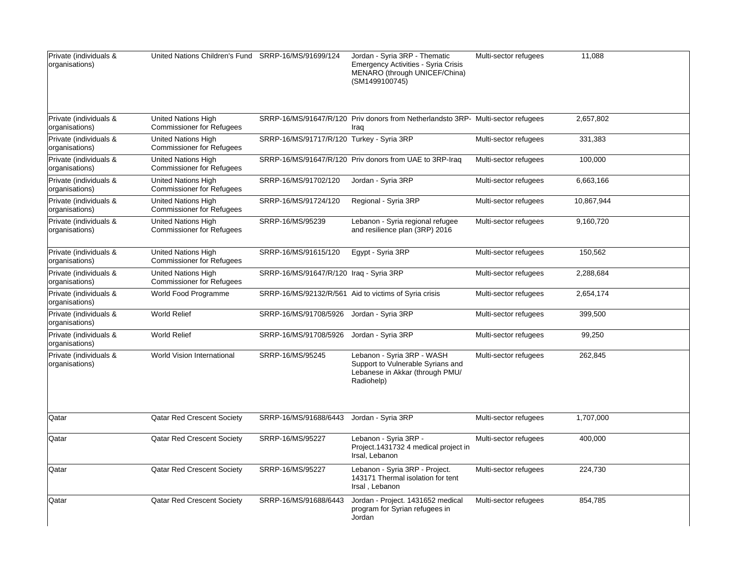| | | | | | |
|---|---|---|---|---|---|
| Private (individuals & organisations) | United Nations Children's Fund | SRRP-16/MS/91699/124 | Jordan - Syria 3RP - Thematic Emergency Activities - Syria Crisis MENARO (through UNICEF/China) (SM1499100745) | Multi-sector refugees | 11,088 |
| Private (individuals & organisations) | United Nations High Commissioner for Refugees | SRRP-16/MS/91647/R/120 | Priv donors from Netherlandsto 3RP-Iraq | Multi-sector refugees | 2,657,802 |
| Private (individuals & organisations) | United Nations High Commissioner for Refugees | SRRP-16/MS/91717/R/120 | Turkey - Syria 3RP | Multi-sector refugees | 331,383 |
| Private (individuals & organisations) | United Nations High Commissioner for Refugees | SRRP-16/MS/91647/R/120 | Priv donors from UAE to 3RP-Iraq | Multi-sector refugees | 100,000 |
| Private (individuals & organisations) | United Nations High Commissioner for Refugees | SRRP-16/MS/91702/120 | Jordan - Syria 3RP | Multi-sector refugees | 6,663,166 |
| Private (individuals & organisations) | United Nations High Commissioner for Refugees | SRRP-16/MS/91724/120 | Regional - Syria 3RP | Multi-sector refugees | 10,867,944 |
| Private (individuals & organisations) | United Nations High Commissioner for Refugees | SRRP-16/MS/95239 | Lebanon - Syria regional refugee and resilience plan (3RP) 2016 | Multi-sector refugees | 9,160,720 |
| Private (individuals & organisations) | United Nations High Commissioner for Refugees | SRRP-16/MS/91615/120 | Egypt - Syria 3RP | Multi-sector refugees | 150,562 |
| Private (individuals & organisations) | United Nations High Commissioner for Refugees | SRRP-16/MS/91647/R/120 | Iraq - Syria 3RP | Multi-sector refugees | 2,288,684 |
| Private (individuals & organisations) | World Food Programme | SRRP-16/MS/92132/R/561 | Aid to victims of Syria crisis | Multi-sector refugees | 2,654,174 |
| Private (individuals & organisations) | World Relief | SRRP-16/MS/91708/5926 | Jordan - Syria 3RP | Multi-sector refugees | 399,500 |
| Private (individuals & organisations) | World Relief | SRRP-16/MS/91708/5926 | Jordan - Syria 3RP | Multi-sector refugees | 99,250 |
| Private (individuals & organisations) | World Vision International | SRRP-16/MS/95245 | Lebanon - Syria 3RP - WASH Support to Vulnerable Syrians and Lebanese in Akkar (through PMU/ Radiohelp) | Multi-sector refugees | 262,845 |
| Qatar | Qatar Red Crescent Society | SRRP-16/MS/91688/6443 | Jordan - Syria 3RP | Multi-sector refugees | 1,707,000 |
| Qatar | Qatar Red Crescent Society | SRRP-16/MS/95227 | Lebanon - Syria 3RP - Project.1431732 4 medical project in Irsal, Lebanon | Multi-sector refugees | 400,000 |
| Qatar | Qatar Red Crescent Society | SRRP-16/MS/95227 | Lebanon - Syria 3RP - Project. 143171 Thermal isolation for tent Irsal , Lebanon | Multi-sector refugees | 224,730 |
| Qatar | Qatar Red Crescent Society | SRRP-16/MS/91688/6443 | Jordan - Project. 1431652 medical program for Syrian refugees in Jordan | Multi-sector refugees | 854,785 |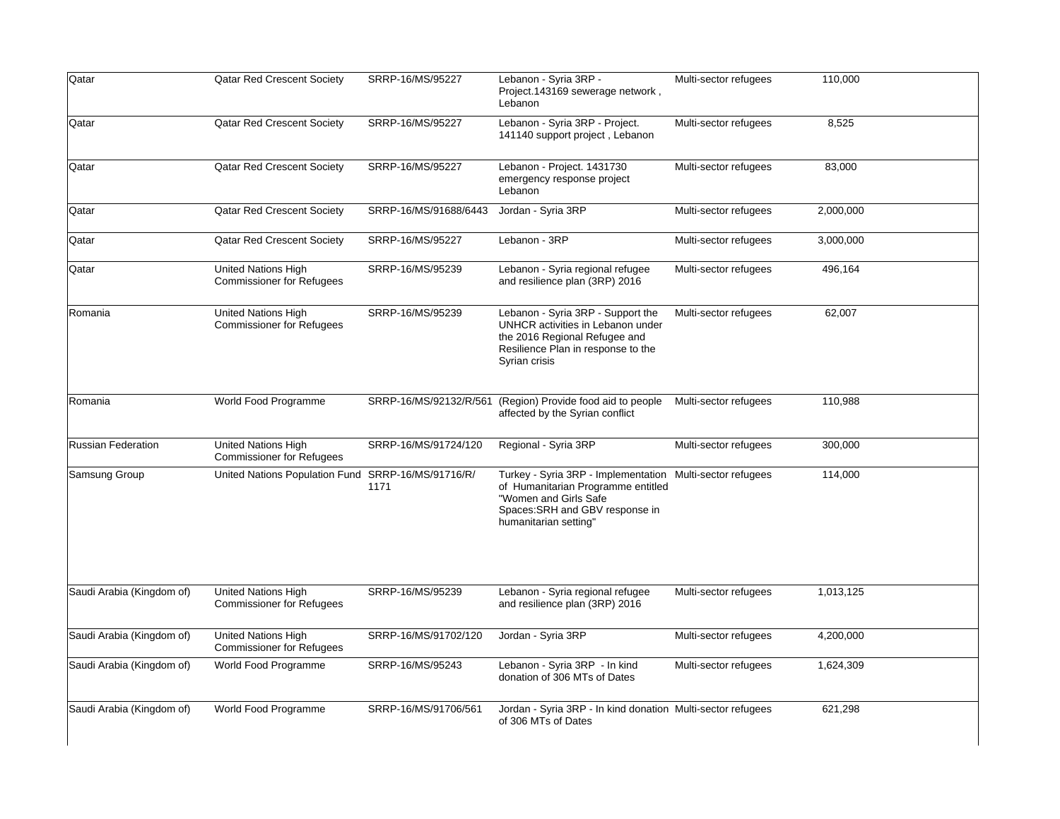| | | | | | | |
|---|---|---|---|---|---|---|
| Qatar | Qatar Red Crescent Society | SRRP-16/MS/95227 | Lebanon - Syria 3RP - Project.143169 sewerage network , Lebanon | Multi-sector refugees | 110,000 | |
| Qatar | Qatar Red Crescent Society | SRRP-16/MS/95227 | Lebanon - Syria 3RP - Project. 141140 support project , Lebanon | Multi-sector refugees | 8,525 | |
| Qatar | Qatar Red Crescent Society | SRRP-16/MS/95227 | Lebanon - Project. 1431730 emergency response project Lebanon | Multi-sector refugees | 83,000 | |
| Qatar | Qatar Red Crescent Society | SRRP-16/MS/91688/6443 | Jordan - Syria 3RP | Multi-sector refugees | 2,000,000 | |
| Qatar | Qatar Red Crescent Society | SRRP-16/MS/95227 | Lebanon - 3RP | Multi-sector refugees | 3,000,000 | |
| Qatar | United Nations High Commissioner for Refugees | SRRP-16/MS/95239 | Lebanon - Syria regional refugee and resilience plan (3RP) 2016 | Multi-sector refugees | 496,164 | |
| Romania | United Nations High Commissioner for Refugees | SRRP-16/MS/95239 | Lebanon - Syria 3RP - Support the UNHCR activities in Lebanon under the 2016 Regional Refugee and Resilience Plan in response to the Syrian crisis | Multi-sector refugees | 62,007 | |
| Romania | World Food Programme | SRRP-16/MS/92132/R/561 | (Region) Provide food aid to people affected by the Syrian conflict | Multi-sector refugees | 110,988 | |
| Russian Federation | United Nations High Commissioner for Refugees | SRRP-16/MS/91724/120 | Regional - Syria 3RP | Multi-sector refugees | 300,000 | |
| Samsung Group | United Nations Population Fund | SRRP-16/MS/91716/R/1171 | Turkey - Syria 3RP - Implementation of Humanitarian Programme entitled "Women and Girls Safe Spaces:SRH and GBV response in humanitarian setting" | Multi-sector refugees | 114,000 | |
| Saudi Arabia (Kingdom of) | United Nations High Commissioner for Refugees | SRRP-16/MS/95239 | Lebanon - Syria regional refugee and resilience plan (3RP) 2016 | Multi-sector refugees | 1,013,125 | |
| Saudi Arabia (Kingdom of) | United Nations High Commissioner for Refugees | SRRP-16/MS/91702/120 | Jordan - Syria 3RP | Multi-sector refugees | 4,200,000 | |
| Saudi Arabia (Kingdom of) | World Food Programme | SRRP-16/MS/95243 | Lebanon - Syria 3RP - In kind donation of 306 MTs of Dates | Multi-sector refugees | 1,624,309 | |
| Saudi Arabia (Kingdom of) | World Food Programme | SRRP-16/MS/91706/561 | Jordan - Syria 3RP - In kind donation of 306 MTs of Dates | Multi-sector refugees | 621,298 | |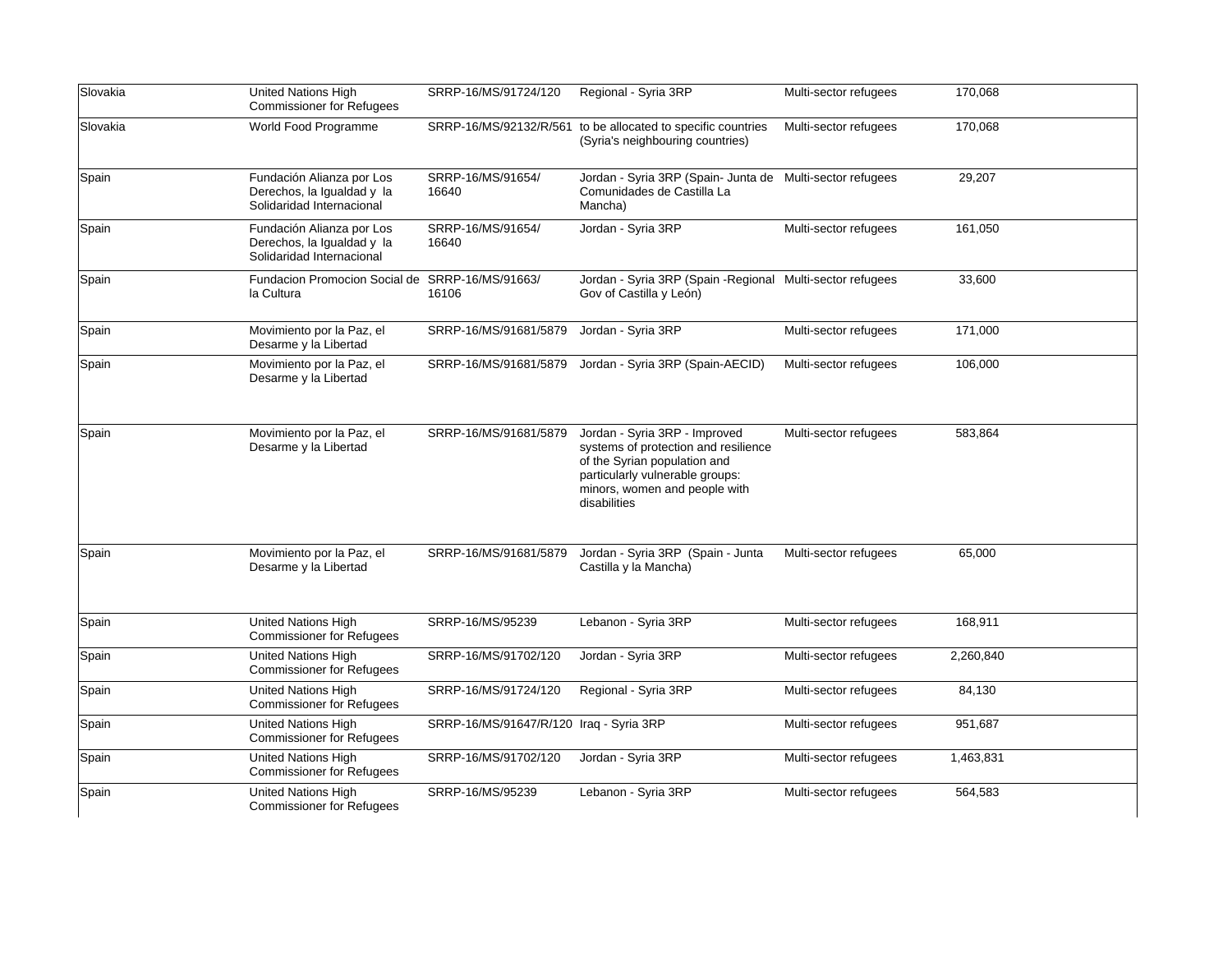| | | | | | |
|---|---|---|---|---|---|
| Slovakia | United Nations High Commissioner for Refugees | SRRP-16/MS/91724/120 | Regional - Syria 3RP | Multi-sector refugees | 170,068 |
| Slovakia | World Food Programme | SRRP-16/MS/92132/R/561 | to be allocated to specific countries (Syria's neighbouring countries) | Multi-sector refugees | 170,068 |
| Spain | Fundación Alianza por Los Derechos, la Igualdad y la Solidaridad Internacional | SRRP-16/MS/91654/ 16640 | Jordan - Syria 3RP (Spain- Junta de Comunidades de Castilla La Mancha) | Multi-sector refugees | 29,207 |
| Spain | Fundación Alianza por Los Derechos, la Igualdad y la Solidaridad Internacional | SRRP-16/MS/91654/ 16640 | Jordan - Syria 3RP | Multi-sector refugees | 161,050 |
| Spain | Fundacion Promocion Social de la Cultura | SRRP-16/MS/91663/ 16106 | Jordan - Syria 3RP (Spain -Regional Gov of Castilla y León) | Multi-sector refugees | 33,600 |
| Spain | Movimiento por la Paz, el Desarme y la Libertad | SRRP-16/MS/91681/5879 | Jordan - Syria 3RP | Multi-sector refugees | 171,000 |
| Spain | Movimiento por la Paz, el Desarme y la Libertad | SRRP-16/MS/91681/5879 | Jordan - Syria 3RP (Spain-AECID) | Multi-sector refugees | 106,000 |
| Spain | Movimiento por la Paz, el Desarme y la Libertad | SRRP-16/MS/91681/5879 | Jordan - Syria 3RP - Improved systems of protection and resilience of the Syrian population and particularly vulnerable groups: minors, women and people with disabilities | Multi-sector refugees | 583,864 |
| Spain | Movimiento por la Paz, el Desarme y la Libertad | SRRP-16/MS/91681/5879 | Jordan - Syria 3RP (Spain - Junta Castilla y la Mancha) | Multi-sector refugees | 65,000 |
| Spain | United Nations High Commissioner for Refugees | SRRP-16/MS/95239 | Lebanon - Syria 3RP | Multi-sector refugees | 168,911 |
| Spain | United Nations High Commissioner for Refugees | SRRP-16/MS/91702/120 | Jordan - Syria 3RP | Multi-sector refugees | 2,260,840 |
| Spain | United Nations High Commissioner for Refugees | SRRP-16/MS/91724/120 | Regional - Syria 3RP | Multi-sector refugees | 84,130 |
| Spain | United Nations High Commissioner for Refugees | SRRP-16/MS/91647/R/120 | Iraq - Syria 3RP | Multi-sector refugees | 951,687 |
| Spain | United Nations High Commissioner for Refugees | SRRP-16/MS/91702/120 | Jordan - Syria 3RP | Multi-sector refugees | 1,463,831 |
| Spain | United Nations High Commissioner for Refugees | SRRP-16/MS/95239 | Lebanon - Syria 3RP | Multi-sector refugees | 564,583 |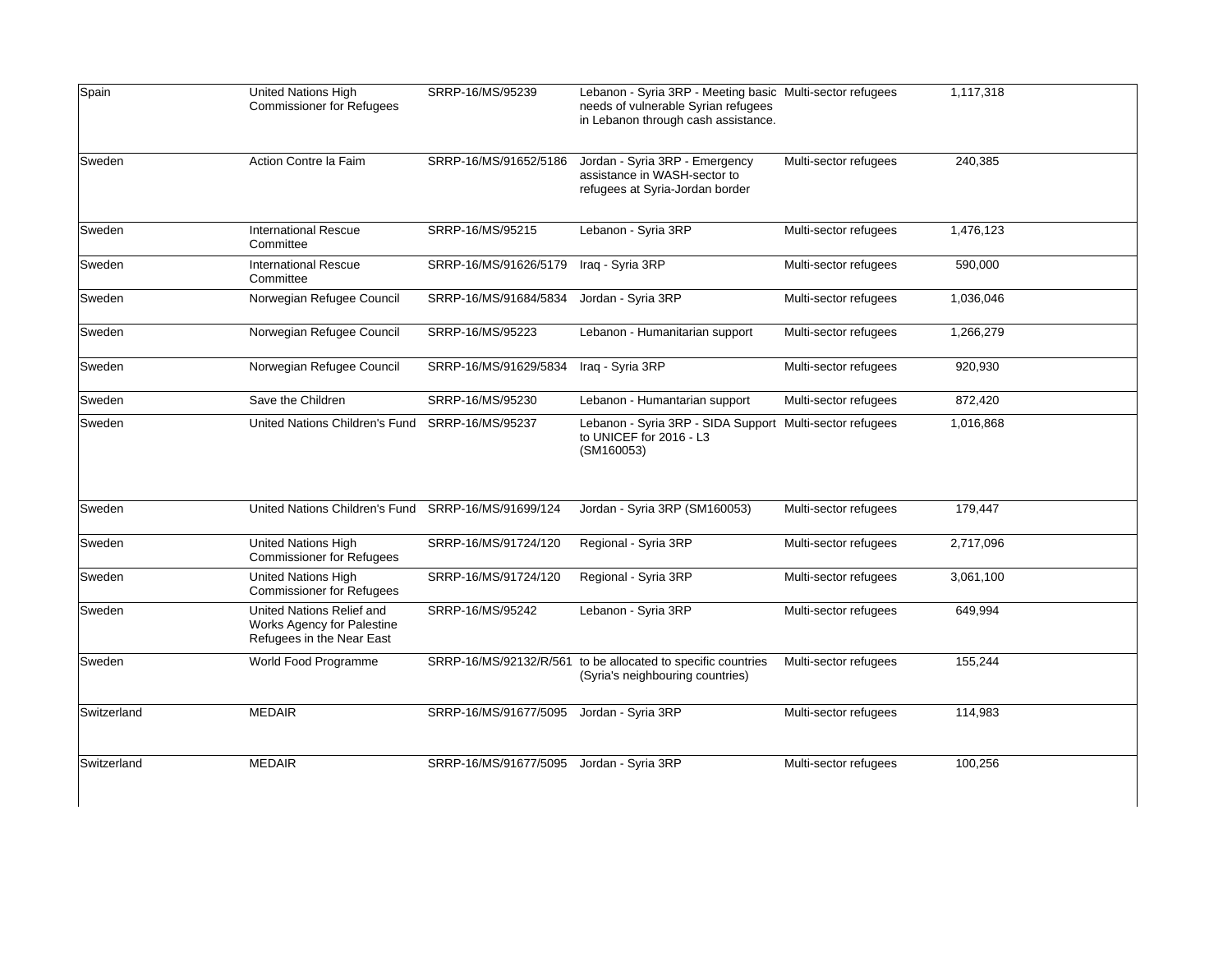| | | | | | |
|---|---|---|---|---|---|
| Spain | United Nations High Commissioner for Refugees | SRRP-16/MS/95239 | Lebanon - Syria 3RP - Meeting basic needs of vulnerable Syrian refugees in Lebanon through cash assistance. | Multi-sector refugees | 1,117,318 |
| Sweden | Action Contre la Faim | SRRP-16/MS/91652/5186 | Jordan - Syria 3RP - Emergency assistance in WASH-sector to refugees at Syria-Jordan border | Multi-sector refugees | 240,385 |
| Sweden | International Rescue Committee | SRRP-16/MS/95215 | Lebanon - Syria 3RP | Multi-sector refugees | 1,476,123 |
| Sweden | International Rescue Committee | SRRP-16/MS/91626/5179 | Iraq - Syria 3RP | Multi-sector refugees | 590,000 |
| Sweden | Norwegian Refugee Council | SRRP-16/MS/91684/5834 | Jordan - Syria 3RP | Multi-sector refugees | 1,036,046 |
| Sweden | Norwegian Refugee Council | SRRP-16/MS/95223 | Lebanon - Humanitarian support | Multi-sector refugees | 1,266,279 |
| Sweden | Norwegian Refugee Council | SRRP-16/MS/91629/5834 | Iraq - Syria 3RP | Multi-sector refugees | 920,930 |
| Sweden | Save the Children | SRRP-16/MS/95230 | Lebanon - Humantarian support | Multi-sector refugees | 872,420 |
| Sweden | United Nations Children's Fund | SRRP-16/MS/95237 | Lebanon - Syria 3RP - SIDA Support to UNICEF for 2016 - L3 (SM160053) | Multi-sector refugees | 1,016,868 |
| Sweden | United Nations Children's Fund | SRRP-16/MS/91699/124 | Jordan - Syria 3RP (SM160053) | Multi-sector refugees | 179,447 |
| Sweden | United Nations High Commissioner for Refugees | SRRP-16/MS/91724/120 | Regional - Syria 3RP | Multi-sector refugees | 2,717,096 |
| Sweden | United Nations High Commissioner for Refugees | SRRP-16/MS/91724/120 | Regional - Syria 3RP | Multi-sector refugees | 3,061,100 |
| Sweden | United Nations Relief and Works Agency for Palestine Refugees in the Near East | SRRP-16/MS/95242 | Lebanon - Syria 3RP | Multi-sector refugees | 649,994 |
| Sweden | World Food Programme | SRRP-16/MS/92132/R/561 | to be allocated to specific countries (Syria's neighbouring countries) | Multi-sector refugees | 155,244 |
| Switzerland | MEDAIR | SRRP-16/MS/91677/5095 | Jordan - Syria 3RP | Multi-sector refugees | 114,983 |
| Switzerland | MEDAIR | SRRP-16/MS/91677/5095 | Jordan - Syria 3RP | Multi-sector refugees | 100,256 |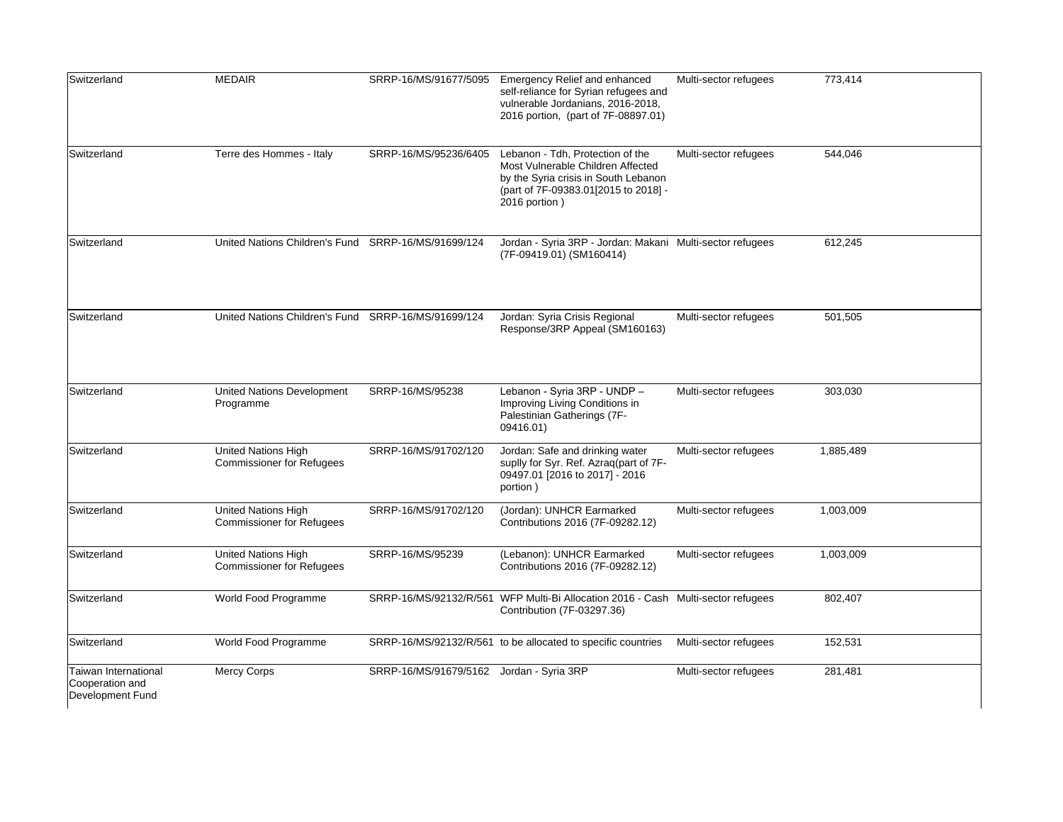| | | | | | |
|---|---|---|---|---|---|
| Switzerland | MEDAIR | SRRP-16/MS/91677/5095 | Emergency Relief and enhanced self-reliance for Syrian refugees and vulnerable Jordanians, 2016-2018, 2016 portion, (part of 7F-08897.01) | Multi-sector refugees | 773,414 |
| Switzerland | Terre des Hommes - Italy | SRRP-16/MS/95236/6405 | Lebanon - Tdh, Protection of the Most Vulnerable Children Affected by the Syria crisis in South Lebanon (part of 7F-09383.01[2015 to 2018] - 2016 portion ) | Multi-sector refugees | 544,046 |
| Switzerland | United Nations Children's Fund | SRRP-16/MS/91699/124 | Jordan - Syria 3RP - Jordan: Makani (7F-09419.01) (SM160414) | Multi-sector refugees | 612,245 |
| Switzerland | United Nations Children's Fund | SRRP-16/MS/91699/124 | Jordan: Syria Crisis Regional Response/3RP Appeal (SM160163) | Multi-sector refugees | 501,505 |
| Switzerland | United Nations Development Programme | SRRP-16/MS/95238 | Lebanon - Syria 3RP - UNDP – Improving Living Conditions in Palestinian Gatherings (7F-09416.01) | Multi-sector refugees | 303,030 |
| Switzerland | United Nations High Commissioner for Refugees | SRRP-16/MS/91702/120 | Jordan: Safe and drinking water suplly for Syr. Ref. Azraq(part of 7F-09497.01 [2016 to 2017] - 2016 portion ) | Multi-sector refugees | 1,885,489 |
| Switzerland | United Nations High Commissioner for Refugees | SRRP-16/MS/91702/120 | (Jordan): UNHCR Earmarked Contributions 2016 (7F-09282.12) | Multi-sector refugees | 1,003,009 |
| Switzerland | United Nations High Commissioner for Refugees | SRRP-16/MS/95239 | (Lebanon): UNHCR Earmarked Contributions 2016 (7F-09282.12) | Multi-sector refugees | 1,003,009 |
| Switzerland | World Food Programme | SRRP-16/MS/92132/R/561 | WFP Multi-Bi Allocation 2016 - Cash Contribution (7F-03297.36) | Multi-sector refugees | 802,407 |
| Switzerland | World Food Programme | SRRP-16/MS/92132/R/561 | to be allocated to specific countries | Multi-sector refugees | 152,531 |
| Taiwan International Cooperation and Development Fund | Mercy Corps | SRRP-16/MS/91679/5162 | Jordan - Syria 3RP | Multi-sector refugees | 281,481 |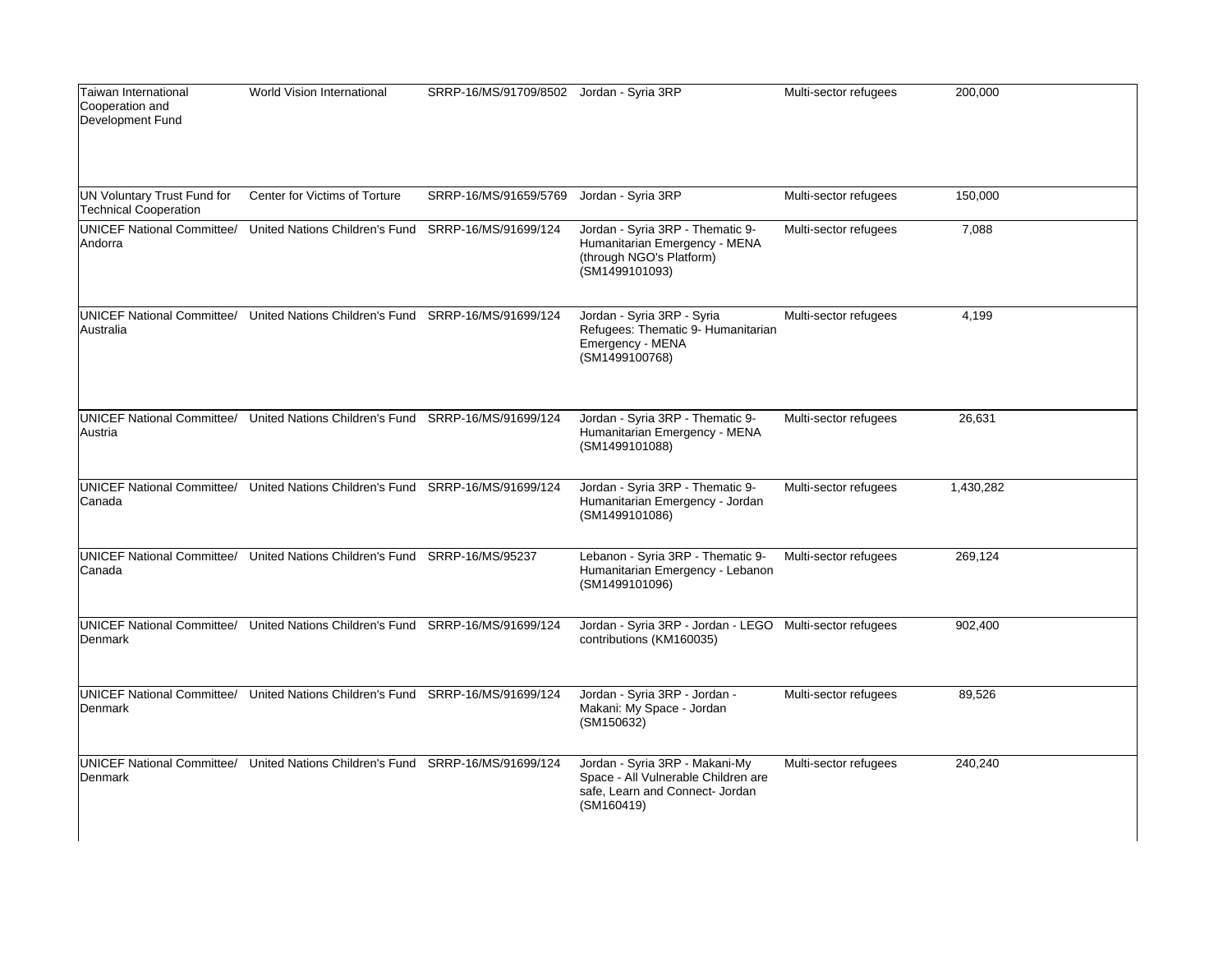| | | | | | |
|---|---|---|---|---|---|
| Taiwan International Cooperation and Development Fund | World Vision International | SRRP-16/MS/91709/8502 | Jordan - Syria 3RP | Multi-sector refugees | 200,000 |
| UN Voluntary Trust Fund for Technical Cooperation | Center for Victims of Torture | SRRP-16/MS/91659/5769 | Jordan - Syria 3RP | Multi-sector refugees | 150,000 |
| UNICEF National Committee/ Andorra | United Nations Children's Fund | SRRP-16/MS/91699/124 | Jordan - Syria 3RP - Thematic 9- Humanitarian Emergency - MENA (through NGO's Platform) (SM1499101093) | Multi-sector refugees | 7,088 |
| UNICEF National Committee/ Australia | United Nations Children's Fund | SRRP-16/MS/91699/124 | Jordan - Syria 3RP - Syria Refugees: Thematic 9- Humanitarian Emergency - MENA (SM1499100768) | Multi-sector refugees | 4,199 |
| UNICEF National Committee/ Austria | United Nations Children's Fund | SRRP-16/MS/91699/124 | Jordan - Syria 3RP - Thematic 9- Humanitarian Emergency - MENA (SM1499101088) | Multi-sector refugees | 26,631 |
| UNICEF National Committee/ Canada | United Nations Children's Fund | SRRP-16/MS/91699/124 | Jordan - Syria 3RP - Thematic 9- Humanitarian Emergency - Jordan (SM1499101086) | Multi-sector refugees | 1,430,282 |
| UNICEF National Committee/ Canada | United Nations Children's Fund | SRRP-16/MS/95237 | Lebanon - Syria 3RP - Thematic 9- Humanitarian Emergency - Lebanon (SM1499101096) | Multi-sector refugees | 269,124 |
| UNICEF National Committee/ Denmark | United Nations Children's Fund | SRRP-16/MS/91699/124 | Jordan - Syria 3RP - Jordan - LEGO contributions (KM160035) | Multi-sector refugees | 902,400 |
| UNICEF National Committee/ Denmark | United Nations Children's Fund | SRRP-16/MS/91699/124 | Jordan - Syria 3RP - Jordan - Makani: My Space - Jordan (SM150632) | Multi-sector refugees | 89,526 |
| UNICEF National Committee/ Denmark | United Nations Children's Fund | SRRP-16/MS/91699/124 | Jordan - Syria 3RP - Makani-My Space - All Vulnerable Children are safe, Learn and Connect- Jordan (SM160419) | Multi-sector refugees | 240,240 |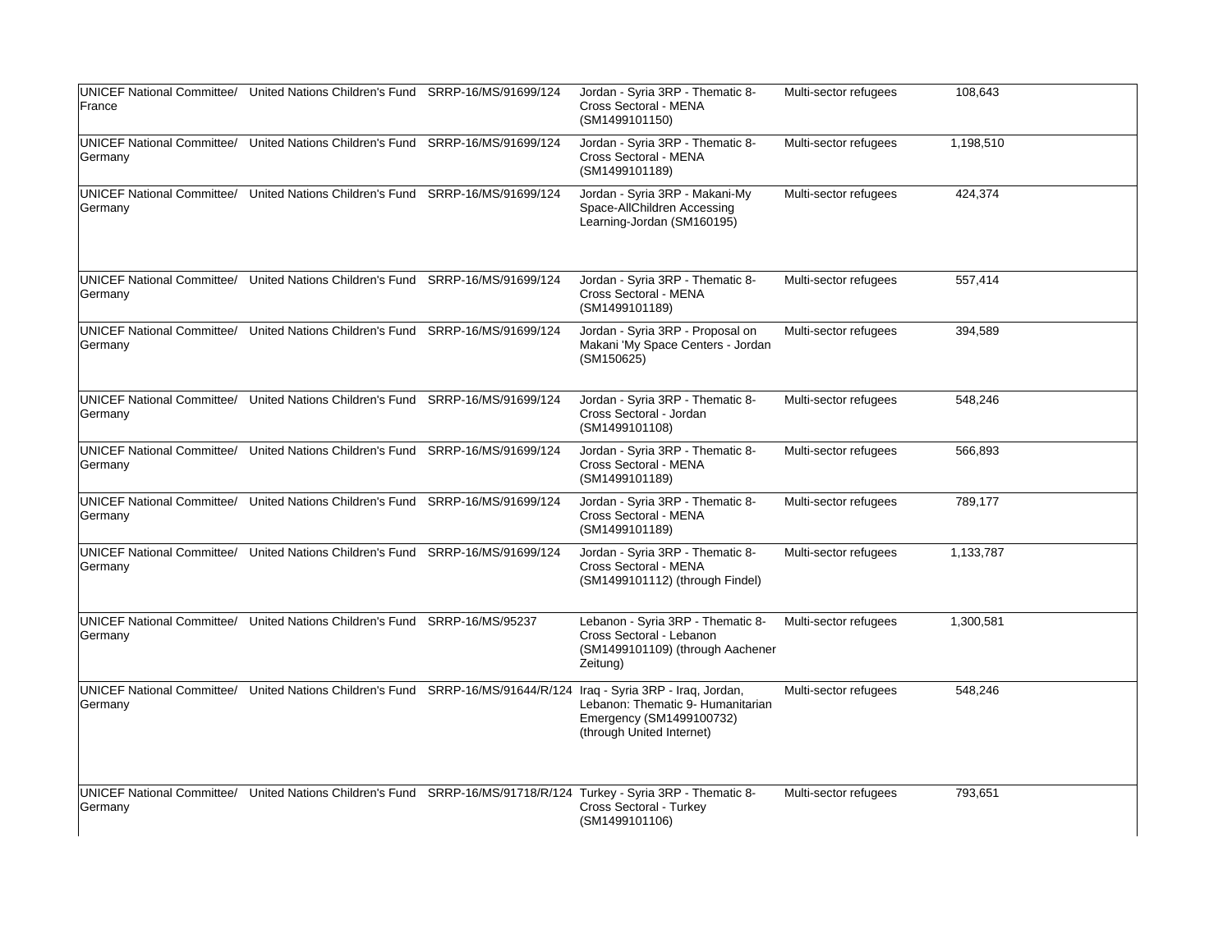| | | | | | |
|---|---|---|---|---|---|
| UNICEF National Committee/ France | United Nations Children's Fund | SRRP-16/MS/91699/124 | Jordan - Syria 3RP - Thematic 8- Cross Sectoral - MENA (SM1499101150) | Multi-sector refugees | 108,643 |
| UNICEF National Committee/ Germany | United Nations Children's Fund | SRRP-16/MS/91699/124 | Jordan - Syria 3RP - Thematic 8- Cross Sectoral - MENA (SM1499101189) | Multi-sector refugees | 1,198,510 |
| UNICEF National Committee/ Germany | United Nations Children's Fund | SRRP-16/MS/91699/124 | Jordan - Syria 3RP - Makani-My Space-AllChildren Accessing Learning-Jordan (SM160195) | Multi-sector refugees | 424,374 |
| UNICEF National Committee/ Germany | United Nations Children's Fund | SRRP-16/MS/91699/124 | Jordan - Syria 3RP - Thematic 8- Cross Sectoral - MENA (SM1499101189) | Multi-sector refugees | 557,414 |
| UNICEF National Committee/ Germany | United Nations Children's Fund | SRRP-16/MS/91699/124 | Jordan - Syria 3RP - Proposal on Makani 'My Space Centers - Jordan (SM150625) | Multi-sector refugees | 394,589 |
| UNICEF National Committee/ Germany | United Nations Children's Fund | SRRP-16/MS/91699/124 | Jordan - Syria 3RP - Thematic 8- Cross Sectoral - Jordan (SM1499101108) | Multi-sector refugees | 548,246 |
| UNICEF National Committee/ Germany | United Nations Children's Fund | SRRP-16/MS/91699/124 | Jordan - Syria 3RP - Thematic 8- Cross Sectoral - MENA (SM1499101189) | Multi-sector refugees | 566,893 |
| UNICEF National Committee/ Germany | United Nations Children's Fund | SRRP-16/MS/91699/124 | Jordan - Syria 3RP - Thematic 8- Cross Sectoral - MENA (SM1499101189) | Multi-sector refugees | 789,177 |
| UNICEF National Committee/ Germany | United Nations Children's Fund | SRRP-16/MS/91699/124 | Jordan - Syria 3RP - Thematic 8- Cross Sectoral - MENA (SM1499101112) (through Findel) | Multi-sector refugees | 1,133,787 |
| UNICEF National Committee/ Germany | United Nations Children's Fund | SRRP-16/MS/95237 | Lebanon - Syria 3RP - Thematic 8- Cross Sectoral - Lebanon (SM1499101109) (through Aachener Zeitung) | Multi-sector refugees | 1,300,581 |
| UNICEF National Committee/ Germany | United Nations Children's Fund | SRRP-16/MS/91644/R/124 | Iraq - Syria 3RP - Iraq, Jordan, Lebanon: Thematic 9- Humanitarian Emergency (SM1499100732) (through United Internet) | Multi-sector refugees | 548,246 |
| UNICEF National Committee/ Germany | United Nations Children's Fund | SRRP-16/MS/91718/R/124 | Turkey - Syria 3RP - Thematic 8- Cross Sectoral - Turkey (SM1499101106) | Multi-sector refugees | 793,651 |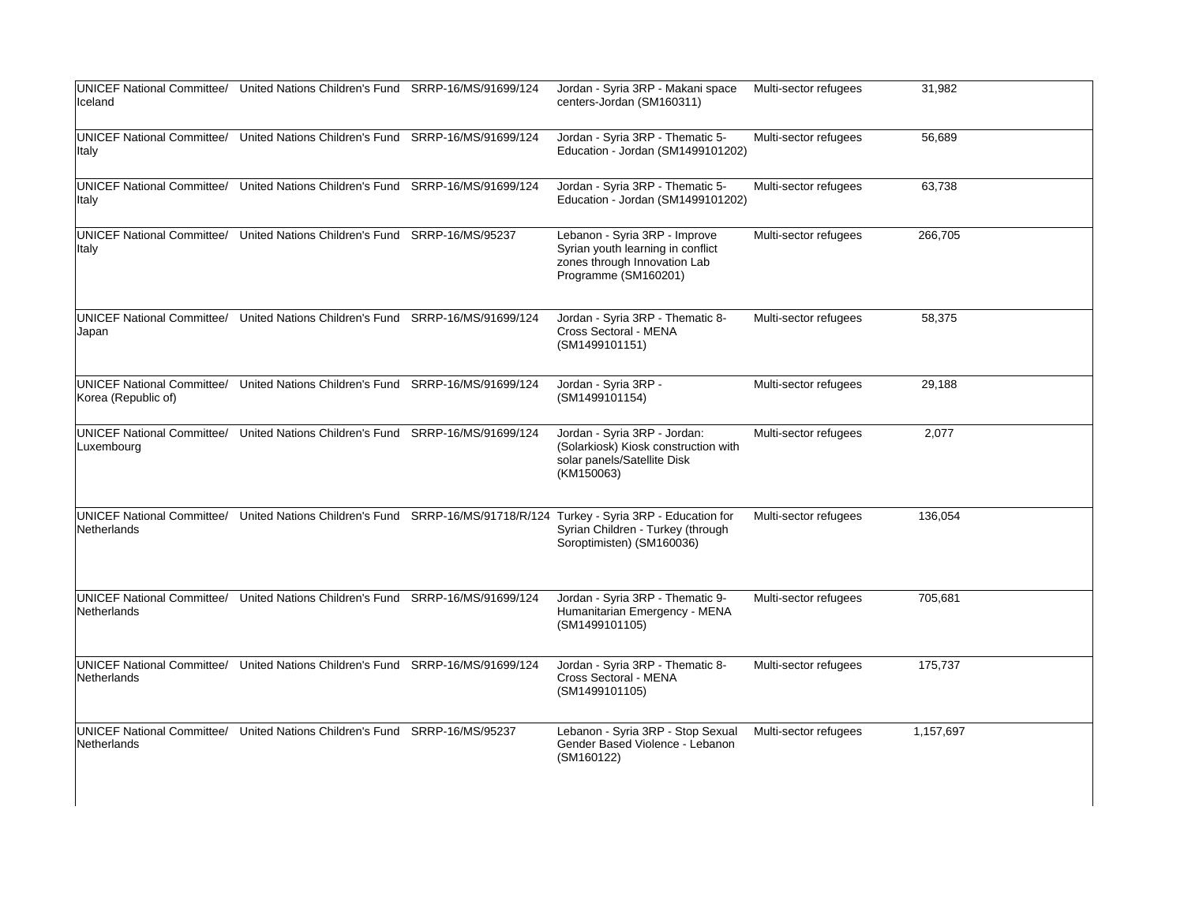| | | | | | |
|---|---|---|---|---|---|
| UNICEF National Committee/ Iceland | United Nations Children's Fund | SRRP-16/MS/91699/124 | Jordan - Syria 3RP - Makani space centers-Jordan (SM160311) | Multi-sector refugees | 31,982 |
| UNICEF National Committee/ Italy | United Nations Children's Fund | SRRP-16/MS/91699/124 | Jordan - Syria 3RP - Thematic 5- Education - Jordan (SM1499101202) | Multi-sector refugees | 56,689 |
| UNICEF National Committee/ Italy | United Nations Children's Fund | SRRP-16/MS/91699/124 | Jordan - Syria 3RP - Thematic 5- Education - Jordan (SM1499101202) | Multi-sector refugees | 63,738 |
| UNICEF National Committee/ Italy | United Nations Children's Fund | SRRP-16/MS/95237 | Lebanon - Syria 3RP - Improve Syrian youth learning in conflict zones through Innovation Lab Programme (SM160201) | Multi-sector refugees | 266,705 |
| UNICEF National Committee/ Japan | United Nations Children's Fund | SRRP-16/MS/91699/124 | Jordan - Syria 3RP - Thematic 8- Cross Sectoral - MENA (SM1499101151) | Multi-sector refugees | 58,375 |
| UNICEF National Committee/ Korea (Republic of) | United Nations Children's Fund | SRRP-16/MS/91699/124 | Jordan - Syria 3RP - (SM1499101154) | Multi-sector refugees | 29,188 |
| UNICEF National Committee/ Luxembourg | United Nations Children's Fund | SRRP-16/MS/91699/124 | Jordan - Syria 3RP - Jordan: (Solarkiosk) Kiosk construction with solar panels/Satellite Disk (KM150063) | Multi-sector refugees | 2,077 |
| UNICEF National Committee/ Netherlands | United Nations Children's Fund | SRRP-16/MS/91718/R/124 | Turkey - Syria 3RP - Education for Syrian Children - Turkey (through Soroptimisten) (SM160036) | Multi-sector refugees | 136,054 |
| UNICEF National Committee/ Netherlands | United Nations Children's Fund | SRRP-16/MS/91699/124 | Jordan - Syria 3RP - Thematic 9- Humanitarian Emergency - MENA (SM1499101105) | Multi-sector refugees | 705,681 |
| UNICEF National Committee/ Netherlands | United Nations Children's Fund | SRRP-16/MS/91699/124 | Jordan - Syria 3RP - Thematic 8- Cross Sectoral - MENA (SM1499101105) | Multi-sector refugees | 175,737 |
| UNICEF National Committee/ Netherlands | United Nations Children's Fund | SRRP-16/MS/95237 | Lebanon - Syria 3RP - Stop Sexual Gender Based Violence - Lebanon (SM160122) | Multi-sector refugees | 1,157,697 |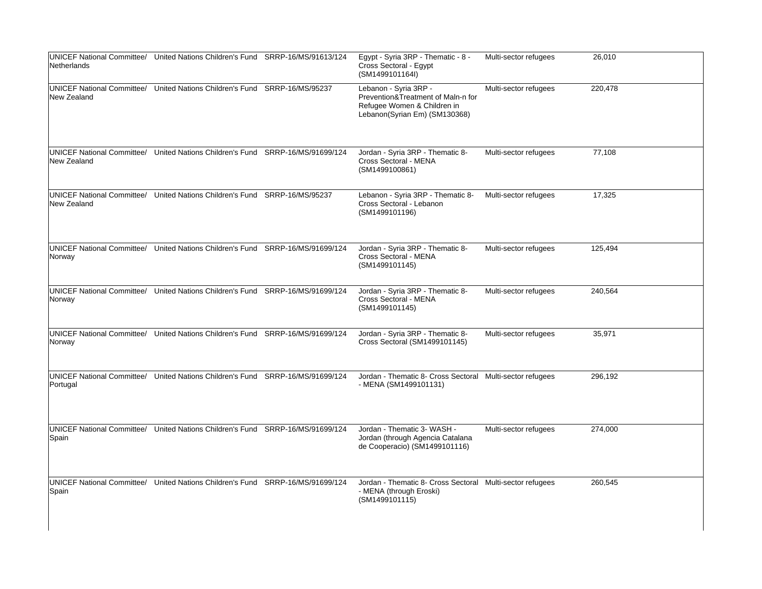| | | | | | | |
|---|---|---|---|---|---|---|
| UNICEF National Committee/ Netherlands | United Nations Children's Fund | SRRP-16/MS/91613/124 | Egypt - Syria 3RP - Thematic - 8 - Cross Sectoral - Egypt (SM1499101164I) | Multi-sector refugees | 26,010 | |
| UNICEF National Committee/ New Zealand | United Nations Children's Fund | SRRP-16/MS/95237 | Lebanon - Syria 3RP - Prevention&Treatment of Maln-n for Refugee Women & Children in Lebanon(Syrian Em) (SM130368) | Multi-sector refugees | 220,478 | |
| UNICEF National Committee/ New Zealand | United Nations Children's Fund | SRRP-16/MS/91699/124 | Jordan - Syria 3RP - Thematic 8- Cross Sectoral - MENA (SM1499100861) | Multi-sector refugees | 77,108 | |
| UNICEF National Committee/ New Zealand | United Nations Children's Fund | SRRP-16/MS/95237 | Lebanon - Syria 3RP - Thematic 8- Cross Sectoral - Lebanon (SM1499101196) | Multi-sector refugees | 17,325 | |
| UNICEF National Committee/ Norway | United Nations Children's Fund | SRRP-16/MS/91699/124 | Jordan - Syria 3RP - Thematic 8- Cross Sectoral - MENA (SM1499101145) | Multi-sector refugees | 125,494 | |
| UNICEF National Committee/ Norway | United Nations Children's Fund | SRRP-16/MS/91699/124 | Jordan - Syria 3RP - Thematic 8- Cross Sectoral - MENA (SM1499101145) | Multi-sector refugees | 240,564 | |
| UNICEF National Committee/ Norway | United Nations Children's Fund | SRRP-16/MS/91699/124 | Jordan - Syria 3RP - Thematic 8- Cross Sectoral (SM1499101145) | Multi-sector refugees | 35,971 | |
| UNICEF National Committee/ Portugal | United Nations Children's Fund | SRRP-16/MS/91699/124 | Jordan - Thematic 8- Cross Sectoral - MENA (SM1499101131) | Multi-sector refugees | 296,192 | |
| UNICEF National Committee/ Spain | United Nations Children's Fund | SRRP-16/MS/91699/124 | Jordan - Thematic 3- WASH - Jordan (through Agencia Catalana de Cooperacio) (SM1499101116) | Multi-sector refugees | 274,000 | |
| UNICEF National Committee/ Spain | United Nations Children's Fund | SRRP-16/MS/91699/124 | Jordan - Thematic 8- Cross Sectoral - MENA (through Eroski) (SM1499101115) | Multi-sector refugees | 260,545 | |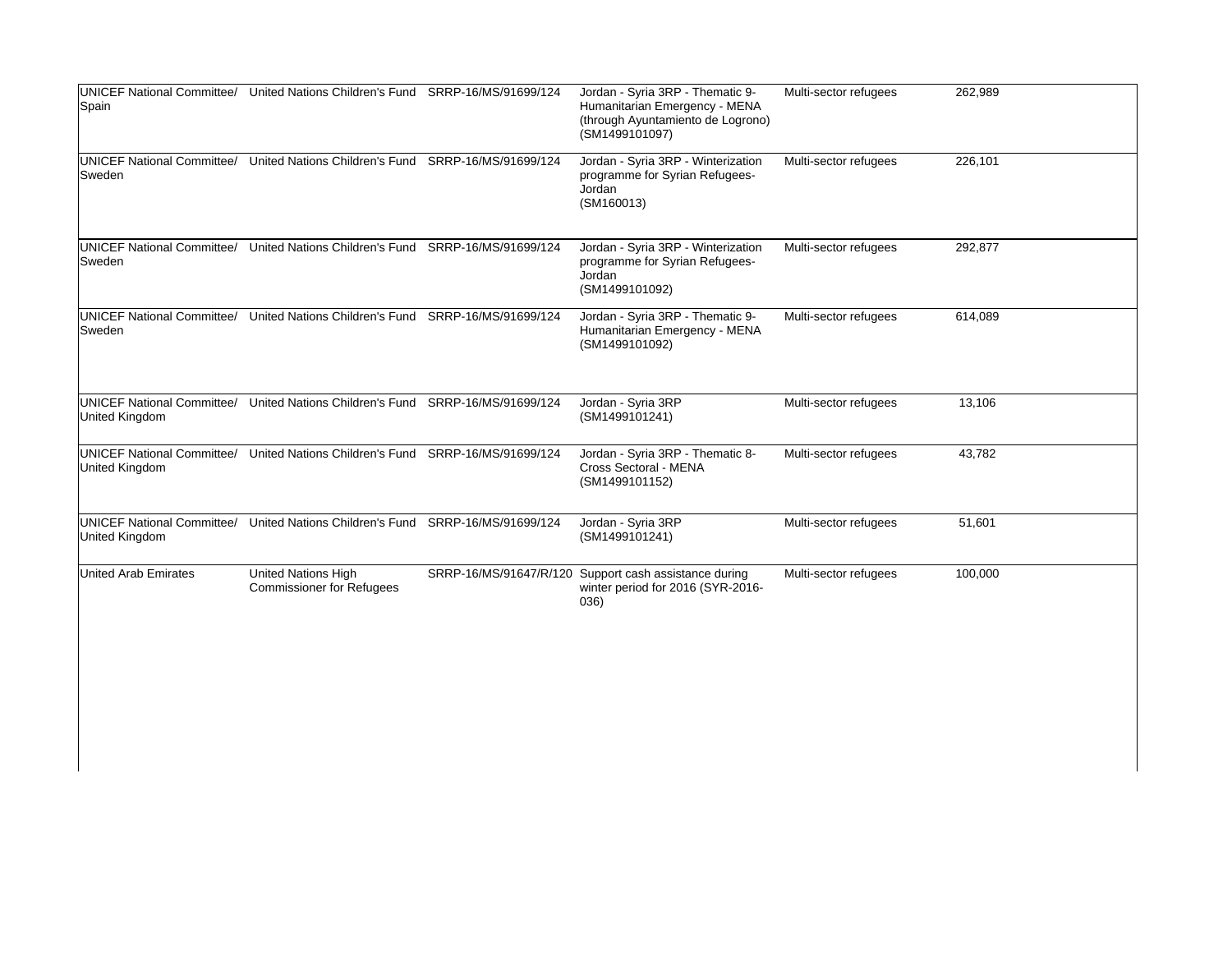| | | | | | |
|---|---|---|---|---|---|
| UNICEF National Committee/ Spain | United Nations Children's Fund | SRRP-16/MS/91699/124 | Jordan - Syria 3RP - Thematic 9- Humanitarian Emergency - MENA (through Ayuntamiento de Logrono) (SM1499101097) | Multi-sector refugees | 262,989 |
| UNICEF National Committee/ Sweden | United Nations Children's Fund | SRRP-16/MS/91699/124 | Jordan - Syria 3RP - Winterization programme for Syrian Refugees-Jordan (SM160013) | Multi-sector refugees | 226,101 |
| UNICEF National Committee/ Sweden | United Nations Children's Fund | SRRP-16/MS/91699/124 | Jordan - Syria 3RP - Winterization programme for Syrian Refugees-Jordan (SM1499101092) | Multi-sector refugees | 292,877 |
| UNICEF National Committee/ Sweden | United Nations Children's Fund | SRRP-16/MS/91699/124 | Jordan - Syria 3RP - Thematic 9- Humanitarian Emergency - MENA (SM1499101092) | Multi-sector refugees | 614,089 |
| UNICEF National Committee/ United Kingdom | United Nations Children's Fund | SRRP-16/MS/91699/124 | Jordan - Syria 3RP (SM1499101241) | Multi-sector refugees | 13,106 |
| UNICEF National Committee/ United Kingdom | United Nations Children's Fund | SRRP-16/MS/91699/124 | Jordan - Syria 3RP - Thematic 8- Cross Sectoral - MENA (SM1499101152) | Multi-sector refugees | 43,782 |
| UNICEF National Committee/ United Kingdom | United Nations Children's Fund | SRRP-16/MS/91699/124 | Jordan - Syria 3RP (SM1499101241) | Multi-sector refugees | 51,601 |
| United Arab Emirates | United Nations High Commissioner for Refugees | SRRP-16/MS/91647/R/120 | Support cash assistance during winter period for 2016 (SYR-2016-036) | Multi-sector refugees | 100,000 |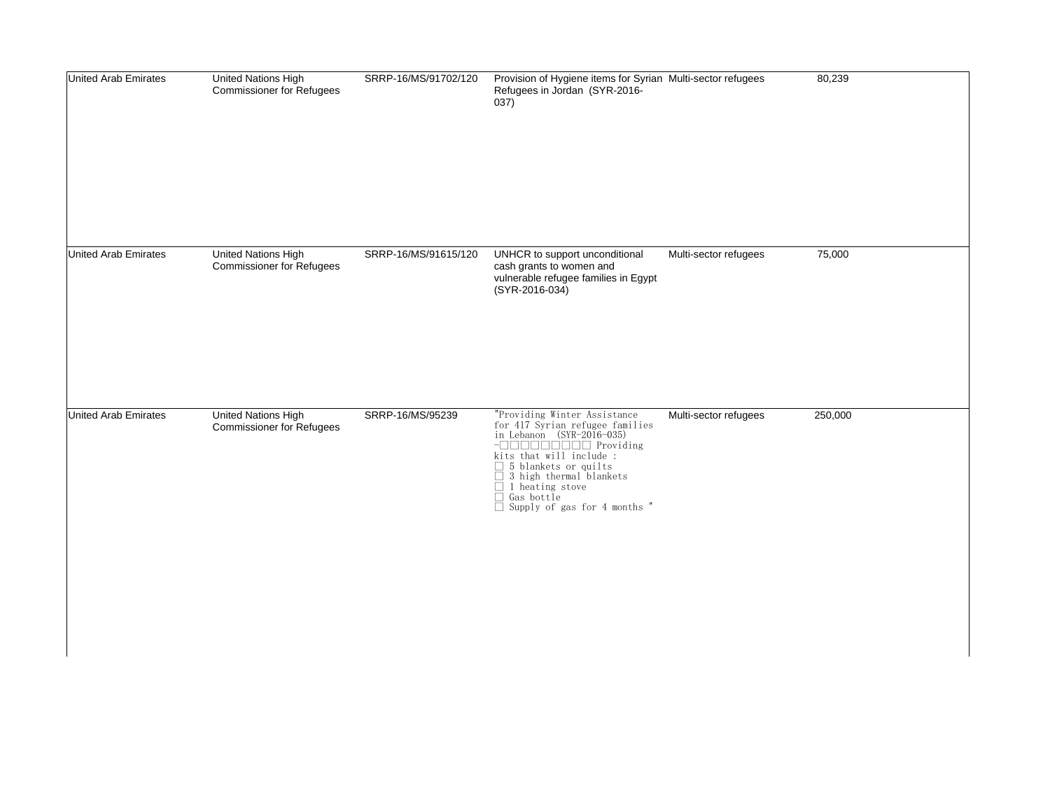| | | | | | |
|---|---|---|---|---|---|
| United Arab Emirates | United Nations High Commissioner for Refugees | SRRP-16/MS/91702/120 | Provision of Hygiene items for Syrian Refugees in Jordan (SYR-2016-037) | Multi-sector refugees | 80,239 |
| United Arab Emirates | United Nations High Commissioner for Refugees | SRRP-16/MS/91615/120 | UNHCR to support unconditional cash grants to women and vulnerable refugee families in Egypt (SYR-2016-034) | Multi-sector refugees | 75,000 |
| United Arab Emirates | United Nations High Commissioner for Refugees | SRRP-16/MS/95239 | "Providing Winter Assistance for 417 Syrian refugee families in Lebanon (SYR-2016-035) -□□□□□□□□□ Providing kits that will include : □ 5 blankets or quilts □ 3 high thermal blankets □ 1 heating stove □ Gas bottle □ Supply of gas for 4 months " | Multi-sector refugees | 250,000 |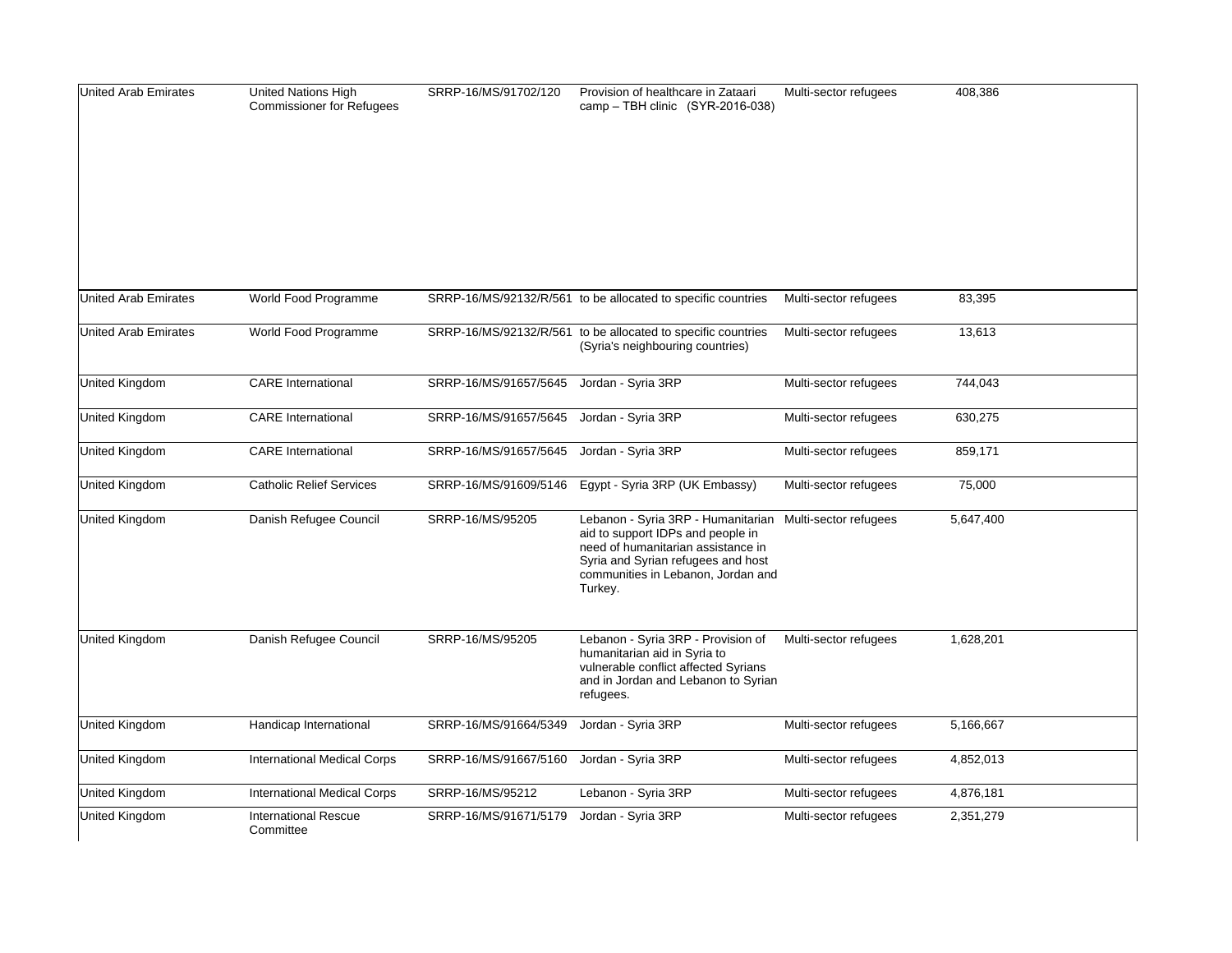| | | | | | |
|---|---|---|---|---|---|
| United Arab Emirates | United Nations High Commissioner for Refugees | SRRP-16/MS/91702/120 | Provision of healthcare in Zataari camp – TBH clinic (SYR-2016-038) | Multi-sector refugees | 408,386 |
| United Arab Emirates | World Food Programme | SRRP-16/MS/92132/R/561 | to be allocated to specific countries | Multi-sector refugees | 83,395 |
| United Arab Emirates | World Food Programme | SRRP-16/MS/92132/R/561 | to be allocated to specific countries (Syria's neighbouring countries) | Multi-sector refugees | 13,613 |
| United Kingdom | CARE International | SRRP-16/MS/91657/5645 | Jordan - Syria 3RP | Multi-sector refugees | 744,043 |
| United Kingdom | CARE International | SRRP-16/MS/91657/5645 | Jordan - Syria 3RP | Multi-sector refugees | 630,275 |
| United Kingdom | CARE International | SRRP-16/MS/91657/5645 | Jordan - Syria 3RP | Multi-sector refugees | 859,171 |
| United Kingdom | Catholic Relief Services | SRRP-16/MS/91609/5146 | Egypt - Syria 3RP (UK Embassy) | Multi-sector refugees | 75,000 |
| United Kingdom | Danish Refugee Council | SRRP-16/MS/95205 | Lebanon - Syria 3RP - Humanitarian aid to support IDPs and people in need of humanitarian assistance in Syria and Syrian refugees and host communities in Lebanon, Jordan and Turkey. | Multi-sector refugees | 5,647,400 |
| United Kingdom | Danish Refugee Council | SRRP-16/MS/95205 | Lebanon - Syria 3RP - Provision of humanitarian aid in Syria to vulnerable conflict affected Syrians and in Jordan and Lebanon to Syrian refugees. | Multi-sector refugees | 1,628,201 |
| United Kingdom | Handicap International | SRRP-16/MS/91664/5349 | Jordan - Syria 3RP | Multi-sector refugees | 5,166,667 |
| United Kingdom | International Medical Corps | SRRP-16/MS/91667/5160 | Jordan - Syria 3RP | Multi-sector refugees | 4,852,013 |
| United Kingdom | International Medical Corps | SRRP-16/MS/95212 | Lebanon - Syria 3RP | Multi-sector refugees | 4,876,181 |
| United Kingdom | International Rescue Committee | SRRP-16/MS/91671/5179 | Jordan - Syria 3RP | Multi-sector refugees | 2,351,279 |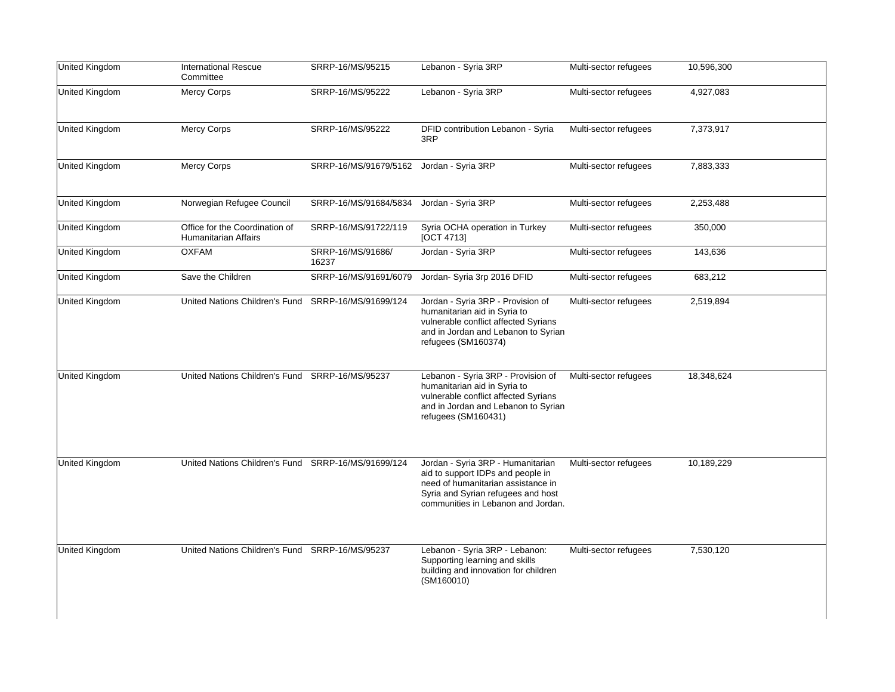| United Kingdom | International Rescue Committee | SRRP-16/MS/95215 | Lebanon - Syria 3RP | Multi-sector refugees | 10,596,300 |
|---|---|---|---|---|---|
| United Kingdom | Mercy Corps | SRRP-16/MS/95222 | Lebanon - Syria 3RP | Multi-sector refugees | 4,927,083 |
| United Kingdom | Mercy Corps | SRRP-16/MS/95222 | DFID contribution Lebanon - Syria 3RP | Multi-sector refugees | 7,373,917 |
| United Kingdom | Mercy Corps | SRRP-16/MS/91679/5162 | Jordan - Syria 3RP | Multi-sector refugees | 7,883,333 |
| United Kingdom | Norwegian Refugee Council | SRRP-16/MS/91684/5834 | Jordan - Syria 3RP | Multi-sector refugees | 2,253,488 |
| United Kingdom | Office for the Coordination of Humanitarian Affairs | SRRP-16/MS/91722/119 | Syria OCHA operation in Turkey [OCT 4713] | Multi-sector refugees | 350,000 |
| United Kingdom | OXFAM | SRRP-16/MS/91686/16237 | Jordan - Syria 3RP | Multi-sector refugees | 143,636 |
| United Kingdom | Save the Children | SRRP-16/MS/91691/6079 | Jordan- Syria 3rp 2016 DFID | Multi-sector refugees | 683,212 |
| United Kingdom | United Nations Children's Fund | SRRP-16/MS/91699/124 | Jordan - Syria 3RP - Provision of humanitarian aid in Syria to vulnerable conflict affected Syrians and in Jordan and Lebanon to Syrian refugees (SM160374) | Multi-sector refugees | 2,519,894 |
| United Kingdom | United Nations Children's Fund | SRRP-16/MS/95237 | Lebanon - Syria 3RP - Provision of humanitarian aid in Syria to vulnerable conflict affected Syrians and in Jordan and Lebanon to Syrian refugees (SM160431) | Multi-sector refugees | 18,348,624 |
| United Kingdom | United Nations Children's Fund | SRRP-16/MS/91699/124 | Jordan - Syria 3RP - Humanitarian aid to support IDPs and people in need of humanitarian assistance in Syria and Syrian refugees and host communities in Lebanon and Jordan. | Multi-sector refugees | 10,189,229 |
| United Kingdom | United Nations Children's Fund | SRRP-16/MS/95237 | Lebanon - Syria 3RP - Lebanon: Supporting learning and skills building and innovation for children (SM160010) | Multi-sector refugees | 7,530,120 |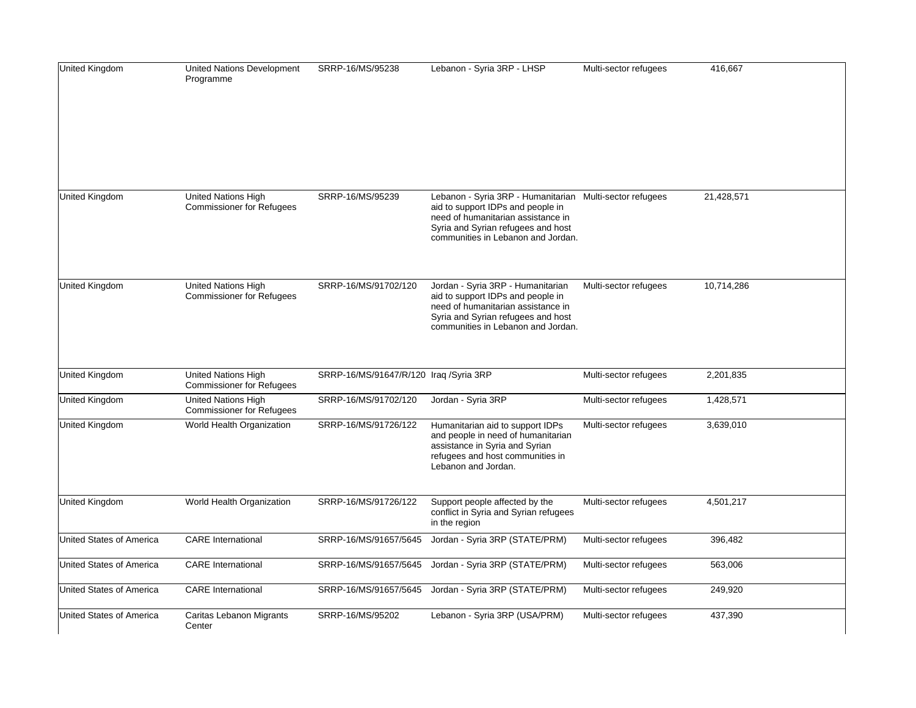| | | | | | |
|---|---|---|---|---|---|
| United Kingdom | United Nations Development Programme | SRRP-16/MS/95238 | Lebanon - Syria 3RP - LHSP | Multi-sector refugees | 416,667 |
| United Kingdom | United Nations High Commissioner for Refugees | SRRP-16/MS/95239 | Lebanon - Syria 3RP - Humanitarian aid to support IDPs and people in need of humanitarian assistance in Syria and Syrian refugees and host communities in Lebanon and Jordan. | Multi-sector refugees | 21,428,571 |
| United Kingdom | United Nations High Commissioner for Refugees | SRRP-16/MS/91702/120 | Jordan - Syria 3RP - Humanitarian aid to support IDPs and people in need of humanitarian assistance in Syria and Syrian refugees and host communities in Lebanon and Jordan. | Multi-sector refugees | 10,714,286 |
| United Kingdom | United Nations High Commissioner for Refugees | SRRP-16/MS/91647/R/120 | Iraq /Syria 3RP | Multi-sector refugees | 2,201,835 |
| United Kingdom | United Nations High Commissioner for Refugees | SRRP-16/MS/91702/120 | Jordan - Syria 3RP | Multi-sector refugees | 1,428,571 |
| United Kingdom | World Health Organization | SRRP-16/MS/91726/122 | Humanitarian aid to support IDPs and people in need of humanitarian assistance in Syria and Syrian refugees and host communities in Lebanon and Jordan. | Multi-sector refugees | 3,639,010 |
| United Kingdom | World Health Organization | SRRP-16/MS/91726/122 | Support people affected by the conflict in Syria and Syrian refugees in the region | Multi-sector refugees | 4,501,217 |
| United States of America | CARE International | SRRP-16/MS/91657/5645 | Jordan - Syria 3RP (STATE/PRM) | Multi-sector refugees | 396,482 |
| United States of America | CARE International | SRRP-16/MS/91657/5645 | Jordan - Syria 3RP (STATE/PRM) | Multi-sector refugees | 563,006 |
| United States of America | CARE International | SRRP-16/MS/91657/5645 | Jordan - Syria 3RP (STATE/PRM) | Multi-sector refugees | 249,920 |
| United States of America | Caritas Lebanon Migrants Center | SRRP-16/MS/95202 | Lebanon - Syria 3RP (USA/PRM) | Multi-sector refugees | 437,390 |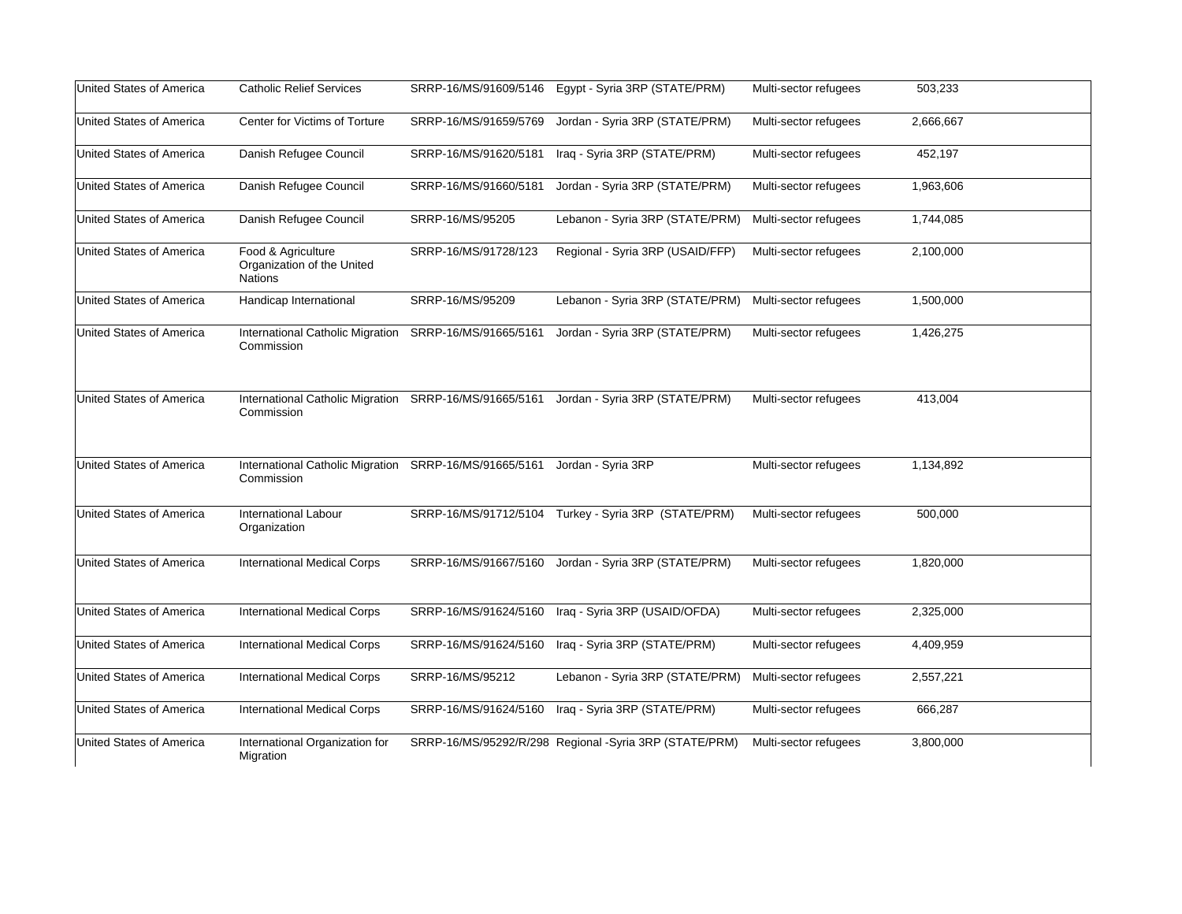| | | | | | |
|---|---|---|---|---|---|
| United States of America | Catholic Relief Services | SRRP-16/MS/91609/5146 | Egypt - Syria 3RP (STATE/PRM) | Multi-sector refugees | 503,233 |
| United States of America | Center for Victims of Torture | SRRP-16/MS/91659/5769 | Jordan - Syria 3RP (STATE/PRM) | Multi-sector refugees | 2,666,667 |
| United States of America | Danish Refugee Council | SRRP-16/MS/91620/5181 | Iraq - Syria 3RP (STATE/PRM) | Multi-sector refugees | 452,197 |
| United States of America | Danish Refugee Council | SRRP-16/MS/91660/5181 | Jordan - Syria 3RP (STATE/PRM) | Multi-sector refugees | 1,963,606 |
| United States of America | Danish Refugee Council | SRRP-16/MS/95205 | Lebanon - Syria 3RP (STATE/PRM) | Multi-sector refugees | 1,744,085 |
| United States of America | Food & Agriculture Organization of the United Nations | SRRP-16/MS/91728/123 | Regional - Syria 3RP (USAID/FFP) | Multi-sector refugees | 2,100,000 |
| United States of America | Handicap International | SRRP-16/MS/95209 | Lebanon - Syria 3RP (STATE/PRM) | Multi-sector refugees | 1,500,000 |
| United States of America | International Catholic Migration Commission | SRRP-16/MS/91665/5161 | Jordan - Syria 3RP (STATE/PRM) | Multi-sector refugees | 1,426,275 |
| United States of America | International Catholic Migration Commission | SRRP-16/MS/91665/5161 | Jordan - Syria 3RP (STATE/PRM) | Multi-sector refugees | 413,004 |
| United States of America | International Catholic Migration Commission | SRRP-16/MS/91665/5161 | Jordan - Syria 3RP | Multi-sector refugees | 1,134,892 |
| United States of America | International Labour Organization | SRRP-16/MS/91712/5104 | Turkey - Syria 3RP (STATE/PRM) | Multi-sector refugees | 500,000 |
| United States of America | International Medical Corps | SRRP-16/MS/91667/5160 | Jordan - Syria 3RP (STATE/PRM) | Multi-sector refugees | 1,820,000 |
| United States of America | International Medical Corps | SRRP-16/MS/91624/5160 | Iraq - Syria 3RP (USAID/OFDA) | Multi-sector refugees | 2,325,000 |
| United States of America | International Medical Corps | SRRP-16/MS/91624/5160 | Iraq - Syria 3RP (STATE/PRM) | Multi-sector refugees | 4,409,959 |
| United States of America | International Medical Corps | SRRP-16/MS/95212 | Lebanon - Syria 3RP (STATE/PRM) | Multi-sector refugees | 2,557,221 |
| United States of America | International Medical Corps | SRRP-16/MS/91624/5160 | Iraq - Syria 3RP (STATE/PRM) | Multi-sector refugees | 666,287 |
| United States of America | International Organization for Migration | SRRP-16/MS/95292/R/298 | Regional -Syria 3RP (STATE/PRM) | Multi-sector refugees | 3,800,000 |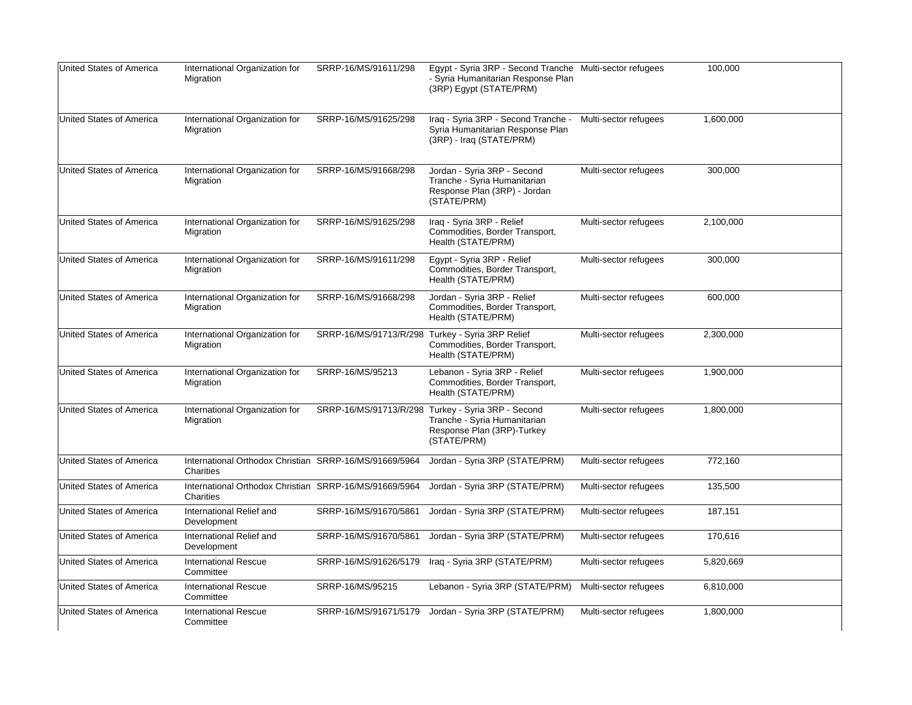| | | | | | |
|---|---|---|---|---|---|
| United States of America | International Organization for Migration | SRRP-16/MS/91611/298 | Egypt - Syria 3RP - Second Tranche - Syria Humanitarian Response Plan (3RP) Egypt (STATE/PRM) | Multi-sector refugees | 100,000 |
| United States of America | International Organization for Migration | SRRP-16/MS/91625/298 | Iraq - Syria 3RP - Second Tranche - Syria Humanitarian Response Plan (3RP) - Iraq (STATE/PRM) | Multi-sector refugees | 1,600,000 |
| United States of America | International Organization for Migration | SRRP-16/MS/91668/298 | Jordan - Syria 3RP - Second Tranche - Syria Humanitarian Response Plan (3RP) - Jordan (STATE/PRM) | Multi-sector refugees | 300,000 |
| United States of America | International Organization for Migration | SRRP-16/MS/91625/298 | Iraq - Syria 3RP - Relief Commodities, Border Transport, Health (STATE/PRM) | Multi-sector refugees | 2,100,000 |
| United States of America | International Organization for Migration | SRRP-16/MS/91611/298 | Egypt - Syria 3RP - Relief Commodities, Border Transport, Health (STATE/PRM) | Multi-sector refugees | 300,000 |
| United States of America | International Organization for Migration | SRRP-16/MS/91668/298 | Jordan - Syria 3RP - Relief Commodities, Border Transport, Health (STATE/PRM) | Multi-sector refugees | 600,000 |
| United States of America | International Organization for Migration | SRRP-16/MS/91713/R/298 | Turkey - Syria 3RP Relief Commodities, Border Transport, Health (STATE/PRM) | Multi-sector refugees | 2,300,000 |
| United States of America | International Organization for Migration | SRRP-16/MS/95213 | Lebanon - Syria 3RP - Relief Commodities, Border Transport, Health (STATE/PRM) | Multi-sector refugees | 1,900,000 |
| United States of America | International Organization for Migration | SRRP-16/MS/91713/R/298 | Turkey - Syria 3RP - Second Tranche - Syria Humanitarian Response Plan (3RP)-Turkey (STATE/PRM) | Multi-sector refugees | 1,800,000 |
| United States of America | International Orthodox Christian Charities | SRRP-16/MS/91669/5964 | Jordan - Syria 3RP (STATE/PRM) | Multi-sector refugees | 772,160 |
| United States of America | International Orthodox Christian Charities | SRRP-16/MS/91669/5964 | Jordan - Syria 3RP (STATE/PRM) | Multi-sector refugees | 135,500 |
| United States of America | International Relief and Development | SRRP-16/MS/91670/5861 | Jordan - Syria 3RP (STATE/PRM) | Multi-sector refugees | 187,151 |
| United States of America | International Relief and Development | SRRP-16/MS/91670/5861 | Jordan - Syria 3RP (STATE/PRM) | Multi-sector refugees | 170,616 |
| United States of America | International Rescue Committee | SRRP-16/MS/91626/5179 | Iraq - Syria 3RP (STATE/PRM) | Multi-sector refugees | 5,820,669 |
| United States of America | International Rescue Committee | SRRP-16/MS/95215 | Lebanon - Syria 3RP (STATE/PRM) | Multi-sector refugees | 6,810,000 |
| United States of America | International Rescue Committee | SRRP-16/MS/91671/5179 | Jordan - Syria 3RP (STATE/PRM) | Multi-sector refugees | 1,800,000 |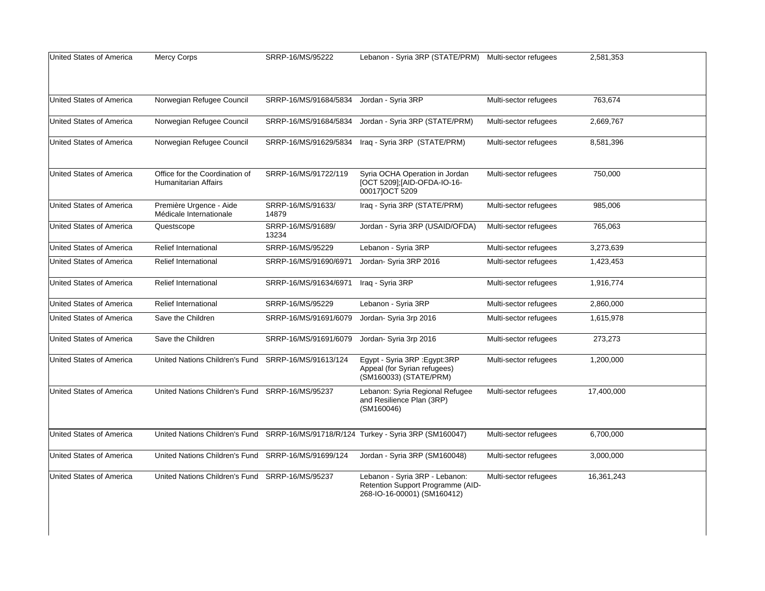| | | | | | |
|---|---|---|---|---|---|
| United States of America | Mercy Corps | SRRP-16/MS/95222 | Lebanon - Syria 3RP (STATE/PRM) | Multi-sector refugees | 2,581,353 |
| United States of America | Norwegian Refugee Council | SRRP-16/MS/91684/5834 | Jordan - Syria 3RP | Multi-sector refugees | 763,674 |
| United States of America | Norwegian Refugee Council | SRRP-16/MS/91684/5834 | Jordan - Syria 3RP (STATE/PRM) | Multi-sector refugees | 2,669,767 |
| United States of America | Norwegian Refugee Council | SRRP-16/MS/91629/5834 | Iraq - Syria 3RP (STATE/PRM) | Multi-sector refugees | 8,581,396 |
| United States of America | Office for the Coordination of Humanitarian Affairs | SRRP-16/MS/91722/119 | Syria OCHA Operation in Jordan [OCT 5209];[AID-OFDA-IO-16-00017]OCT 5209 | Multi-sector refugees | 750,000 |
| United States of America | Première Urgence - Aide Médicale Internationale | SRRP-16/MS/91633/14879 | Iraq - Syria 3RP (STATE/PRM) | Multi-sector refugees | 985,006 |
| United States of America | Questscope | SRRP-16/MS/91689/13234 | Jordan - Syria 3RP (USAID/OFDA) | Multi-sector refugees | 765,063 |
| United States of America | Relief International | SRRP-16/MS/95229 | Lebanon - Syria 3RP | Multi-sector refugees | 3,273,639 |
| United States of America | Relief International | SRRP-16/MS/91690/6971 | Jordan- Syria 3RP 2016 | Multi-sector refugees | 1,423,453 |
| United States of America | Relief International | SRRP-16/MS/91634/6971 | Iraq - Syria 3RP | Multi-sector refugees | 1,916,774 |
| United States of America | Relief International | SRRP-16/MS/95229 | Lebanon - Syria 3RP | Multi-sector refugees | 2,860,000 |
| United States of America | Save the Children | SRRP-16/MS/91691/6079 | Jordan- Syria 3rp 2016 | Multi-sector refugees | 1,615,978 |
| United States of America | Save the Children | SRRP-16/MS/91691/6079 | Jordan- Syria 3rp 2016 | Multi-sector refugees | 273,273 |
| United States of America | United Nations Children's Fund | SRRP-16/MS/91613/124 | Egypt - Syria 3RP :Egypt:3RP Appeal (for Syrian refugees) (SM160033) (STATE/PRM) | Multi-sector refugees | 1,200,000 |
| United States of America | United Nations Children's Fund | SRRP-16/MS/95237 | Lebanon: Syria Regional Refugee and Resilience Plan (3RP) (SM160046) | Multi-sector refugees | 17,400,000 |
| United States of America | United Nations Children's Fund | SRRP-16/MS/91718/R/124 | Turkey - Syria 3RP (SM160047) | Multi-sector refugees | 6,700,000 |
| United States of America | United Nations Children's Fund | SRRP-16/MS/91699/124 | Jordan - Syria 3RP (SM160048) | Multi-sector refugees | 3,000,000 |
| United States of America | United Nations Children's Fund | SRRP-16/MS/95237 | Lebanon - Syria 3RP - Lebanon: Retention Support Programme (AID-268-IO-16-00001) (SM160412) | Multi-sector refugees | 16,361,243 |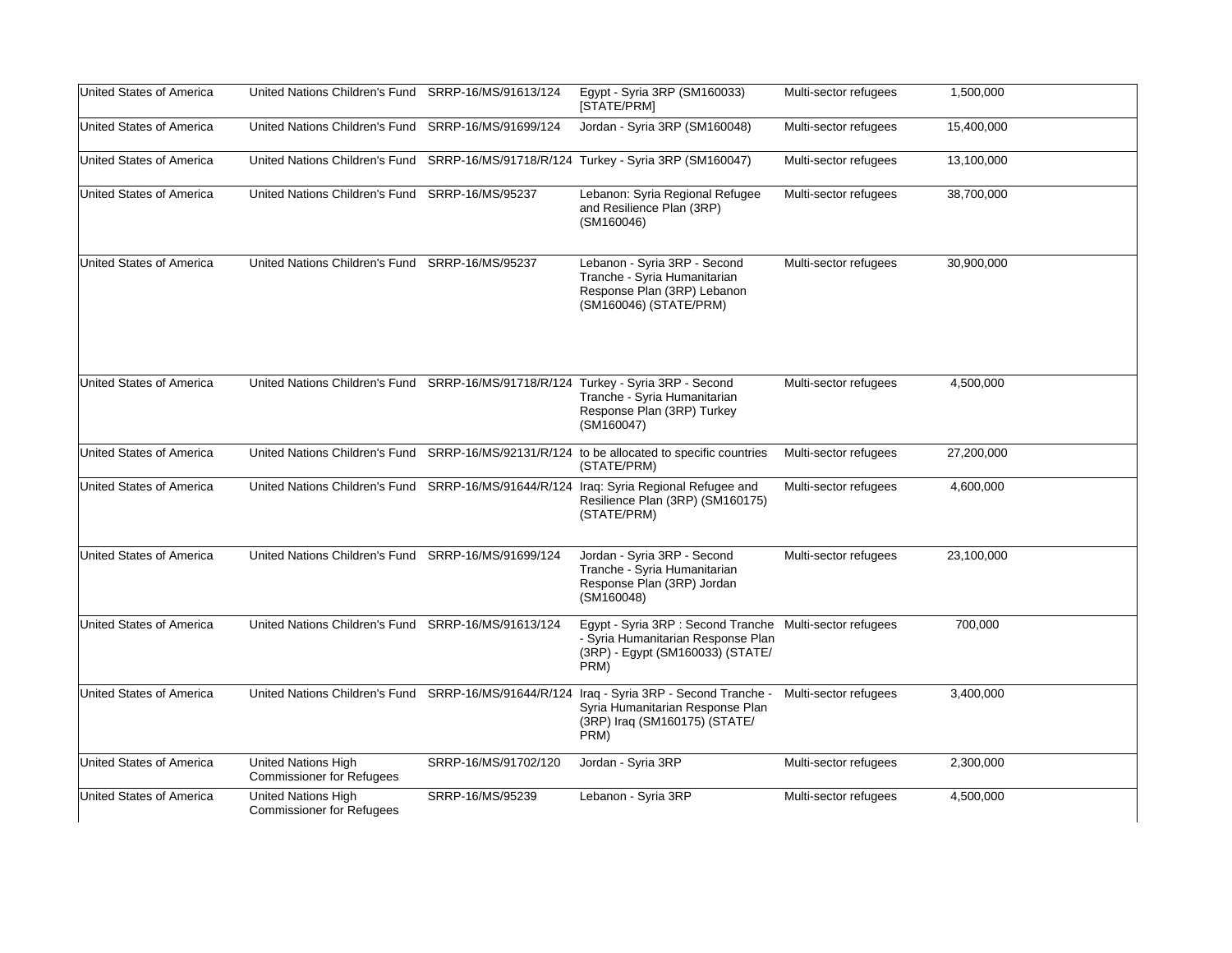| | | | | | | |
|---|---|---|---|---|---|---|
| United States of America | United Nations Children's Fund | SRRP-16/MS/91613/124 | Egypt - Syria 3RP (SM160033) [STATE/PRM] | Multi-sector refugees | 1,500,000 | |
| United States of America | United Nations Children's Fund | SRRP-16/MS/91699/124 | Jordan - Syria 3RP (SM160048) | Multi-sector refugees | 15,400,000 | |
| United States of America | United Nations Children's Fund | SRRP-16/MS/91718/R/124 | Turkey - Syria 3RP (SM160047) | Multi-sector refugees | 13,100,000 | |
| United States of America | United Nations Children's Fund | SRRP-16/MS/95237 | Lebanon: Syria Regional Refugee and Resilience Plan (3RP) (SM160046) | Multi-sector refugees | 38,700,000 | |
| United States of America | United Nations Children's Fund | SRRP-16/MS/95237 | Lebanon - Syria 3RP - Second Tranche - Syria Humanitarian Response Plan (3RP) Lebanon (SM160046) (STATE/PRM) | Multi-sector refugees | 30,900,000 | |
| United States of America | United Nations Children's Fund | SRRP-16/MS/91718/R/124 | Turkey - Syria 3RP - Second Tranche - Syria Humanitarian Response Plan (3RP) Turkey (SM160047) | Multi-sector refugees | 4,500,000 | |
| United States of America | United Nations Children's Fund | SRRP-16/MS/92131/R/124 | to be allocated to specific countries (STATE/PRM) | Multi-sector refugees | 27,200,000 | |
| United States of America | United Nations Children's Fund | SRRP-16/MS/91644/R/124 | Iraq: Syria Regional Refugee and Resilience Plan (3RP) (SM160175) (STATE/PRM) | Multi-sector refugees | 4,600,000 | |
| United States of America | United Nations Children's Fund | SRRP-16/MS/91699/124 | Jordan - Syria 3RP - Second Tranche - Syria Humanitarian Response Plan (3RP) Jordan (SM160048) | Multi-sector refugees | 23,100,000 | |
| United States of America | United Nations Children's Fund | SRRP-16/MS/91613/124 | Egypt - Syria 3RP : Second Tranche - Syria Humanitarian Response Plan (3RP) - Egypt (SM160033) (STATE/ PRM) | Multi-sector refugees | 700,000 | |
| United States of America | United Nations Children's Fund | SRRP-16/MS/91644/R/124 | Iraq - Syria 3RP - Second Tranche - Syria Humanitarian Response Plan (3RP) Iraq (SM160175) (STATE/ PRM) | Multi-sector refugees | 3,400,000 | |
| United States of America | United Nations High Commissioner for Refugees | SRRP-16/MS/91702/120 | Jordan - Syria 3RP | Multi-sector refugees | 2,300,000 | |
| United States of America | United Nations High Commissioner for Refugees | SRRP-16/MS/95239 | Lebanon - Syria 3RP | Multi-sector refugees | 4,500,000 | |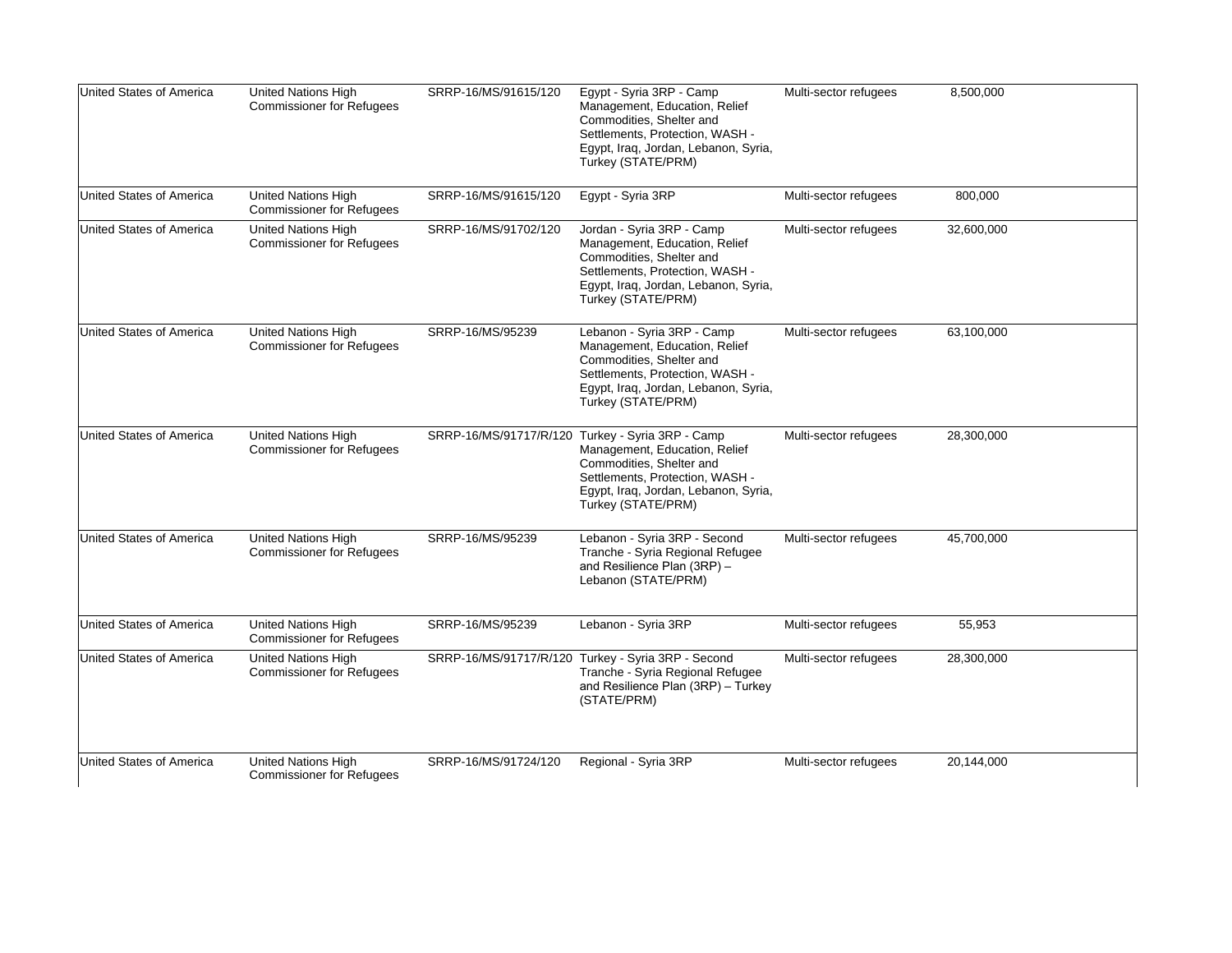| United States of America | United Nations High Commissioner for Refugees | SRRP-16/MS/91615/120 | Egypt - Syria 3RP - Camp Management, Education, Relief Commodities, Shelter and Settlements, Protection, WASH - Egypt, Iraq, Jordan, Lebanon, Syria, Turkey (STATE/PRM) | Multi-sector refugees | 8,500,000 | |
|---|---|---|---|---|---|---|
| United States of America | United Nations High Commissioner for Refugees | SRRP-16/MS/91615/120 | Egypt - Syria 3RP | Multi-sector refugees | 800,000 | |
| United States of America | United Nations High Commissioner for Refugees | SRRP-16/MS/91702/120 | Jordan - Syria 3RP - Camp Management, Education, Relief Commodities, Shelter and Settlements, Protection, WASH - Egypt, Iraq, Jordan, Lebanon, Syria, Turkey (STATE/PRM) | Multi-sector refugees | 32,600,000 | |
| United States of America | United Nations High Commissioner for Refugees | SRRP-16/MS/95239 | Lebanon - Syria 3RP - Camp Management, Education, Relief Commodities, Shelter and Settlements, Protection, WASH - Egypt, Iraq, Jordan, Lebanon, Syria, Turkey (STATE/PRM) | Multi-sector refugees | 63,100,000 | |
| United States of America | United Nations High Commissioner for Refugees | SRRP-16/MS/91717/R/120 | Turkey - Syria 3RP - Camp Management, Education, Relief Commodities, Shelter and Settlements, Protection, WASH - Egypt, Iraq, Jordan, Lebanon, Syria, Turkey (STATE/PRM) | Multi-sector refugees | 28,300,000 | |
| United States of America | United Nations High Commissioner for Refugees | SRRP-16/MS/95239 | Lebanon - Syria 3RP - Second Tranche - Syria Regional Refugee and Resilience Plan (3RP) – Lebanon (STATE/PRM) | Multi-sector refugees | 45,700,000 | |
| United States of America | United Nations High Commissioner for Refugees | SRRP-16/MS/95239 | Lebanon - Syria 3RP | Multi-sector refugees | 55,953 | |
| United States of America | United Nations High Commissioner for Refugees | SRRP-16/MS/91717/R/120 | Turkey - Syria 3RP - Second Tranche - Syria Regional Refugee and Resilience Plan (3RP) – Turkey (STATE/PRM) | Multi-sector refugees | 28,300,000 | |
| United States of America | United Nations High Commissioner for Refugees | SRRP-16/MS/91724/120 | Regional - Syria 3RP | Multi-sector refugees | 20,144,000 | |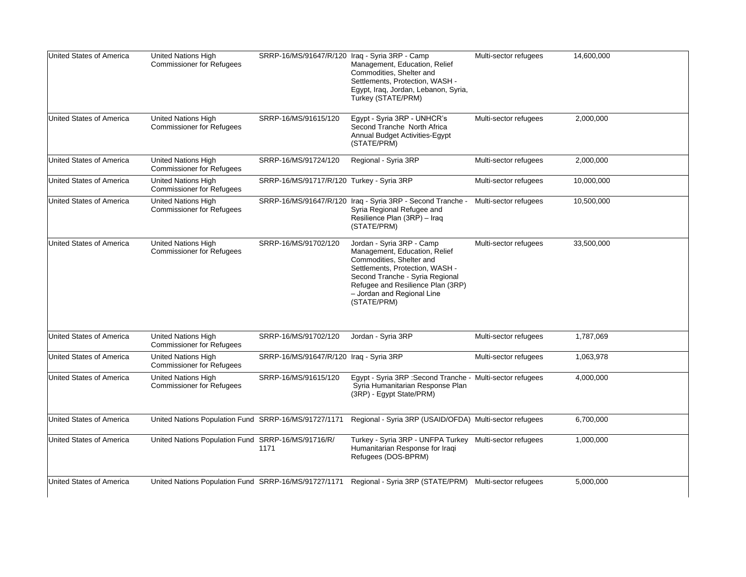| | | | | | |
|---|---|---|---|---|---|
| United States of America | United Nations High Commissioner for Refugees | SRRP-16/MS/91647/R/120 | Iraq - Syria 3RP - Camp Management, Education, Relief Commodities, Shelter and Settlements, Protection, WASH - Egypt, Iraq, Jordan, Lebanon, Syria, Turkey (STATE/PRM) | Multi-sector refugees | 14,600,000 |
| United States of America | United Nations High Commissioner for Refugees | SRRP-16/MS/91615/120 | Egypt - Syria 3RP - UNHCR's Second Tranche North Africa Annual Budget Activities-Egypt (STATE/PRM) | Multi-sector refugees | 2,000,000 |
| United States of America | United Nations High Commissioner for Refugees | SRRP-16/MS/91724/120 | Regional - Syria 3RP | Multi-sector refugees | 2,000,000 |
| United States of America | United Nations High Commissioner for Refugees | SRRP-16/MS/91717/R/120 | Turkey - Syria 3RP | Multi-sector refugees | 10,000,000 |
| United States of America | United Nations High Commissioner for Refugees | SRRP-16/MS/91647/R/120 | Iraq - Syria 3RP - Second Tranche - Syria Regional Refugee and Resilience Plan (3RP) – Iraq (STATE/PRM) | Multi-sector refugees | 10,500,000 |
| United States of America | United Nations High Commissioner for Refugees | SRRP-16/MS/91702/120 | Jordan - Syria 3RP - Camp Management, Education, Relief Commodities, Shelter and Settlements, Protection, WASH - Second Tranche - Syria Regional Refugee and Resilience Plan (3RP) – Jordan and Regional Line (STATE/PRM) | Multi-sector refugees | 33,500,000 |
| United States of America | United Nations High Commissioner for Refugees | SRRP-16/MS/91702/120 | Jordan - Syria 3RP | Multi-sector refugees | 1,787,069 |
| United States of America | United Nations High Commissioner for Refugees | SRRP-16/MS/91647/R/120 | Iraq - Syria 3RP | Multi-sector refugees | 1,063,978 |
| United States of America | United Nations High Commissioner for Refugees | SRRP-16/MS/91615/120 | Egypt - Syria 3RP :Second Tranche - Syria Humanitarian Response Plan (3RP) - Egypt State/PRM) | Multi-sector refugees | 4,000,000 |
| United States of America | United Nations Population Fund | SRRP-16/MS/91727/1171 | Regional - Syria 3RP (USAID/OFDA) | Multi-sector refugees | 6,700,000 |
| United States of America | United Nations Population Fund | SRRP-16/MS/91716/R/1171 | Turkey - Syria 3RP - UNFPA Turkey Humanitarian Response for Iraqi Refugees (DOS-BPRM) | Multi-sector refugees | 1,000,000 |
| United States of America | United Nations Population Fund | SRRP-16/MS/91727/1171 | Regional - Syria 3RP (STATE/PRM) | Multi-sector refugees | 5,000,000 |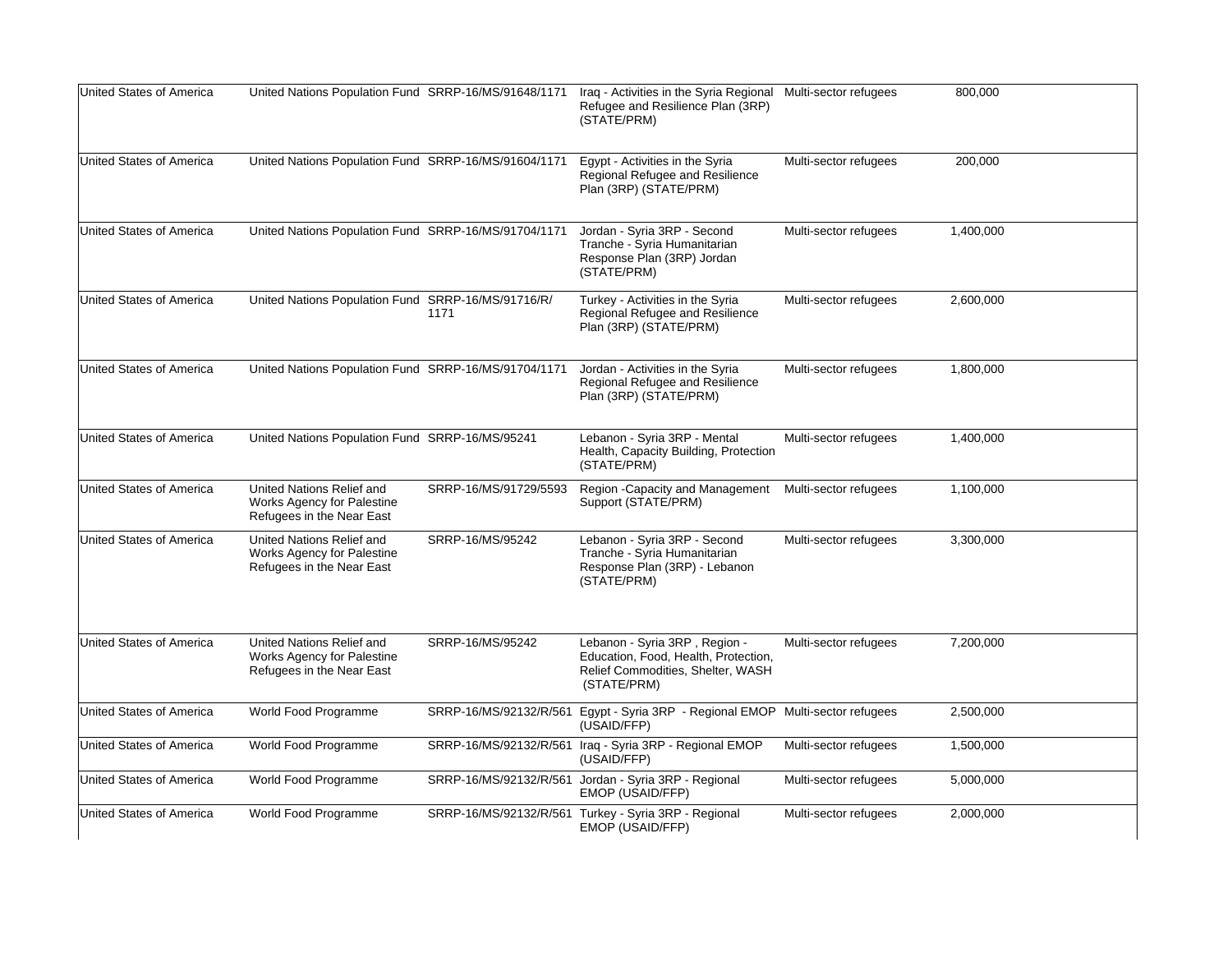| | | | | | |
|---|---|---|---|---|---|
| United States of America | United Nations Population Fund | SRRP-16/MS/91648/1171 | Iraq - Activities in the Syria Regional Refugee and Resilience Plan (3RP) (STATE/PRM) | Multi-sector refugees | 800,000 |
| United States of America | United Nations Population Fund | SRRP-16/MS/91604/1171 | Egypt - Activities in the Syria Regional Refugee and Resilience Plan (3RP) (STATE/PRM) | Multi-sector refugees | 200,000 |
| United States of America | United Nations Population Fund | SRRP-16/MS/91704/1171 | Jordan - Syria 3RP - Second Tranche - Syria Humanitarian Response Plan (3RP) Jordan (STATE/PRM) | Multi-sector refugees | 1,400,000 |
| United States of America | United Nations Population Fund | SRRP-16/MS/91716/R/ 1171 | Turkey - Activities in the Syria Regional Refugee and Resilience Plan (3RP) (STATE/PRM) | Multi-sector refugees | 2,600,000 |
| United States of America | United Nations Population Fund | SRRP-16/MS/91704/1171 | Jordan - Activities in the Syria Regional Refugee and Resilience Plan (3RP) (STATE/PRM) | Multi-sector refugees | 1,800,000 |
| United States of America | United Nations Population Fund | SRRP-16/MS/95241 | Lebanon - Syria 3RP - Mental Health, Capacity Building, Protection (STATE/PRM) | Multi-sector refugees | 1,400,000 |
| United States of America | United Nations Relief and Works Agency for Palestine Refugees in the Near East | SRRP-16/MS/91729/5593 | Region -Capacity and Management Support (STATE/PRM) | Multi-sector refugees | 1,100,000 |
| United States of America | United Nations Relief and Works Agency for Palestine Refugees in the Near East | SRRP-16/MS/95242 | Lebanon - Syria 3RP - Second Tranche - Syria Humanitarian Response Plan (3RP) - Lebanon (STATE/PRM) | Multi-sector refugees | 3,300,000 |
| United States of America | United Nations Relief and Works Agency for Palestine Refugees in the Near East | SRRP-16/MS/95242 | Lebanon - Syria 3RP , Region - Education, Food, Health, Protection, Relief Commodities, Shelter, WASH (STATE/PRM) | Multi-sector refugees | 7,200,000 |
| United States of America | World Food Programme | SRRP-16/MS/92132/R/561 | Egypt - Syria 3RP - Regional EMOP (USAID/FFP) | Multi-sector refugees | 2,500,000 |
| United States of America | World Food Programme | SRRP-16/MS/92132/R/561 | Iraq - Syria 3RP - Regional EMOP (USAID/FFP) | Multi-sector refugees | 1,500,000 |
| United States of America | World Food Programme | SRRP-16/MS/92132/R/561 | Jordan - Syria 3RP - Regional EMOP (USAID/FFP) | Multi-sector refugees | 5,000,000 |
| United States of America | World Food Programme | SRRP-16/MS/92132/R/561 | Turkey - Syria 3RP - Regional EMOP (USAID/FFP) | Multi-sector refugees | 2,000,000 |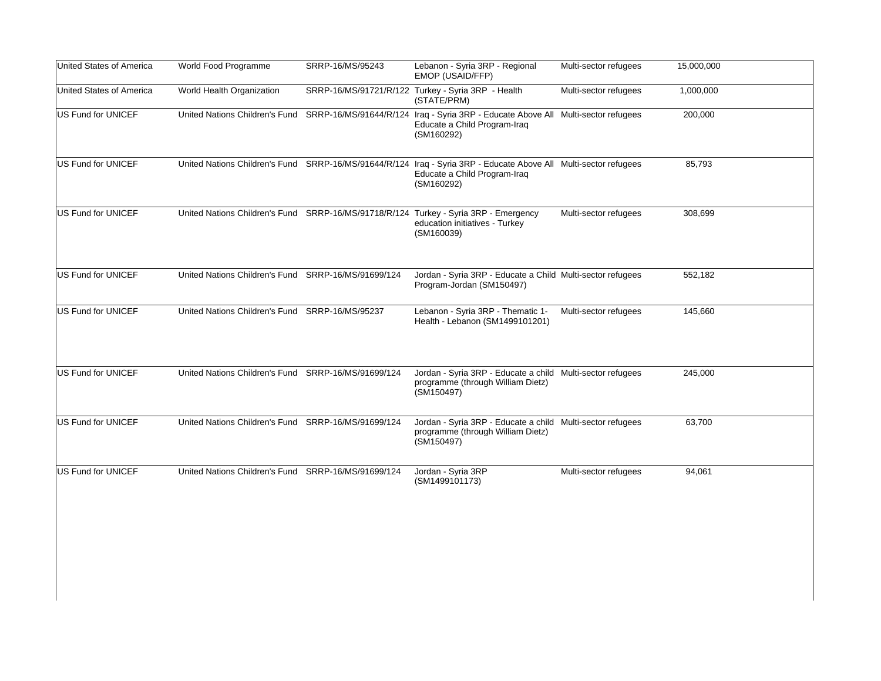| | | | | | | |
|---|---|---|---|---|---|---|
| United States of America | World Food Programme | SRRP-16/MS/95243 | Lebanon - Syria 3RP - Regional EMOP (USAID/FFP) | Multi-sector refugees | 15,000,000 | |
| United States of America | World Health Organization | SRRP-16/MS/91721/R/122 | Turkey - Syria 3RP - Health (STATE/PRM) | Multi-sector refugees | 1,000,000 | |
| US Fund for UNICEF | United Nations Children's Fund | SRRP-16/MS/91644/R/124 | Iraq - Syria 3RP - Educate Above All Educate a Child Program-Iraq (SM160292) | Multi-sector refugees | 200,000 | |
| US Fund for UNICEF | United Nations Children's Fund | SRRP-16/MS/91644/R/124 | Iraq - Syria 3RP - Educate Above All Educate a Child Program-Iraq (SM160292) | Multi-sector refugees | 85,793 | |
| US Fund for UNICEF | United Nations Children's Fund | SRRP-16/MS/91718/R/124 | Turkey - Syria 3RP - Emergency education initiatives - Turkey (SM160039) | Multi-sector refugees | 308,699 | |
| US Fund for UNICEF | United Nations Children's Fund | SRRP-16/MS/91699/124 | Jordan - Syria 3RP - Educate a Child Program-Jordan (SM150497) | Multi-sector refugees | 552,182 | |
| US Fund for UNICEF | United Nations Children's Fund | SRRP-16/MS/95237 | Lebanon - Syria 3RP - Thematic 1-Health - Lebanon (SM1499101201) | Multi-sector refugees | 145,660 | |
| US Fund for UNICEF | United Nations Children's Fund | SRRP-16/MS/91699/124 | Jordan - Syria 3RP - Educate a child programme (through William Dietz) (SM150497) | Multi-sector refugees | 245,000 | |
| US Fund for UNICEF | United Nations Children's Fund | SRRP-16/MS/91699/124 | Jordan - Syria 3RP - Educate a child programme (through William Dietz) (SM150497) | Multi-sector refugees | 63,700 | |
| US Fund for UNICEF | United Nations Children's Fund | SRRP-16/MS/91699/124 | Jordan - Syria 3RP (SM1499101173) | Multi-sector refugees | 94,061 | |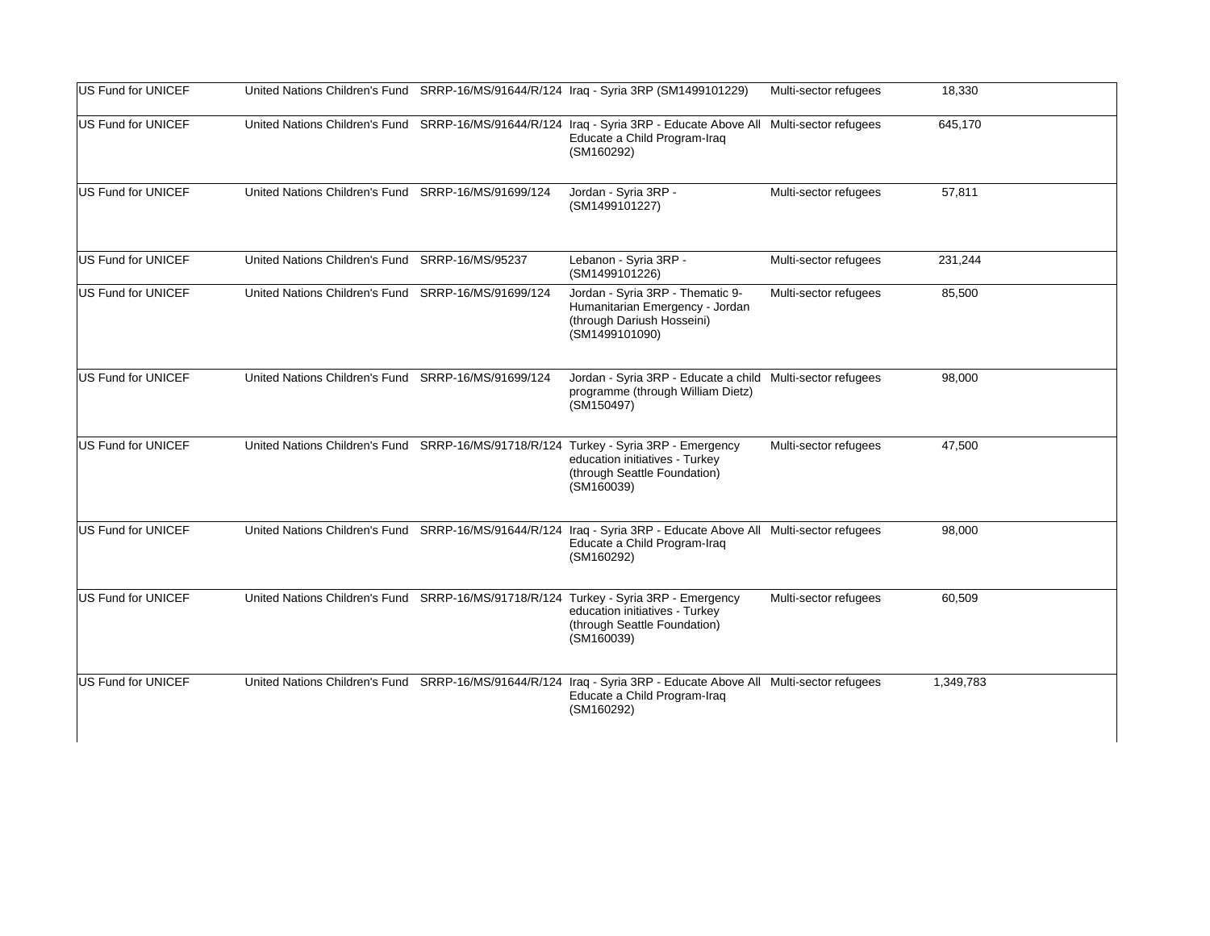| | | | | | |
|---|---|---|---|---|---|
| US Fund for UNICEF | United Nations Children's Fund | SRRP-16/MS/91644/R/124 | Iraq - Syria 3RP (SM1499101229) | Multi-sector refugees | 18,330 |
| US Fund for UNICEF | United Nations Children's Fund | SRRP-16/MS/91644/R/124 | Iraq - Syria 3RP - Educate Above All Educate a Child Program-Iraq (SM160292) | Multi-sector refugees | 645,170 |
| US Fund for UNICEF | United Nations Children's Fund | SRRP-16/MS/91699/124 | Jordan - Syria 3RP - (SM1499101227) | Multi-sector refugees | 57,811 |
| US Fund for UNICEF | United Nations Children's Fund | SRRP-16/MS/95237 | Lebanon - Syria 3RP - (SM1499101226) | Multi-sector refugees | 231,244 |
| US Fund for UNICEF | United Nations Children's Fund | SRRP-16/MS/91699/124 | Jordan - Syria 3RP - Thematic 9- Humanitarian Emergency - Jordan (through Dariush Hosseini) (SM1499101090) | Multi-sector refugees | 85,500 |
| US Fund for UNICEF | United Nations Children's Fund | SRRP-16/MS/91699/124 | Jordan - Syria 3RP - Educate a child programme (through William Dietz) (SM150497) | Multi-sector refugees | 98,000 |
| US Fund for UNICEF | United Nations Children's Fund | SRRP-16/MS/91718/R/124 | Turkey - Syria 3RP - Emergency education initiatives - Turkey (through Seattle Foundation) (SM160039) | Multi-sector refugees | 47,500 |
| US Fund for UNICEF | United Nations Children's Fund | SRRP-16/MS/91644/R/124 | Iraq - Syria 3RP - Educate Above All Educate a Child Program-Iraq (SM160292) | Multi-sector refugees | 98,000 |
| US Fund for UNICEF | United Nations Children's Fund | SRRP-16/MS/91718/R/124 | Turkey - Syria 3RP - Emergency education initiatives - Turkey (through Seattle Foundation) (SM160039) | Multi-sector refugees | 60,509 |
| US Fund for UNICEF | United Nations Children's Fund | SRRP-16/MS/91644/R/124 | Iraq - Syria 3RP - Educate Above All Educate a Child Program-Iraq (SM160292) | Multi-sector refugees | 1,349,783 |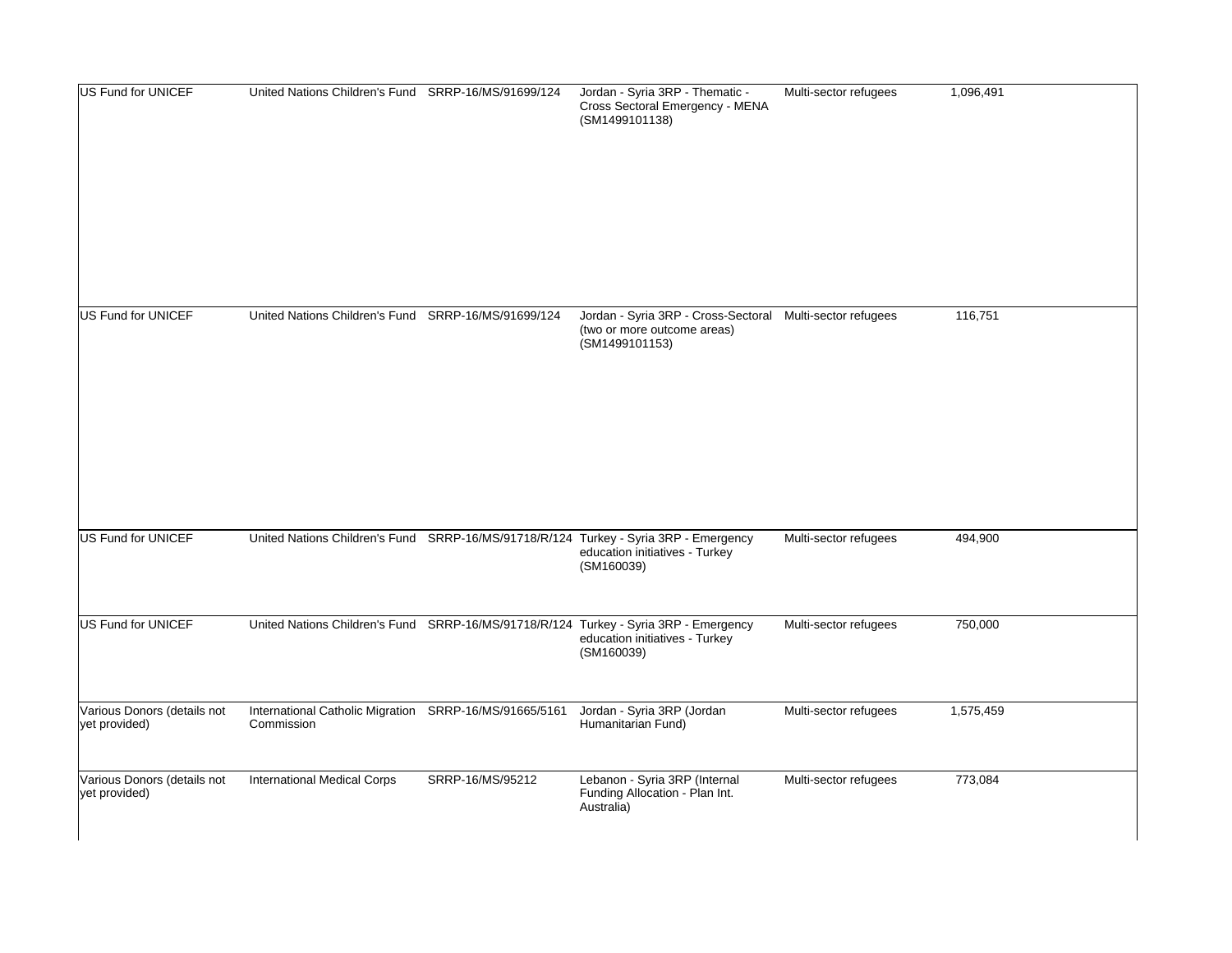| | | | | | | |
|---|---|---|---|---|---|---|
| US Fund for UNICEF | United Nations Children's Fund | SRRP-16/MS/91699/124 | Jordan - Syria 3RP - Thematic - Cross Sectoral Emergency - MENA (SM1499101138) | Multi-sector refugees | 1,096,491 | |
| US Fund for UNICEF | United Nations Children's Fund | SRRP-16/MS/91699/124 | Jordan - Syria 3RP - Cross-Sectoral (two or more outcome areas) (SM1499101153) | Multi-sector refugees | 116,751 | |
| US Fund for UNICEF | United Nations Children's Fund | SRRP-16/MS/91718/R/124 | Turkey - Syria 3RP - Emergency education initiatives - Turkey (SM160039) | Multi-sector refugees | 494,900 | |
| US Fund for UNICEF | United Nations Children's Fund | SRRP-16/MS/91718/R/124 | Turkey - Syria 3RP - Emergency education initiatives - Turkey (SM160039) | Multi-sector refugees | 750,000 | |
| Various Donors (details not yet provided) | International Catholic Migration Commission | SRRP-16/MS/91665/5161 | Jordan - Syria 3RP (Jordan Humanitarian Fund) | Multi-sector refugees | 1,575,459 | |
| Various Donors (details not yet provided) | International Medical Corps | SRRP-16/MS/95212 | Lebanon - Syria 3RP (Internal Funding Allocation - Plan Int. Australia) | Multi-sector refugees | 773,084 | |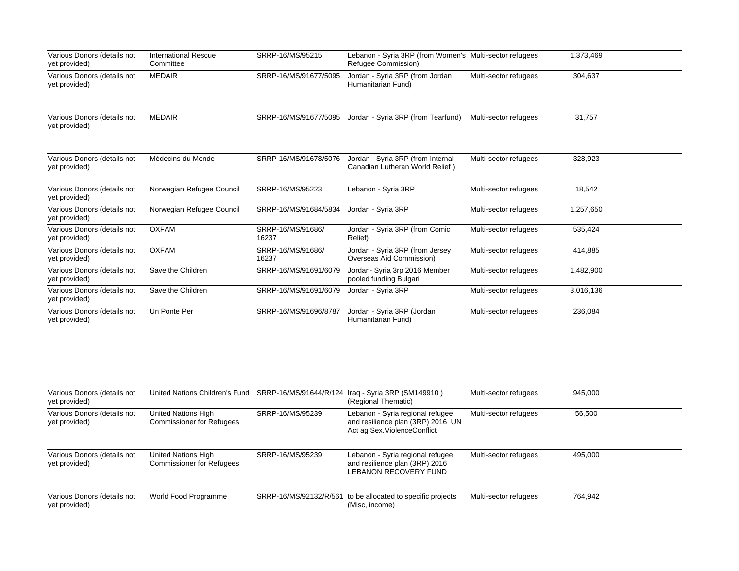| | | | | | | |
|---|---|---|---|---|---|---|
| Various Donors (details not yet provided) | International Rescue Committee | SRRP-16/MS/95215 | Lebanon - Syria 3RP (from Women's Refugee Commission) | Multi-sector refugees | 1,373,469 | |
| Various Donors (details not yet provided) | MEDAIR | SRRP-16/MS/91677/5095 | Jordan - Syria 3RP (from Jordan Humanitarian Fund) | Multi-sector refugees | 304,637 | |
| Various Donors (details not yet provided) | MEDAIR | SRRP-16/MS/91677/5095 | Jordan - Syria 3RP (from Tearfund) | Multi-sector refugees | 31,757 | |
| Various Donors (details not yet provided) | Médecins du Monde | SRRP-16/MS/91678/5076 | Jordan - Syria 3RP (from Internal - Canadian Lutheran World Relief ) | Multi-sector refugees | 328,923 | |
| Various Donors (details not yet provided) | Norwegian Refugee Council | SRRP-16/MS/95223 | Lebanon - Syria 3RP | Multi-sector refugees | 18,542 | |
| Various Donors (details not yet provided) | Norwegian Refugee Council | SRRP-16/MS/91684/5834 | Jordan - Syria 3RP | Multi-sector refugees | 1,257,650 | |
| Various Donors (details not yet provided) | OXFAM | SRRP-16/MS/91686/16237 | Jordan - Syria 3RP (from Comic Relief) | Multi-sector refugees | 535,424 | |
| Various Donors (details not yet provided) | OXFAM | SRRP-16/MS/91686/16237 | Jordan - Syria 3RP (from Jersey Overseas Aid Commission) | Multi-sector refugees | 414,885 | |
| Various Donors (details not yet provided) | Save the Children | SRRP-16/MS/91691/6079 | Jordan- Syria 3rp 2016 Member pooled funding Bulgari | Multi-sector refugees | 1,482,900 | |
| Various Donors (details not yet provided) | Save the Children | SRRP-16/MS/91691/6079 | Jordan - Syria 3RP | Multi-sector refugees | 3,016,136 | |
| Various Donors (details not yet provided) | Un Ponte Per | SRRP-16/MS/91696/8787 | Jordan - Syria 3RP (Jordan Humanitarian Fund) | Multi-sector refugees | 236,084 | |
| Various Donors (details not yet provided) | United Nations Children's Fund | SRRP-16/MS/91644/R/124 | Iraq - Syria 3RP (SM149910 ) (Regional Thematic) | Multi-sector refugees | 945,000 | |
| Various Donors (details not yet provided) | United Nations High Commissioner for Refugees | SRRP-16/MS/95239 | Lebanon - Syria regional refugee and resilience plan (3RP) 2016 UN Act ag Sex.ViolenceConflict | Multi-sector refugees | 56,500 | |
| Various Donors (details not yet provided) | United Nations High Commissioner for Refugees | SRRP-16/MS/95239 | Lebanon - Syria regional refugee and resilience plan (3RP) 2016 LEBANON RECOVERY FUND | Multi-sector refugees | 495,000 | |
| Various Donors (details not yet provided) | World Food Programme | SRRP-16/MS/92132/R/561 | to be allocated to specific projects (Misc, income) | Multi-sector refugees | 764,942 | |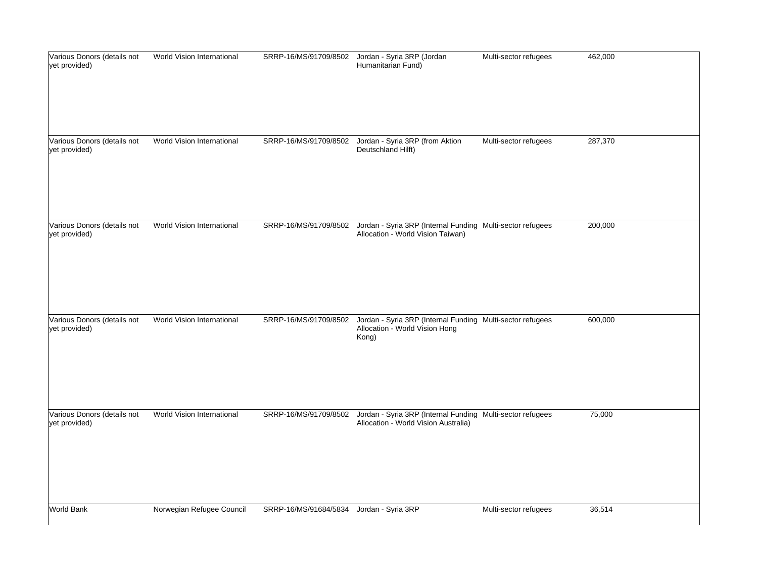| | | | | | | |
|---|---|---|---|---|---|---|
| Various Donors (details not yet provided) | World Vision International | SRRP-16/MS/91709/8502 | Jordan - Syria 3RP (Jordan Humanitarian Fund) | Multi-sector refugees | 462,000 | |
| Various Donors (details not yet provided) | World Vision International | SRRP-16/MS/91709/8502 | Jordan - Syria 3RP (from Aktion Deutschland Hilft) | Multi-sector refugees | 287,370 | |
| Various Donors (details not yet provided) | World Vision International | SRRP-16/MS/91709/8502 | Jordan - Syria 3RP (Internal Funding Allocation - World Vision Taiwan) | Multi-sector refugees | 200,000 | |
| Various Donors (details not yet provided) | World Vision International | SRRP-16/MS/91709/8502 | Jordan - Syria 3RP (Internal Funding Allocation - World Vision Hong Kong) | Multi-sector refugees | 600,000 | |
| Various Donors (details not yet provided) | World Vision International | SRRP-16/MS/91709/8502 | Jordan - Syria 3RP (Internal Funding Allocation - World Vision Australia) | Multi-sector refugees | 75,000 | |
| World Bank | Norwegian Refugee Council | SRRP-16/MS/91684/5834 | Jordan - Syria 3RP | Multi-sector refugees | 36,514 | |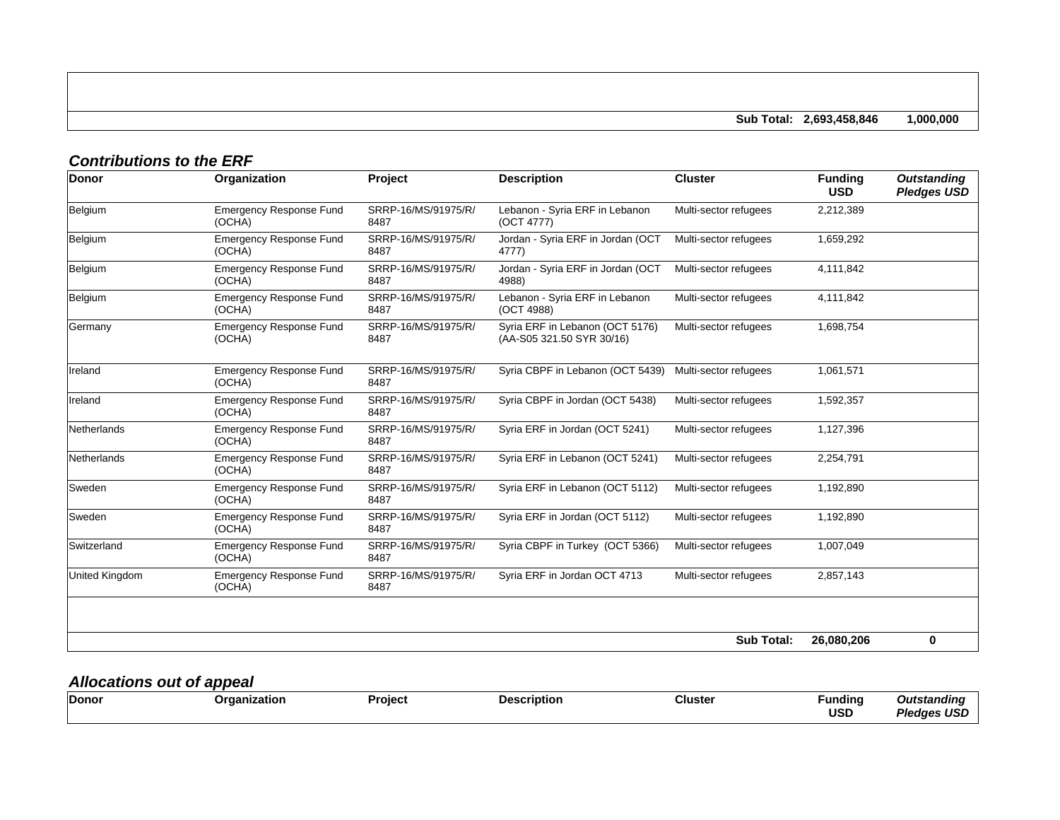| | | | | | | |
|---|---|---|---|---|---|---|
| | | | | Sub Total: | 2,693,458,846 | 1,000,000 |

### *Contributions to the ERF*

| Donor | Organization | Project | Description | Cluster | Funding USD | *Outstanding Pledges USD* |
|---|---|---|---|---|---|---|
| Belgium | Emergency Response Fund (OCHA) | SRRP-16/MS/91975/R/8487 | Lebanon - Syria ERF in Lebanon (OCT 4777) | Multi-sector refugees | 2,212,389 | |
| Belgium | Emergency Response Fund (OCHA) | SRRP-16/MS/91975/R/8487 | Jordan - Syria ERF in Jordan (OCT 4777) | Multi-sector refugees | 1,659,292 | |
| Belgium | Emergency Response Fund (OCHA) | SRRP-16/MS/91975/R/8487 | Jordan - Syria ERF in Jordan (OCT 4988) | Multi-sector refugees | 4,111,842 | |
| Belgium | Emergency Response Fund (OCHA) | SRRP-16/MS/91975/R/8487 | Lebanon - Syria ERF in Lebanon (OCT 4988) | Multi-sector refugees | 4,111,842 | |
| Germany | Emergency Response Fund (OCHA) | SRRP-16/MS/91975/R/8487 | Syria ERF in Lebanon (OCT 5176) (AA-S05 321.50 SYR 30/16) | Multi-sector refugees | 1,698,754 | |
| Ireland | Emergency Response Fund (OCHA) | SRRP-16/MS/91975/R/8487 | Syria CBPF in Lebanon (OCT 5439) | Multi-sector refugees | 1,061,571 | |
| Ireland | Emergency Response Fund (OCHA) | SRRP-16/MS/91975/R/8487 | Syria CBPF in Jordan (OCT 5438) | Multi-sector refugees | 1,592,357 | |
| Netherlands | Emergency Response Fund (OCHA) | SRRP-16/MS/91975/R/8487 | Syria ERF in Jordan (OCT 5241) | Multi-sector refugees | 1,127,396 | |
| Netherlands | Emergency Response Fund (OCHA) | SRRP-16/MS/91975/R/8487 | Syria ERF in Lebanon (OCT 5241) | Multi-sector refugees | 2,254,791 | |
| Sweden | Emergency Response Fund (OCHA) | SRRP-16/MS/91975/R/8487 | Syria ERF in Lebanon (OCT 5112) | Multi-sector refugees | 1,192,890 | |
| Sweden | Emergency Response Fund (OCHA) | SRRP-16/MS/91975/R/8487 | Syria ERF in Jordan (OCT 5112) | Multi-sector refugees | 1,192,890 | |
| Switzerland | Emergency Response Fund (OCHA) | SRRP-16/MS/91975/R/8487 | Syria CBPF in Turkey (OCT 5366) | Multi-sector refugees | 1,007,049 | |
| United Kingdom | Emergency Response Fund (OCHA) | SRRP-16/MS/91975/R/8487 | Syria ERF in Jordan OCT 4713 | Multi-sector refugees | 2,857,143 | |
| | | | | Sub Total: | 26,080,206 | 0 |

### *Allocations out of appeal*

| Donor | Organization | Project | Description | Cluster | Funding USD | *Outstanding Pledges USD* |
|---|---|---|---|---|---|---|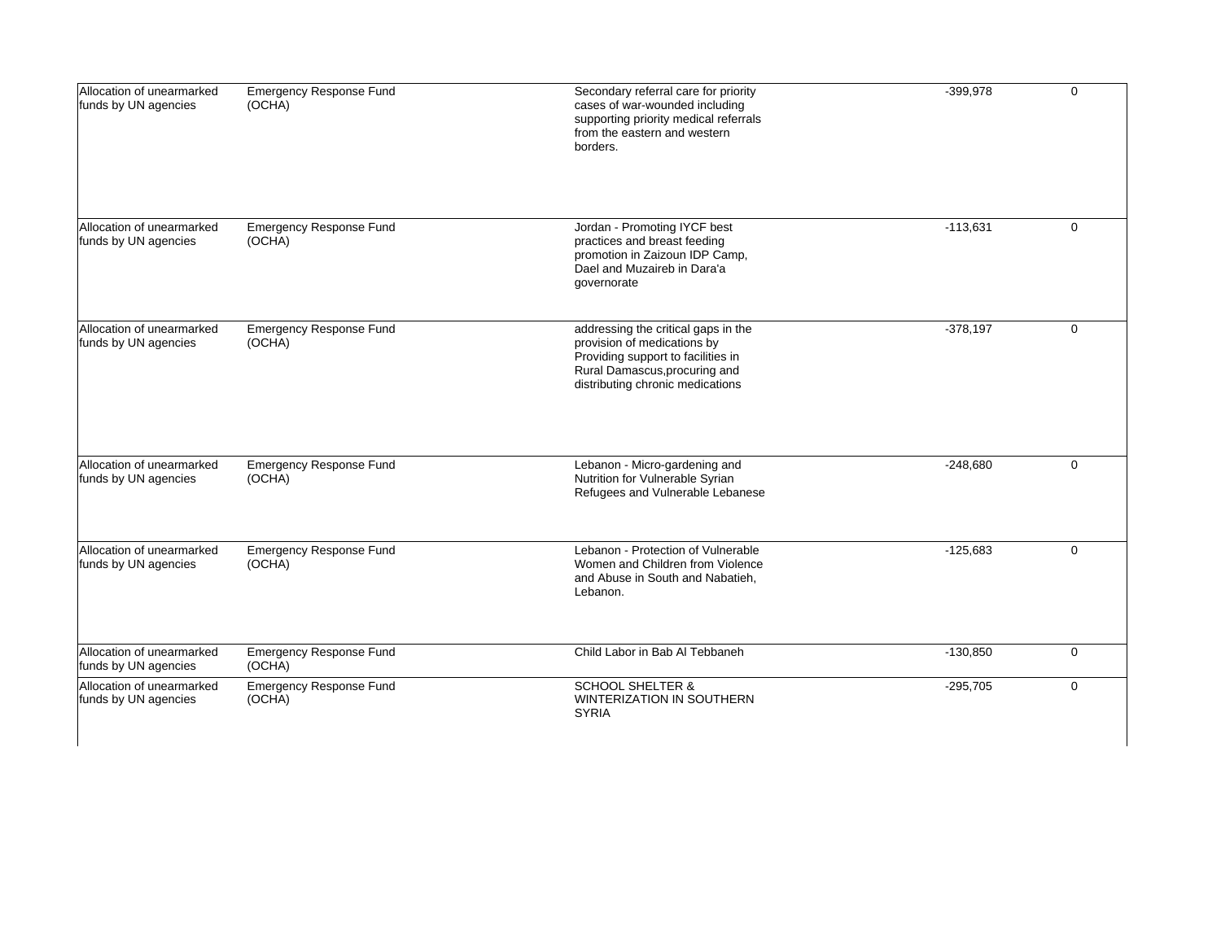| | | | | |
|---|---|---|---|---|
| Allocation of unearmarked funds by UN agencies | Emergency Response Fund (OCHA) | Secondary referral care for priority cases of war-wounded including supporting priority medical referrals from the eastern and western borders. | -399,978 | 0 |
| Allocation of unearmarked funds by UN agencies | Emergency Response Fund (OCHA) | Jordan - Promoting IYCF best practices and breast feeding promotion in Zaizoun IDP Camp, Dael and Muzaireb in Dara'a governorate | -113,631 | 0 |
| Allocation of unearmarked funds by UN agencies | Emergency Response Fund (OCHA) | addressing the critical gaps in the provision of medications by Providing support to facilities in Rural Damascus,procuring and distributing chronic medications | -378,197 | 0 |
| Allocation of unearmarked funds by UN agencies | Emergency Response Fund (OCHA) | Lebanon - Micro-gardening and Nutrition for Vulnerable Syrian Refugees and Vulnerable Lebanese | -248,680 | 0 |
| Allocation of unearmarked funds by UN agencies | Emergency Response Fund (OCHA) | Lebanon - Protection of Vulnerable Women and Children from Violence and Abuse in South and Nabatieh, Lebanon. | -125,683 | 0 |
| Allocation of unearmarked funds by UN agencies | Emergency Response Fund (OCHA) | Child Labor in Bab Al Tebbaneh | -130,850 | 0 |
| Allocation of unearmarked funds by UN agencies | Emergency Response Fund (OCHA) | SCHOOL SHELTER & WINTERIZATION IN SOUTHERN SYRIA | -295,705 | 0 |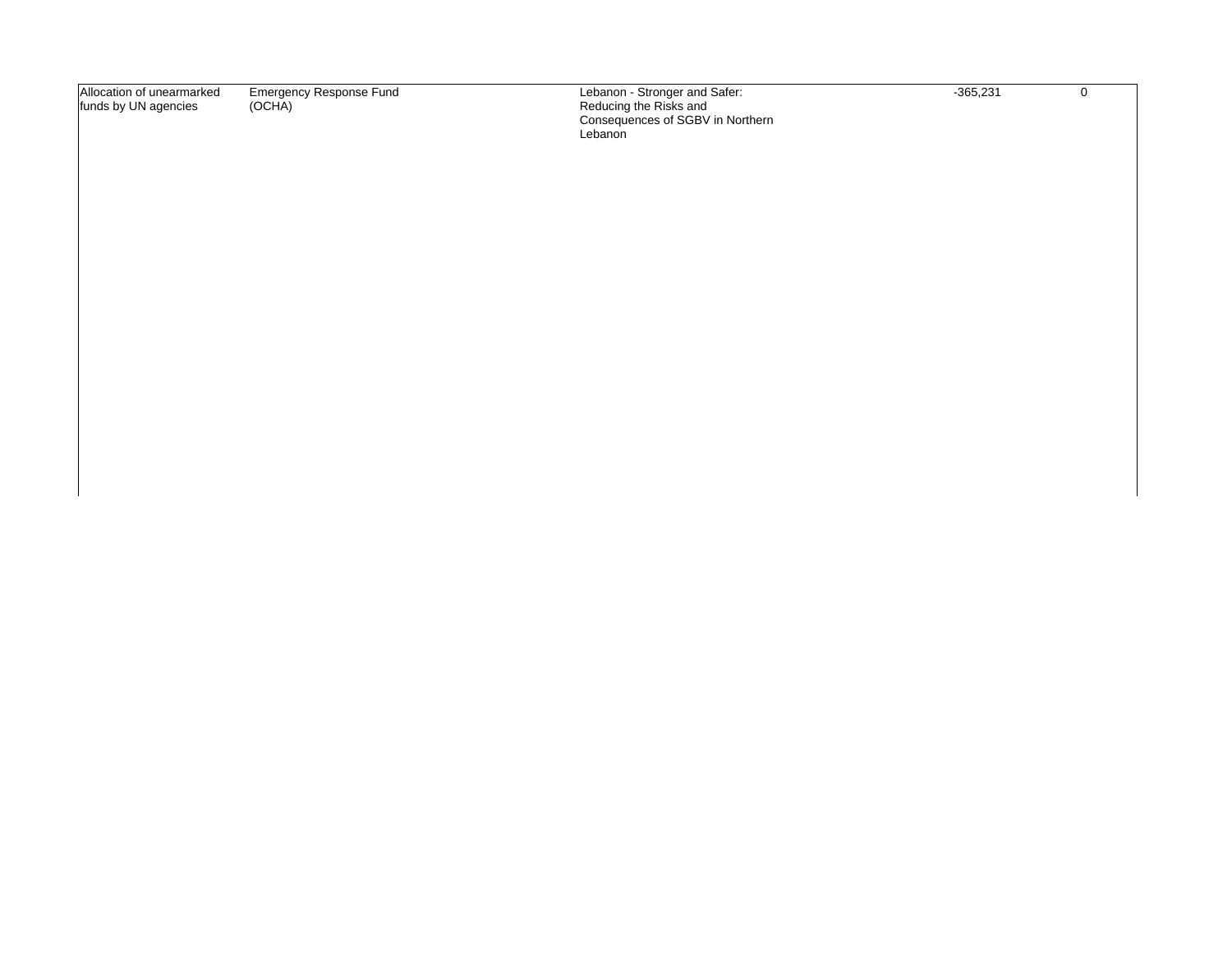| | | | | |
|---|---|---|---|---|
| Allocation of unearmarked funds by UN agencies | Emergency Response Fund (OCHA) | Lebanon - Stronger and Safer: Reducing the Risks and Consequences of SGBV in Northern Lebanon | -365,231 | 0 |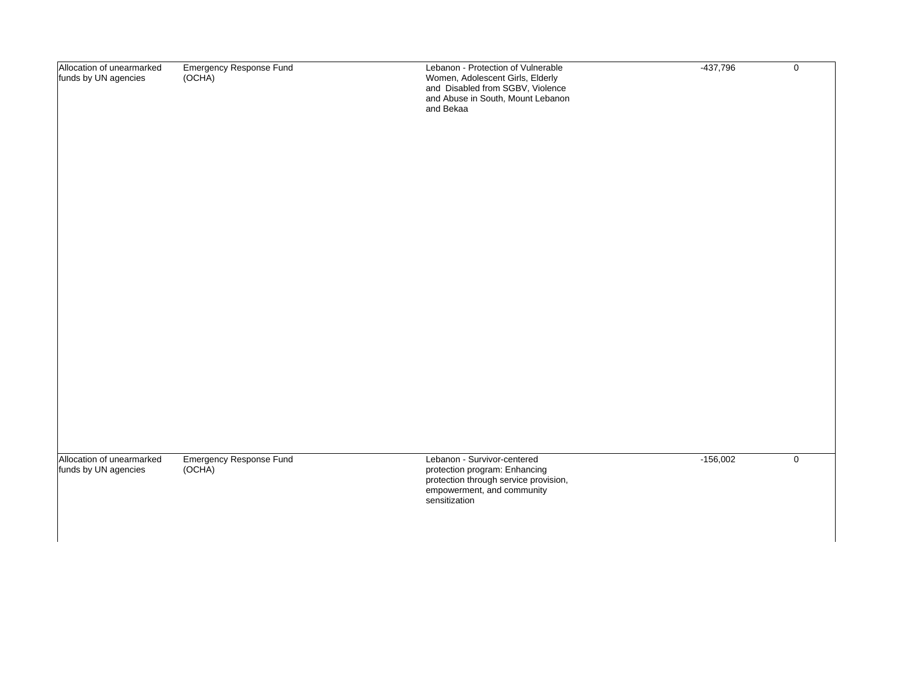| | | | | |
|---|---|---|---|---|
| Allocation of unearmarked funds by UN agencies | Emergency Response Fund (OCHA) | Lebanon - Protection of Vulnerable Women, Adolescent Girls, Elderly and Disabled from SGBV, Violence and Abuse in South, Mount Lebanon and Bekaa | -437,796 | 0 |
| Allocation of unearmarked funds by UN agencies | Emergency Response Fund (OCHA) | Lebanon - Survivor-centered protection program: Enhancing protection through service provision, empowerment, and community sensitization | -156,002 | 0 |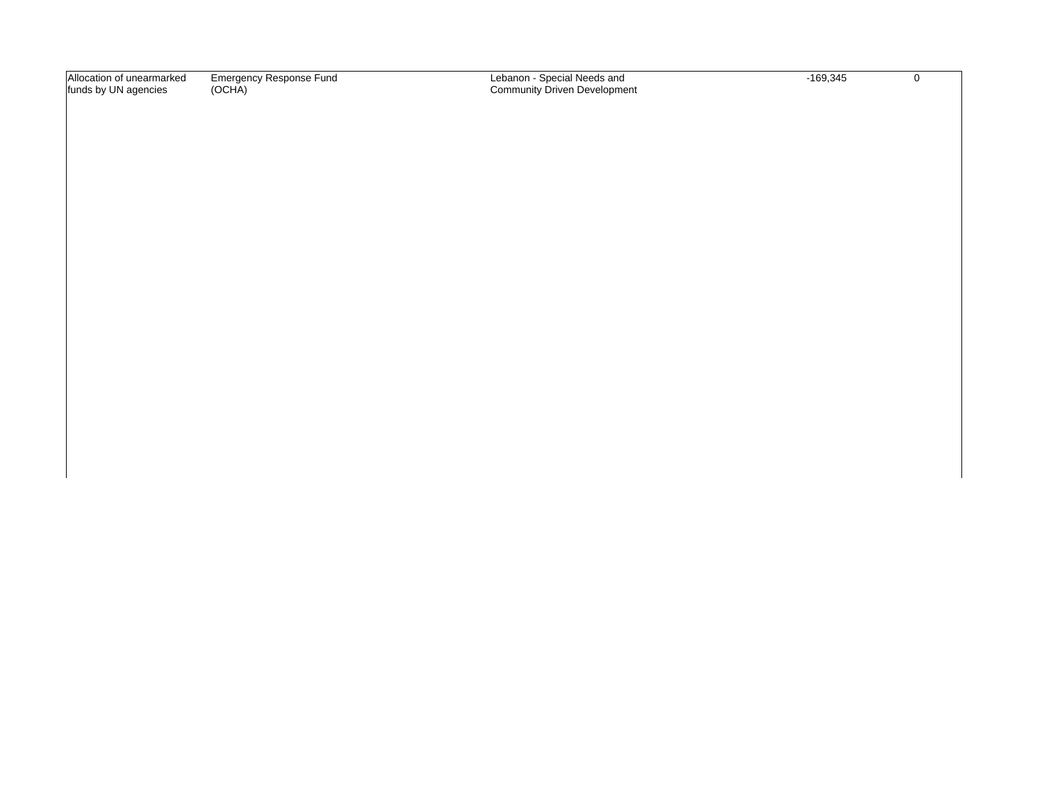| | | | | |
|---|---|---|---|---|
| Allocation of unearmarked funds by UN agencies | Emergency Response Fund (OCHA) | Lebanon - Special Needs and Community Driven Development | -169,345 | 0 |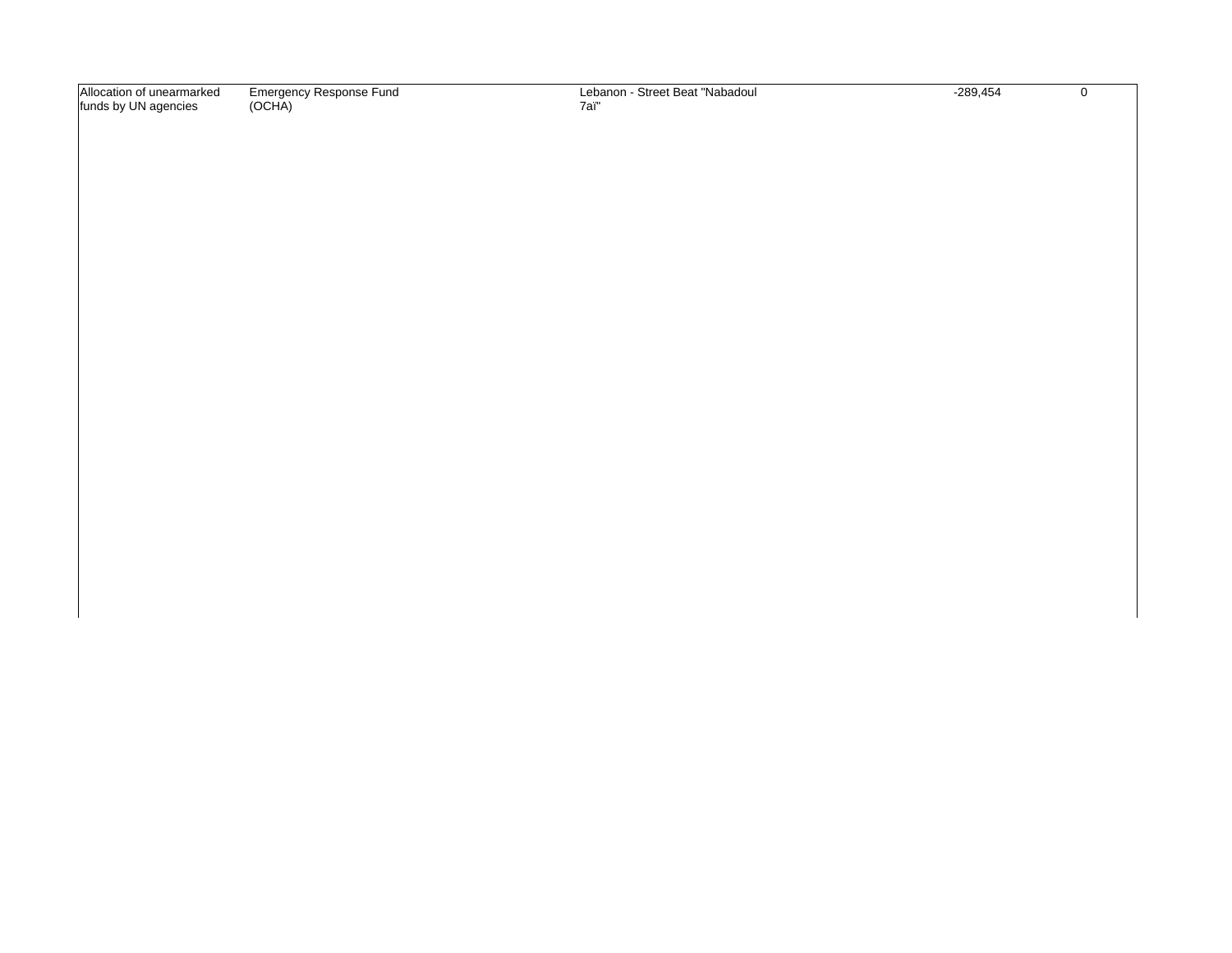| | | | | |
|---|---|---|---|---|
| Allocation of unearmarked funds by UN agencies | Emergency Response Fund (OCHA) | Lebanon - Street Beat "Nabadoul 7aï" | -289,454 | 0 |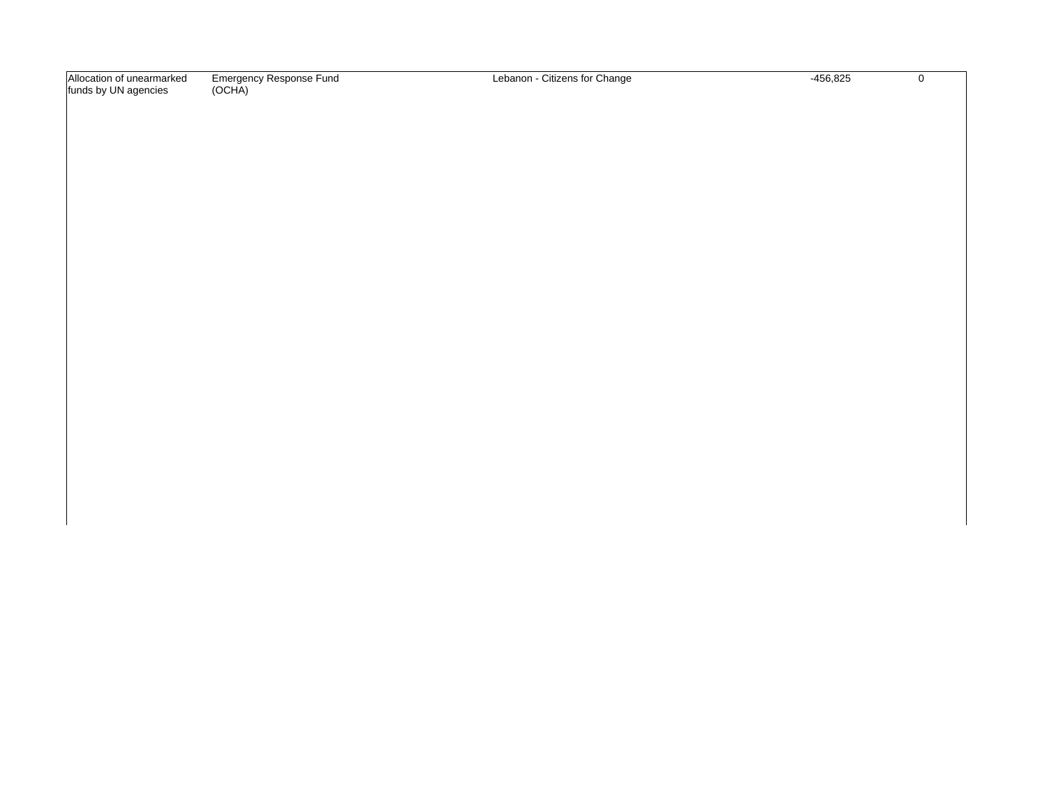| | | | | |
|---|---|---|---|---|
| Allocation of unearmarked funds by UN agencies | Emergency Response Fund (OCHA) | Lebanon - Citizens for Change | -456,825 | 0 |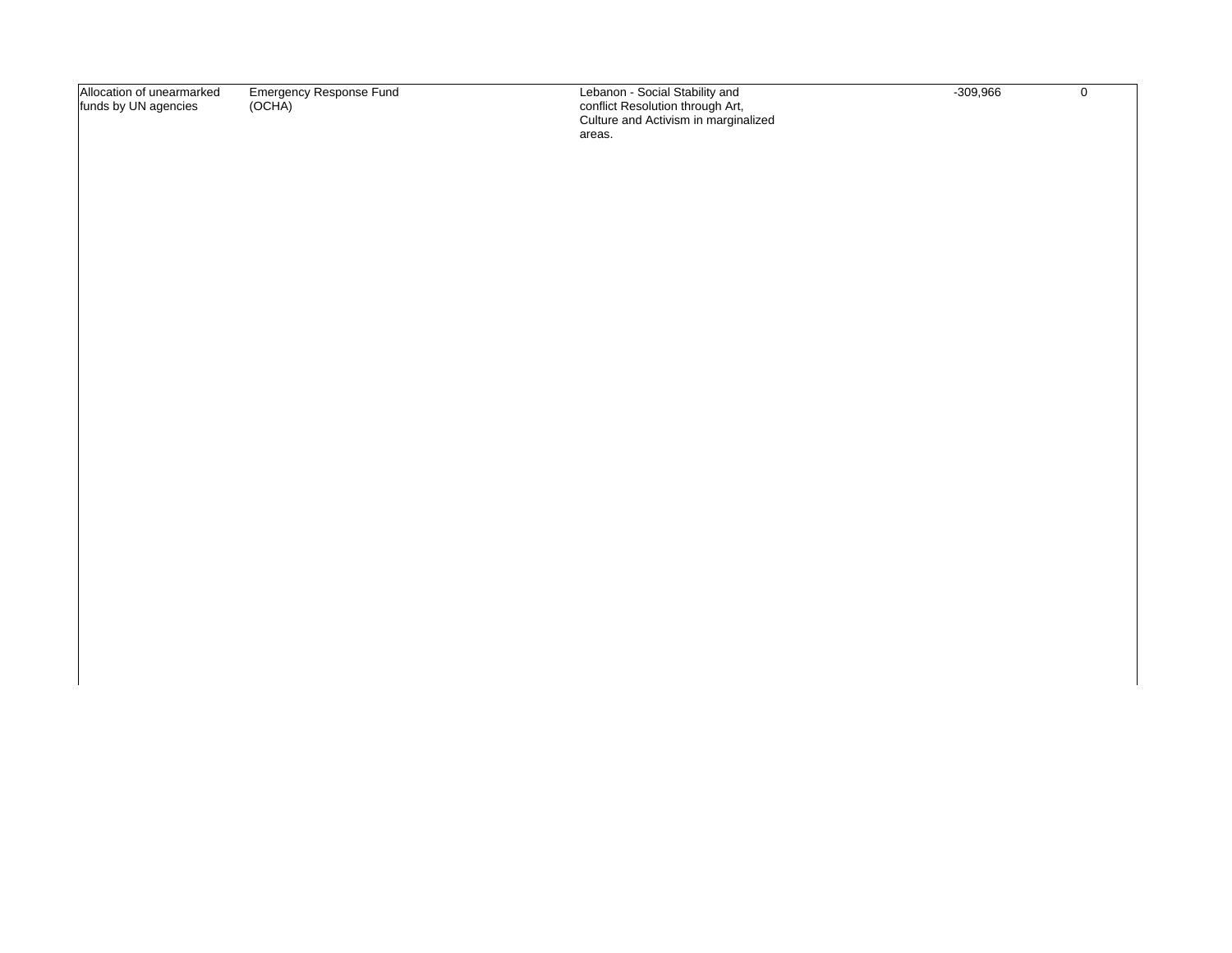| | | | | |
|---|---|---|---|---|
| Allocation of unearmarked funds by UN agencies | Emergency Response Fund (OCHA) | Lebanon - Social Stability and conflict Resolution through Art, Culture and Activism in marginalized areas. | -309,966 | 0 |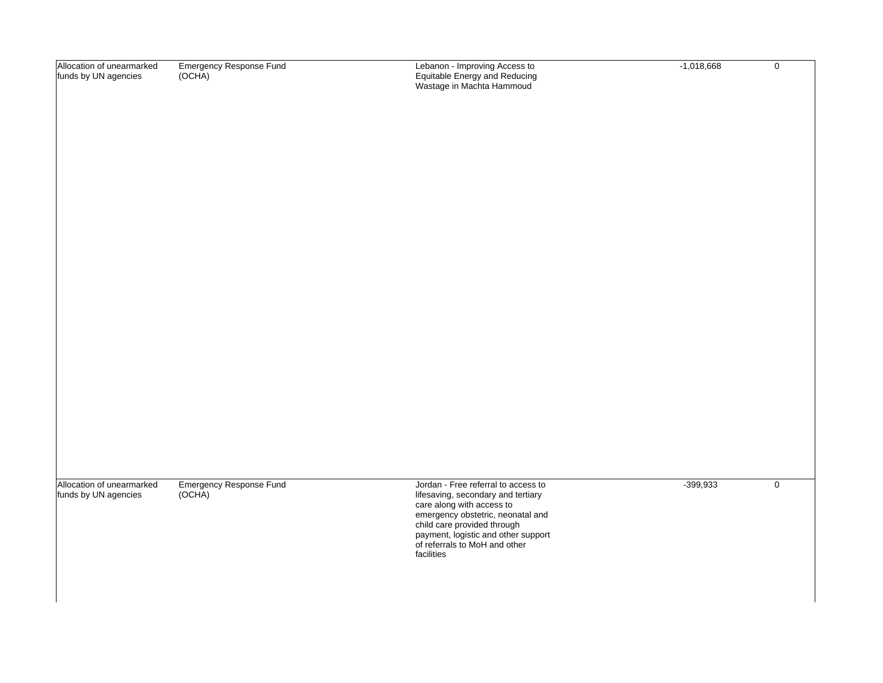| | | | | |
|---|---|---|---|---|
| Allocation of unearmarked funds by UN agencies | Emergency Response Fund (OCHA) | Lebanon - Improving Access to Equitable Energy and Reducing Wastage in Machta Hammoud | -1,018,668 | 0 |
| Allocation of unearmarked funds by UN agencies | Emergency Response Fund (OCHA) | Jordan - Free referral to access to lifesaving, secondary and tertiary care along with access to emergency obstetric, neonatal and child care provided through payment, logistic and other support of referrals to MoH and other facilities | -399,933 | 0 |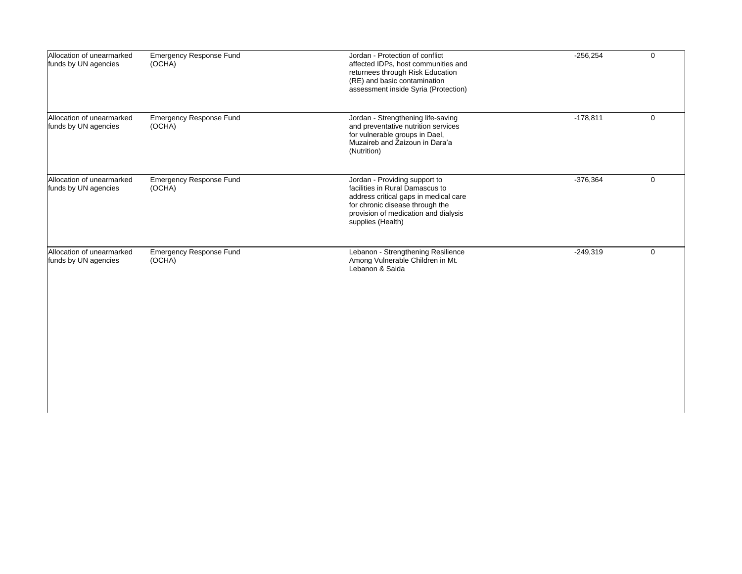| | | | | |
|---|---|---|---|---|
| Allocation of unearmarked funds by UN agencies | Emergency Response Fund (OCHA) | Jordan - Protection of conflict affected IDPs, host communities and returnees through Risk Education (RE) and basic contamination assessment inside Syria (Protection) | -256,254 | 0 |
| Allocation of unearmarked funds by UN agencies | Emergency Response Fund (OCHA) | Jordan - Strengthening life-saving and preventative nutrition services for vulnerable groups in Dael, Muzaireb and Zaizoun in Dara'a (Nutrition) | -178,811 | 0 |
| Allocation of unearmarked funds by UN agencies | Emergency Response Fund (OCHA) | Jordan - Providing support to facilities in Rural Damascus to address critical gaps in medical care for chronic disease through the provision of medication and dialysis supplies (Health) | -376,364 | 0 |
| Allocation of unearmarked funds by UN agencies | Emergency Response Fund (OCHA) | Lebanon - Strengthening Resilience Among Vulnerable Children in Mt. Lebanon & Saida | -249,319 | 0 |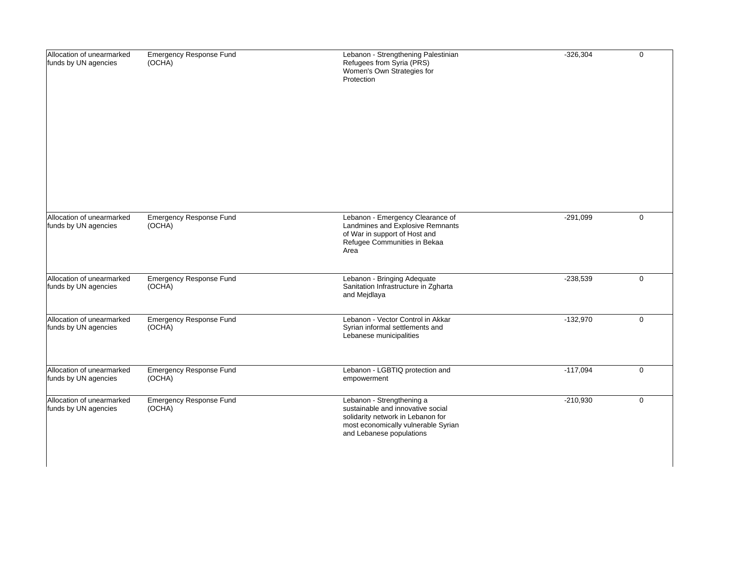| | | | | |
|---|---|---|---|---|
| Allocation of unearmarked funds by UN agencies | Emergency Response Fund (OCHA) | Lebanon - Strengthening Palestinian Refugees from Syria (PRS) Women's Own Strategies for Protection | -326,304 | 0 |
| Allocation of unearmarked funds by UN agencies | Emergency Response Fund (OCHA) | Lebanon - Emergency Clearance of Landmines and Explosive Remnants of War in support of Host and Refugee Communities in Bekaa Area | -291,099 | 0 |
| Allocation of unearmarked funds by UN agencies | Emergency Response Fund (OCHA) | Lebanon - Bringing Adequate Sanitation Infrastructure in Zgharta and Mejdlaya | -238,539 | 0 |
| Allocation of unearmarked funds by UN agencies | Emergency Response Fund (OCHA) | Lebanon - Vector Control in Akkar Syrian informal settlements and Lebanese municipalities | -132,970 | 0 |
| Allocation of unearmarked funds by UN agencies | Emergency Response Fund (OCHA) | Lebanon - LGBTIQ protection and empowerment | -117,094 | 0 |
| Allocation of unearmarked funds by UN agencies | Emergency Response Fund (OCHA) | Lebanon - Strengthening a sustainable and innovative social solidarity network in Lebanon for most economically vulnerable Syrian and Lebanese populations | -210,930 | 0 |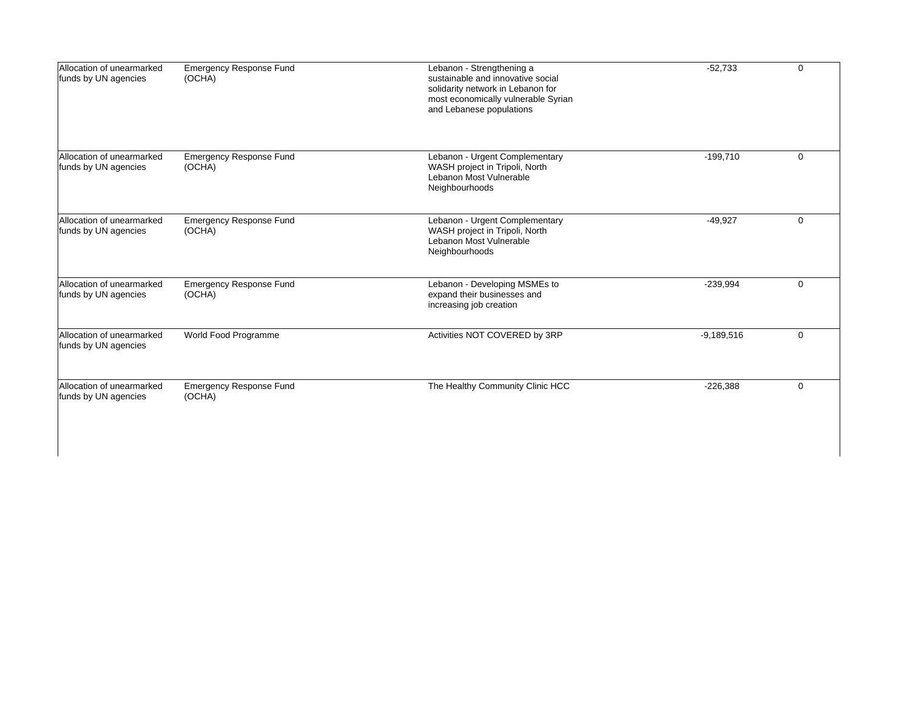| | | | | |
|---|---|---|---|---|
| Allocation of unearmarked funds by UN agencies | Emergency Response Fund (OCHA) | Lebanon - Strengthening a sustainable and innovative social solidarity network in Lebanon for most economically vulnerable Syrian and Lebanese populations | -52,733 | 0 |
| Allocation of unearmarked funds by UN agencies | Emergency Response Fund (OCHA) | Lebanon - Urgent Complementary WASH project in Tripoli, North Lebanon Most Vulnerable Neighbourhoods | -199,710 | 0 |
| Allocation of unearmarked funds by UN agencies | Emergency Response Fund (OCHA) | Lebanon - Urgent Complementary WASH project in Tripoli, North Lebanon Most Vulnerable Neighbourhoods | -49,927 | 0 |
| Allocation of unearmarked funds by UN agencies | Emergency Response Fund (OCHA) | Lebanon - Developing MSMEs to expand their businesses and increasing job creation | -239,994 | 0 |
| Allocation of unearmarked funds by UN agencies | World Food Programme | Activities NOT COVERED by 3RP | -9,189,516 | 0 |
| Allocation of unearmarked funds by UN agencies | Emergency Response Fund (OCHA) | The Healthy Community Clinic HCC | -226,388 | 0 |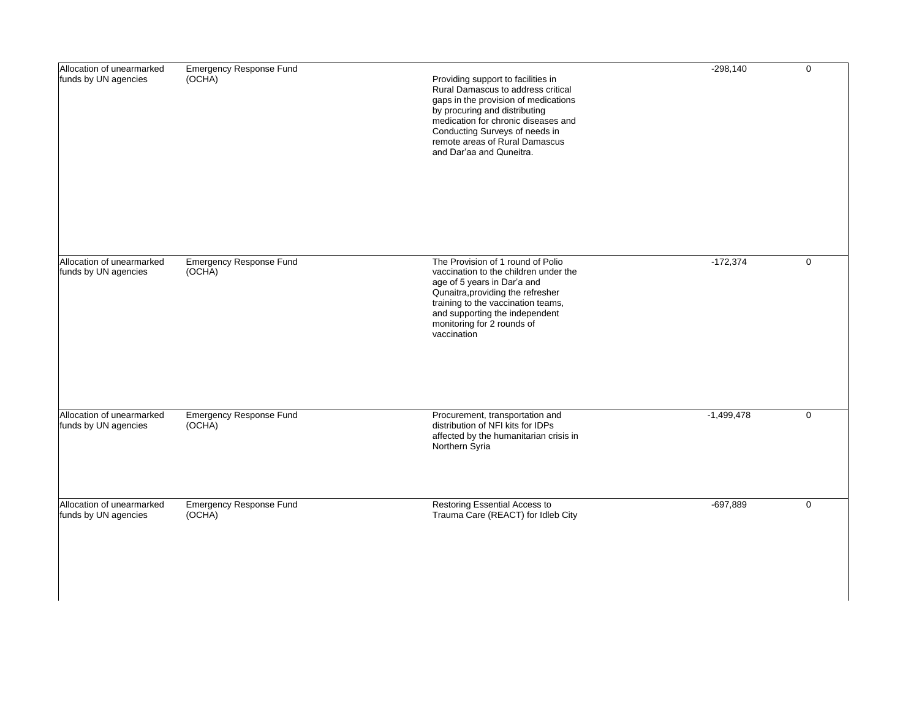| | | | | |
|---|---|---|---|---|
| Allocation of unearmarked funds by UN agencies | Emergency Response Fund (OCHA) | Providing support to facilities in Rural Damascus to address critical gaps in the provision of medications by procuring and distributing medication for chronic diseases and Conducting Surveys of needs in remote areas of Rural Damascus and Dar'aa and Quneitra. | -298,140 | 0 |
| Allocation of unearmarked funds by UN agencies | Emergency Response Fund (OCHA) | The Provision of 1 round of Polio vaccination to the children under the age of 5 years in Dar'a and Qunaitra,providing the refresher training to the vaccination teams, and supporting the independent monitoring for 2 rounds of vaccination | -172,374 | 0 |
| Allocation of unearmarked funds by UN agencies | Emergency Response Fund (OCHA) | Procurement, transportation and distribution of NFI kits for IDPs affected by the humanitarian crisis in Northern Syria | -1,499,478 | 0 |
| Allocation of unearmarked funds by UN agencies | Emergency Response Fund (OCHA) | Restoring Essential Access to Trauma Care (REACT) for Idleb City | -697,889 | 0 |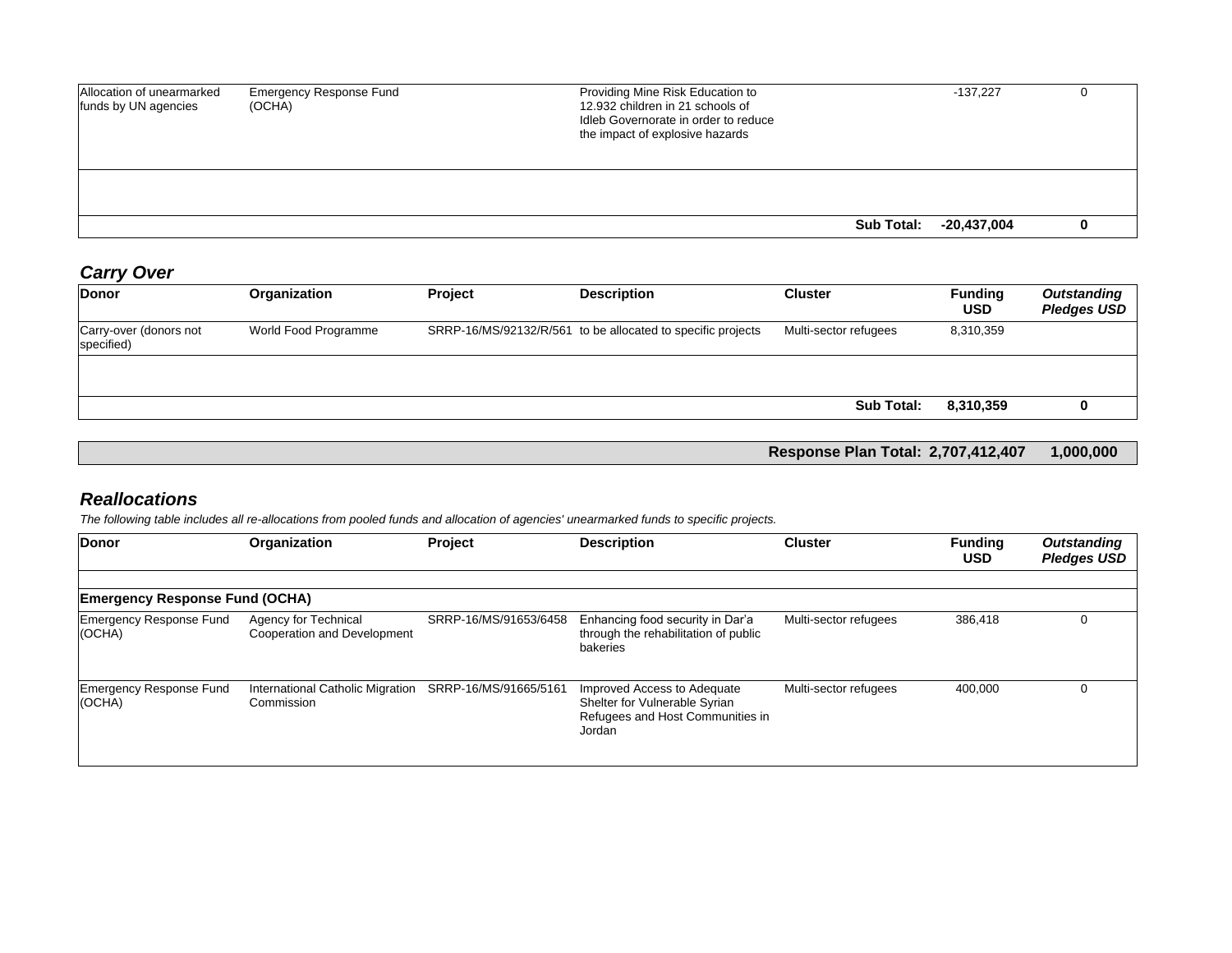| | | | | | | |
|---|---|---|---|---|---|---|
| Allocation of unearmarked funds by UN agencies | Emergency Response Fund (OCHA) | | Providing Mine Risk Education to 12.932 children in 21 schools of Idleb Governorate in order to reduce the impact of explosive hazards | | -137,227 | 0 |
| | | | | | | |
| | | | | **Sub Total:** | **-20,437,004** | **0** |

### *Carry Over*

| Donor | Organization | Project | Description | Cluster | Funding USD | *Outstanding Pledges USD* |
|---|---|---|---|---|---|---|
| Carry-over (donors not specified) | World Food Programme | SRRP-16/MS/92132/R/561 | to be allocated to specific projects | Multi-sector refugees | 8,310,359 | |
| | | | | | | |
| | | | | **Sub Total:** | **8,310,359** | **0** |

| | | |
|---|---|---|
| **Response Plan Total:** | **2,707,412,407** | **1,000,000** |

### *Reallocations*

*The following table includes all re-allocations from pooled funds and allocation of agencies' unearmarked funds to specific projects.*

| Donor | Organization | Project | Description | Cluster | Funding USD | *Outstanding Pledges USD* |
|---|---|---|---|---|---|---|
| | | | | | | |
| **Emergency Response Fund (OCHA)** | | | | | | |
| Emergency Response Fund (OCHA) | Agency for Technical Cooperation and Development | SRRP-16/MS/91653/6458 | Enhancing food security in Dar'a through the rehabilitation of public bakeries | Multi-sector refugees | 386,418 | 0 |
| Emergency Response Fund (OCHA) | International Catholic Migration Commission | SRRP-16/MS/91665/5161 | Improved Access to Adequate Shelter for Vulnerable Syrian Refugees and Host Communities in Jordan | Multi-sector refugees | 400,000 | 0 |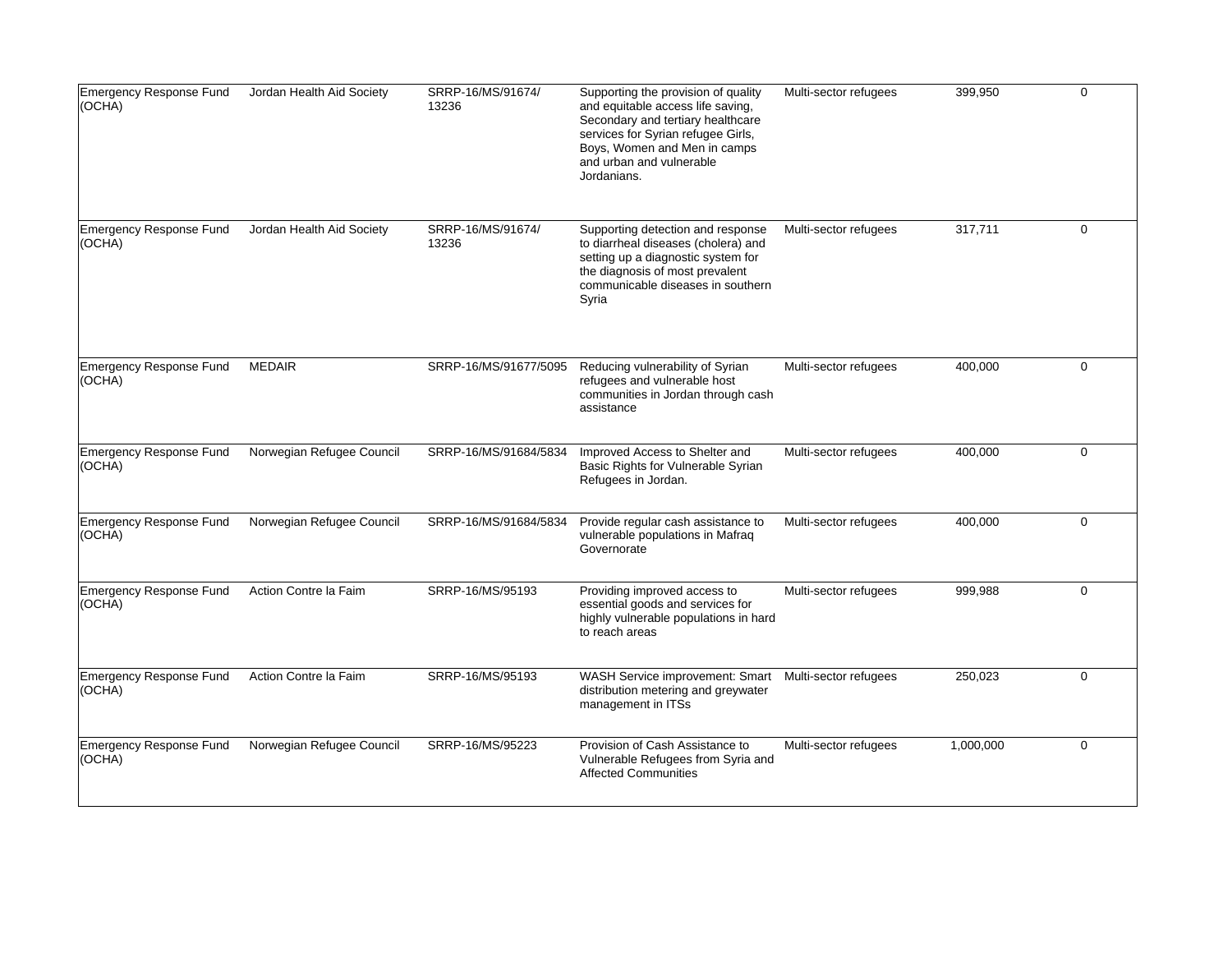| | | | | | | |
|---|---|---|---|---|---|---|
| Emergency Response Fund (OCHA) | Jordan Health Aid Society | SRRP-16/MS/91674/13236 | Supporting the provision of quality and equitable access life saving, Secondary and tertiary healthcare services for Syrian refugee Girls, Boys, Women and Men in camps and urban and vulnerable Jordanians. | Multi-sector refugees | 399,950 | 0 |
| Emergency Response Fund (OCHA) | Jordan Health Aid Society | SRRP-16/MS/91674/13236 | Supporting detection and response to diarrheal diseases (cholera) and setting up a diagnostic system for the diagnosis of most prevalent communicable diseases in southern Syria | Multi-sector refugees | 317,711 | 0 |
| Emergency Response Fund (OCHA) | MEDAIR | SRRP-16/MS/91677/5095 | Reducing vulnerability of Syrian refugees and vulnerable host communities in Jordan through cash assistance | Multi-sector refugees | 400,000 | 0 |
| Emergency Response Fund (OCHA) | Norwegian Refugee Council | SRRP-16/MS/91684/5834 | Improved Access to Shelter and Basic Rights for Vulnerable Syrian Refugees in Jordan. | Multi-sector refugees | 400,000 | 0 |
| Emergency Response Fund (OCHA) | Norwegian Refugee Council | SRRP-16/MS/91684/5834 | Provide regular cash assistance to vulnerable populations in Mafraq Governorate | Multi-sector refugees | 400,000 | 0 |
| Emergency Response Fund (OCHA) | Action Contre la Faim | SRRP-16/MS/95193 | Providing improved access to essential goods and services for highly vulnerable populations in hard to reach areas | Multi-sector refugees | 999,988 | 0 |
| Emergency Response Fund (OCHA) | Action Contre la Faim | SRRP-16/MS/95193 | WASH Service improvement: Smart distribution metering and greywater management in ITSs | Multi-sector refugees | 250,023 | 0 |
| Emergency Response Fund (OCHA) | Norwegian Refugee Council | SRRP-16/MS/95223 | Provision of Cash Assistance to Vulnerable Refugees from Syria and Affected Communities | Multi-sector refugees | 1,000,000 | 0 |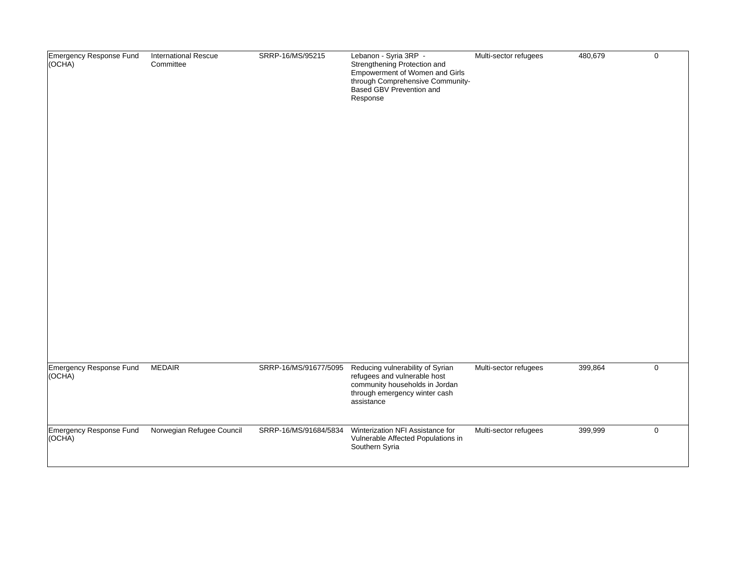| | | | | | | |
|---|---|---|---|---|---|---|
| Emergency Response Fund (OCHA) | International Rescue Committee | SRRP-16/MS/95215 | Lebanon - Syria 3RP - Strengthening Protection and Empowerment of Women and Girls through Comprehensive Community-Based GBV Prevention and Response | Multi-sector refugees | 480,679 | 0 |
| Emergency Response Fund (OCHA) | MEDAIR | SRRP-16/MS/91677/5095 | Reducing vulnerability of Syrian refugees and vulnerable host community households in Jordan through emergency winter cash assistance | Multi-sector refugees | 399,864 | 0 |
| Emergency Response Fund (OCHA) | Norwegian Refugee Council | SRRP-16/MS/91684/5834 | Winterization NFI Assistance for Vulnerable Affected Populations in Southern Syria | Multi-sector refugees | 399,999 | 0 |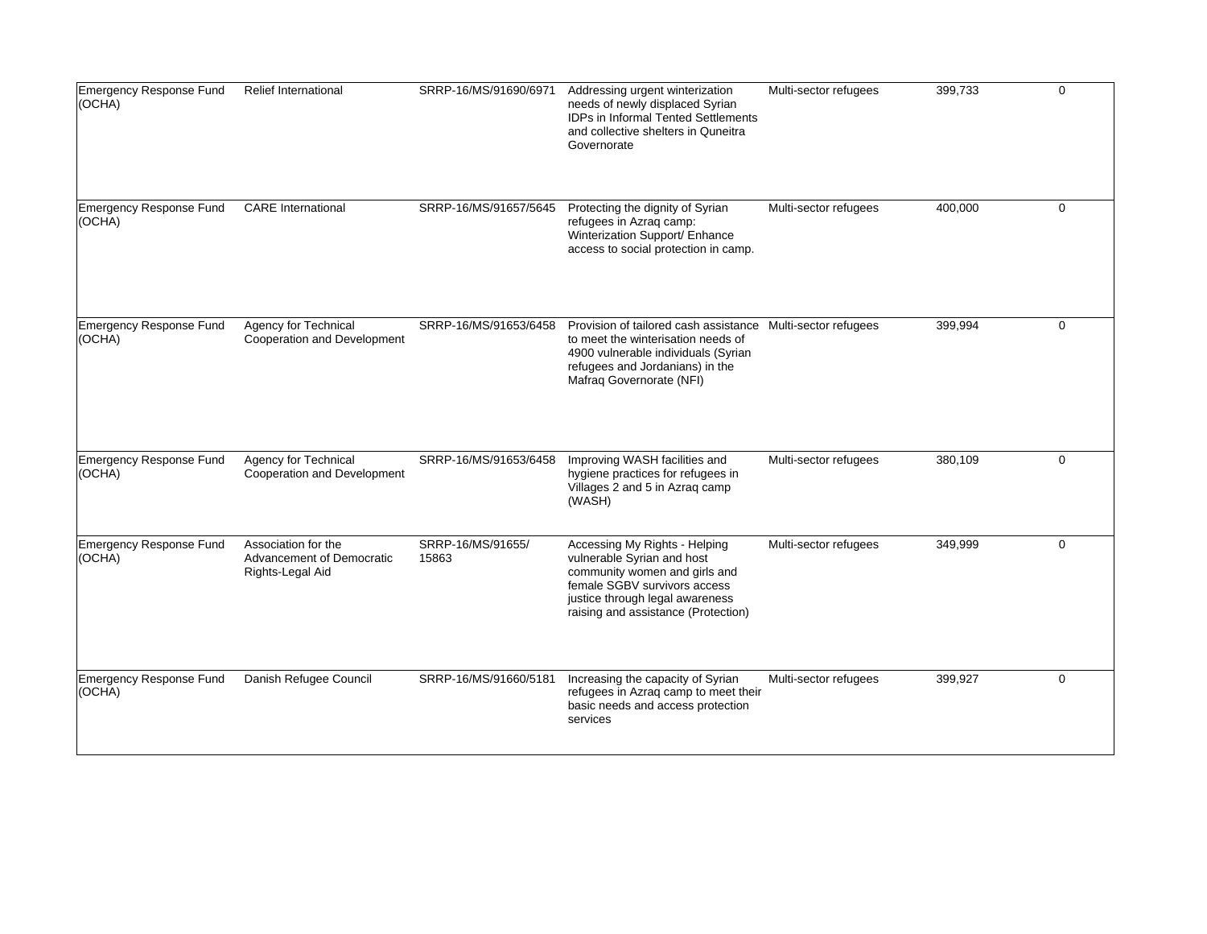| | | | | | | |
|---|---|---|---|---|---|---|
| Emergency Response Fund (OCHA) | Relief International | SRRP-16/MS/91690/6971 | Addressing urgent winterization needs of newly displaced Syrian IDPs in Informal Tented Settlements and collective shelters in Quneitra Governorate | Multi-sector refugees | 399,733 | 0 |
| Emergency Response Fund (OCHA) | CARE International | SRRP-16/MS/91657/5645 | Protecting the dignity of Syrian refugees in Azraq camp: Winterization Support/ Enhance access to social protection in camp. | Multi-sector refugees | 400,000 | 0 |
| Emergency Response Fund (OCHA) | Agency for Technical Cooperation and Development | SRRP-16/MS/91653/6458 | Provision of tailored cash assistance to meet the winterisation needs of 4900 vulnerable individuals (Syrian refugees and Jordanians) in the Mafraq Governorate (NFI) | Multi-sector refugees | 399,994 | 0 |
| Emergency Response Fund (OCHA) | Agency for Technical Cooperation and Development | SRRP-16/MS/91653/6458 | Improving WASH facilities and hygiene practices for refugees in Villages 2 and 5 in Azraq camp (WASH) | Multi-sector refugees | 380,109 | 0 |
| Emergency Response Fund (OCHA) | Association for the Advancement of Democratic Rights-Legal Aid | SRRP-16/MS/91655/ 15863 | Accessing My Rights - Helping vulnerable Syrian and host community women and girls and female SGBV survivors access justice through legal awareness raising and assistance (Protection) | Multi-sector refugees | 349,999 | 0 |
| Emergency Response Fund (OCHA) | Danish Refugee Council | SRRP-16/MS/91660/5181 | Increasing the capacity of Syrian refugees in Azraq camp to meet their basic needs and access protection services | Multi-sector refugees | 399,927 | 0 |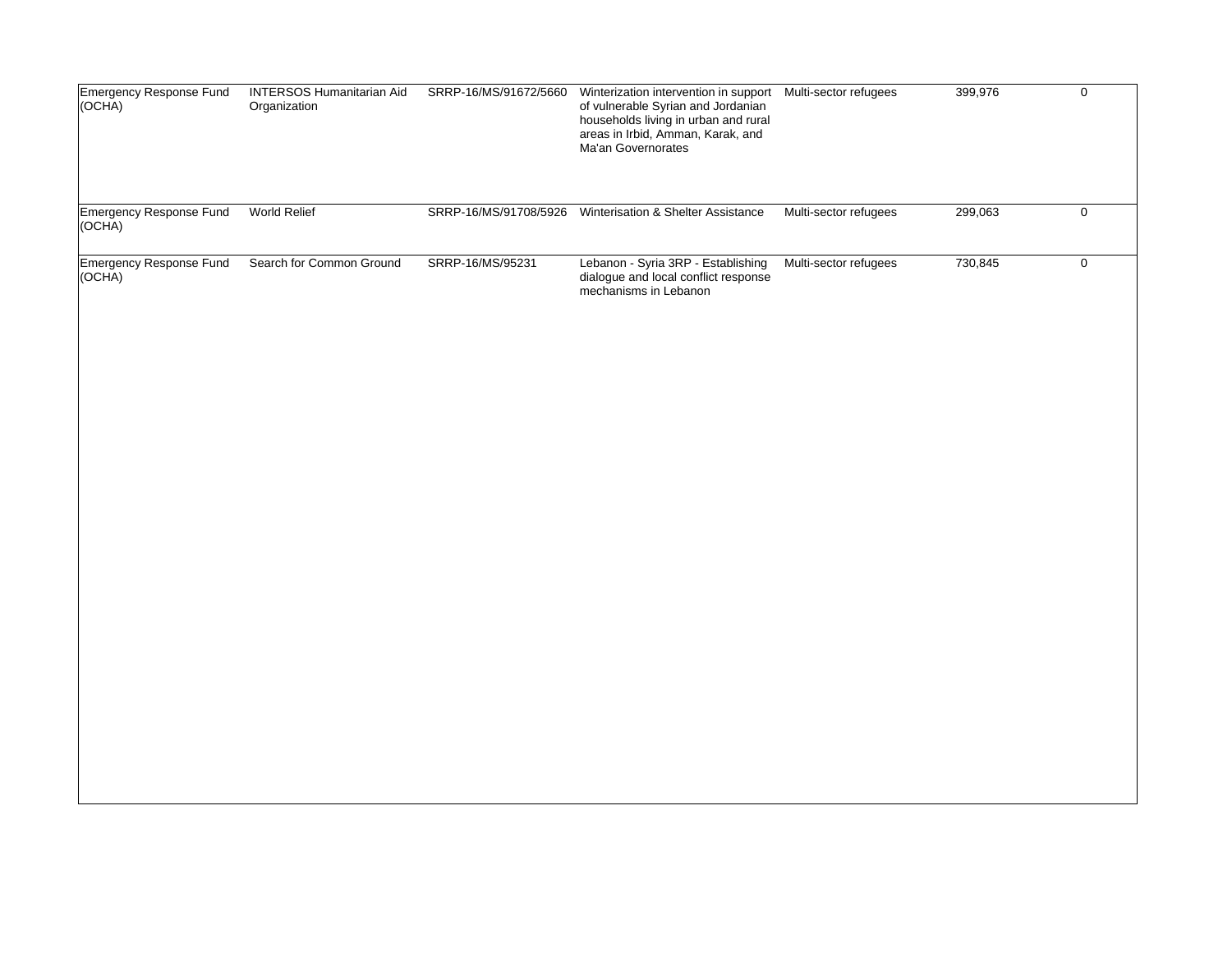| | | | | | | |
|---|---|---|---|---|---|---|
| Emergency Response Fund (OCHA) | INTERSOS Humanitarian Aid Organization | SRRP-16/MS/91672/5660 | Winterization intervention in support of vulnerable Syrian and Jordanian households living in urban and rural areas in Irbid, Amman, Karak, and Ma'an Governorates | Multi-sector refugees | 399,976 | 0 |
| Emergency Response Fund (OCHA) | World Relief | SRRP-16/MS/91708/5926 | Winterisation & Shelter Assistance | Multi-sector refugees | 299,063 | 0 |
| Emergency Response Fund (OCHA) | Search for Common Ground | SRRP-16/MS/95231 | Lebanon - Syria 3RP - Establishing dialogue and local conflict response mechanisms in Lebanon | Multi-sector refugees | 730,845 | 0 |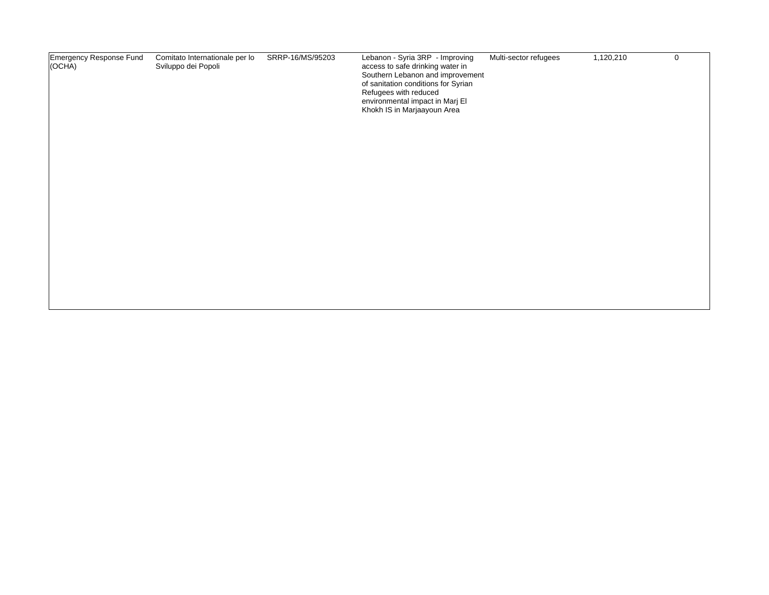| | | | | | | |
|---|---|---|---|---|---|---|
| Emergency Response Fund (OCHA) | Comitato Internationale per lo Sviluppo dei Popoli | SRRP-16/MS/95203 | Lebanon - Syria 3RP - Improving access to safe drinking water in Southern Lebanon and improvement of sanitation conditions for Syrian Refugees with reduced environmental impact in Marj El Khokh IS in Marjaayoun Area | Multi-sector refugees | 1,120,210 | 0 |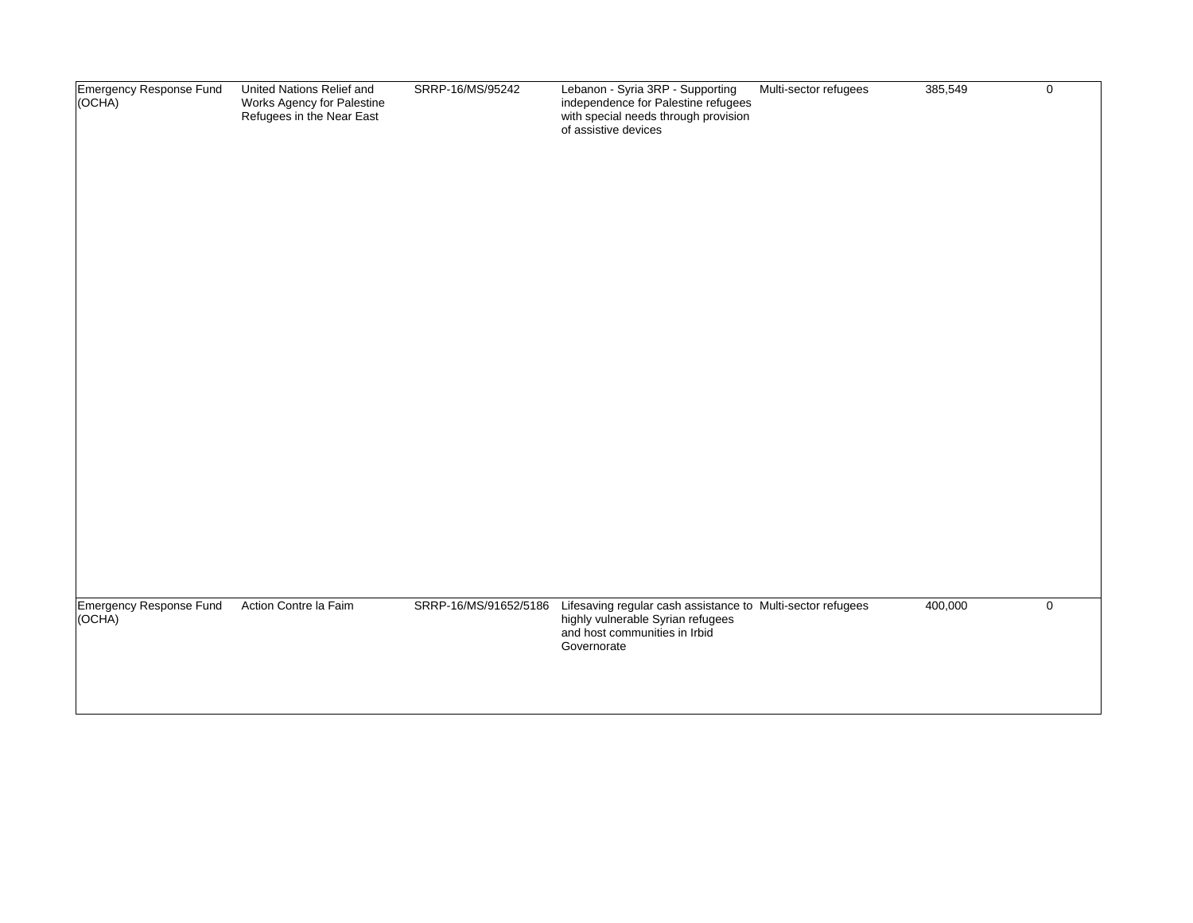| | | | | | | |
|---|---|---|---|---|---|---|
| Emergency Response Fund (OCHA) | United Nations Relief and Works Agency for Palestine Refugees in the Near East | SRRP-16/MS/95242 | Lebanon - Syria 3RP - Supporting independence for Palestine refugees with special needs through provision of assistive devices | Multi-sector refugees | 385,549 | 0 |
| Emergency Response Fund (OCHA) | Action Contre la Faim | SRRP-16/MS/91652/5186 | Lifesaving regular cash assistance to highly vulnerable Syrian refugees and host communities in Irbid Governorate | Multi-sector refugees | 400,000 | 0 |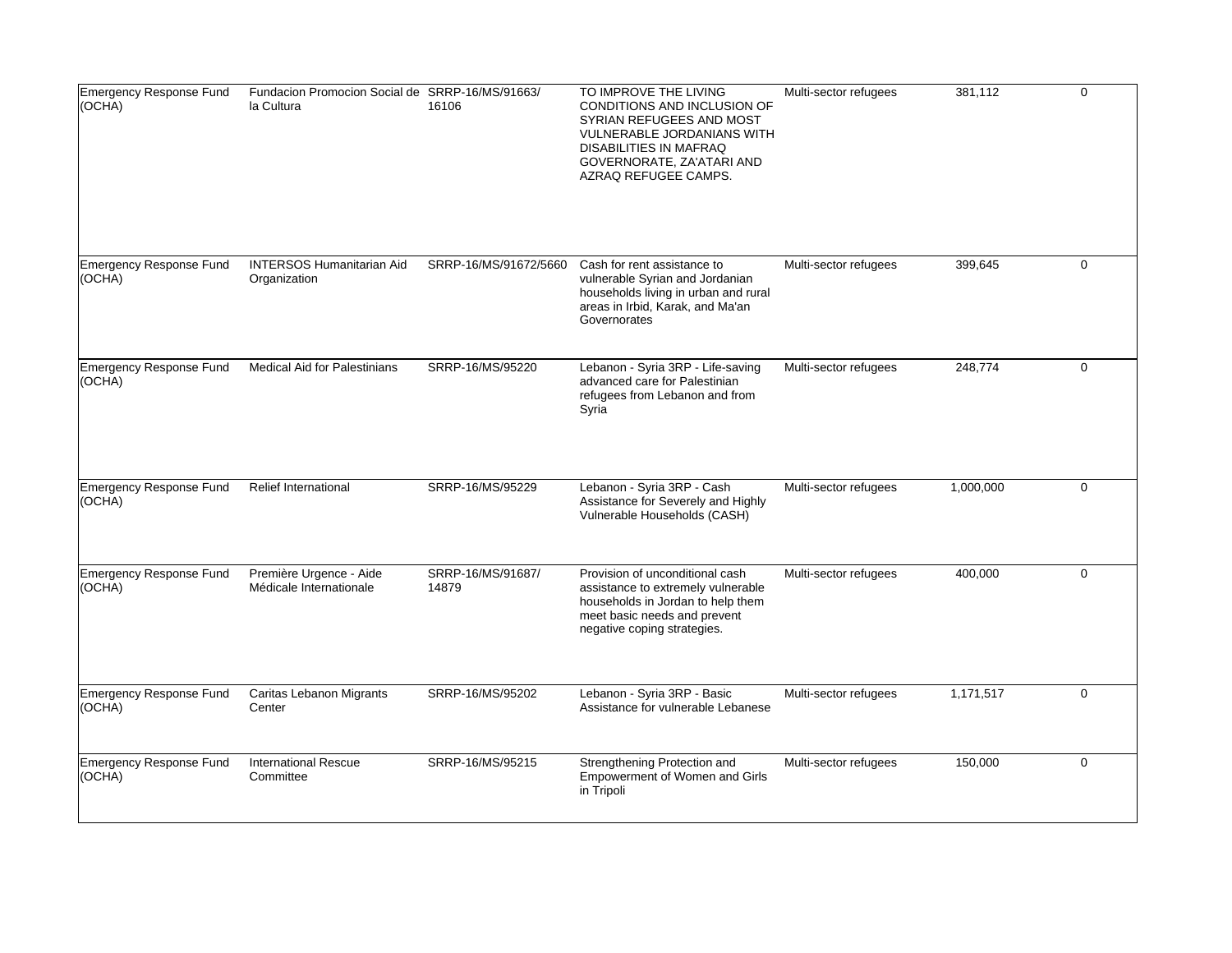| | | | | | | |
|---|---|---|---|---|---|---|
| Emergency Response Fund (OCHA) | Fundacion Promocion Social de la Cultura | SRRP-16/MS/91663/16106 | TO IMPROVE THE LIVING CONDITIONS AND INCLUSION OF SYRIAN REFUGEES AND MOST VULNERABLE JORDANIANS WITH DISABILITIES IN MAFRAQ GOVERNORATE, ZA'ATARI AND AZRAQ REFUGEE CAMPS. | Multi-sector refugees | 381,112 | 0 |
| Emergency Response Fund (OCHA) | INTERSOS Humanitarian Aid Organization | SRRP-16/MS/91672/5660 | Cash for rent assistance to vulnerable Syrian and Jordanian households living in urban and rural areas in Irbid, Karak, and Ma'an Governorates | Multi-sector refugees | 399,645 | 0 |
| Emergency Response Fund (OCHA) | Medical Aid for Palestinians | SRRP-16/MS/95220 | Lebanon - Syria 3RP - Life-saving advanced care for Palestinian refugees from Lebanon and from Syria | Multi-sector refugees | 248,774 | 0 |
| Emergency Response Fund (OCHA) | Relief International | SRRP-16/MS/95229 | Lebanon - Syria 3RP - Cash Assistance for Severely and Highly Vulnerable Households (CASH) | Multi-sector refugees | 1,000,000 | 0 |
| Emergency Response Fund (OCHA) | Première Urgence - Aide Médicale Internationale | SRRP-16/MS/91687/14879 | Provision of unconditional cash assistance to extremely vulnerable households in Jordan to help them meet basic needs and prevent negative coping strategies. | Multi-sector refugees | 400,000 | 0 |
| Emergency Response Fund (OCHA) | Caritas Lebanon Migrants Center | SRRP-16/MS/95202 | Lebanon - Syria 3RP - Basic Assistance for vulnerable Lebanese | Multi-sector refugees | 1,171,517 | 0 |
| Emergency Response Fund (OCHA) | International Rescue Committee | SRRP-16/MS/95215 | Strengthening Protection and Empowerment of Women and Girls in Tripoli | Multi-sector refugees | 150,000 | 0 |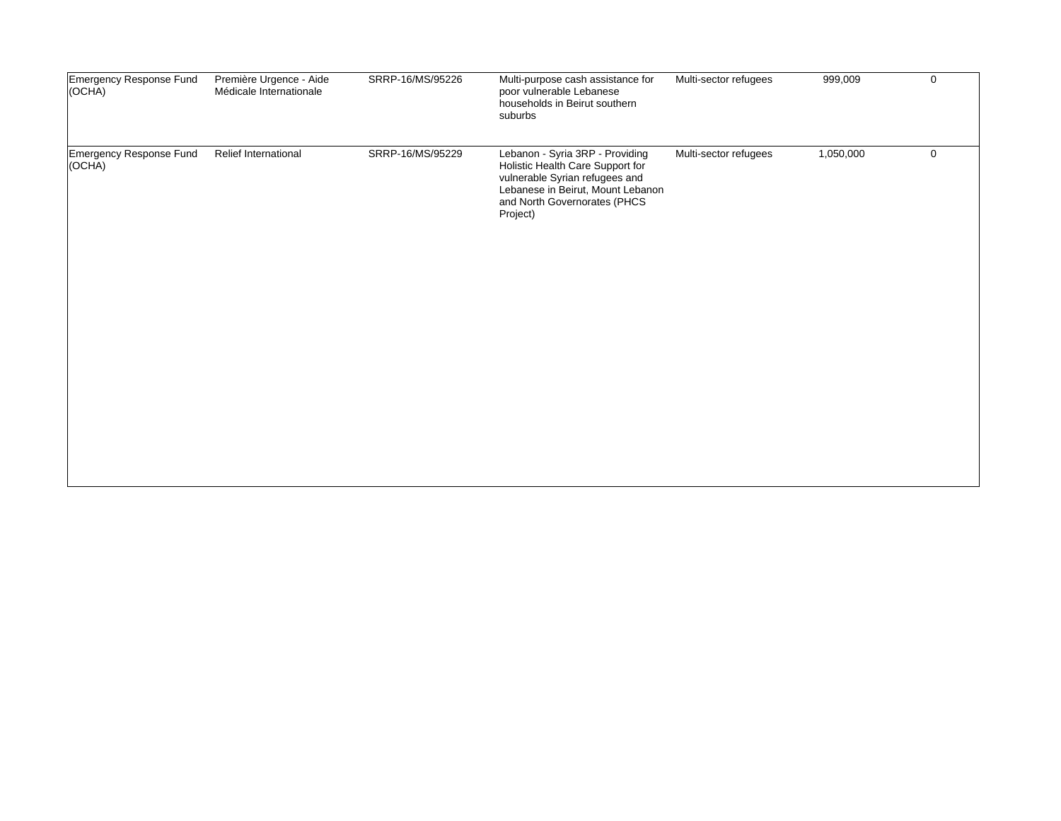| | | | | | | |
|---|---|---|---|---|---|---|
| Emergency Response Fund (OCHA) | Première Urgence - Aide Médicale Internationale | SRRP-16/MS/95226 | Multi-purpose cash assistance for poor vulnerable Lebanese households in Beirut southern suburbs | Multi-sector refugees | 999,009 | 0 |
| Emergency Response Fund (OCHA) | Relief International | SRRP-16/MS/95229 | Lebanon - Syria 3RP - Providing Holistic Health Care Support for vulnerable Syrian refugees and Lebanese in Beirut, Mount Lebanon and North Governorates (PHCS Project) | Multi-sector refugees | 1,050,000 | 0 |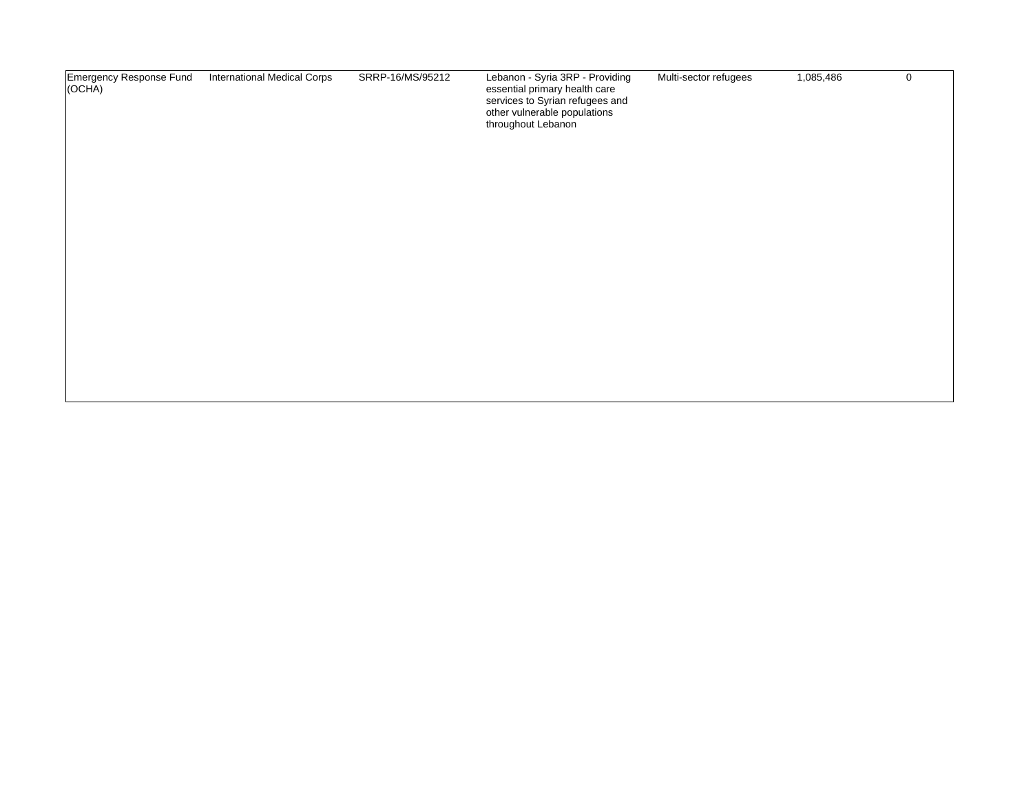| | | | | | | |
|---|---|---|---|---|---|---|
| Emergency Response Fund (OCHA) | International Medical Corps | SRRP-16/MS/95212 | Lebanon - Syria 3RP - Providing essential primary health care services to Syrian refugees and other vulnerable populations throughout Lebanon | Multi-sector refugees | 1,085,486 | 0 |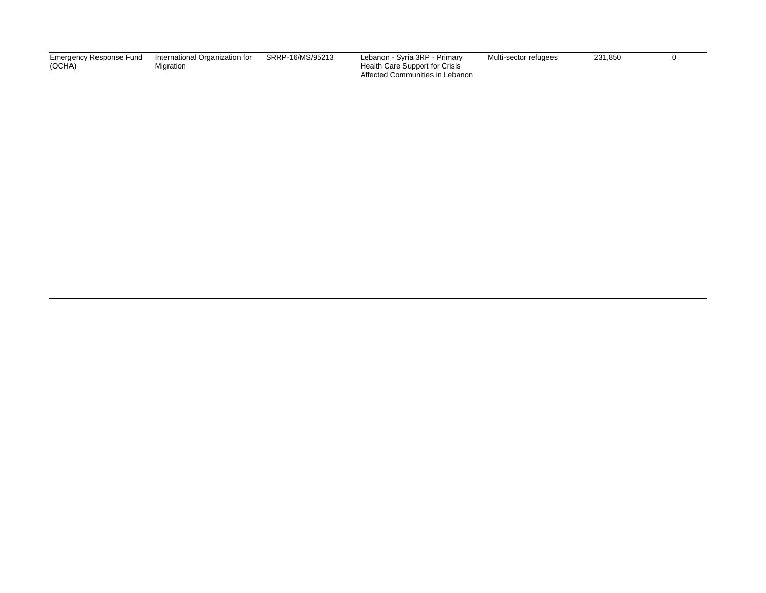| | | | | | | |
|---|---|---|---|---|---|---|
| Emergency Response Fund (OCHA) | International Organization for Migration | SRRP-16/MS/95213 | Lebanon - Syria 3RP - Primary Health Care Support for Crisis Affected Communities in Lebanon | Multi-sector refugees | 231,850 | 0 |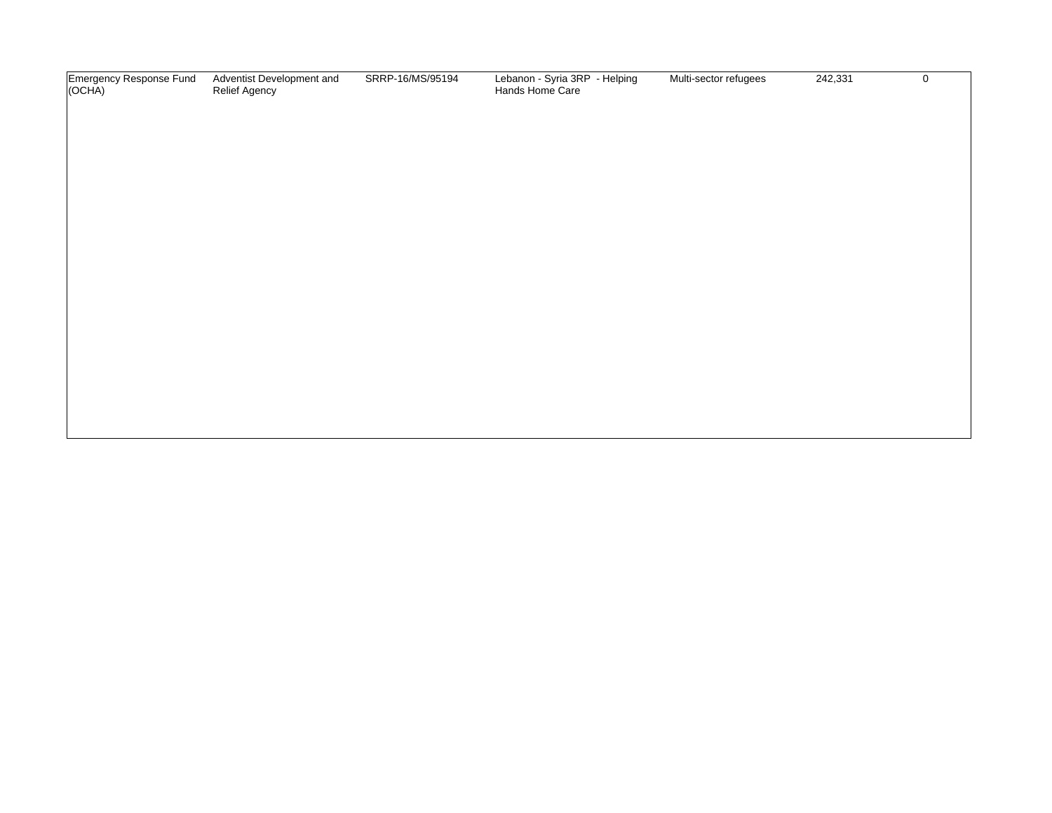| | | | | | | |
|---|---|---|---|---|---|---|
| Emergency Response Fund (OCHA) | Adventist Development and Relief Agency | SRRP-16/MS/95194 | Lebanon - Syria 3RP - Helping Hands Home Care | Multi-sector refugees | 242,331 | 0 |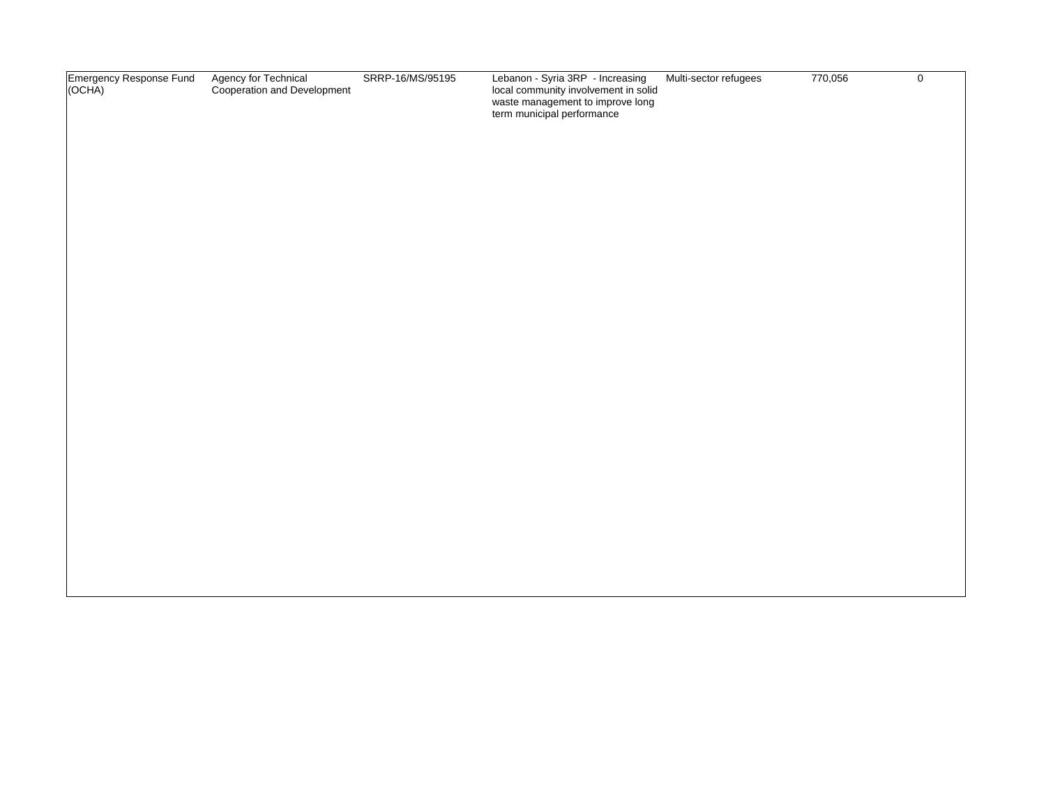| | | | | | | |
|---|---|---|---|---|---|---|
| Emergency Response Fund (OCHA) | Agency for Technical Cooperation and Development | SRRP-16/MS/95195 | Lebanon - Syria 3RP - Increasing local community involvement in solid waste management to improve long term municipal performance | Multi-sector refugees | 770,056 | 0 |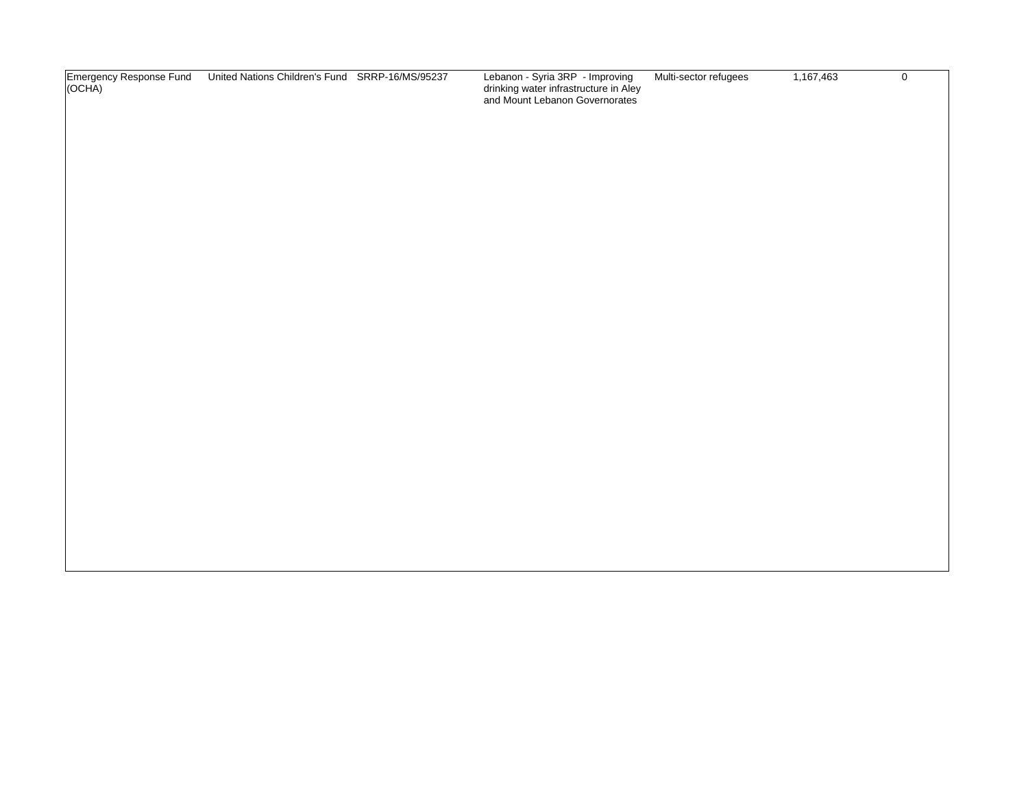| Emergency Response Fund (OCHA) | United Nations Children's Fund | SRRP-16/MS/95237 | Lebanon - Syria 3RP - Improving drinking water infrastructure in Aley and Mount Lebanon Governorates | Multi-sector refugees | 1,167,463 | 0 |
|---|---|---|---|---|---|---|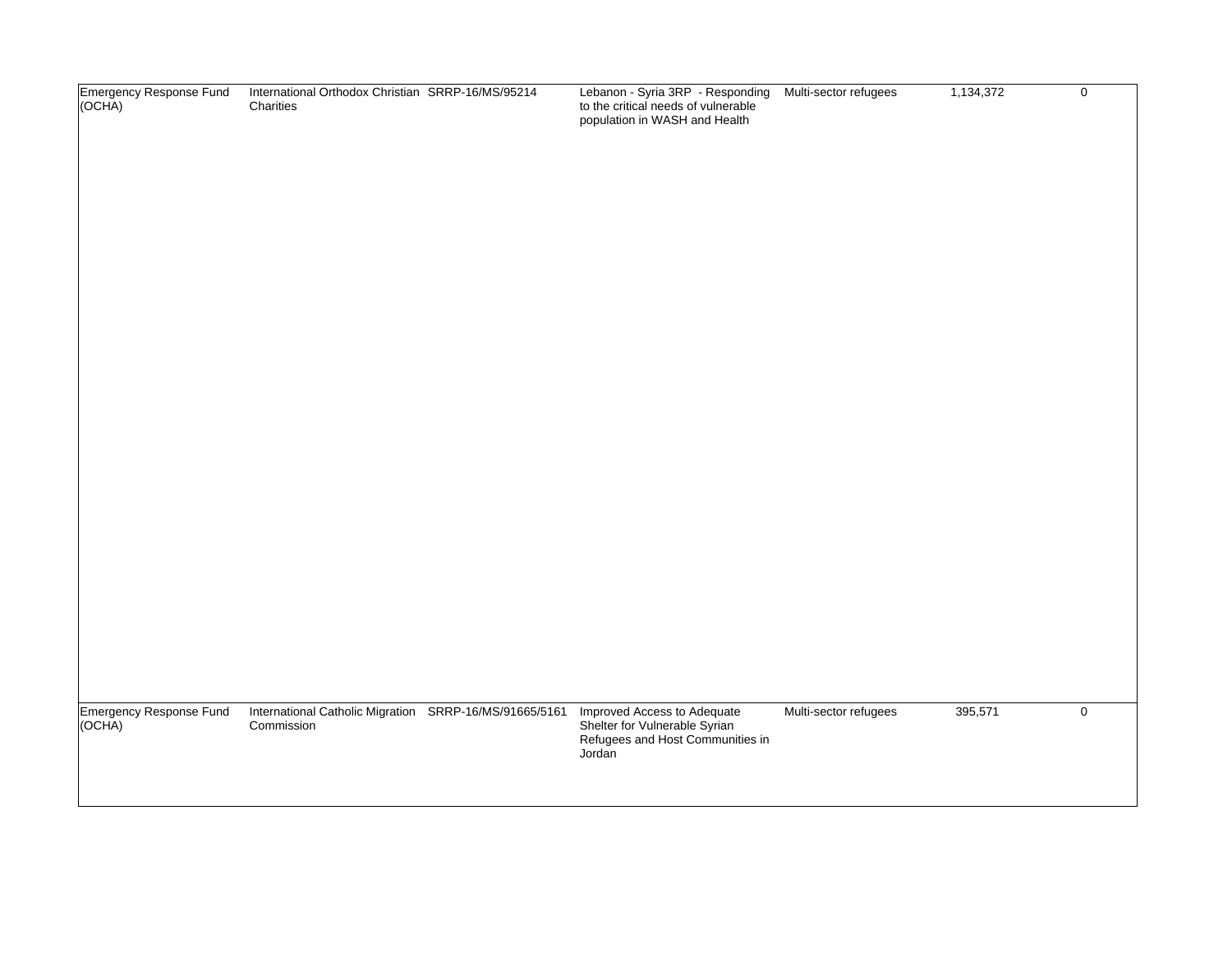| | | | | | | |
|---|---|---|---|---|---|---|
| Emergency Response Fund (OCHA) | International Orthodox Christian Charities | SRRP-16/MS/95214 | Lebanon - Syria 3RP - Responding to the critical needs of vulnerable population in WASH and Health | Multi-sector refugees | 1,134,372 | 0 |
| Emergency Response Fund (OCHA) | International Catholic Migration Commission | SRRP-16/MS/91665/5161 | Improved Access to Adequate Shelter for Vulnerable Syrian Refugees and Host Communities in Jordan | Multi-sector refugees | 395,571 | 0 |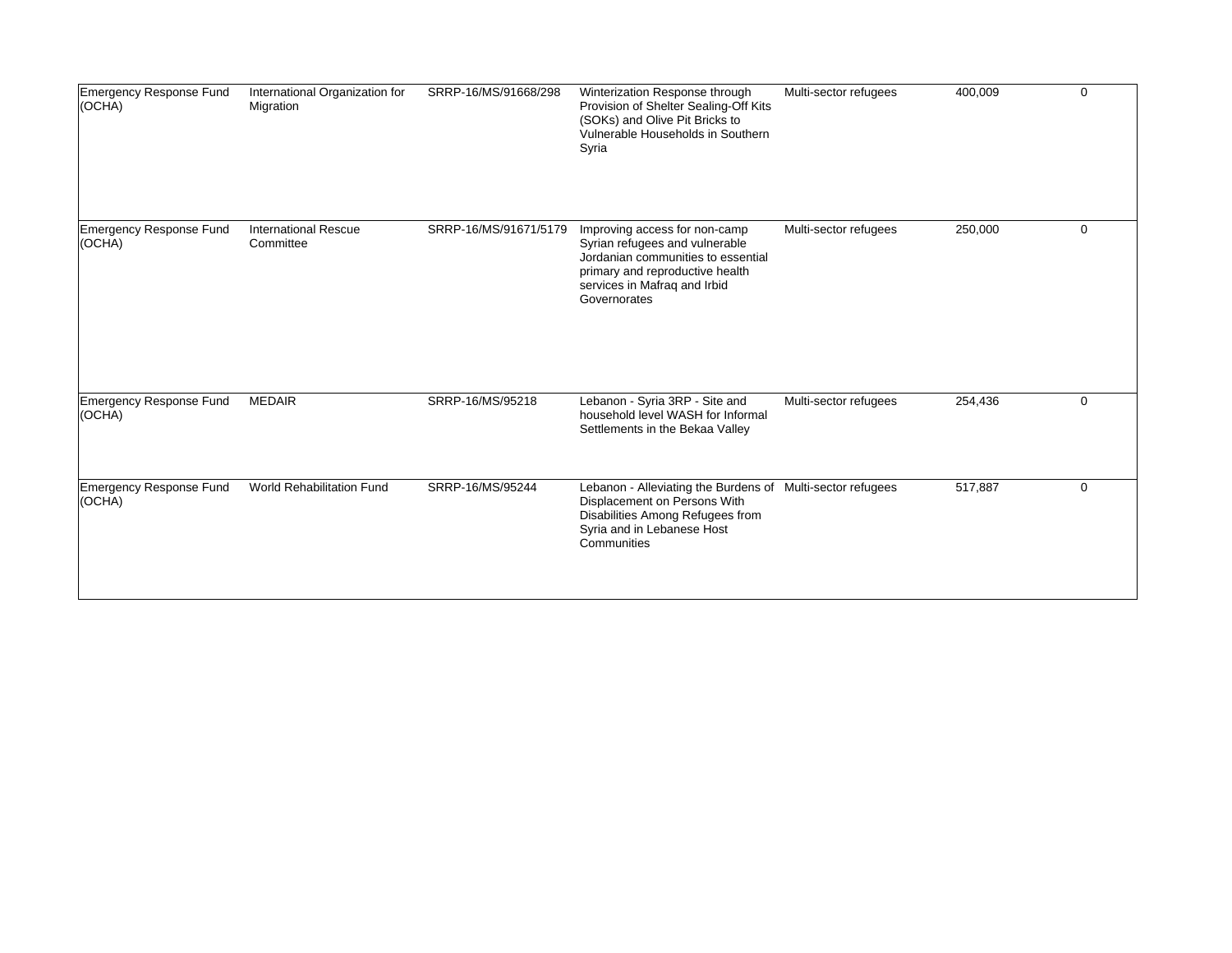| | | | | | | |
|---|---|---|---|---|---|---|
| Emergency Response Fund (OCHA) | International Organization for Migration | SRRP-16/MS/91668/298 | Winterization Response through Provision of Shelter Sealing-Off Kits (SOKs) and Olive Pit Bricks to Vulnerable Households in Southern Syria | Multi-sector refugees | 400,009 | 0 |
| Emergency Response Fund (OCHA) | International Rescue Committee | SRRP-16/MS/91671/5179 | Improving access for non-camp Syrian refugees and vulnerable Jordanian communities to essential primary and reproductive health services in Mafraq and Irbid Governorates | Multi-sector refugees | 250,000 | 0 |
| Emergency Response Fund (OCHA) | MEDAIR | SRRP-16/MS/95218 | Lebanon - Syria 3RP - Site and household level WASH for Informal Settlements in the Bekaa Valley | Multi-sector refugees | 254,436 | 0 |
| Emergency Response Fund (OCHA) | World Rehabilitation Fund | SRRP-16/MS/95244 | Lebanon - Alleviating the Burdens of Displacement on Persons With Disabilities Among Refugees from Syria and in Lebanese Host Communities | Multi-sector refugees | 517,887 | 0 |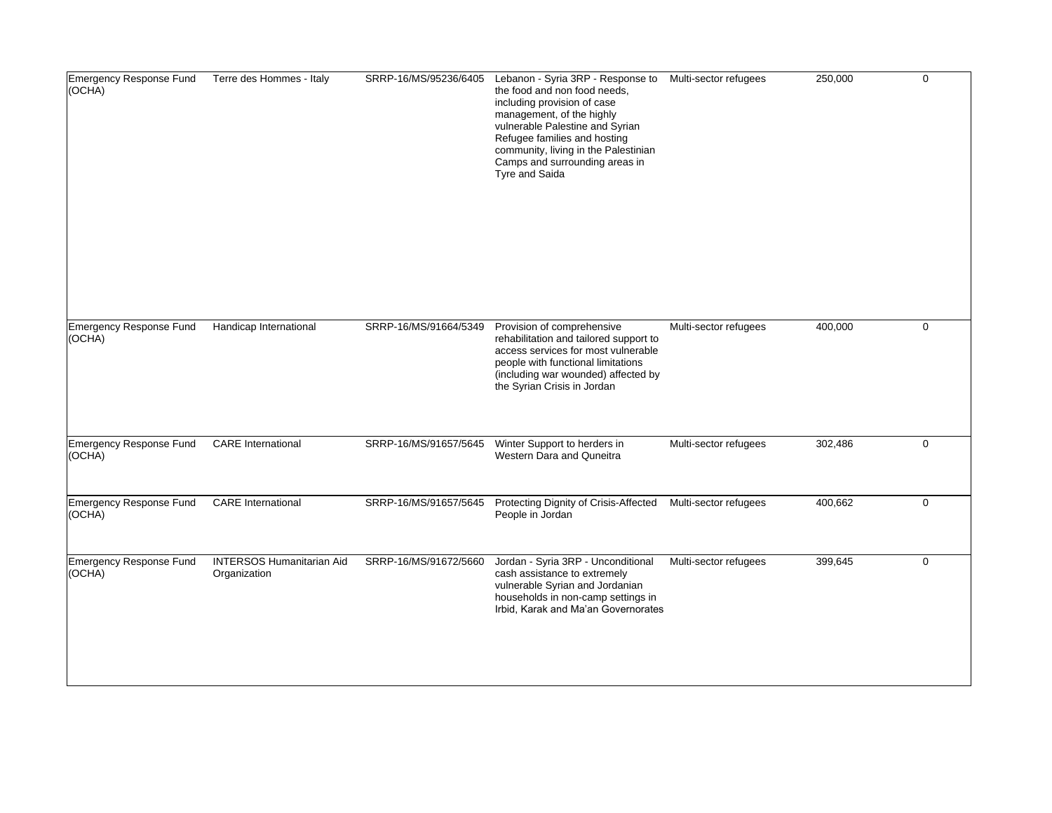| | | | | | | |
|---|---|---|---|---|---|---|
| Emergency Response Fund (OCHA) | Terre des Hommes - Italy | SRRP-16/MS/95236/6405 | Lebanon - Syria 3RP - Response to the food and non food needs, including provision of case management, of the highly vulnerable Palestine and Syrian Refugee families and hosting community, living in the Palestinian Camps and surrounding areas in Tyre and Saida | Multi-sector refugees | 250,000 | 0 |
| Emergency Response Fund (OCHA) | Handicap International | SRRP-16/MS/91664/5349 | Provision of comprehensive rehabilitation and tailored support to access services for most vulnerable people with functional limitations (including war wounded) affected by the Syrian Crisis in Jordan | Multi-sector refugees | 400,000 | 0 |
| Emergency Response Fund (OCHA) | CARE International | SRRP-16/MS/91657/5645 | Winter Support to herders in Western Dara and Quneitra | Multi-sector refugees | 302,486 | 0 |
| Emergency Response Fund (OCHA) | CARE International | SRRP-16/MS/91657/5645 | Protecting Dignity of Crisis-Affected People in Jordan | Multi-sector refugees | 400,662 | 0 |
| Emergency Response Fund (OCHA) | INTERSOS Humanitarian Aid Organization | SRRP-16/MS/91672/5660 | Jordan - Syria 3RP - Unconditional cash assistance to extremely vulnerable Syrian and Jordanian households in non-camp settings in Irbid, Karak and Ma'an Governorates | Multi-sector refugees | 399,645 | 0 |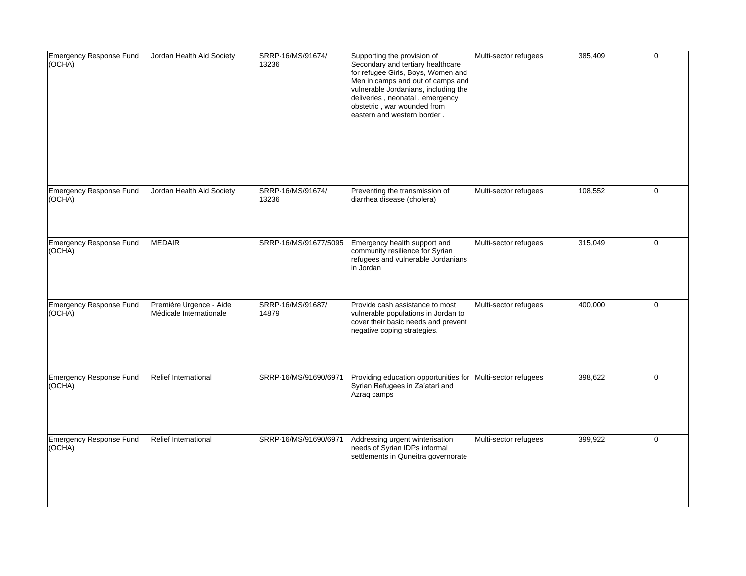| | | | | | | |
|---|---|---|---|---|---|---|
| Emergency Response Fund (OCHA) | Jordan Health Aid Society | SRRP-16/MS/91674/13236 | Supporting the provision of Secondary and tertiary healthcare for refugee Girls, Boys, Women and Men in camps and out of camps and vulnerable Jordanians, including the deliveries , neonatal , emergency obstetric , war wounded from eastern and western border . | Multi-sector refugees | 385,409 | 0 |
| Emergency Response Fund (OCHA) | Jordan Health Aid Society | SRRP-16/MS/91674/13236 | Preventing the transmission of diarrhea disease (cholera) | Multi-sector refugees | 108,552 | 0 |
| Emergency Response Fund (OCHA) | MEDAIR | SRRP-16/MS/91677/5095 | Emergency health support and community resilience for Syrian refugees and vulnerable Jordanians in Jordan | Multi-sector refugees | 315,049 | 0 |
| Emergency Response Fund (OCHA) | Première Urgence - Aide Médicale Internationale | SRRP-16/MS/91687/14879 | Provide cash assistance to most vulnerable populations in Jordan to cover their basic needs and prevent negative coping strategies. | Multi-sector refugees | 400,000 | 0 |
| Emergency Response Fund (OCHA) | Relief International | SRRP-16/MS/91690/6971 | Providing education opportunities for Syrian Refugees in Za'atari and Azraq camps | Multi-sector refugees | 398,622 | 0 |
| Emergency Response Fund (OCHA) | Relief International | SRRP-16/MS/91690/6971 | Addressing urgent winterisation needs of Syrian IDPs informal settlements in Quneitra governorate | Multi-sector refugees | 399,922 | 0 |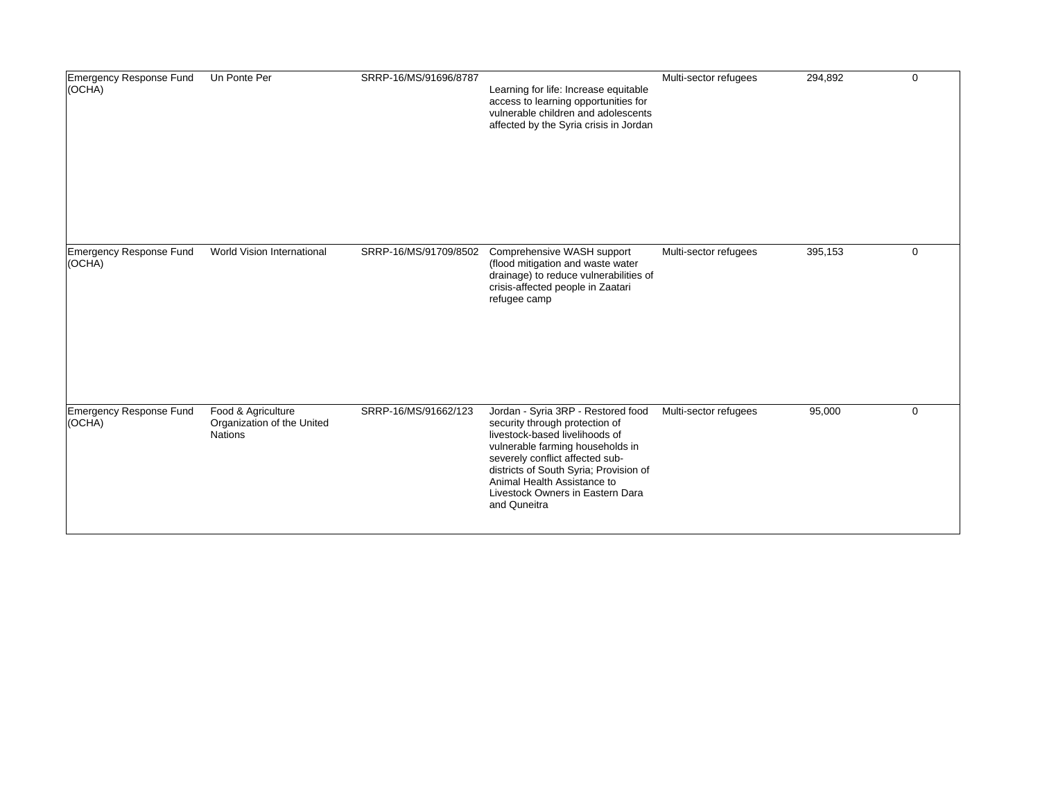| | | | | | | |
|---|---|---|---|---|---|---|
| Emergency Response Fund (OCHA) | Un Ponte Per | SRRP-16/MS/91696/8787 | Learning for life: Increase equitable access to learning opportunities for vulnerable children and adolescents affected by the Syria crisis in Jordan | Multi-sector refugees | 294,892 | 0 |
| Emergency Response Fund (OCHA) | World Vision International | SRRP-16/MS/91709/8502 | Comprehensive WASH support (flood mitigation and waste water drainage) to reduce vulnerabilities of crisis-affected people in Zaatari refugee camp | Multi-sector refugees | 395,153 | 0 |
| Emergency Response Fund (OCHA) | Food & Agriculture Organization of the United Nations | SRRP-16/MS/91662/123 | Jordan - Syria 3RP - Restored food security through protection of livestock-based livelihoods of vulnerable farming households in severely conflict affected sub-districts of South Syria; Provision of Animal Health Assistance to Livestock Owners in Eastern Dara and Quneitra | Multi-sector refugees | 95,000 | 0 |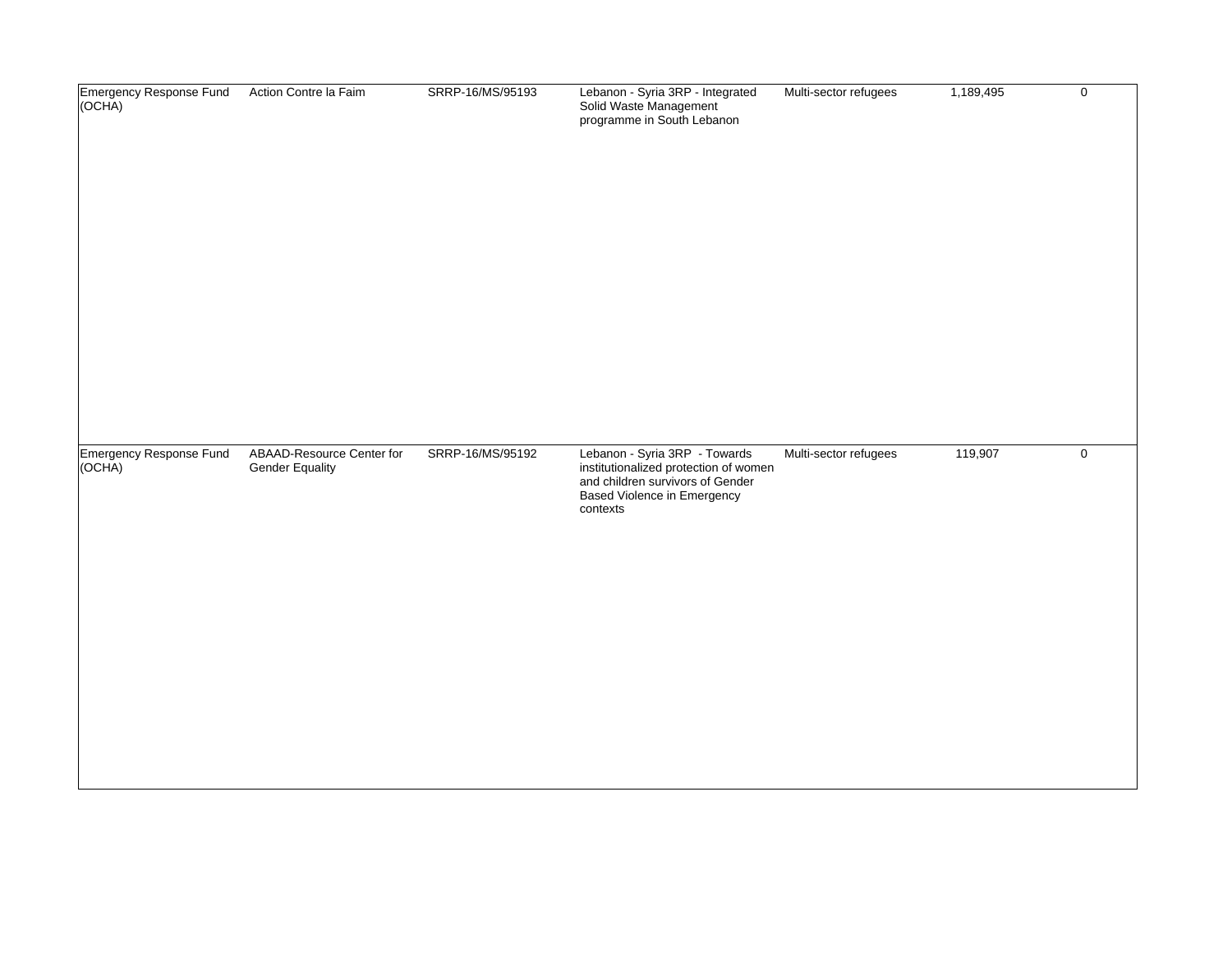| | | | | | | |
|---|---|---|---|---|---|---|
| Emergency Response Fund (OCHA) | Action Contre la Faim | SRRP-16/MS/95193 | Lebanon - Syria 3RP - Integrated Solid Waste Management programme in South Lebanon | Multi-sector refugees | 1,189,495 | 0 |
| Emergency Response Fund (OCHA) | ABAAD-Resource Center for Gender Equality | SRRP-16/MS/95192 | Lebanon - Syria 3RP - Towards institutionalized protection of women and children survivors of Gender Based Violence in Emergency contexts | Multi-sector refugees | 119,907 | 0 |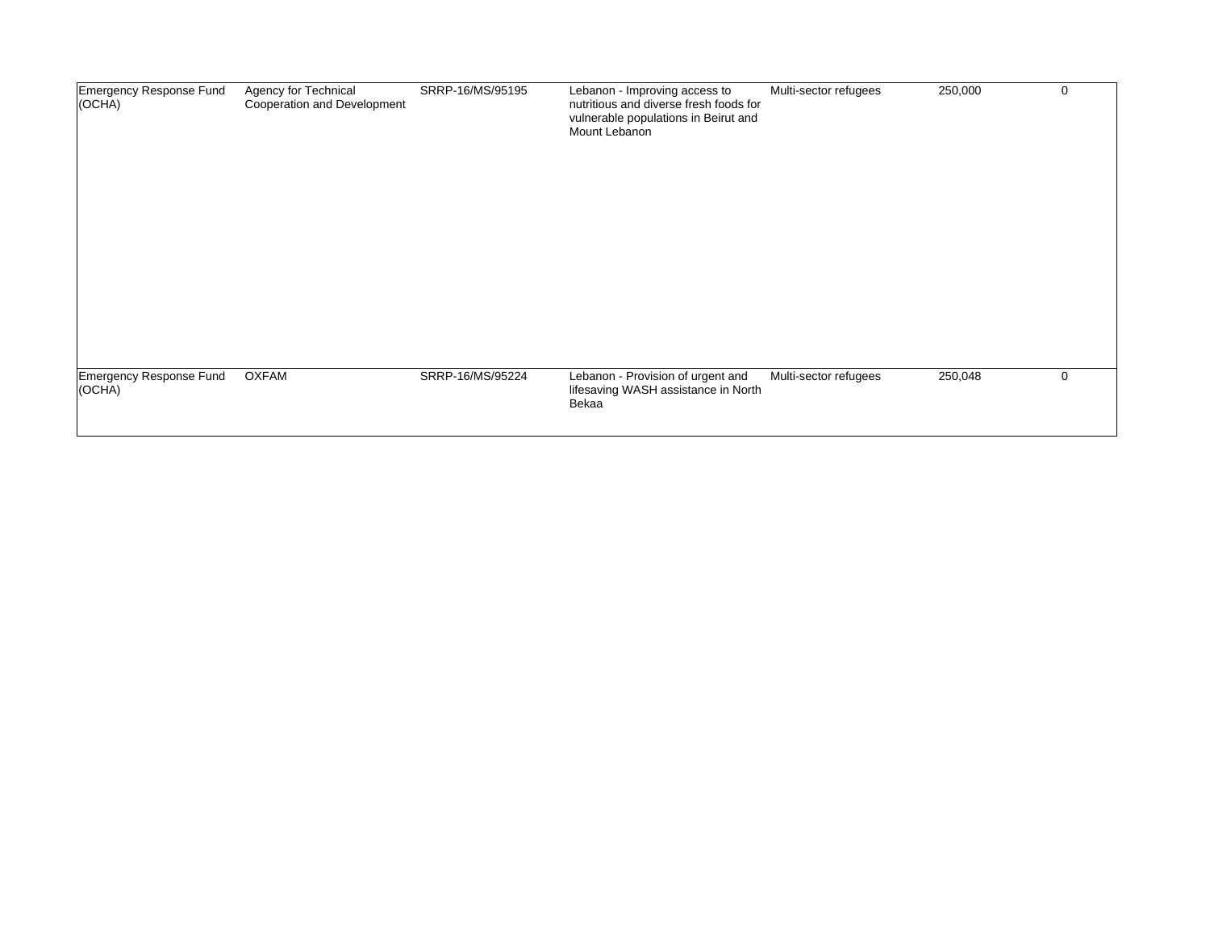| | | | | | | |
|---|---|---|---|---|---|---|
| Emergency Response Fund (OCHA) | Agency for Technical Cooperation and Development | SRRP-16/MS/95195 | Lebanon - Improving access to nutritious and diverse fresh foods for vulnerable populations in Beirut and Mount Lebanon | Multi-sector refugees | 250,000 | 0 |
| Emergency Response Fund (OCHA) | OXFAM | SRRP-16/MS/95224 | Lebanon - Provision of urgent and lifesaving WASH assistance in North Bekaa | Multi-sector refugees | 250,048 | 0 |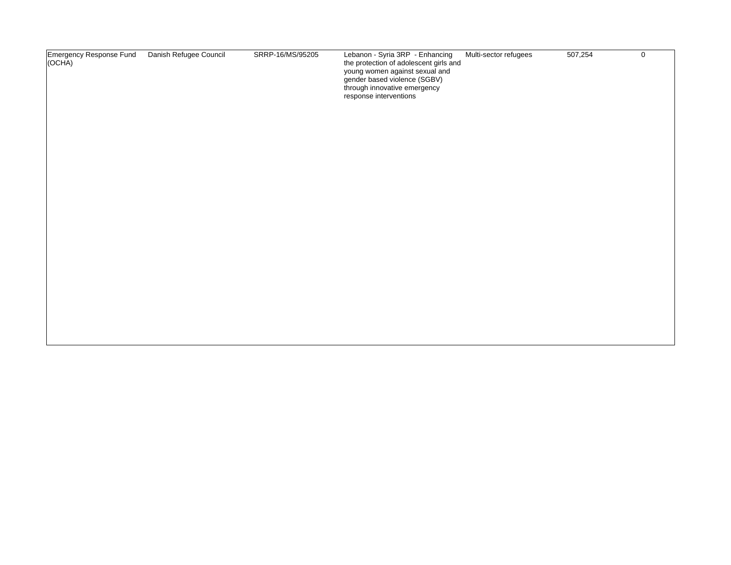| | | | | | | |
|---|---|---|---|---|---|---|
| Emergency Response Fund (OCHA) | Danish Refugee Council | SRRP-16/MS/95205 | Lebanon - Syria 3RP - Enhancing the protection of adolescent girls and young women against sexual and gender based violence (SGBV) through innovative emergency response interventions | Multi-sector refugees | 507,254 | 0 |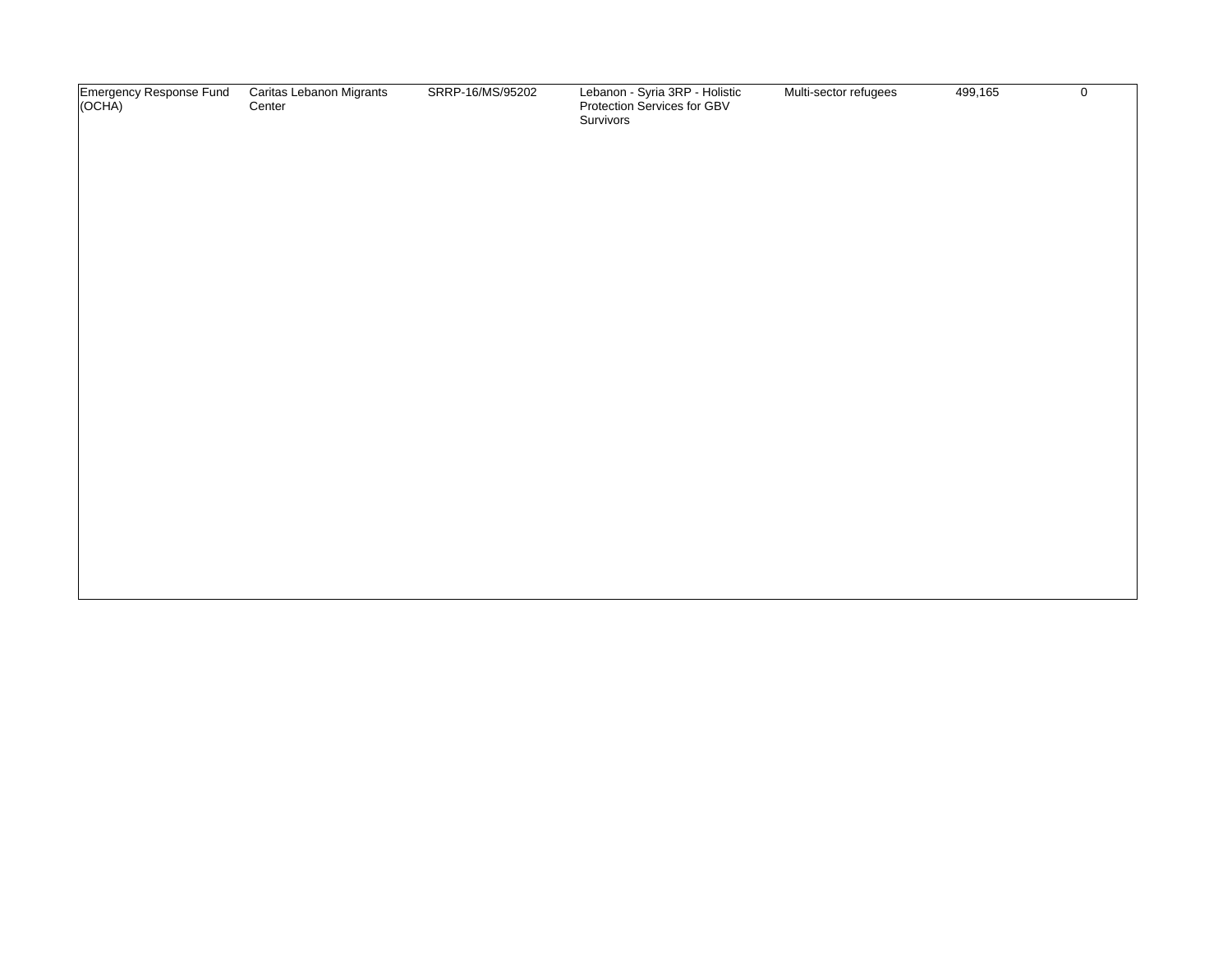| | | | | | | |
|---|---|---|---|---|---|---|
| Emergency Response Fund (OCHA) | Caritas Lebanon Migrants Center | SRRP-16/MS/95202 | Lebanon - Syria 3RP - Holistic Protection Services for GBV Survivors | Multi-sector refugees | 499,165 | 0 |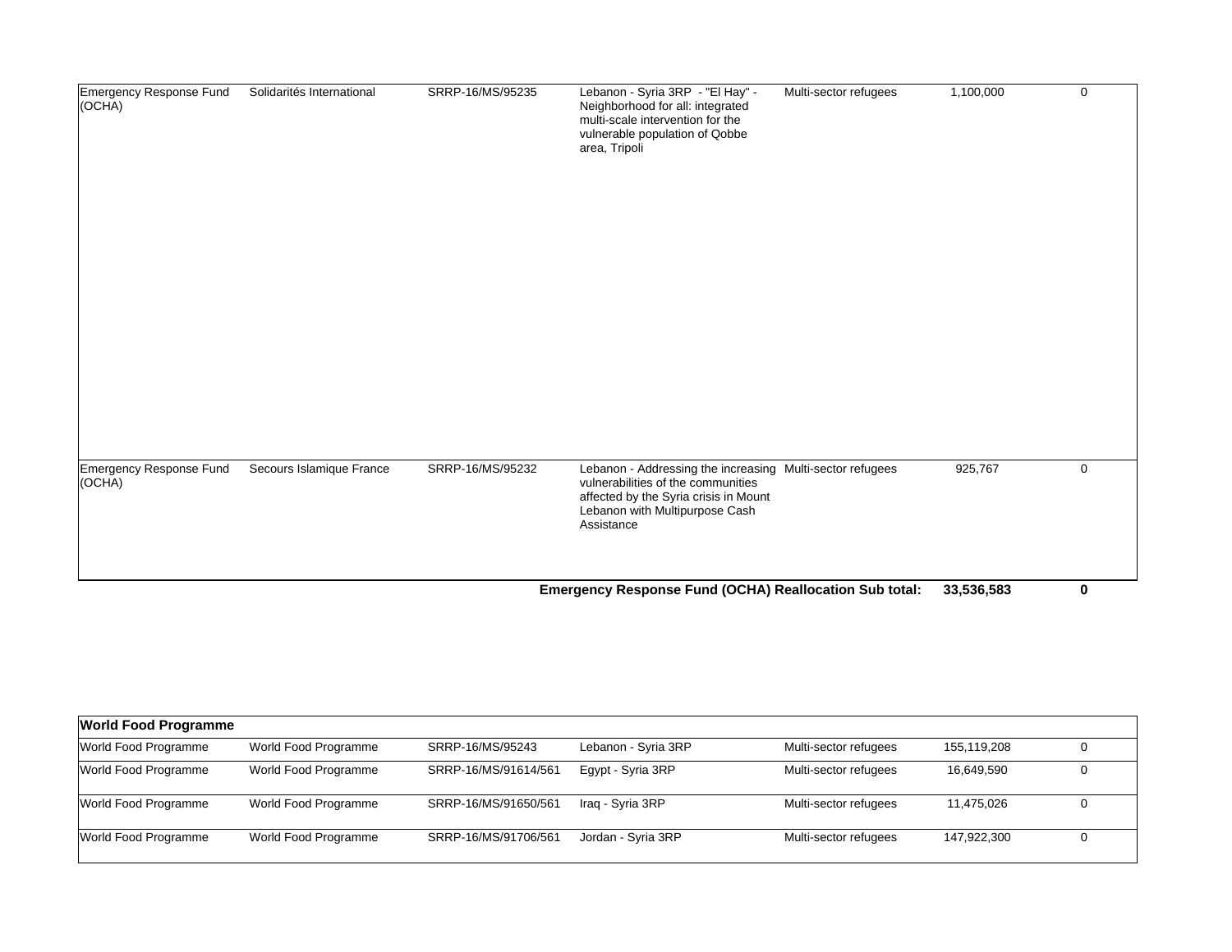| | | | | | | |
|---|---|---|---|---|---|---|
| Emergency Response Fund (OCHA) | Solidarités International | SRRP-16/MS/95235 | Lebanon - Syria 3RP - "El Hay" - Neighborhood for all: integrated multi-scale intervention for the vulnerable population of Qobbe area, Tripoli | Multi-sector refugees | 1,100,000 | 0 |
| Emergency Response Fund (OCHA) | Secours Islamique France | SRRP-16/MS/95232 | Lebanon - Addressing the increasing vulnerabilities of the communities affected by the Syria crisis in Mount Lebanon with Multipurpose Cash Assistance | Multi-sector refugees | 925,767 | 0 |
| | | | **Emergency Response Fund (OCHA) Reallocation Sub total:** | | **33,536,583** | **0** |

| **World Food Programme** | | | | | | |
|---|---|---|---|---|---|---|
| World Food Programme | World Food Programme | SRRP-16/MS/95243 | Lebanon - Syria 3RP | Multi-sector refugees | 155,119,208 | 0 |
| World Food Programme | World Food Programme | SRRP-16/MS/91614/561 | Egypt - Syria 3RP | Multi-sector refugees | 16,649,590 | 0 |
| World Food Programme | World Food Programme | SRRP-16/MS/91650/561 | Iraq - Syria 3RP | Multi-sector refugees | 11,475,026 | 0 |
| World Food Programme | World Food Programme | SRRP-16/MS/91706/561 | Jordan - Syria 3RP | Multi-sector refugees | 147,922,300 | 0 |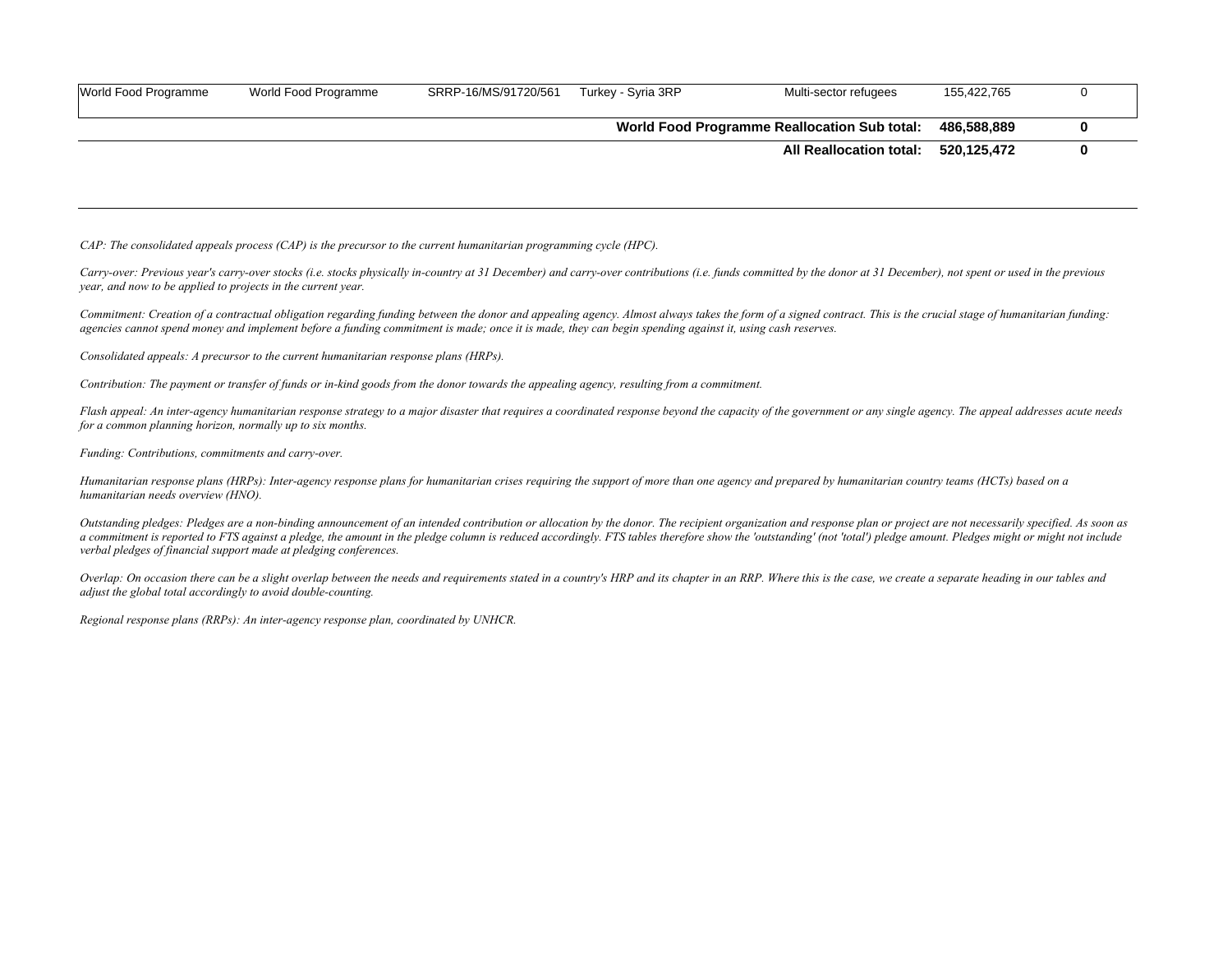| | | | | | | |
|---|---|---|---|---|---|---|
| World Food Programme | World Food Programme | SRRP-16/MS/91720/561 | Turkey - Syria 3RP | Multi-sector refugees | 155,422,765 | 0 |
| | | | | **World Food Programme Reallocation Sub total:** | **486,588,889** | **0** |
| | | | | **All Reallocation total:** | **520,125,472** | **0** |

*CAP: The consolidated appeals process (CAP) is the precursor to the current humanitarian programming cycle (HPC).*

*Carry-over: Previous year's carry-over stocks (i.e. stocks physically in-country at 31 December) and carry-over contributions (i.e. funds committed by the donor at 31 December), not spent or used in the previous year, and now to be applied to projects in the current year.*

*Commitment: Creation of a contractual obligation regarding funding between the donor and appealing agency. Almost always takes the form of a signed contract. This is the crucial stage of humanitarian funding: agencies cannot spend money and implement before a funding commitment is made; once it is made, they can begin spending against it, using cash reserves.*

*Consolidated appeals: A precursor to the current humanitarian response plans (HRPs).*

*Contribution: The payment or transfer of funds or in-kind goods from the donor towards the appealing agency, resulting from a commitment.*

*Flash appeal: An inter-agency humanitarian response strategy to a major disaster that requires a coordinated response beyond the capacity of the government or any single agency. The appeal addresses acute needs for a common planning horizon, normally up to six months.*

*Funding: Contributions, commitments and carry-over.*

*Humanitarian response plans (HRPs): Inter-agency response plans for humanitarian crises requiring the support of more than one agency and prepared by humanitarian country teams (HCTs) based on a humanitarian needs overview (HNO).*

*Outstanding pledges: Pledges are a non-binding announcement of an intended contribution or allocation by the donor. The recipient organization and response plan or project are not necessarily specified. As soon as a commitment is reported to FTS against a pledge, the amount in the pledge column is reduced accordingly. FTS tables therefore show the 'outstanding' (not 'total') pledge amount. Pledges might or might not include verbal pledges of financial support made at pledging conferences.*

*Overlap: On occasion there can be a slight overlap between the needs and requirements stated in a country's HRP and its chapter in an RRP. Where this is the case, we create a separate heading in our tables and adjust the global total accordingly to avoid double-counting.*

*Regional response plans (RRPs): An inter-agency response plan, coordinated by UNHCR.*